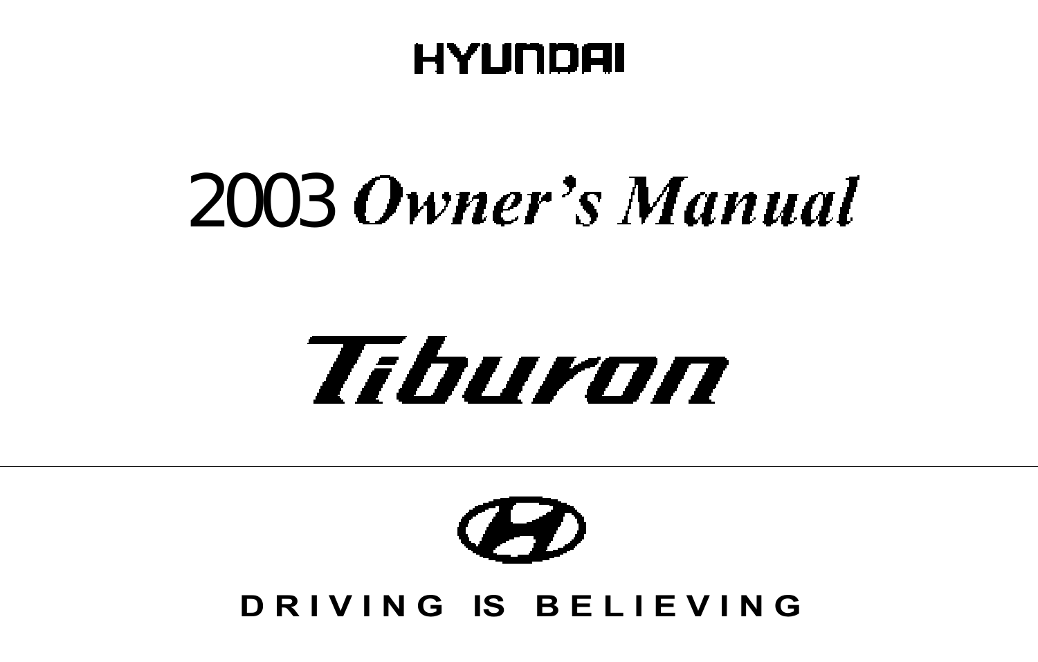# HYUNDAI

# 2003 Owner's Manual

# Tiburon

---

**DRIVING IS BELIEVING**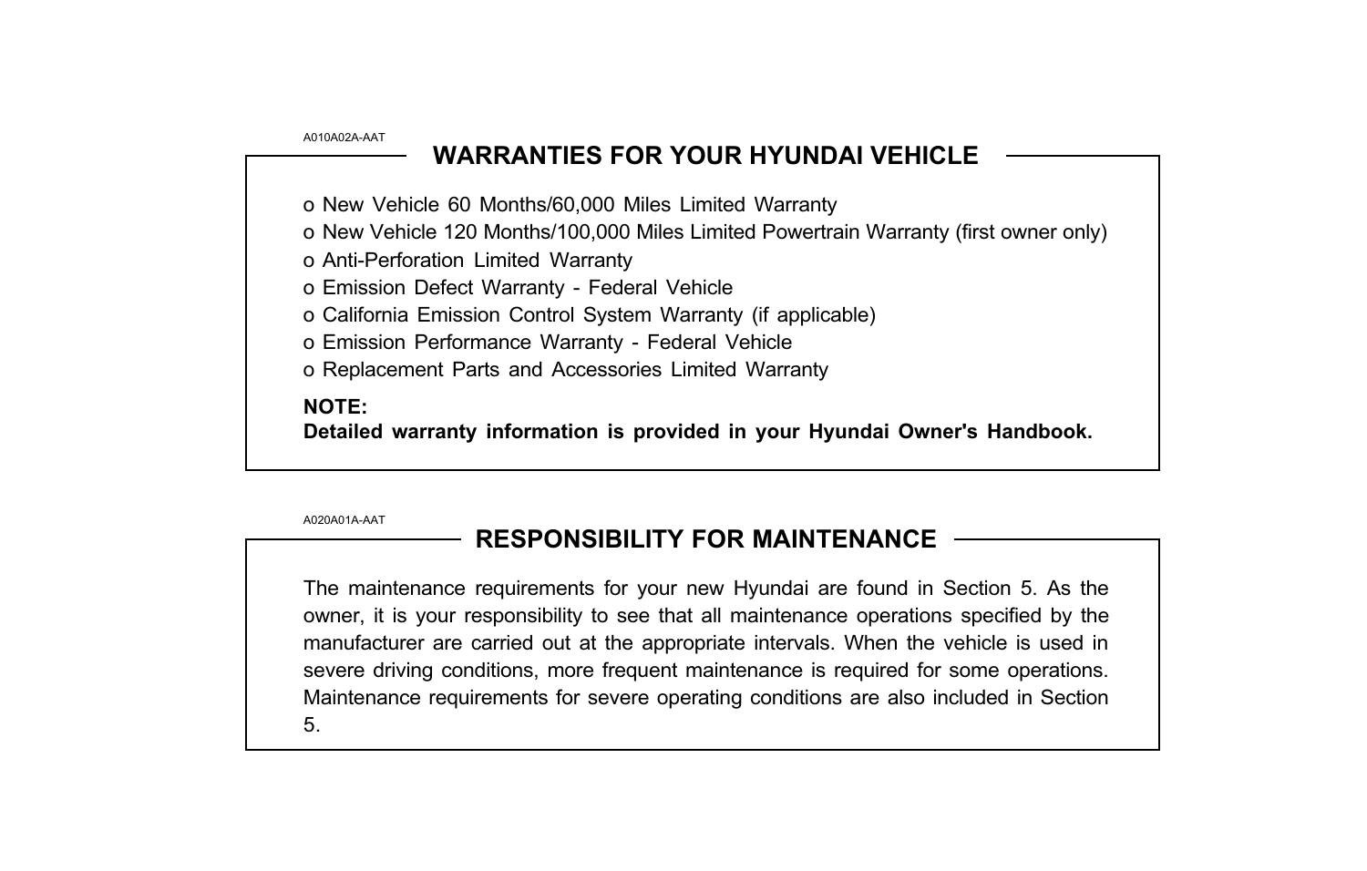A010A02A-AAT

## WARRANTIES FOR YOUR HYUNDAI VEHICLE

- New Vehicle 60 Months/60,000 Miles Limited Warranty
- New Vehicle 120 Months/100,000 Miles Limited Powertrain Warranty (first owner only)
- Anti-Perforation Limited Warranty
- Emission Defect Warranty - Federal Vehicle
- California Emission Control System Warranty (if applicable)
- Emission Performance Warranty - Federal Vehicle
- Replacement Parts and Accessories Limited Warranty

**NOTE:**
**Detailed warranty information is provided in your Hyundai Owner's Handbook.**

A020A01A-AAT

## RESPONSIBILITY FOR MAINTENANCE

The maintenance requirements for your new Hyundai are found in Section 5. As the owner, it is your responsibility to see that all maintenance operations specified by the manufacturer are carried out at the appropriate intervals. When the vehicle is used in severe driving conditions, more frequent maintenance is required for some operations. Maintenance requirements for severe operating conditions are also included in Section 5.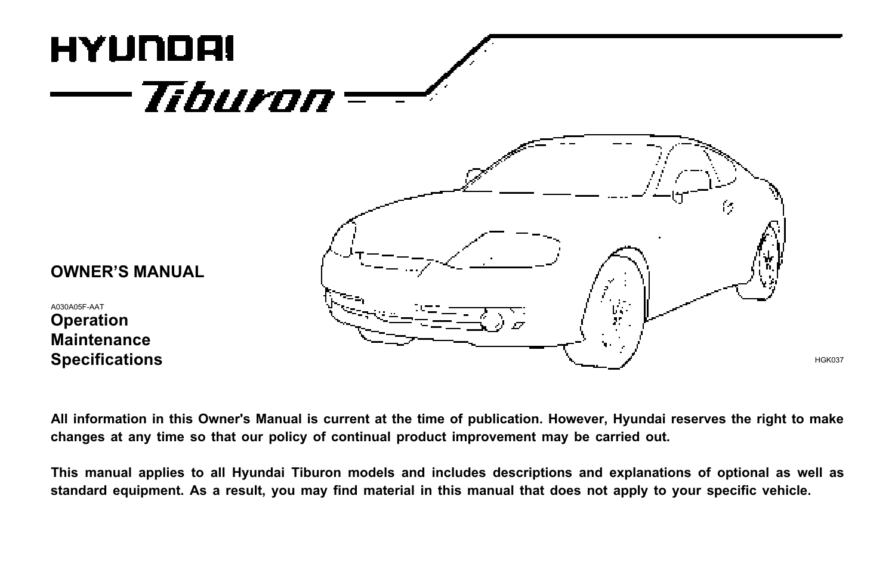# HYUNDAI

## Tiburon

**OWNER'S MANUAL**

A030A05F-AAT

**Operation**
**Maintenance**
**Specifications**

HGK037

**All information in this Owner's Manual is current at the time of publication. However, Hyundai reserves the right to make changes at any time so that our policy of continual product improvement may be carried out.**

**This manual applies to all Hyundai Tiburon models and includes descriptions and explanations of optional as well as standard equipment. As a result, you may find material in this manual that does not apply to your specific vehicle.**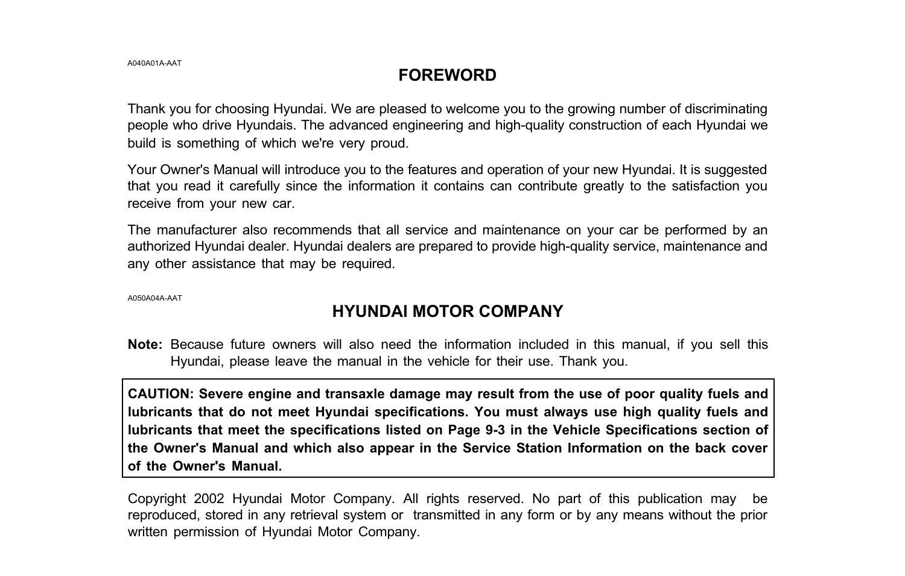A040A01A-AAT

# FOREWORD

Thank you for choosing Hyundai. We are pleased to welcome you to the growing number of discriminating people who drive Hyundais. The advanced engineering and high-quality construction of each Hyundai we build is something of which we're very proud.

Your Owner's Manual will introduce you to the features and operation of your new Hyundai. It is suggested that you read it carefully since the information it contains can contribute greatly to the satisfaction you receive from your new car.

The manufacturer also recommends that all service and maintenance on your car be performed by an authorized Hyundai dealer. Hyundai dealers are prepared to provide high-quality service, maintenance and any other assistance that may be required.

A050A04A-AAT

# HYUNDAI MOTOR COMPANY

**Note:** Because future owners will also need the information included in this manual, if you sell this Hyundai, please leave the manual in the vehicle for their use. Thank you.

**CAUTION: Severe engine and transaxle damage may result from the use of poor quality fuels and lubricants that do not meet Hyundai specifications. You must always use high quality fuels and lubricants that meet the specifications listed on Page 9-3 in the Vehicle Specifications section of the Owner's Manual and which also appear in the Service Station Information on the back cover of the Owner's Manual.**

Copyright 2002 Hyundai Motor Company. All rights reserved. No part of this publication may be reproduced, stored in any retrieval system or transmitted in any form or by any means without the prior written permission of Hyundai Motor Company.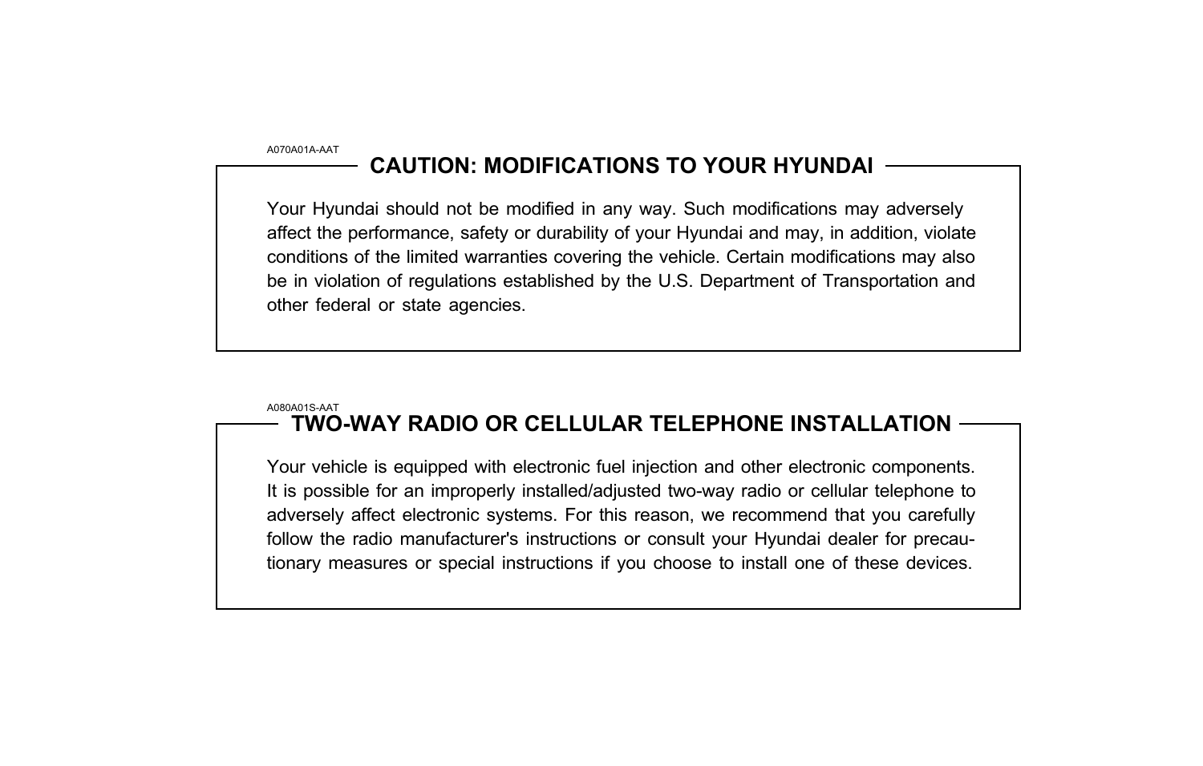A070A01A-AAT

## CAUTION: MODIFICATIONS TO YOUR HYUNDAI

Your Hyundai should not be modified in any way. Such modifications may adversely affect the performance, safety or durability of your Hyundai and may, in addition, violate conditions of the limited warranties covering the vehicle. Certain modifications may also be in violation of regulations established by the U.S. Department of Transportation and other federal or state agencies.

A080A01S-AAT

## TWO-WAY RADIO OR CELLULAR TELEPHONE INSTALLATION

Your vehicle is equipped with electronic fuel injection and other electronic components. It is possible for an improperly installed/adjusted two-way radio or cellular telephone to adversely affect electronic systems. For this reason, we recommend that you carefully follow the radio manufacturer's instructions or consult your Hyundai dealer for precautionary measures or special instructions if you choose to install one of these devices.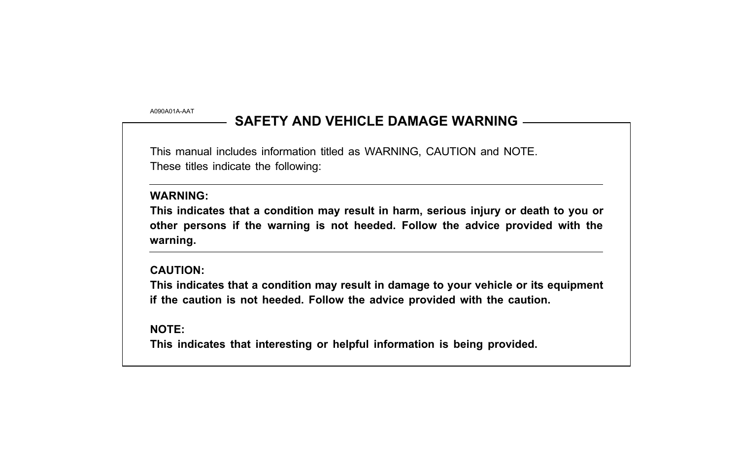A090A01A-AAT

## SAFETY AND VEHICLE DAMAGE WARNING

This manual includes information titled as WARNING, CAUTION and NOTE.
These titles indicate the following:

---

**WARNING:**
**This indicates that a condition may result in harm, serious injury or death to you or other persons if the warning is not heeded. Follow the advice provided with the warning.**

---

**CAUTION:**
**This indicates that a condition may result in damage to your vehicle or its equipment if the caution is not heeded. Follow the advice provided with the caution.**

**NOTE:**
**This indicates that interesting or helpful information is being provided.**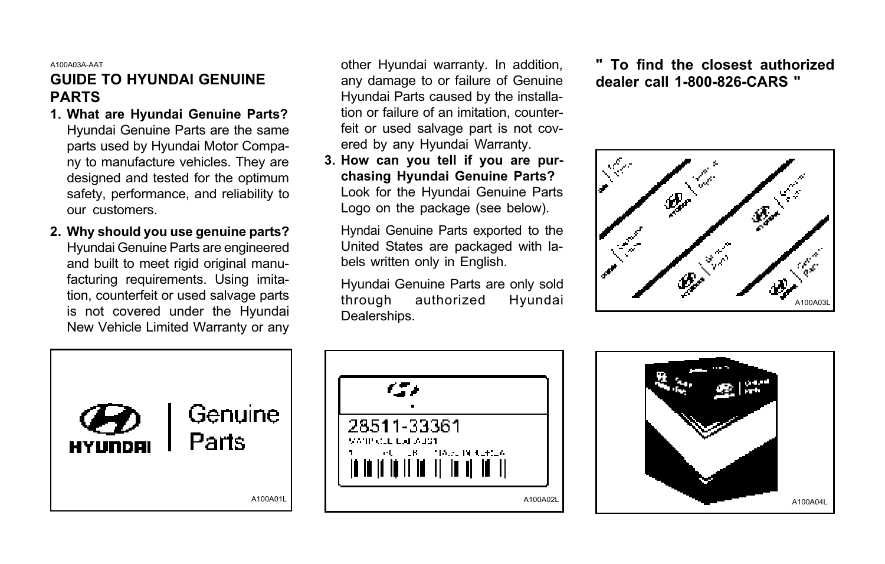A100A03A-AAT

## GUIDE TO HYUNDAI GENUINE PARTS

1. **What are Hyundai Genuine Parts?** Hyundai Genuine Parts are the same parts used by Hyundai Motor Company to manufacture vehicles. They are designed and tested for the optimum safety, performance, and reliability to our customers.

2. **Why should you use genuine parts?** Hyundai Genuine Parts are engineered and built to meet rigid original manufacturing requirements. Using imitation, counterfeit or used salvage parts is not covered under the Hyundai New Vehicle Limited Warranty or any other Hyundai warranty. In addition, any damage to or failure of Genuine Hyundai Parts caused by the installation or failure of an imitation, counterfeit or used salvage part is not covered by any Hyundai Warranty.

3. **How can you tell if you are purchasing Hyundai Genuine Parts?** Look for the Hyundai Genuine Parts Logo on the package (see below).

   Hyndai Genuine Parts exported to the United States are packaged with labels written only in English.

   Hyundai Genuine Parts are only sold through authorized Hyundai Dealerships.

**" To find the closest authorized dealer call 1-800-826-CARS "**

A100A03L

A100A01L

A100A02L

A100A04L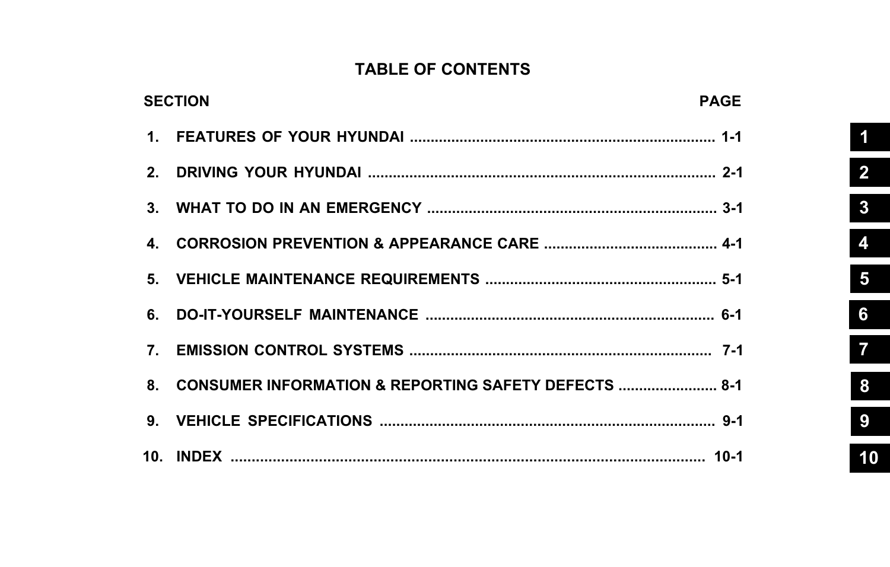# TABLE OF CONTENTS

| SECTION | | PAGE |
|---|---|---|
| 1. | FEATURES OF YOUR HYUNDAI | 1-1 |
| 2. | DRIVING YOUR HYUNDAI | 2-1 |
| 3. | WHAT TO DO IN AN EMERGENCY | 3-1 |
| 4. | CORROSION PREVENTION & APPEARANCE CARE | 4-1 |
| 5. | VEHICLE MAINTENANCE REQUIREMENTS | 5-1 |
| 6. | DO-IT-YOURSELF MAINTENANCE | 6-1 |
| 7. | EMISSION CONTROL SYSTEMS | 7-1 |
| 8. | CONSUMER INFORMATION & REPORTING SAFETY DEFECTS | 8-1 |
| 9. | VEHICLE SPECIFICATIONS | 9-1 |
| 10. | INDEX | 10-1 |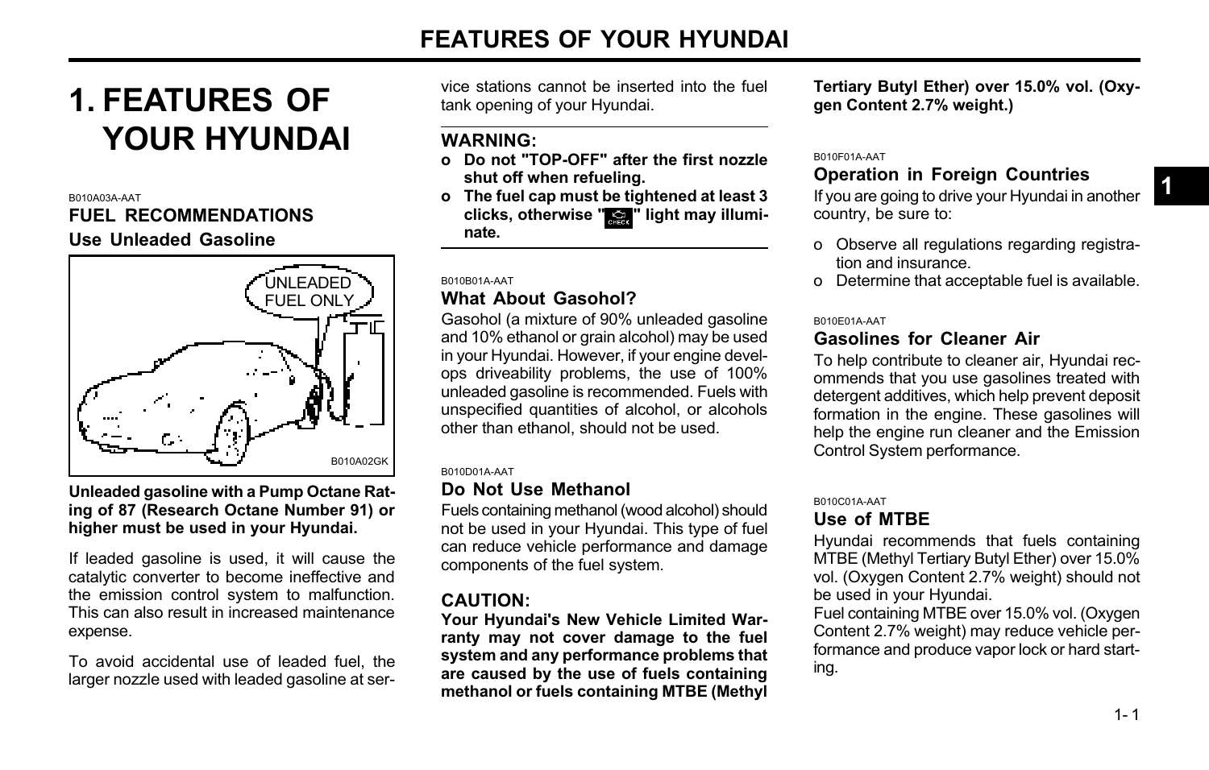# 1. FEATURES OF YOUR HYUNDAI

B010A03A-AAT

## FUEL RECOMMENDATIONS

### Use Unleaded Gasoline

UNLEADED FUEL ONLY

B010A02GK

**Unleaded gasoline with a Pump Octane Rating of 87 (Research Octane Number 91) or higher must be used in your Hyundai.**

If leaded gasoline is used, it will cause the catalytic converter to become ineffective and the emission control system to malfunction. This can also result in increased maintenance expense.

To avoid accidental use of leaded fuel, the larger nozzle used with leaded gasoline at service stations cannot be inserted into the fuel tank opening of your Hyundai.

**WARNING:**

- **Do not "TOP-OFF" after the first nozzle shut off when refueling.**
- **The fuel cap must be tightened at least 3 clicks, otherwise "CHECK" light may illuminate.**

B010B01A-AAT

### What About Gasohol?

Gasohol (a mixture of 90% unleaded gasoline and 10% ethanol or grain alcohol) may be used in your Hyundai. However, if your engine develops driveability problems, the use of 100% unleaded gasoline is recommended. Fuels with unspecified quantities of alcohol, or alcohols other than ethanol, should not be used.

B010D01A-AAT

### Do Not Use Methanol

Fuels containing methanol (wood alcohol) should not be used in your Hyundai. This type of fuel can reduce vehicle performance and damage components of the fuel system.

**CAUTION:**

**Your Hyundai's New Vehicle Limited Warranty may not cover damage to the fuel system and any performance problems that are caused by the use of fuels containing methanol or fuels containing MTBE (Methyl Tertiary Butyl Ether) over 15.0% vol. (Oxygen Content 2.7% weight.)**

B010F01A-AAT

### Operation in Foreign Countries

If you are going to drive your Hyundai in another country, be sure to:

- Observe all regulations regarding registration and insurance.
- Determine that acceptable fuel is available.

B010E01A-AAT

### Gasolines for Cleaner Air

To help contribute to cleaner air, Hyundai recommends that you use gasolines treated with detergent additives, which help prevent deposit formation in the engine. These gasolines will help the engine run cleaner and the Emission Control System performance.

B010C01A-AAT

### Use of MTBE

Hyundai recommends that fuels containing MTBE (Methyl Tertiary Butyl Ether) over 15.0% vol. (Oxygen Content 2.7% weight) should not be used in your Hyundai.

Fuel containing MTBE over 15.0% vol. (Oxygen Content 2.7% weight) may reduce vehicle performance and produce vapor lock or hard starting.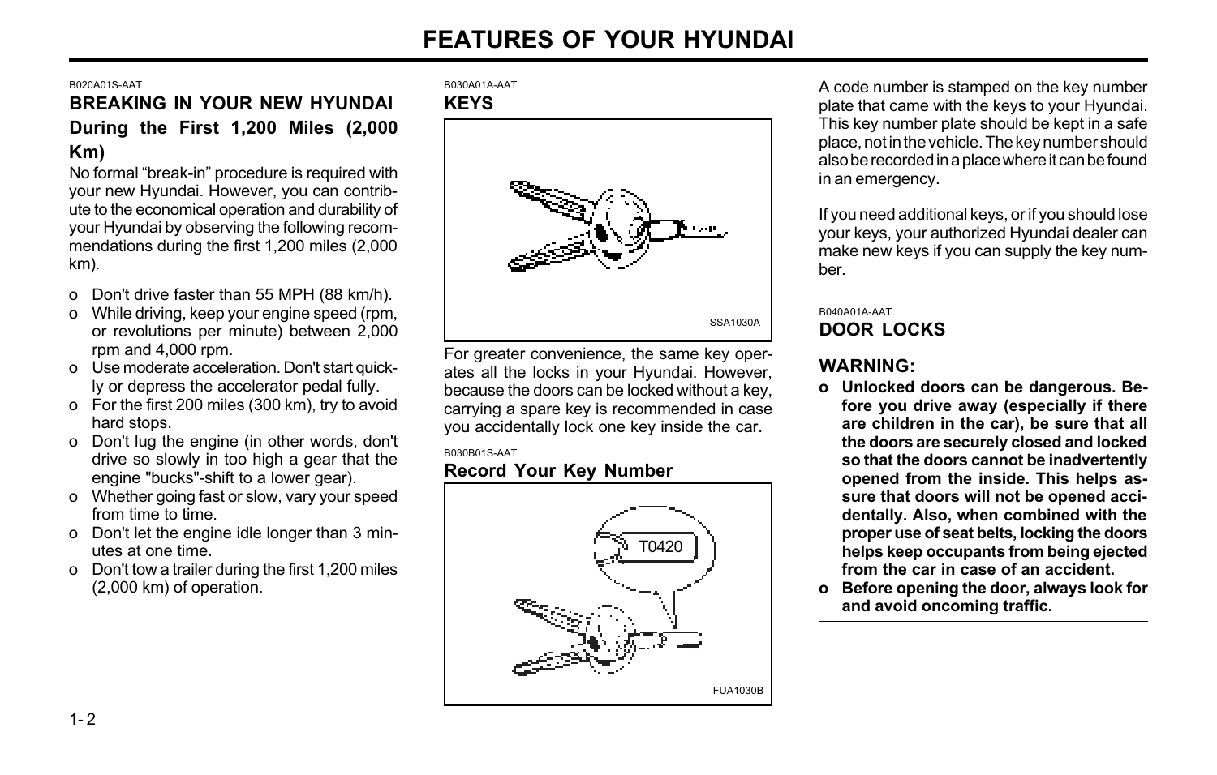B020A01S-AAT

## BREAKING IN YOUR NEW HYUNDAI

### During the First 1,200 Miles (2,000 Km)

No formal "break-in" procedure is required with your new Hyundai. However, you can contribute to the economical operation and durability of your Hyundai by observing the following recommendations during the first 1,200 miles (2,000 km).

- o Don't drive faster than 55 MPH (88 km/h).
- o While driving, keep your engine speed (rpm, or revolutions per minute) between 2,000 rpm and 4,000 rpm.
- o Use moderate acceleration. Don't start quickly or depress the accelerator pedal fully.
- o For the first 200 miles (300 km), try to avoid hard stops.
- o Don't lug the engine (in other words, don't drive so slowly in too high a gear that the engine "bucks"-shift to a lower gear).
- o Whether going fast or slow, vary your speed from time to time.
- o Don't let the engine idle longer than 3 minutes at one time.
- o Don't tow a trailer during the first 1,200 miles (2,000 km) of operation.

B030A01A-AAT

## KEYS

SSA1030A

For greater convenience, the same key operates all the locks in your Hyundai. However, because the doors can be locked without a key, carrying a spare key is recommended in case you accidentally lock one key inside the car.

B030B01S-AAT

### Record Your Key Number

T0420

FUA1030B

A code number is stamped on the key number plate that came with the keys to your Hyundai. This key number plate should be kept in a safe place, not in the vehicle. The key number should also be recorded in a place where it can be found in an emergency.

If you need additional keys, or if you should lose your keys, your authorized Hyundai dealer can make new keys if you can supply the key number.

B040A01A-AAT

## DOOR LOCKS

**WARNING:**

- **o Unlocked doors can be dangerous. Before you drive away (especially if there are children in the car), be sure that all the doors are securely closed and locked so that the doors cannot be inadvertently opened from the inside. This helps assure that doors will not be opened accidentally. Also, when combined with the proper use of seat belts, locking the doors helps keep occupants from being ejected from the car in case of an accident.**
- **o Before opening the door, always look for and avoid oncoming traffic.**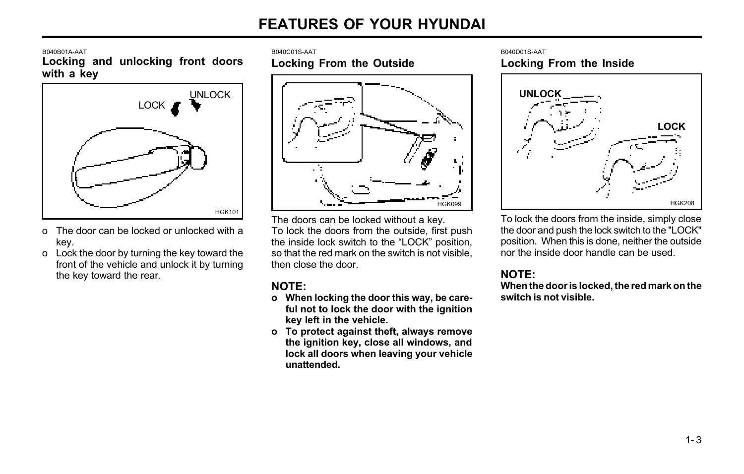B040B01A-AAT

### Locking and unlocking front doors with a key

LOCK UNLOCK

HGK101

- o The door can be locked or unlocked with a key.
- o Lock the door by turning the key toward the front of the vehicle and unlock it by turning the key toward the rear.

B040C01S-AAT

### Locking From the Outside

HGK099

The doors can be locked without a key.
To lock the doors from the outside, first push the inside lock switch to the "LOCK" position, so that the red mark on the switch is not visible, then close the door.

**NOTE:**

- **o When locking the door this way, be careful not to lock the door with the ignition key left in the vehicle.**
- **o To protect against theft, always remove the ignition key, close all windows, and lock all doors when leaving your vehicle unattended.**

B040D01S-AAT

### Locking From the Inside

UNLOCK LOCK

HGK208

To lock the doors from the inside, simply close the door and push the lock switch to the "LOCK" position. When this is done, neither the outside nor the inside door handle can be used.

**NOTE:**

**When the door is locked, the red mark on the switch is not visible.**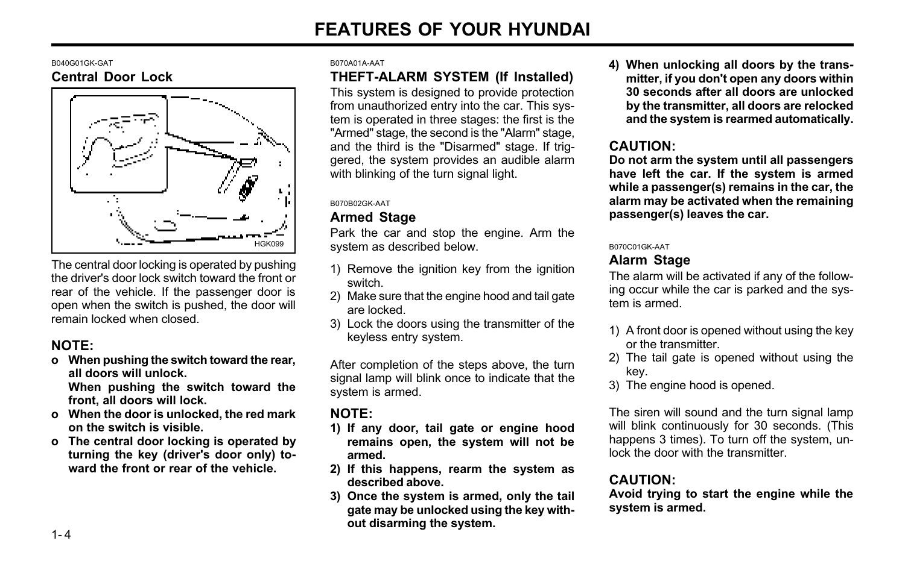B040G01GK-GAT

### Central Door Lock

HGK099

The central door locking is operated by pushing the driver's door lock switch toward the front or rear of the vehicle. If the passenger door is open when the switch is pushed, the door will remain locked when closed.

**NOTE:**

- **When pushing the switch toward the rear, all doors will unlock.**
  **When pushing the switch toward the front, all doors will lock.**
- **When the door is unlocked, the red mark on the switch is visible.**
- **The central door locking is operated by turning the key (driver's door only) toward the front or rear of the vehicle.**

B070A01A-AAT

### THEFT-ALARM SYSTEM (If Installed)

This system is designed to provide protection from unauthorized entry into the car. This system is operated in three stages: the first is the "Armed" stage, the second is the "Alarm" stage, and the third is the "Disarmed" stage. If triggered, the system provides an audible alarm with blinking of the turn signal light.

B070B02GK-AAT

### Armed Stage

Park the car and stop the engine. Arm the system as described below.

1) Remove the ignition key from the ignition switch.
2) Make sure that the engine hood and tail gate are locked.
3) Lock the doors using the transmitter of the keyless entry system.

After completion of the steps above, the turn signal lamp will blink once to indicate that the system is armed.

**NOTE:**

**1) If any door, tail gate or engine hood remains open, the system will not be armed.**
**2) If this happens, rearm the system as described above.**
**3) Once the system is armed, only the tail gate may be unlocked using the key without disarming the system.**
**4) When unlocking all doors by the transmitter, if you don't open any doors within 30 seconds after all doors are unlocked by the transmitter, all doors are relocked and the system is rearmed automatically.**

**CAUTION:**

**Do not arm the system until all passengers have left the car. If the system is armed while a passenger(s) remains in the car, the alarm may be activated when the remaining passenger(s) leaves the car.**

B070C01GK-AAT

### Alarm Stage

The alarm will be activated if any of the following occur while the car is parked and the system is armed.

1) A front door is opened without using the key or the transmitter.
2) The tail gate is opened without using the key.
3) The engine hood is opened.

The siren will sound and the turn signal lamp will blink continuously for 30 seconds. (This happens 3 times). To turn off the system, unlock the door with the transmitter.

**CAUTION:**

**Avoid trying to start the engine while the system is armed.**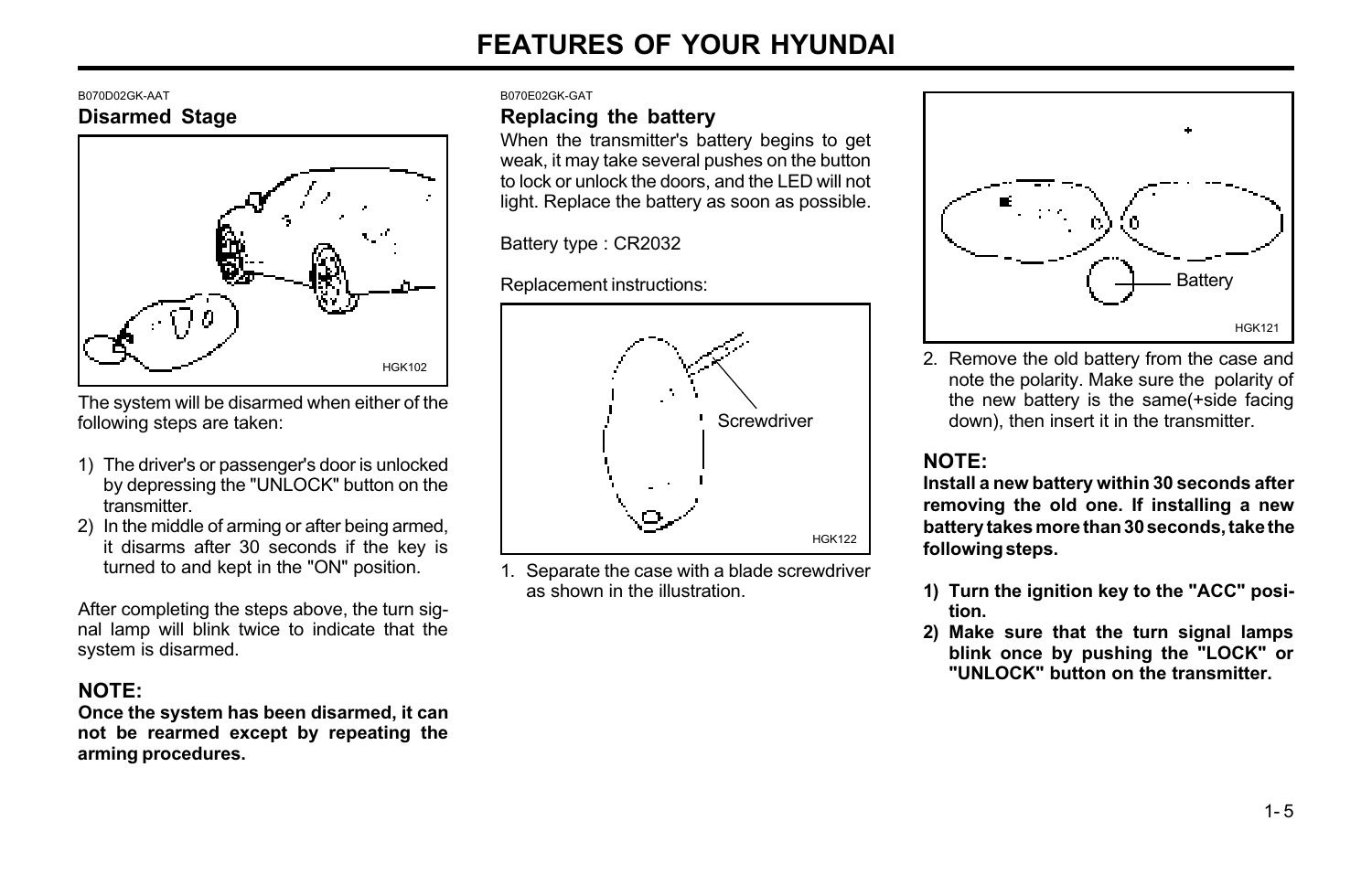B070D02GK-AAT

## Disarmed Stage

The system will be disarmed when either of the following steps are taken:

1) The driver's or passenger's door is unlocked by depressing the "UNLOCK" button on the transmitter.
2) In the middle of arming or after being armed, it disarms after 30 seconds if the key is turned to and kept in the "ON" position.

After completing the steps above, the turn signal lamp will blink twice to indicate that the system is disarmed.

### NOTE:

**Once the system has been disarmed, it can not be rearmed except by repeating the arming procedures.**

B070E02GK-GAT

## Replacing the battery

When the transmitter's battery begins to get weak, it may take several pushes on the button to lock or unlock the doors, and the LED will not light. Replace the battery as soon as possible.

Battery type : CR2032

Replacement instructions:

1. Separate the case with a blade screwdriver as shown in the illustration.
2. Remove the old battery from the case and note the polarity. Make sure the polarity of the new battery is the same(+side facing down), then insert it in the transmitter.

### NOTE:

**Install a new battery within 30 seconds after removing the old one. If installing a new battery takes more than 30 seconds, take the following steps.**

**1) Turn the ignition key to the "ACC" position.**

**2) Make sure that the turn signal lamps blink once by pushing the "LOCK" or "UNLOCK" button on the transmitter.**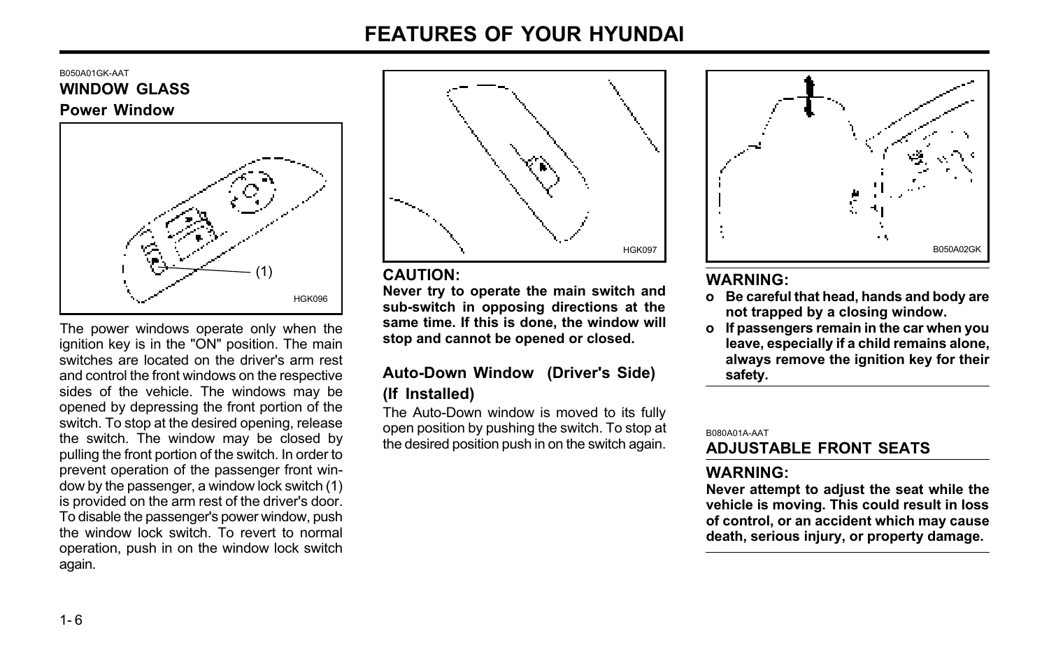B050A01GK-AAT

## WINDOW GLASS

### Power Window

(1)

HGK096

The power windows operate only when the ignition key is in the "ON" position. The main switches are located on the driver's arm rest and control the front windows on the respective sides of the vehicle. The windows may be opened by depressing the front portion of the switch. To stop at the desired opening, release the switch. The window may be closed by pulling the front portion of the switch. In order to prevent operation of the passenger front window by the passenger, a window lock switch (1) is provided on the arm rest of the driver's door. To disable the passenger's power window, push the window lock switch. To revert to normal operation, push in on the window lock switch again.

HGK097

**CAUTION:**

**Never try to operate the main switch and sub-switch in opposing directions at the same time. If this is done, the window will stop and cannot be opened or closed.**

### Auto-Down Window (Driver's Side) (If Installed)

The Auto-Down window is moved to its fully open position by pushing the switch. To stop at the desired position push in on the switch again.

B050A02GK

**WARNING:**

- **Be careful that head, hands and body are not trapped by a closing window.**
- **If passengers remain in the car when you leave, especially if a child remains alone, always remove the ignition key for their safety.**

B080A01A-AAT

## ADJUSTABLE FRONT SEATS

**WARNING:**

**Never attempt to adjust the seat while the vehicle is moving. This could result in loss of control, or an accident which may cause death, serious injury, or property damage.**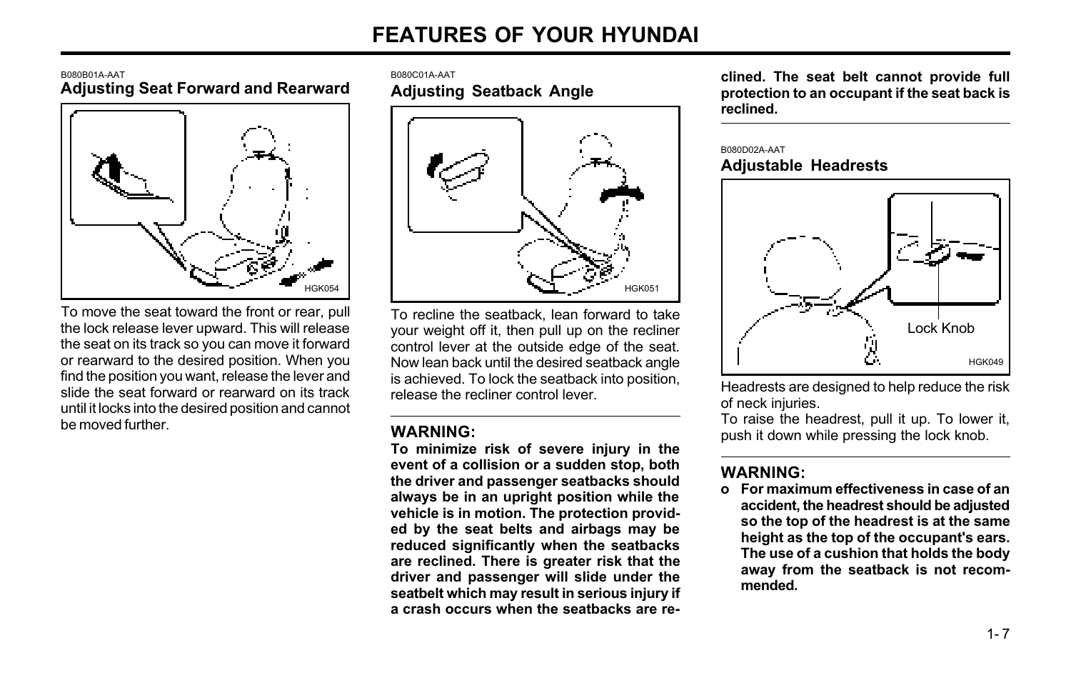B080B01A-AAT

## Adjusting Seat Forward and Rearward

HGK054

To move the seat toward the front or rear, pull the lock release lever upward. This will release the seat on its track so you can move it forward or rearward to the desired position. When you find the position you want, release the lever and slide the seat forward or rearward on its track until it locks into the desired position and cannot be moved further.

B080C01A-AAT

## Adjusting Seatback Angle

HGK051

To recline the seatback, lean forward to take your weight off it, then pull up on the recliner control lever at the outside edge of the seat. Now lean back until the desired seatback angle is achieved. To lock the seatback into position, release the recliner control lever.

### WARNING:

**To minimize risk of severe injury in the event of a collision or a sudden stop, both the driver and passenger seatbacks should always be in an upright position while the vehicle is in motion. The protection provided by the seat belts and airbags may be reduced significantly when the seatbacks are reclined. There is greater risk that the driver and passenger will slide under the seatbelt which may result in serious injury if a crash occurs when the seatbacks are reclined. The seat belt cannot provide full protection to an occupant if the seat back is reclined.**

B080D02A-AAT

## Adjustable Headrests

Lock Knob

HGK049

Headrests are designed to help reduce the risk of neck injuries.

To raise the headrest, pull it up. To lower it, push it down while pressing the lock knob.

### WARNING:

- **For maximum effectiveness in case of an accident, the headrest should be adjusted so the top of the headrest is at the same height as the top of the occupant's ears. The use of a cushion that holds the body away from the seatback is not recommended.**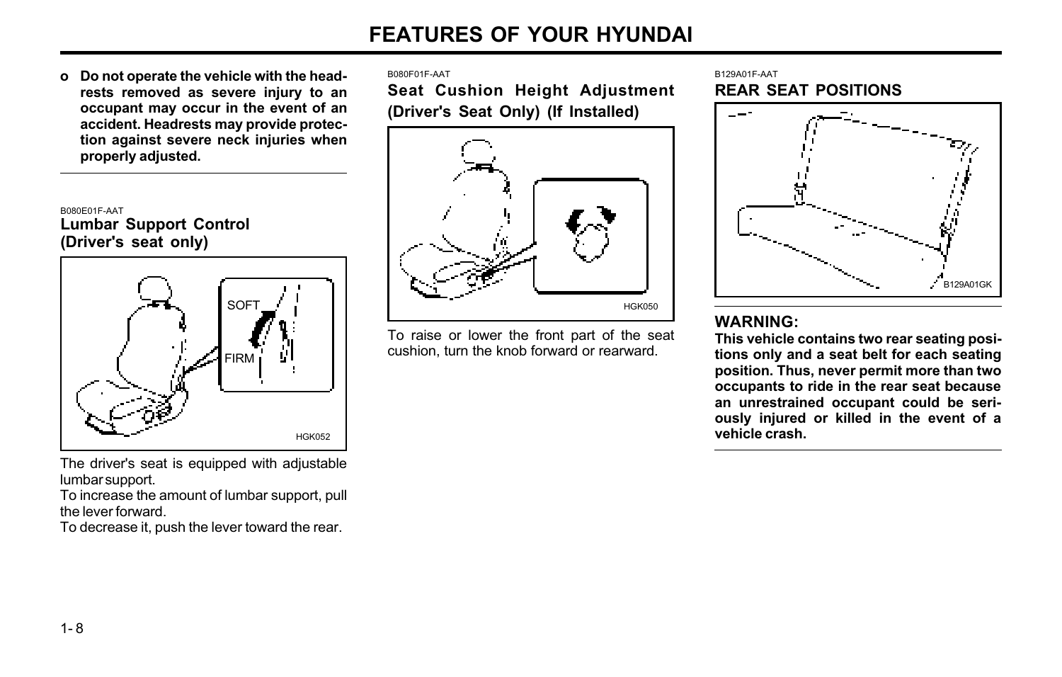- **Do not operate the vehicle with the headrests removed as severe injury to an occupant may occur in the event of an accident. Headrests may provide protection against severe neck injuries when properly adjusted.**

B080E01F-AAT

### Lumbar Support Control (Driver's seat only)

SOFT

FIRM

HGK052

The driver's seat is equipped with adjustable lumbar support.

To increase the amount of lumbar support, pull the lever forward.

To decrease it, push the lever toward the rear.

B080F01F-AAT

### Seat Cushion Height Adjustment (Driver's Seat Only) (If Installed)

HGK050

To raise or lower the front part of the seat cushion, turn the knob forward or rearward.

B129A01F-AAT

### REAR SEAT POSITIONS

B129A01GK

**WARNING:**

**This vehicle contains two rear seating positions only and a seat belt for each seating position. Thus, never permit more than two occupants to ride in the rear seat because an unrestrained occupant could be seriously injured or killed in the event of a vehicle crash.**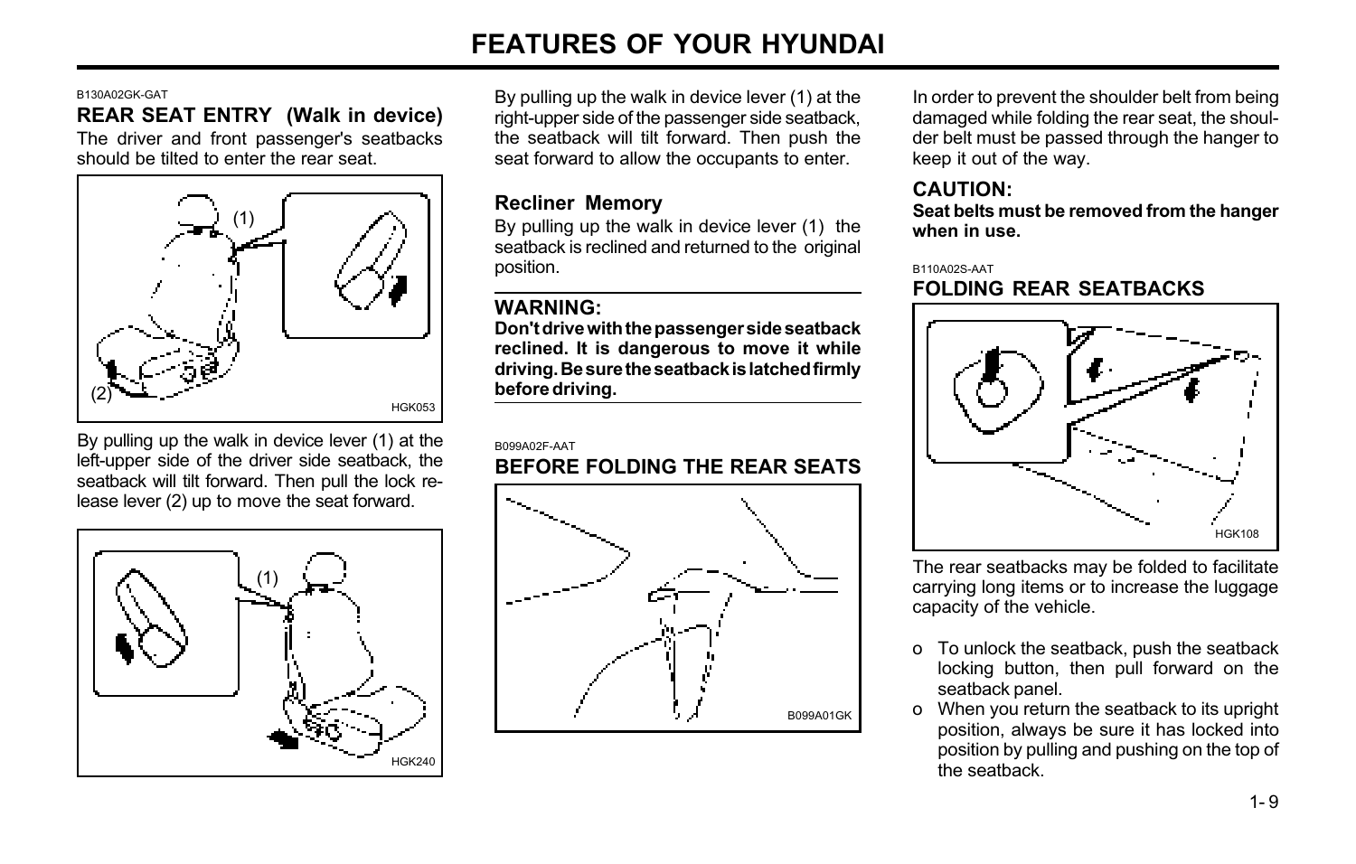B130A02GK-GAT

## REAR SEAT ENTRY (Walk in device)

The driver and front passenger's seatbacks should be tilted to enter the rear seat.

(1)

(2)

HGK053

By pulling up the walk in device lever (1) at the left-upper side of the driver side seatback, the seatback will tilt forward. Then pull the lock release lever (2) up to move the seat forward.

(1)

HGK240

By pulling up the walk in device lever (1) at the right-upper side of the passenger side seatback, the seatback will tilt forward. Then push the seat forward to allow the occupants to enter.

### Recliner Memory

By pulling up the walk in device lever (1) the seatback is reclined and returned to the original position.

### WARNING:

**Don't drive with the passenger side seatback reclined. It is dangerous to move it while driving. Be sure the seatback is latched firmly before driving.**

B099A02F-AAT

## BEFORE FOLDING THE REAR SEATS

B099A01GK

In order to prevent the shoulder belt from being damaged while folding the rear seat, the shoulder belt must be passed through the hanger to keep it out of the way.

### CAUTION:

**Seat belts must be removed from the hanger when in use.**

B110A02S-AAT

## FOLDING REAR SEATBACKS

HGK108

The rear seatbacks may be folded to facilitate carrying long items or to increase the luggage capacity of the vehicle.

- To unlock the seatback, push the seatback locking button, then pull forward on the seatback panel.
- When you return the seatback to its upright position, always be sure it has locked into position by pulling and pushing on the top of the seatback.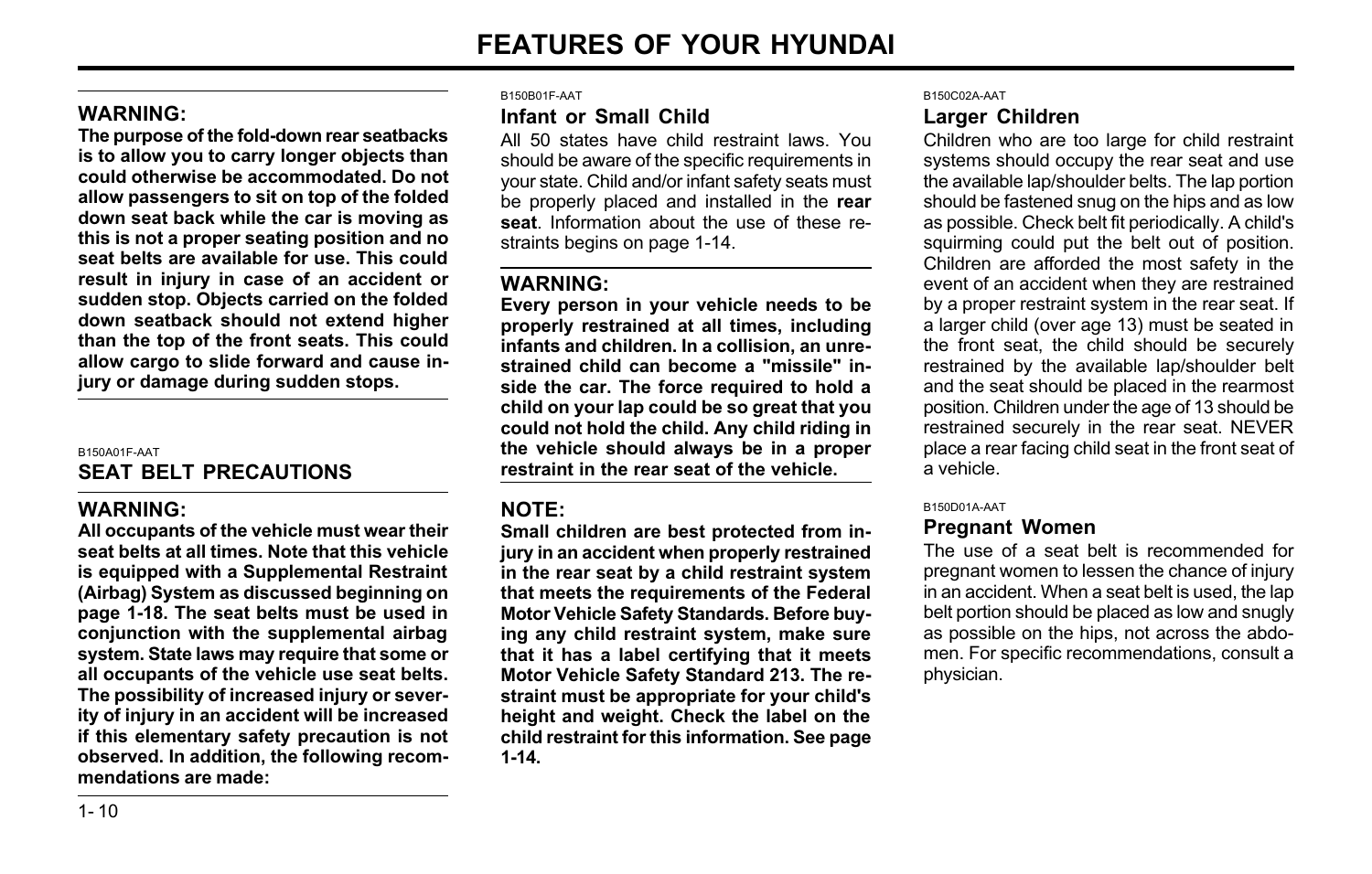**WARNING:**

**The purpose of the fold-down rear seatbacks is to allow you to carry longer objects than could otherwise be accommodated. Do not allow passengers to sit on top of the folded down seat back while the car is moving as this is not a proper seating position and no seat belts are available for use. This could result in injury in case of an accident or sudden stop. Objects carried on the folded down seatback should not extend higher than the top of the front seats. This could allow cargo to slide forward and cause injury or damage during sudden stops.**

B150A01F-AAT

## SEAT BELT PRECAUTIONS

**WARNING:**

**All occupants of the vehicle must wear their seat belts at all times. Note that this vehicle is equipped with a Supplemental Restraint (Airbag) System as discussed beginning on page 1-18. The seat belts must be used in conjunction with the supplemental airbag system. State laws may require that some or all occupants of the vehicle use seat belts. The possibility of increased injury or severity of injury in an accident will be increased if this elementary safety precaution is not observed. In addition, the following recommendations are made:**

B150B01F-AAT

### Infant or Small Child

All 50 states have child restraint laws. You should be aware of the specific requirements in your state. Child and/or infant safety seats must be properly placed and installed in the **rear seat**. Information about the use of these restraints begins on page 1-14.

**WARNING:**

**Every person in your vehicle needs to be properly restrained at all times, including infants and children. In a collision, an unrestrained child can become a "missile" inside the car. The force required to hold a child on your lap could be so great that you could not hold the child. Any child riding in the vehicle should always be in a proper restraint in the rear seat of the vehicle.**

**NOTE:**

**Small children are best protected from injury in an accident when properly restrained in the rear seat by a child restraint system that meets the requirements of the Federal Motor Vehicle Safety Standards. Before buying any child restraint system, make sure that it has a label certifying that it meets Motor Vehicle Safety Standard 213. The restraint must be appropriate for your child's height and weight. Check the label on the child restraint for this information. See page 1-14.**

B150C02A-AAT

### Larger Children

Children who are too large for child restraint systems should occupy the rear seat and use the available lap/shoulder belts. The lap portion should be fastened snug on the hips and as low as possible. Check belt fit periodically. A child's squirming could put the belt out of position. Children are afforded the most safety in the event of an accident when they are restrained by a proper restraint system in the rear seat. If a larger child (over age 13) must be seated in the front seat, the child should be securely restrained by the available lap/shoulder belt and the seat should be placed in the rearmost position. Children under the age of 13 should be restrained securely in the rear seat. NEVER place a rear facing child seat in the front seat of a vehicle.

B150D01A-AAT

### Pregnant Women

The use of a seat belt is recommended for pregnant women to lessen the chance of injury in an accident. When a seat belt is used, the lap belt portion should be placed as low and snugly as possible on the hips, not across the abdomen. For specific recommendations, consult a physician.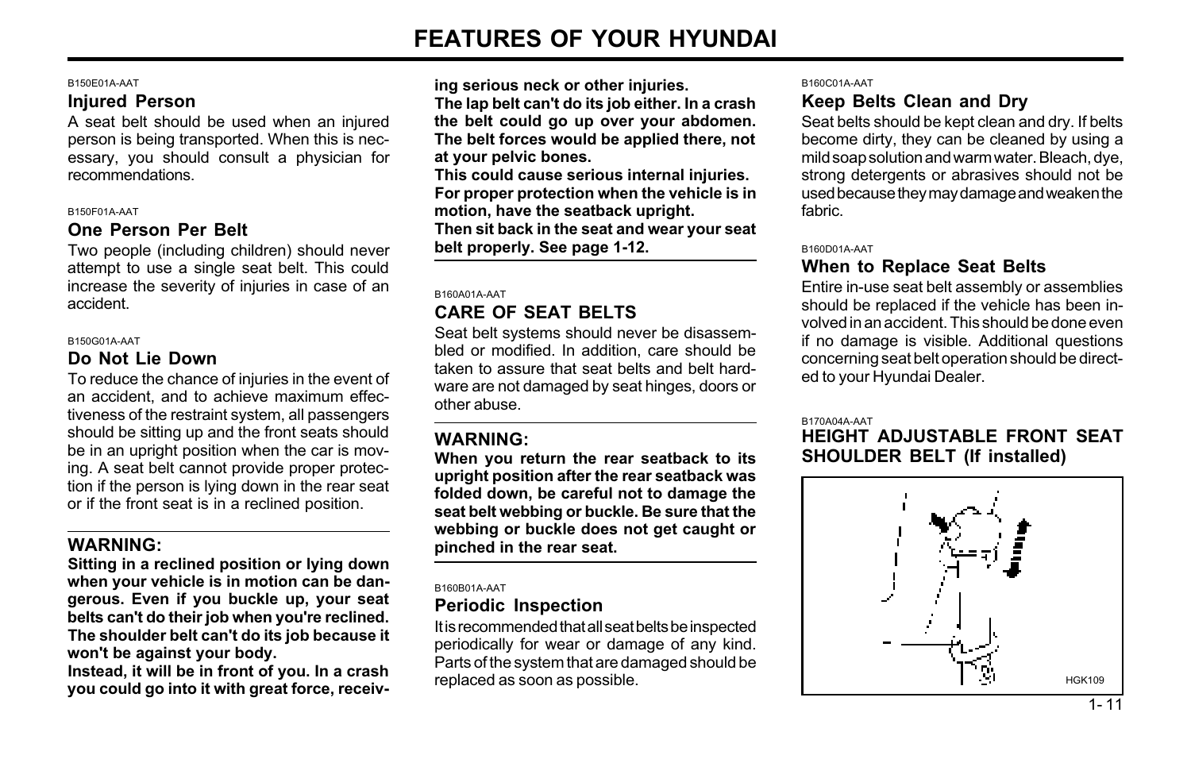B150E01A-AAT

### Injured Person

A seat belt should be used when an injured person is being transported. When this is necessary, you should consult a physician for recommendations.

B150F01A-AAT

### One Person Per Belt

Two people (including children) should never attempt to use a single seat belt. This could increase the severity of injuries in case of an accident.

B150G01A-AAT

### Do Not Lie Down

To reduce the chance of injuries in the event of an accident, and to achieve maximum effectiveness of the restraint system, all passengers should be sitting up and the front seats should be in an upright position when the car is moving. A seat belt cannot provide proper protection if the person is lying down in the rear seat or if the front seat is in a reclined position.

---

**WARNING:**

**Sitting in a reclined position or lying down when your vehicle is in motion can be dangerous. Even if you buckle up, your seat belts can't do their job when you're reclined. The shoulder belt can't do its job because it won't be against your body.**

**Instead, it will be in front of you. In a crash you could go into it with great force, receiving serious neck or other injuries.**

**The lap belt can't do its job either. In a crash the belt could go up over your abdomen. The belt forces would be applied there, not at your pelvic bones.**

**This could cause serious internal injuries. For proper protection when the vehicle is in motion, have the seatback upright.**

**Then sit back in the seat and wear your seat belt properly. See page 1-12.**

---

B160A01A-AAT

## CARE OF SEAT BELTS

Seat belt systems should never be disassembled or modified. In addition, care should be taken to assure that seat belts and belt hardware are not damaged by seat hinges, doors or other abuse.

---

**WARNING:**

**When you return the rear seatback to its upright position after the rear seatback was folded down, be careful not to damage the seat belt webbing or buckle. Be sure that the webbing or buckle does not get caught or pinched in the rear seat.**

---

B160B01A-AAT

### Periodic Inspection

It is recommended that all seat belts be inspected periodically for wear or damage of any kind. Parts of the system that are damaged should be replaced as soon as possible.

B160C01A-AAT

### Keep Belts Clean and Dry

Seat belts should be kept clean and dry. If belts become dirty, they can be cleaned by using a mild soap solution and warm water. Bleach, dye, strong detergents or abrasives should not be used because they may damage and weaken the fabric.

B160D01A-AAT

### When to Replace Seat Belts

Entire in-use seat belt assembly or assemblies should be replaced if the vehicle has been involved in an accident. This should be done even if no damage is visible. Additional questions concerning seat belt operation should be directed to your Hyundai Dealer.

B170A04A-AAT

## HEIGHT ADJUSTABLE FRONT SEAT SHOULDER BELT (If installed)

HGK109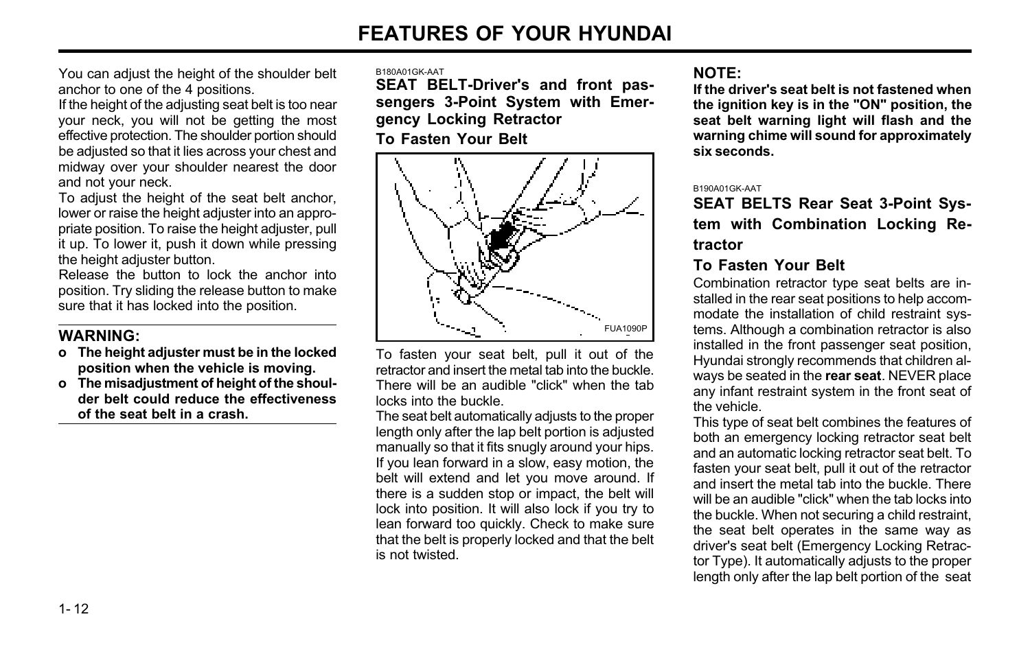You can adjust the height of the shoulder belt anchor to one of the 4 positions.

If the height of the adjusting seat belt is too near your neck, you will not be getting the most effective protection. The shoulder portion should be adjusted so that it lies across your chest and midway over your shoulder nearest the door and not your neck.

To adjust the height of the seat belt anchor, lower or raise the height adjuster into an appropriate position. To raise the height adjuster, pull it up. To lower it, push it down while pressing the height adjuster button.

Release the button to lock the anchor into position. Try sliding the release button to make sure that it has locked into the position.

**WARNING:**

- **The height adjuster must be in the locked position when the vehicle is moving.**
- **The misadjustment of height of the shoulder belt could reduce the effectiveness of the seat belt in a crash.**

B180A01GK-AAT

## SEAT BELT-Driver's and front passengers 3-Point System with Emergency Locking Retractor

### To Fasten Your Belt

FUA1090P

To fasten your seat belt, pull it out of the retractor and insert the metal tab into the buckle. There will be an audible "click" when the tab locks into the buckle.

The seat belt automatically adjusts to the proper length only after the lap belt portion is adjusted manually so that it fits snugly around your hips. If you lean forward in a slow, easy motion, the belt will extend and let you move around. If there is a sudden stop or impact, the belt will lock into position. It will also lock if you try to lean forward too quickly. Check to make sure that the belt is properly locked and that the belt is not twisted.

**NOTE:**

**If the driver's seat belt is not fastened when the ignition key is in the "ON" position, the seat belt warning light will flash and the warning chime will sound for approximately six seconds.**

B190A01GK-AAT

## SEAT BELTS Rear Seat 3-Point System with Combination Locking Retractor

### To Fasten Your Belt

Combination retractor type seat belts are installed in the rear seat positions to help accommodate the installation of child restraint systems. Although a combination retractor is also installed in the front passenger seat position, Hyundai strongly recommends that children always be seated in the **rear seat**. NEVER place any infant restraint system in the front seat of the vehicle.

This type of seat belt combines the features of both an emergency locking retractor seat belt and an automatic locking retractor seat belt. To fasten your seat belt, pull it out of the retractor and insert the metal tab into the buckle. There will be an audible "click" when the tab locks into the buckle. When not securing a child restraint, the seat belt operates in the same way as driver's seat belt (Emergency Locking Retractor Type). It automatically adjusts to the proper length only after the lap belt portion of the seat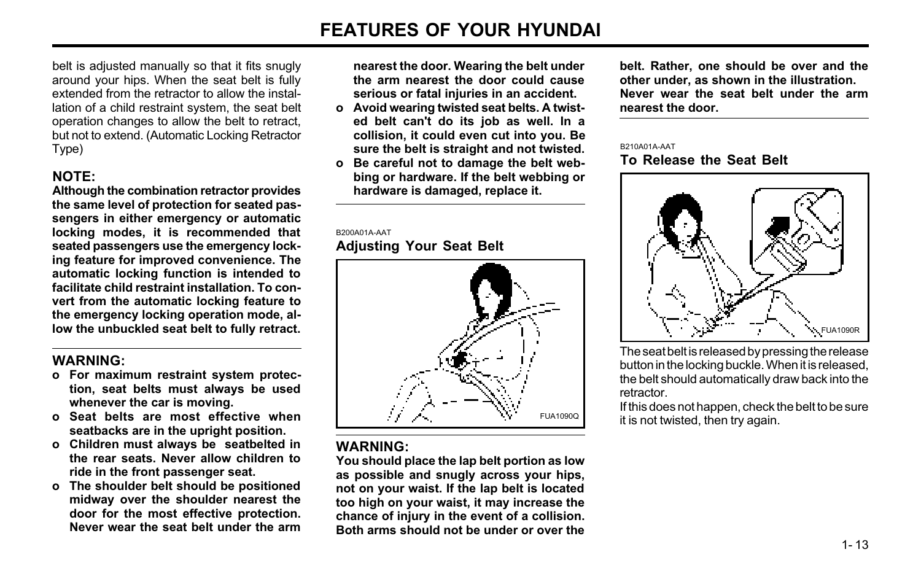belt is adjusted manually so that it fits snugly around your hips. When the seat belt is fully extended from the retractor to allow the installation of a child restraint system, the seat belt operation changes to allow the belt to retract, but not to extend. (Automatic Locking Retractor Type)

**NOTE:**

**Although the combination retractor provides the same level of protection for seated passengers in either emergency or automatic locking modes, it is recommended that seated passengers use the emergency locking feature for improved convenience. The automatic locking function is intended to facilitate child restraint installation. To convert from the automatic locking feature to the emergency locking operation mode, allow the unbuckled seat belt to fully retract.**

**WARNING:**

- **For maximum restraint system protection, seat belts must always be used whenever the car is moving.**
- **Seat belts are most effective when seatbacks are in the upright position.**
- **Children must always be seatbelted in the rear seats. Never allow children to ride in the front passenger seat.**
- **The shoulder belt should be positioned midway over the shoulder nearest the door for the most effective protection. Never wear the seat belt under the arm nearest the door. Wearing the belt under the arm nearest the door could cause serious or fatal injuries in an accident.**
- **Avoid wearing twisted seat belts. A twisted belt can't do its job as well. In a collision, it could even cut into you. Be sure the belt is straight and not twisted.**
- **Be careful not to damage the belt webbing or hardware. If the belt webbing or hardware is damaged, replace it.**

B200A01A-AAT

## Adjusting Your Seat Belt

FUA1090Q

**WARNING:**

**You should place the lap belt portion as low as possible and snugly across your hips, not on your waist. If the lap belt is located too high on your waist, it may increase the chance of injury in the event of a collision. Both arms should not be under or over the belt. Rather, one should be over and the other under, as shown in the illustration. Never wear the seat belt under the arm nearest the door.**

B210A01A-AAT

## To Release the Seat Belt

FUA1090R

The seat belt is released by pressing the release button in the locking buckle. When it is released, the belt should automatically draw back into the retractor.

If this does not happen, check the belt to be sure it is not twisted, then try again.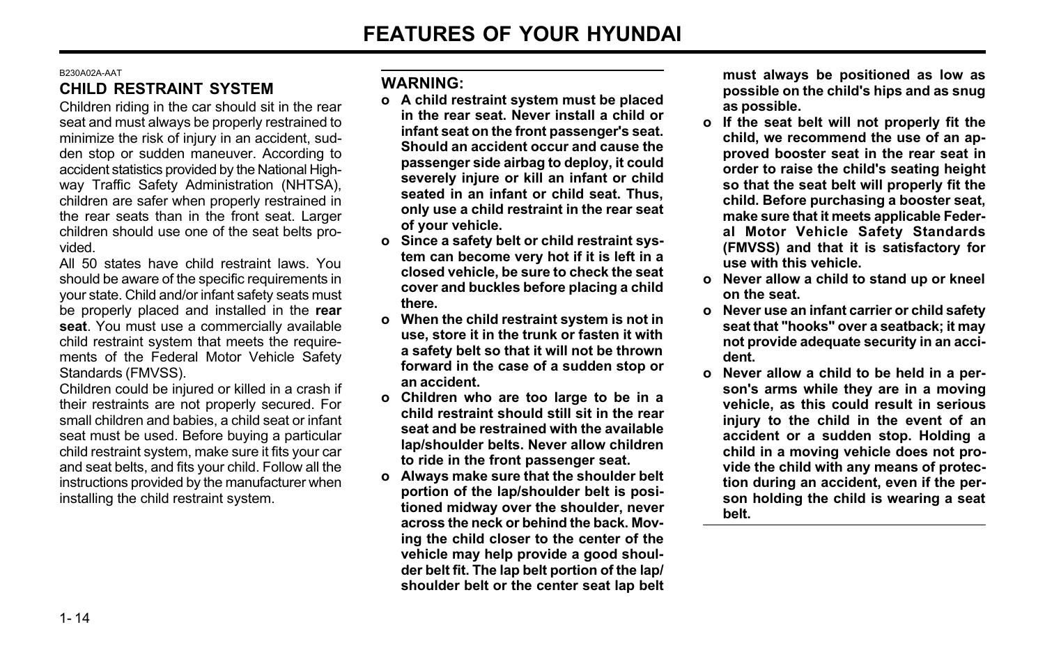B230A02A-AAT

## CHILD RESTRAINT SYSTEM

Children riding in the car should sit in the rear seat and must always be properly restrained to minimize the risk of injury in an accident, sudden stop or sudden maneuver. According to accident statistics provided by the National Highway Traffic Safety Administration (NHTSA), children are safer when properly restrained in the rear seats than in the front seat. Larger children should use one of the seat belts provided.

All 50 states have child restraint laws. You should be aware of the specific requirements in your state. Child and/or infant safety seats must be properly placed and installed in the **rear seat**. You must use a commercially available child restraint system that meets the requirements of the Federal Motor Vehicle Safety Standards (FMVSS).

Children could be injured or killed in a crash if their restraints are not properly secured. For small children and babies, a child seat or infant seat must be used. Before buying a particular child restraint system, make sure it fits your car and seat belts, and fits your child. Follow all the instructions provided by the manufacturer when installing the child restraint system.

**WARNING:**

- **A child restraint system must be placed in the rear seat. Never install a child or infant seat on the front passenger's seat. Should an accident occur and cause the passenger side airbag to deploy, it could severely injure or kill an infant or child seated in an infant or child seat. Thus, only use a child restraint in the rear seat of your vehicle.**
- **Since a safety belt or child restraint system can become very hot if it is left in a closed vehicle, be sure to check the seat cover and buckles before placing a child there.**
- **When the child restraint system is not in use, store it in the trunk or fasten it with a safety belt so that it will not be thrown forward in the case of a sudden stop or an accident.**
- **Children who are too large to be in a child restraint should still sit in the rear seat and be restrained with the available lap/shoulder belts. Never allow children to ride in the front passenger seat.**
- **Always make sure that the shoulder belt portion of the lap/shoulder belt is positioned midway over the shoulder, never across the neck or behind the back. Moving the child closer to the center of the vehicle may help provide a good shoulder belt fit. The lap belt portion of the lap/shoulder belt or the center seat lap belt must always be positioned as low as possible on the child's hips and as snug as possible.**
- **If the seat belt will not properly fit the child, we recommend the use of an approved booster seat in the rear seat in order to raise the child's seating height so that the seat belt will properly fit the child. Before purchasing a booster seat, make sure that it meets applicable Federal Motor Vehicle Safety Standards (FMVSS) and that it is satisfactory for use with this vehicle.**
- **Never allow a child to stand up or kneel on the seat.**
- **Never use an infant carrier or child safety seat that "hooks" over a seatback; it may not provide adequate security in an accident.**
- **Never allow a child to be held in a person's arms while they are in a moving vehicle, as this could result in serious injury to the child in the event of an accident or a sudden stop. Holding a child in a moving vehicle does not provide the child with any means of protection during an accident, even if the person holding the child is wearing a seat belt.**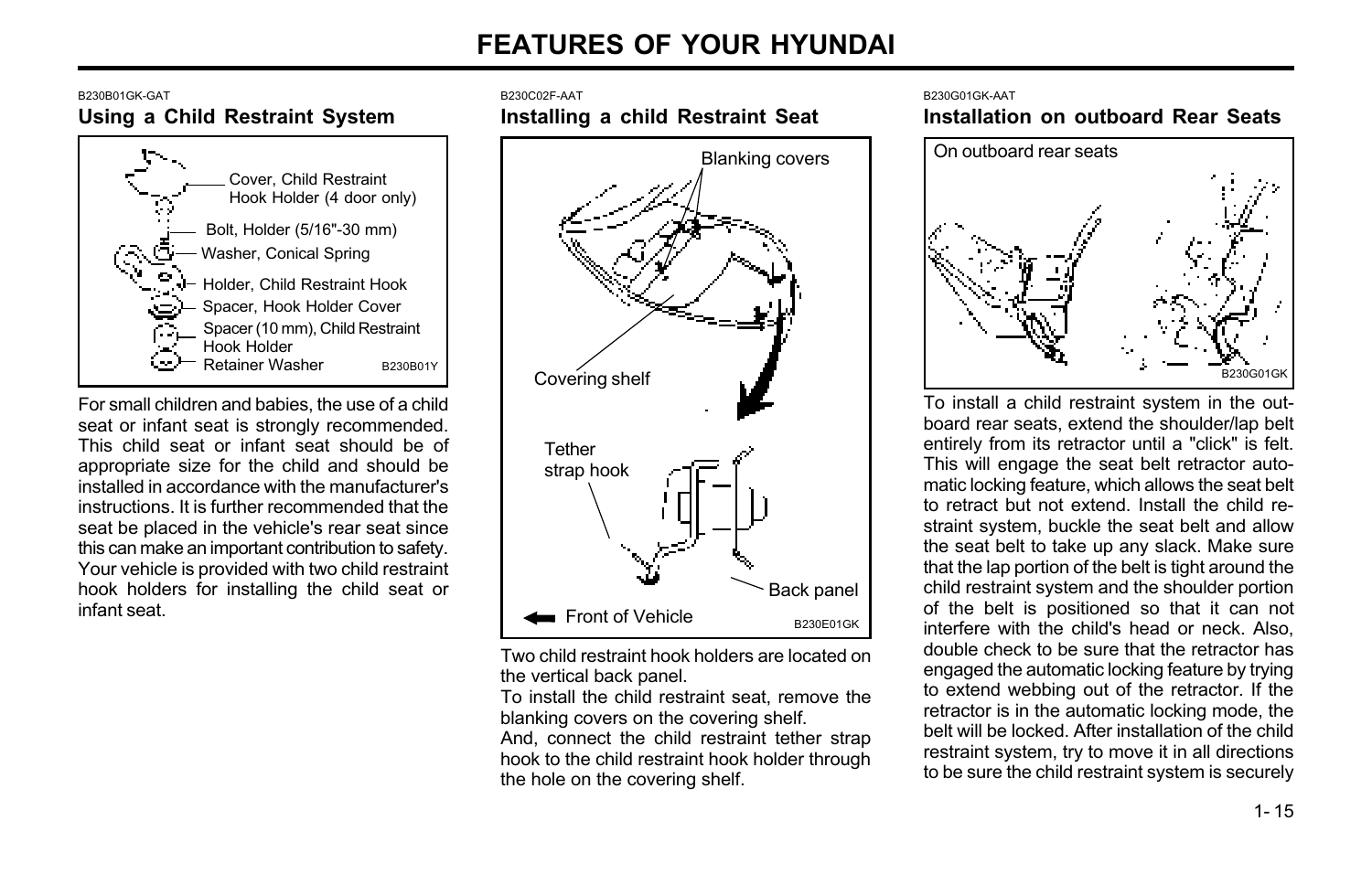B230B01GK-GAT

## Using a Child Restraint System

Cover, Child Restraint Hook Holder (4 door only)
Bolt, Holder (5/16"-30 mm)
Washer, Conical Spring
Holder, Child Restraint Hook
Spacer, Hook Holder Cover
Spacer (10 mm), Child Restraint Hook Holder
Retainer Washer
B230B01Y

For small children and babies, the use of a child seat or infant seat is strongly recommended. This child seat or infant seat should be of appropriate size for the child and should be installed in accordance with the manufacturer's instructions. It is further recommended that the seat be placed in the vehicle's rear seat since this can make an important contribution to safety. Your vehicle is provided with two child restraint hook holders for installing the child seat or infant seat.

B230C02F-AAT

## Installing a child Restraint Seat

Blanking covers
Covering shelf
Tether strap hook
Back panel
Front of Vehicle
B230E01GK

Two child restraint hook holders are located on the vertical back panel.

To install the child restraint seat, remove the blanking covers on the covering shelf.

And, connect the child restraint tether strap hook to the child restraint hook holder through the hole on the covering shelf.

B230G01GK-AAT

## Installation on outboard Rear Seats

On outboard rear seats
B230G01GK

To install a child restraint system in the outboard rear seats, extend the shoulder/lap belt entirely from its retractor until a "click" is felt. This will engage the seat belt retractor automatic locking feature, which allows the seat belt to retract but not extend. Install the child restraint system, buckle the seat belt and allow the seat belt to take up any slack. Make sure that the lap portion of the belt is tight around the child restraint system and the shoulder portion of the belt is positioned so that it can not interfere with the child's head or neck. Also, double check to be sure that the retractor has engaged the automatic locking feature by trying to extend webbing out of the retractor. If the retractor is in the automatic locking mode, the belt will be locked. After installation of the child restraint system, try to move it in all directions to be sure the child restraint system is securely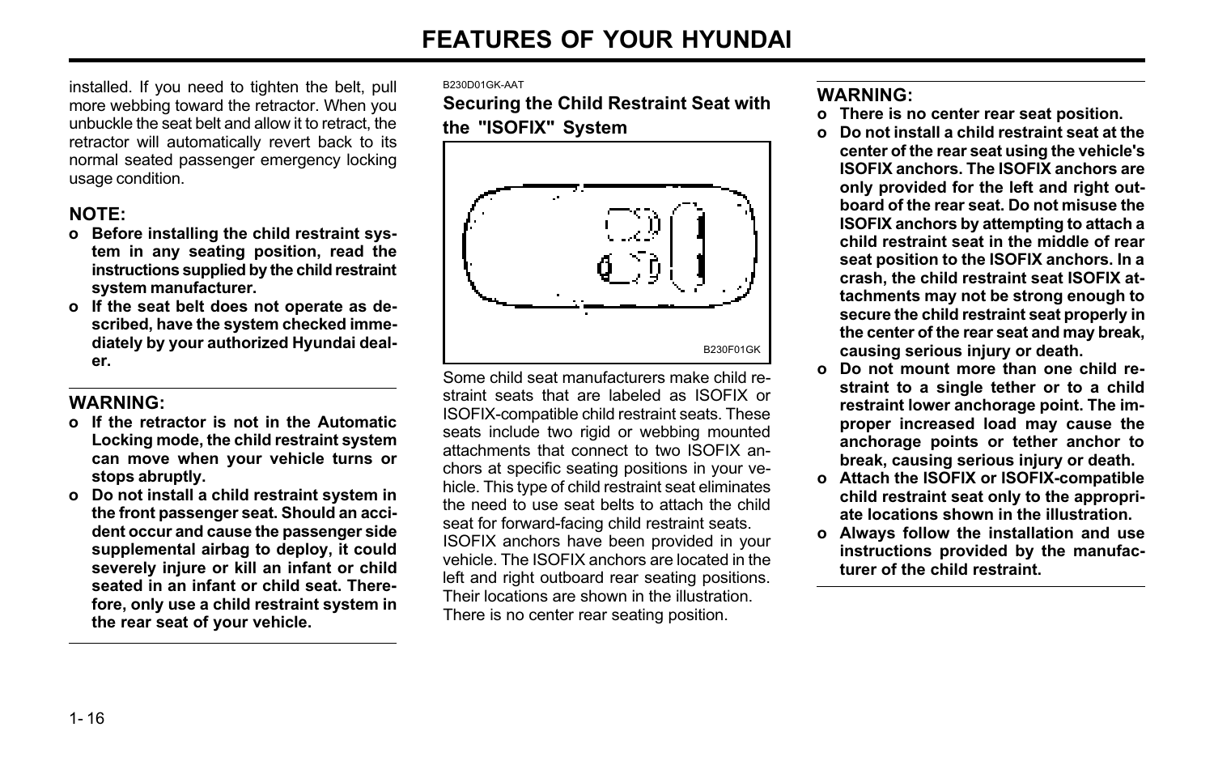installed. If you need to tighten the belt, pull more webbing toward the retractor. When you unbuckle the seat belt and allow it to retract, the retractor will automatically revert back to its normal seated passenger emergency locking usage condition.

### NOTE:

- **Before installing the child restraint system in any seating position, read the instructions supplied by the child restraint system manufacturer.**
- **If the seat belt does not operate as described, have the system checked immediately by your authorized Hyundai dealer.**

### WARNING:

- **If the retractor is not in the Automatic Locking mode, the child restraint system can move when your vehicle turns or stops abruptly.**
- **Do not install a child restraint system in the front passenger seat. Should an accident occur and cause the passenger side supplemental airbag to deploy, it could severely injure or kill an infant or child seated in an infant or child seat. Therefore, only use a child restraint system in the rear seat of your vehicle.**

B230D01GK-AAT

## Securing the Child Restraint Seat with the "ISOFIX" System

B230F01GK

Some child seat manufacturers make child restraint seats that are labeled as ISOFIX or ISOFIX-compatible child restraint seats. These seats include two rigid or webbing mounted attachments that connect to two ISOFIX anchors at specific seating positions in your vehicle. This type of child restraint seat eliminates the need to use seat belts to attach the child seat for forward-facing child restraint seats.
ISOFIX anchors have been provided in your vehicle. The ISOFIX anchors are located in the left and right outboard rear seating positions. Their locations are shown in the illustration.
There is no center rear seating position.

### WARNING:

- **There is no center rear seat position.**
- **Do not install a child restraint seat at the center of the rear seat using the vehicle's ISOFIX anchors. The ISOFIX anchors are only provided for the left and right outboard of the rear seat. Do not misuse the ISOFIX anchors by attempting to attach a child restraint seat in the middle of rear seat position to the ISOFIX anchors. In a crash, the child restraint seat ISOFIX attachments may not be strong enough to secure the child restraint seat properly in the center of the rear seat and may break, causing serious injury or death.**
- **Do not mount more than one child restraint to a single tether or to a child restraint lower anchorage point. The improper increased load may cause the anchorage points or tether anchor to break, causing serious injury or death.**
- **Attach the ISOFIX or ISOFIX-compatible child restraint seat only to the appropriate locations shown in the illustration.**
- **Always follow the installation and use instructions provided by the manufacturer of the child restraint.**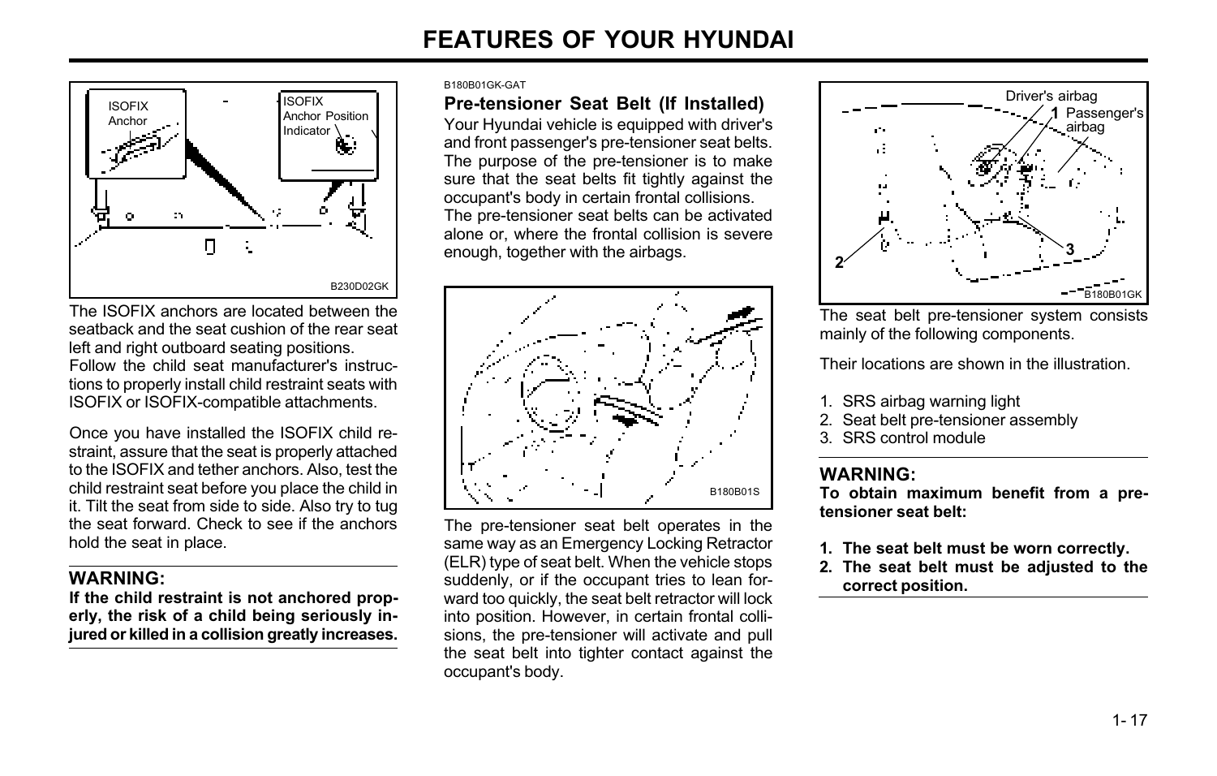The ISOFIX anchors are located between the seatback and the seat cushion of the rear seat left and right outboard seating positions.
Follow the child seat manufacturer's instructions to properly install child restraint seats with ISOFIX or ISOFIX-compatible attachments.

Once you have installed the ISOFIX child restraint, assure that the seat is properly attached to the ISOFIX and tether anchors. Also, test the child restraint seat before you place the child in it. Tilt the seat from side to side. Also try to tug the seat forward. Check to see if the anchors hold the seat in place.

### WARNING:

**If the child restraint is not anchored properly, the risk of a child being seriously injured or killed in a collision greatly increases.**

B180B01GK-GAT

## Pre-tensioner Seat Belt (If Installed)

Your Hyundai vehicle is equipped with driver's and front passenger's pre-tensioner seat belts. The purpose of the pre-tensioner is to make sure that the seat belts fit tightly against the occupant's body in certain frontal collisions.
The pre-tensioner seat belts can be activated alone or, where the frontal collision is severe enough, together with the airbags.

The pre-tensioner seat belt operates in the same way as an Emergency Locking Retractor (ELR) type of seat belt. When the vehicle stops suddenly, or if the occupant tries to lean forward too quickly, the seat belt retractor will lock into position. However, in certain frontal collisions, the pre-tensioner will activate and pull the seat belt into tighter contact against the occupant's body.

The seat belt pre-tensioner system consists mainly of the following components.

Their locations are shown in the illustration.

1. SRS airbag warning light
2. Seat belt pre-tensioner assembly
3. SRS control module

### WARNING:

**To obtain maximum benefit from a pre-tensioner seat belt:**

1. **The seat belt must be worn correctly.**
2. **The seat belt must be adjusted to the correct position.**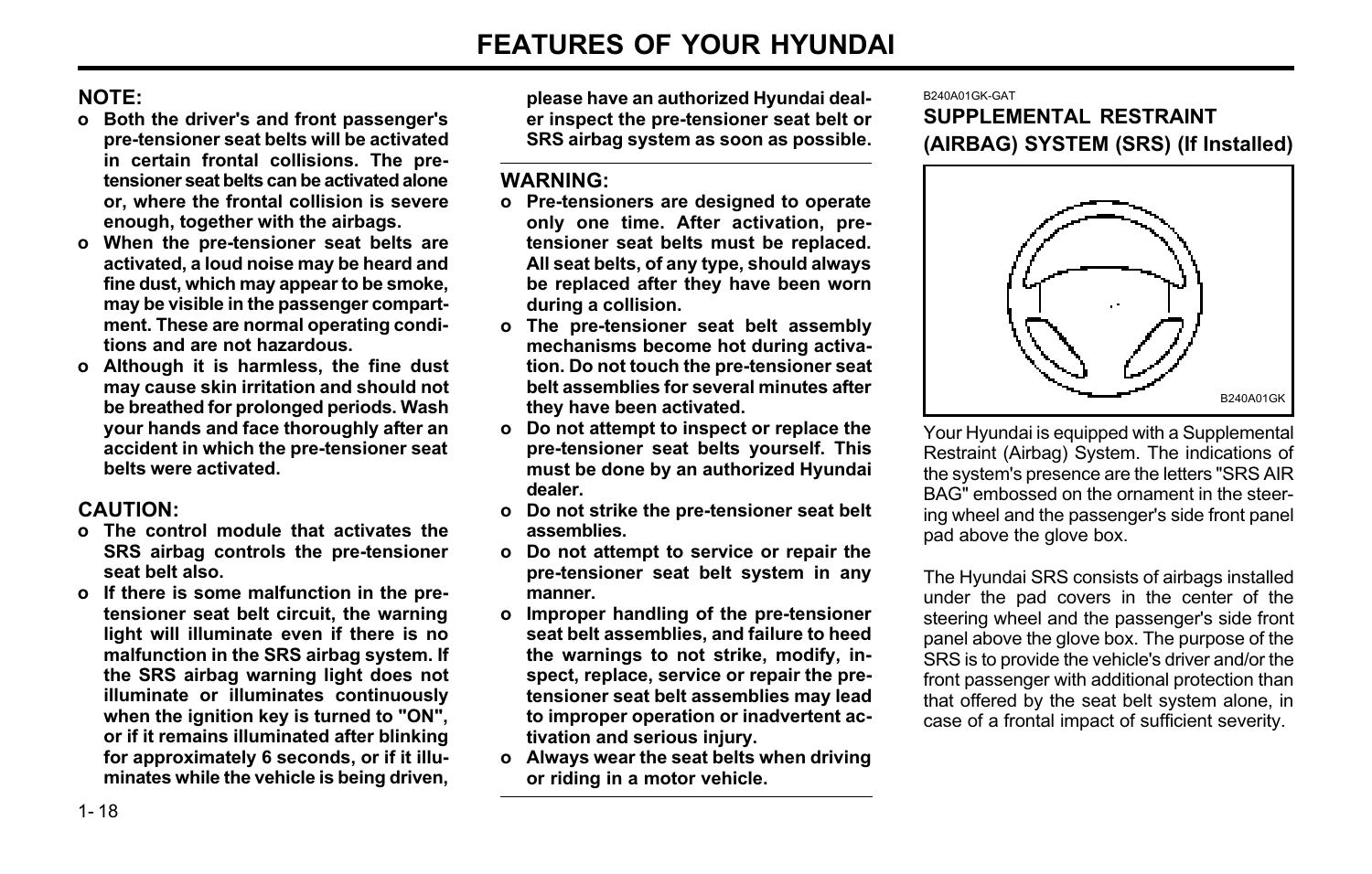**NOTE:**

- **Both the driver's and front passenger's pre-tensioner seat belts will be activated in certain frontal collisions. The pre-tensioner seat belts can be activated alone or, where the frontal collision is severe enough, together with the airbags.**
- **When the pre-tensioner seat belts are activated, a loud noise may be heard and fine dust, which may appear to be smoke, may be visible in the passenger compartment. These are normal operating conditions and are not hazardous.**
- **Although it is harmless, the fine dust may cause skin irritation and should not be breathed for prolonged periods. Wash your hands and face thoroughly after an accident in which the pre-tensioner seat belts were activated.**

**CAUTION:**

- **The control module that activates the SRS airbag controls the pre-tensioner seat belt also.**
- **If there is some malfunction in the pre-tensioner seat belt circuit, the warning light will illuminate even if there is no malfunction in the SRS airbag system. If the SRS airbag warning light does not illuminate or illuminates continuously when the ignition key is turned to "ON", or if it remains illuminated after blinking for approximately 6 seconds, or if it illuminates while the vehicle is being driven, please have an authorized Hyundai dealer inspect the pre-tensioner seat belt or SRS airbag system as soon as possible.**

**WARNING:**

- **Pre-tensioners are designed to operate only one time. After activation, pre-tensioner seat belts must be replaced. All seat belts, of any type, should always be replaced after they have been worn during a collision.**
- **The pre-tensioner seat belt assembly mechanisms become hot during activation. Do not touch the pre-tensioner seat belt assemblies for several minutes after they have been activated.**
- **Do not attempt to inspect or replace the pre-tensioner seat belts yourself. This must be done by an authorized Hyundai dealer.**
- **Do not strike the pre-tensioner seat belt assemblies.**
- **Do not attempt to service or repair the pre-tensioner seat belt system in any manner.**
- **Improper handling of the pre-tensioner seat belt assemblies, and failure to heed the warnings to not strike, modify, inspect, replace, service or repair the pre-tensioner seat belt assemblies may lead to improper operation or inadvertent activation and serious injury.**
- **Always wear the seat belts when driving or riding in a motor vehicle.**

B240A01GK-GAT

## SUPPLEMENTAL RESTRAINT (AIRBAG) SYSTEM (SRS) (If Installed)

B240A01GK

Your Hyundai is equipped with a Supplemental Restraint (Airbag) System. The indications of the system's presence are the letters "SRS AIR BAG" embossed on the ornament in the steering wheel and the passenger's side front panel pad above the glove box.

The Hyundai SRS consists of airbags installed under the pad covers in the center of the steering wheel and the passenger's side front panel above the glove box. The purpose of the SRS is to provide the vehicle's driver and/or the front passenger with additional protection than that offered by the seat belt system alone, in case of a frontal impact of sufficient severity.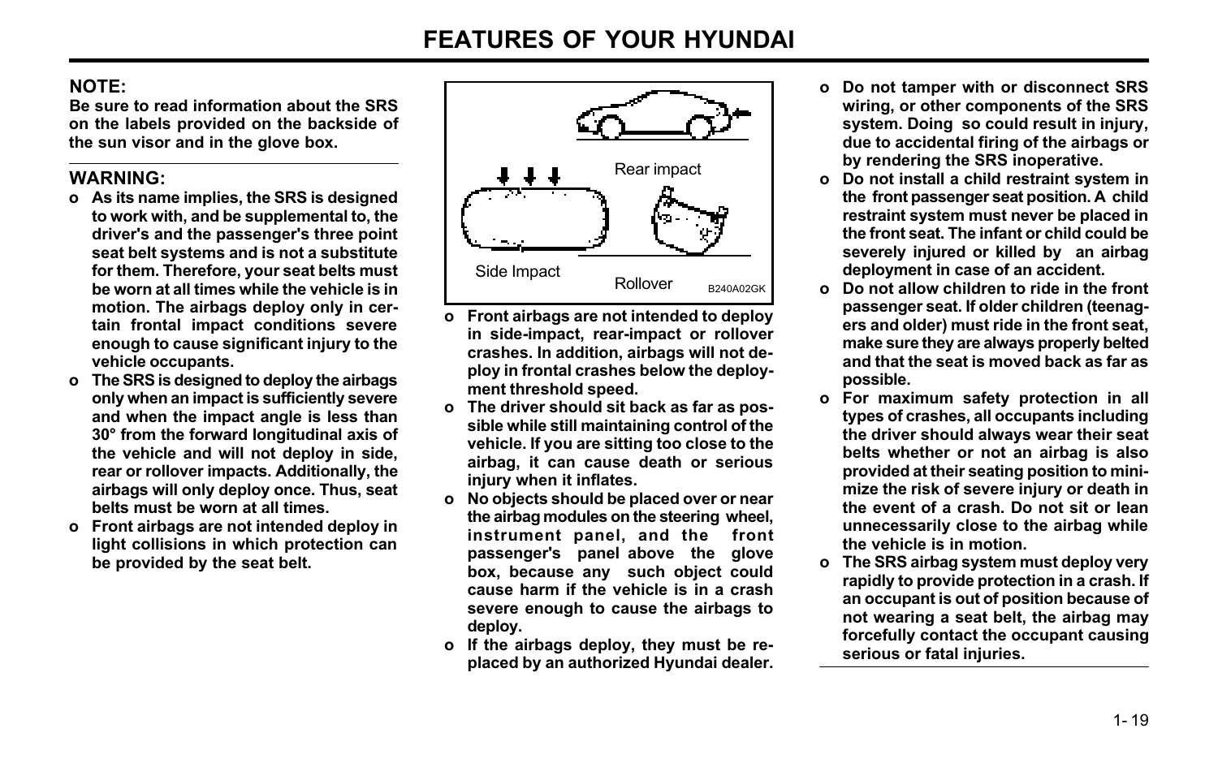**NOTE:**

**Be sure to read information about the SRS on the labels provided on the backside of the sun visor and in the glove box.**

**WARNING:**

- **As its name implies, the SRS is designed to work with, and be supplemental to, the driver's and the passenger's three point seat belt systems and is not a substitute for them. Therefore, your seat belts must be worn at all times while the vehicle is in motion. The airbags deploy only in certain frontal impact conditions severe enough to cause significant injury to the vehicle occupants.**
- **The SRS is designed to deploy the airbags only when an impact is sufficiently severe and when the impact angle is less than 30° from the forward longitudinal axis of the vehicle and will not deploy in side, rear or rollover impacts. Additionally, the airbags will only deploy once. Thus, seat belts must be worn at all times.**
- **Front airbags are not intended deploy in light collisions in which protection can be provided by the seat belt.**

Rear impact

Side Impact

Rollover

B240A02GK

- **Front airbags are not intended to deploy in side-impact, rear-impact or rollover crashes. In addition, airbags will not deploy in frontal crashes below the deployment threshold speed.**
- **The driver should sit back as far as possible while still maintaining control of the vehicle. If you are sitting too close to the airbag, it can cause death or serious injury when it inflates.**
- **No objects should be placed over or near the airbag modules on the steering wheel, instrument panel, and the front passenger's panel above the glove box, because any such object could cause harm if the vehicle is in a crash severe enough to cause the airbags to deploy.**
- **If the airbags deploy, they must be replaced by an authorized Hyundai dealer.**
- **Do not tamper with or disconnect SRS wiring, or other components of the SRS system. Doing so could result in injury, due to accidental firing of the airbags or by rendering the SRS inoperative.**
- **Do not install a child restraint system in the front passenger seat position. A child restraint system must never be placed in the front seat. The infant or child could be severely injured or killed by an airbag deployment in case of an accident.**
- **Do not allow children to ride in the front passenger seat. If older children (teenagers and older) must ride in the front seat, make sure they are always properly belted and that the seat is moved back as far as possible.**
- **For maximum safety protection in all types of crashes, all occupants including the driver should always wear their seat belts whether or not an airbag is also provided at their seating position to minimize the risk of severe injury or death in the event of a crash. Do not sit or lean unnecessarily close to the airbag while the vehicle is in motion.**
- **The SRS airbag system must deploy very rapidly to provide protection in a crash. If an occupant is out of position because of not wearing a seat belt, the airbag may forcefully contact the occupant causing serious or fatal injuries.**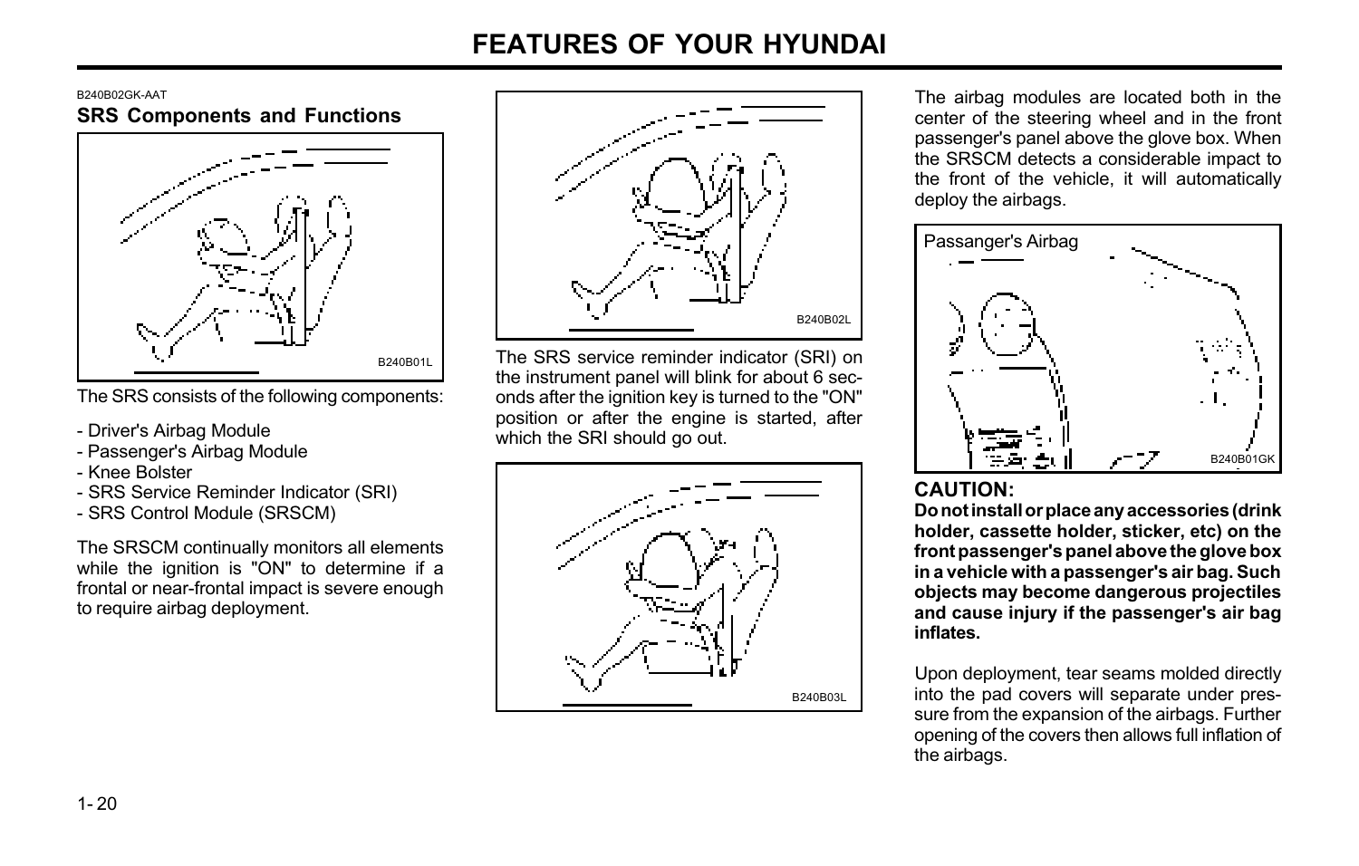B240B02GK-AAT

### SRS Components and Functions

B240B01L

The SRS consists of the following components:

- Driver's Airbag Module
- Passenger's Airbag Module
- Knee Bolster
- SRS Service Reminder Indicator (SRI)
- SRS Control Module (SRSCM)

The SRSCM continually monitors all elements while the ignition is "ON" to determine if a frontal or near-frontal impact is severe enough to require airbag deployment.

B240B02L

The SRS service reminder indicator (SRI) on the instrument panel will blink for about 6 seconds after the ignition key is turned to the "ON" position or after the engine is started, after which the SRI should go out.

B240B03L

The airbag modules are located both in the center of the steering wheel and in the front passenger's panel above the glove box. When the SRSCM detects a considerable impact to the front of the vehicle, it will automatically deploy the airbags.

Passanger's Airbag

B240B01GK

**CAUTION:**

**Do not install or place any accessories (drink holder, cassette holder, sticker, etc) on the front passenger's panel above the glove box in a vehicle with a passenger's air bag. Such objects may become dangerous projectiles and cause injury if the passenger's air bag inflates.**

Upon deployment, tear seams molded directly into the pad covers will separate under pressure from the expansion of the airbags. Further opening of the covers then allows full inflation of the airbags.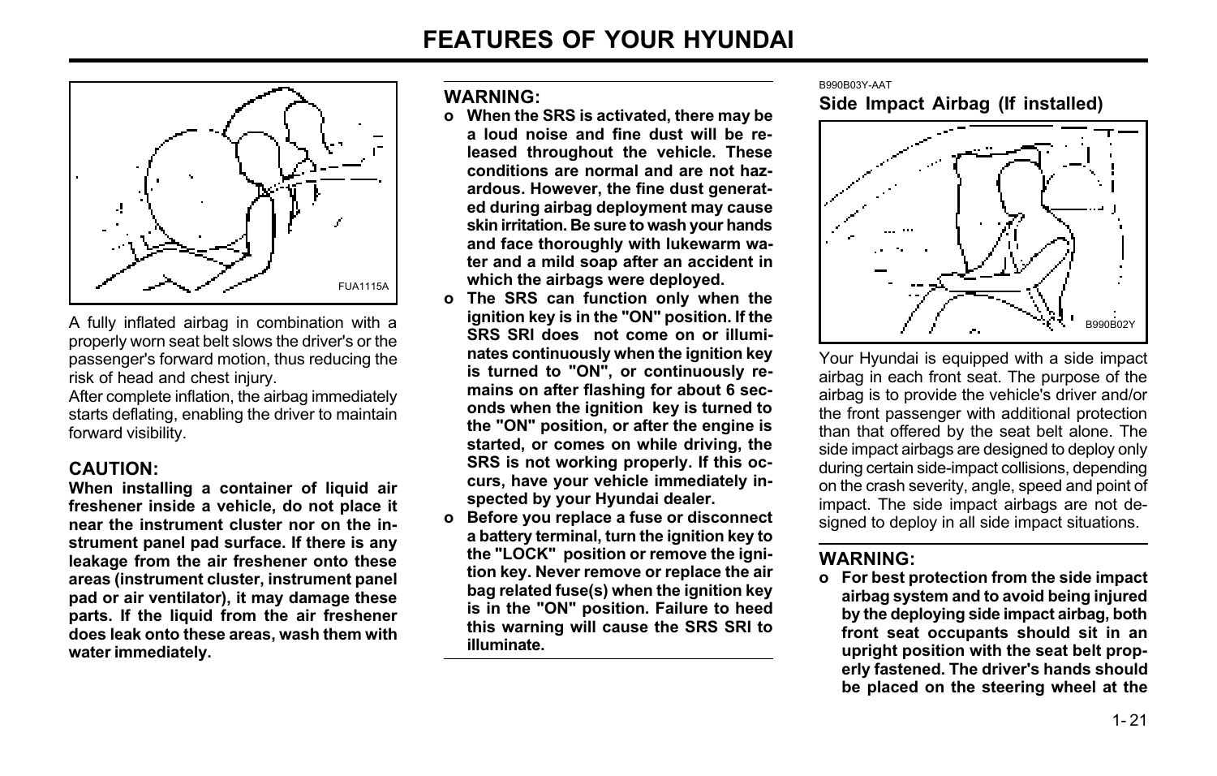A fully inflated airbag in combination with a properly worn seat belt slows the driver's or the passenger's forward motion, thus reducing the risk of head and chest injury.

After complete inflation, the airbag immediately starts deflating, enabling the driver to maintain forward visibility.

### CAUTION:

**When installing a container of liquid air freshener inside a vehicle, do not place it near the instrument cluster nor on the instrument panel pad surface. If there is any leakage from the air freshener onto these areas (instrument cluster, instrument panel pad or air ventilator), it may damage these parts. If the liquid from the air freshener does leak onto these areas, wash them with water immediately.**

### WARNING:

- **When the SRS is activated, there may be a loud noise and fine dust will be released throughout the vehicle. These conditions are normal and are not hazardous. However, the fine dust generated during airbag deployment may cause skin irritation. Be sure to wash your hands and face thoroughly with lukewarm water and a mild soap after an accident in which the airbags were deployed.**
- **The SRS can function only when the ignition key is in the "ON" position. If the SRS SRI does not come on or illuminates continuously when the ignition key is turned to "ON", or continuously remains on after flashing for about 6 seconds when the ignition key is turned to the "ON" position, or after the engine is started, or comes on while driving, the SRS is not working properly. If this occurs, have your vehicle immediately inspected by your Hyundai dealer.**
- **Before you replace a fuse or disconnect a battery terminal, turn the ignition key to the "LOCK" position or remove the ignition key. Never remove or replace the air bag related fuse(s) when the ignition key is in the "ON" position. Failure to heed this warning will cause the SRS SRI to illuminate.**

B990B03Y-AAT

## Side Impact Airbag (If installed)

Your Hyundai is equipped with a side impact airbag in each front seat. The purpose of the airbag is to provide the vehicle's driver and/or the front passenger with additional protection than that offered by the seat belt alone. The side impact airbags are designed to deploy only during certain side-impact collisions, depending on the crash severity, angle, speed and point of impact. The side impact airbags are not designed to deploy in all side impact situations.

### WARNING:

- **For best protection from the side impact airbag system and to avoid being injured by the deploying side impact airbag, both front seat occupants should sit in an upright position with the seat belt properly fastened. The driver's hands should be placed on the steering wheel at the**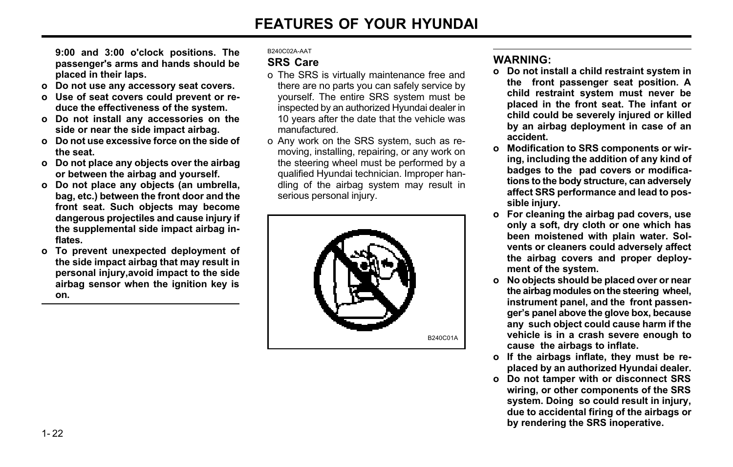**9:00 and 3:00 o'clock positions. The passenger's arms and hands should be placed in their laps.**

- **Do not use any accessory seat covers.**
- **Use of seat covers could prevent or reduce the effectiveness of the system.**
- **Do not install any accessories on the side or near the side impact airbag.**
- **Do not use excessive force on the side of the seat.**
- **Do not place any objects over the airbag or between the airbag and yourself.**
- **Do not place any objects (an umbrella, bag, etc.) between the front door and the front seat. Such objects may become dangerous projectiles and cause injury if the supplemental side impact airbag inflates.**
- **To prevent unexpected deployment of the side impact airbag that may result in personal injury,avoid impact to the side airbag sensor when the ignition key is on.**

B240C02A-AAT

### SRS Care

- The SRS is virtually maintenance free and there are no parts you can safely service by yourself. The entire SRS system must be inspected by an authorized Hyundai dealer in 10 years after the date that the vehicle was manufactured.
- Any work on the SRS system, such as removing, installing, repairing, or any work on the steering wheel must be performed by a qualified Hyundai technician. Improper handling of the airbag system may result in serious personal injury.

B240C01A

### WARNING:

- **Do not install a child restraint system in the front passenger seat position. A child restraint system must never be placed in the front seat. The infant or child could be severely injured or killed by an airbag deployment in case of an accident.**
- **Modification to SRS components or wiring, including the addition of any kind of badges to the pad covers or modifications to the body structure, can adversely affect SRS performance and lead to possible injury.**
- **For cleaning the airbag pad covers, use only a soft, dry cloth or one which has been moistened with plain water. Solvents or cleaners could adversely affect the airbag covers and proper deployment of the system.**
- **No objects should be placed over or near the airbag modules on the steering wheel, instrument panel, and the front passenger's panel above the glove box, because any such object could cause harm if the vehicle is in a crash severe enough to cause the airbags to inflate.**
- **If the airbags inflate, they must be replaced by an authorized Hyundai dealer.**
- **Do not tamper with or disconnect SRS wiring, or other components of the SRS system. Doing so could result in injury, due to accidental firing of the airbags or by rendering the SRS inoperative.**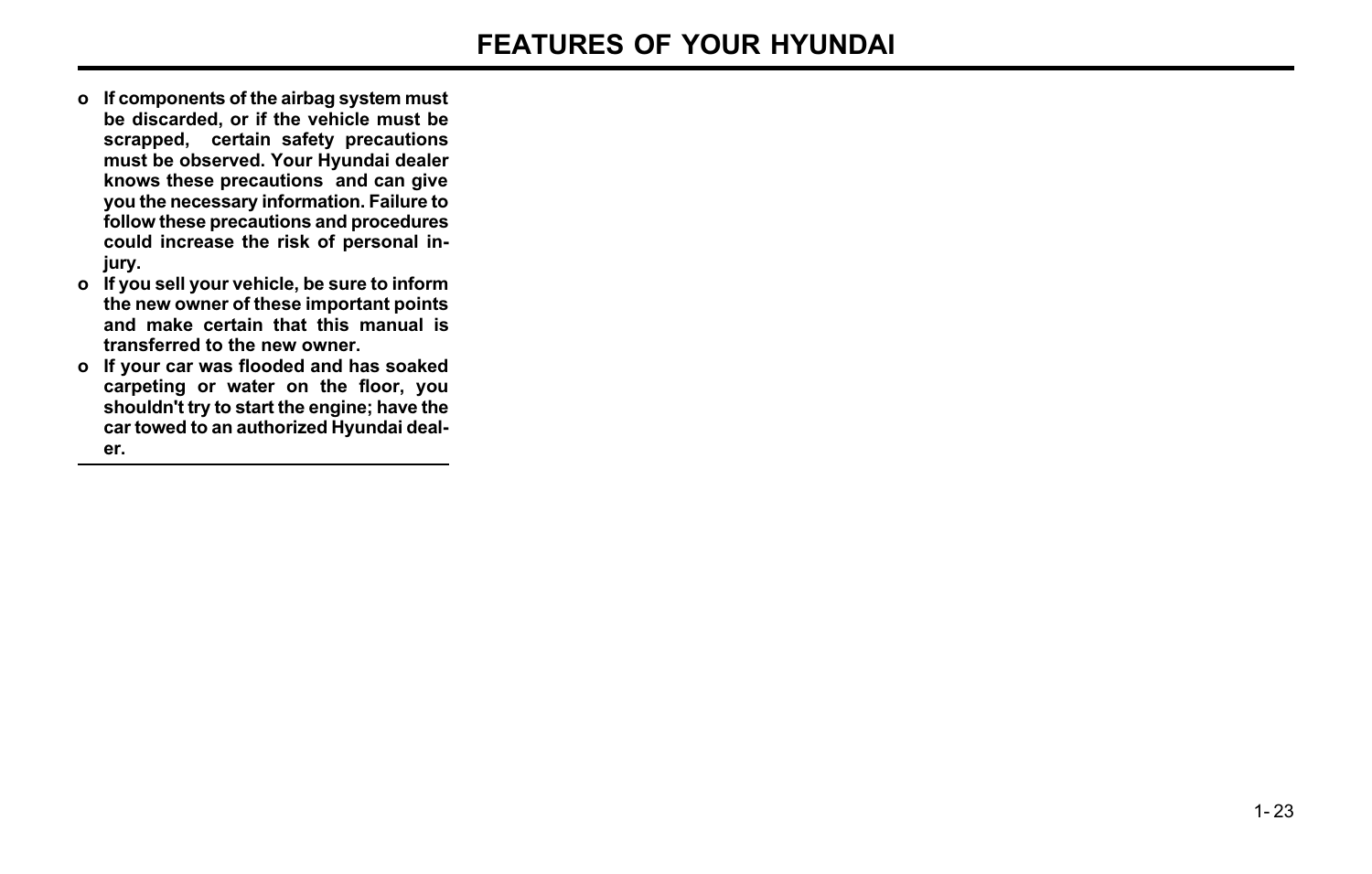- **If components of the airbag system must be discarded, or if the vehicle must be scrapped, certain safety precautions must be observed. Your Hyundai dealer knows these precautions and can give you the necessary information. Failure to follow these precautions and procedures could increase the risk of personal injury.**
- **If you sell your vehicle, be sure to inform the new owner of these important points and make certain that this manual is transferred to the new owner.**
- **If your car was flooded and has soaked carpeting or water on the floor, you shouldn't try to start the engine; have the car towed to an authorized Hyundai dealer.**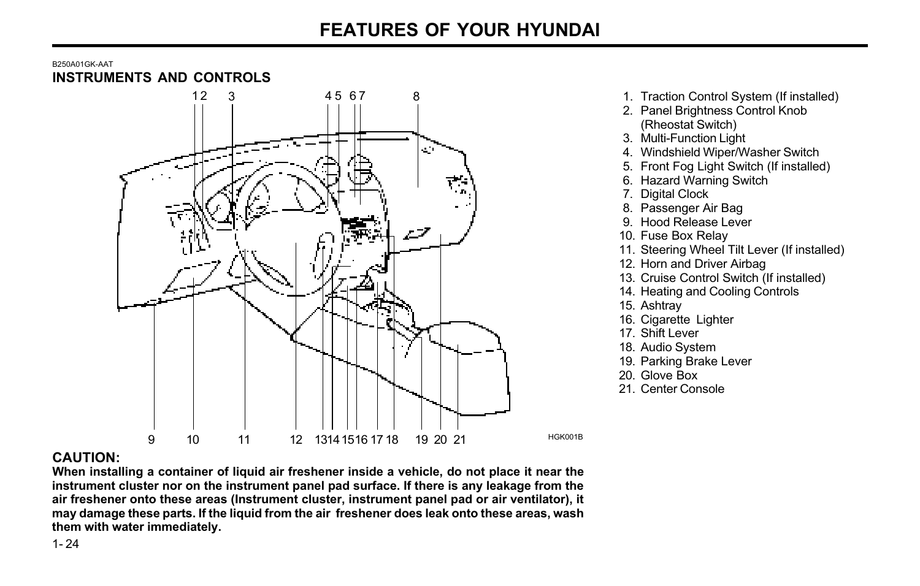B250A01GK-AAT

## INSTRUMENTS AND CONTROLS

HGK001B

1. Traction Control System (If installed)
2. Panel Brightness Control Knob (Rheostat Switch)
3. Multi-Function Light
4. Windshield Wiper/Washer Switch
5. Front Fog Light Switch (If installed)
6. Hazard Warning Switch
7. Digital Clock
8. Passenger Air Bag
9. Hood Release Lever
10. Fuse Box Relay
11. Steering Wheel Tilt Lever (If installed)
12. Horn and Driver Airbag
13. Cruise Control Switch (If installed)
14. Heating and Cooling Controls
15. Ashtray
16. Cigarette Lighter
17. Shift Lever
18. Audio System
19. Parking Brake Lever
20. Glove Box
21. Center Console

### CAUTION:

**When installing a container of liquid air freshener inside a vehicle, do not place it near the instrument cluster nor on the instrument panel pad surface. If there is any leakage from the air freshener onto these areas (Instrument cluster, instrument panel pad or air ventilator), it may damage these parts. If the liquid from the air freshener does leak onto these areas, wash them with water immediately.**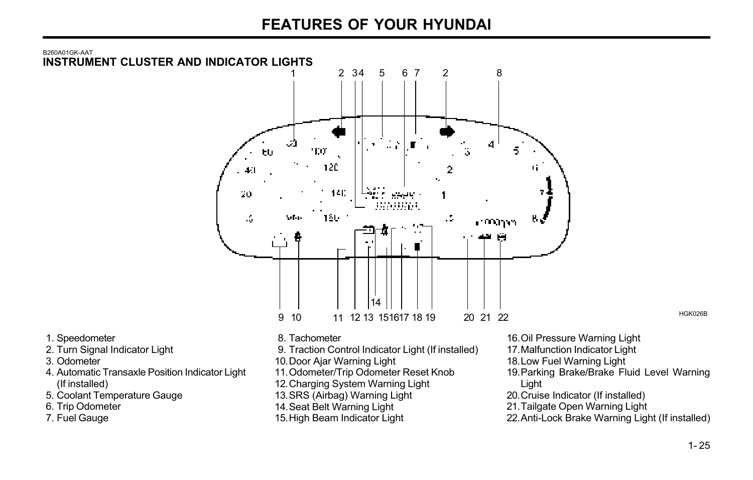B260A01GK-AAT

### INSTRUMENT CLUSTER AND INDICATOR LIGHTS

HGK026B

1. Speedometer
2. Turn Signal Indicator Light
3. Odometer
4. Automatic Transaxle Position Indicator Light (If installed)
5. Coolant Temperature Gauge
6. Trip Odometer
7. Fuel Gauge
8. Tachometer
9. Traction Control Indicator Light (If installed)
10. Door Ajar Warning Light
11. Odometer/Trip Odometer Reset Knob
12. Charging System Warning Light
13. SRS (Airbag) Warning Light
14. Seat Belt Warning Light
15. High Beam Indicator Light
16. Oil Pressure Warning Light
17. Malfunction Indicator Light
18. Low Fuel Warning Light
19. Parking Brake/Brake Fluid Level Warning Light
20. Cruise Indicator (If installed)
21. Tailgate Open Warning Light
22. Anti-Lock Brake Warning Light (If installed)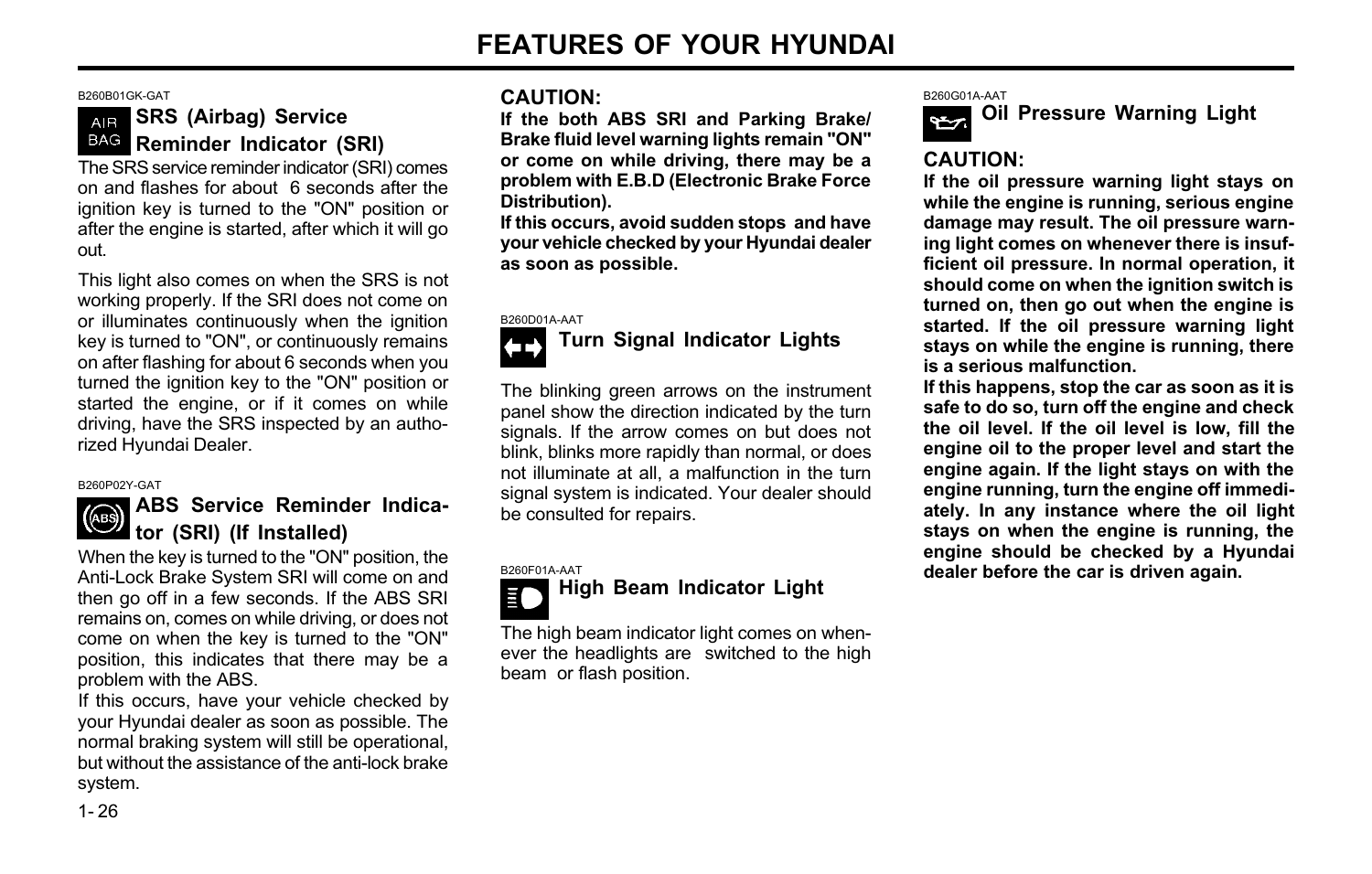B260B01GK-GAT

### SRS (Airbag) Service Reminder Indicator (SRI)

The SRS service reminder indicator (SRI) comes on and flashes for about 6 seconds after the ignition key is turned to the "ON" position or after the engine is started, after which it will go out.

This light also comes on when the SRS is not working properly. If the SRI does not come on or illuminates continuously when the ignition key is turned to "ON", or continuously remains on after flashing for about 6 seconds when you turned the ignition key to the "ON" position or started the engine, or if it comes on while driving, have the SRS inspected by an authorized Hyundai Dealer.

B260P02Y-GAT

### ABS Service Reminder Indicator (SRI) (If Installed)

When the key is turned to the "ON" position, the Anti-Lock Brake System SRI will come on and then go off in a few seconds. If the ABS SRI remains on, comes on while driving, or does not come on when the key is turned to the "ON" position, this indicates that there may be a problem with the ABS.

If this occurs, have your vehicle checked by your Hyundai dealer as soon as possible. The normal braking system will still be operational, but without the assistance of the anti-lock brake system.

**CAUTION:**

**If the both ABS SRI and Parking Brake/ Brake fluid level warning lights remain "ON" or come on while driving, there may be a problem with E.B.D (Electronic Brake Force Distribution).**

**If this occurs, avoid sudden stops and have your vehicle checked by your Hyundai dealer as soon as possible.**

B260D01A-AAT

### Turn Signal Indicator Lights

The blinking green arrows on the instrument panel show the direction indicated by the turn signals. If the arrow comes on but does not blink, blinks more rapidly than normal, or does not illuminate at all, a malfunction in the turn signal system is indicated. Your dealer should be consulted for repairs.

B260F01A-AAT

### High Beam Indicator Light

The high beam indicator light comes on whenever the headlights are switched to the high beam or flash position.

B260G01A-AAT

### Oil Pressure Warning Light

**CAUTION:**

**If the oil pressure warning light stays on while the engine is running, serious engine damage may result. The oil pressure warning light comes on whenever there is insufficient oil pressure. In normal operation, it should come on when the ignition switch is turned on, then go out when the engine is started. If the oil pressure warning light stays on while the engine is running, there is a serious malfunction.**

**If this happens, stop the car as soon as it is safe to do so, turn off the engine and check the oil level. If the oil level is low, fill the engine oil to the proper level and start the engine again. If the light stays on with the engine running, turn the engine off immediately. In any instance where the oil light stays on when the engine is running, the engine should be checked by a Hyundai dealer before the car is driven again.**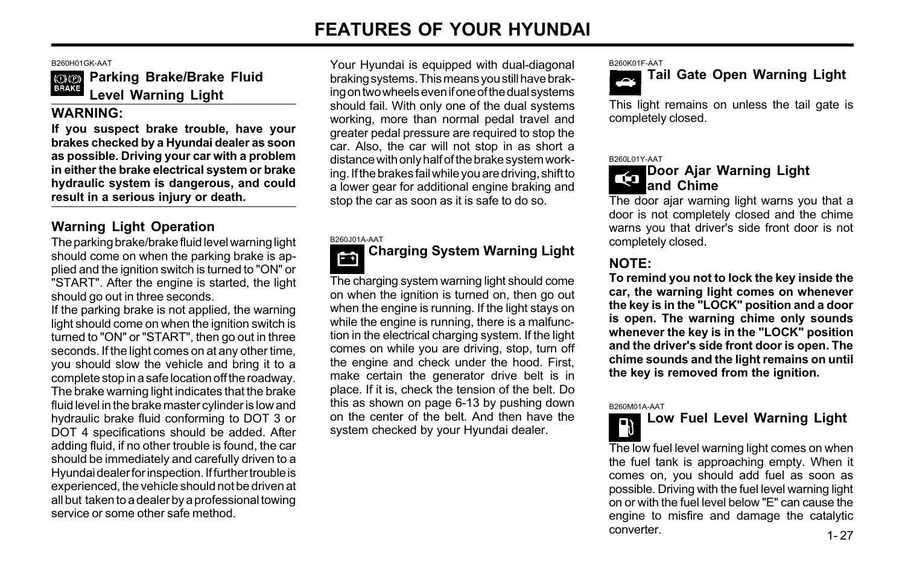B260H01GK-AAT

### Parking Brake/Brake Fluid Level Warning Light

**WARNING:**

**If you suspect brake trouble, have your brakes checked by a Hyundai dealer as soon as possible. Driving your car with a problem in either the brake electrical system or brake hydraulic system is dangerous, and could result in a serious injury or death.**

#### Warning Light Operation

The parking brake/brake fluid level warning light should come on when the parking brake is applied and the ignition switch is turned to "ON" or "START". After the engine is started, the light should go out in three seconds.

If the parking brake is not applied, the warning light should come on when the ignition switch is turned to "ON" or "START", then go out in three seconds. If the light comes on at any other time, you should slow the vehicle and bring it to a complete stop in a safe location off the roadway. The brake warning light indicates that the brake fluid level in the brake master cylinder is low and hydraulic brake fluid conforming to DOT 3 or DOT 4 specifications should be added. After adding fluid, if no other trouble is found, the car should be immediately and carefully driven to a Hyundai dealer for inspection. If further trouble is experienced, the vehicle should not be driven at all but taken to a dealer by a professional towing service or some other safe method.

Your Hyundai is equipped with dual-diagonal braking systems. This means you still have braking on two wheels even if one of the dual systems should fail. With only one of the dual systems working, more than normal pedal travel and greater pedal pressure are required to stop the car. Also, the car will not stop in as short a distance with only half of the brake system working. If the brakes fail while you are driving, shift to a lower gear for additional engine braking and stop the car as soon as it is safe to do so.

B260J01A-AAT

### Charging System Warning Light

The charging system warning light should come on when the ignition is turned on, then go out when the engine is running. If the light stays on while the engine is running, there is a malfunction in the electrical charging system. If the light comes on while you are driving, stop, turn off the engine and check under the hood. First, make certain the generator drive belt is in place. If it is, check the tension of the belt. Do this as shown on page 6-13 by pushing down on the center of the belt. And then have the system checked by your Hyundai dealer.

B260K01F-AAT

### Tail Gate Open Warning Light

This light remains on unless the tail gate is completely closed.

B260L01Y-AAT

### Door Ajar Warning Light and Chime

The door ajar warning light warns you that a door is not completely closed and the chime warns you that driver's side front door is not completely closed.

**NOTE:**

**To remind you not to lock the key inside the car, the warning light comes on whenever the key is in the "LOCK" position and a door is open. The warning chime only sounds whenever the key is in the "LOCK" position and the driver's side front door is open. The chime sounds and the light remains on until the key is removed from the ignition.**

B260M01A-AAT

### Low Fuel Level Warning Light

The low fuel level warning light comes on when the fuel tank is approaching empty. When it comes on, you should add fuel as soon as possible. Driving with the fuel level warning light on or with the fuel level below "E" can cause the engine to misfire and damage the catalytic converter.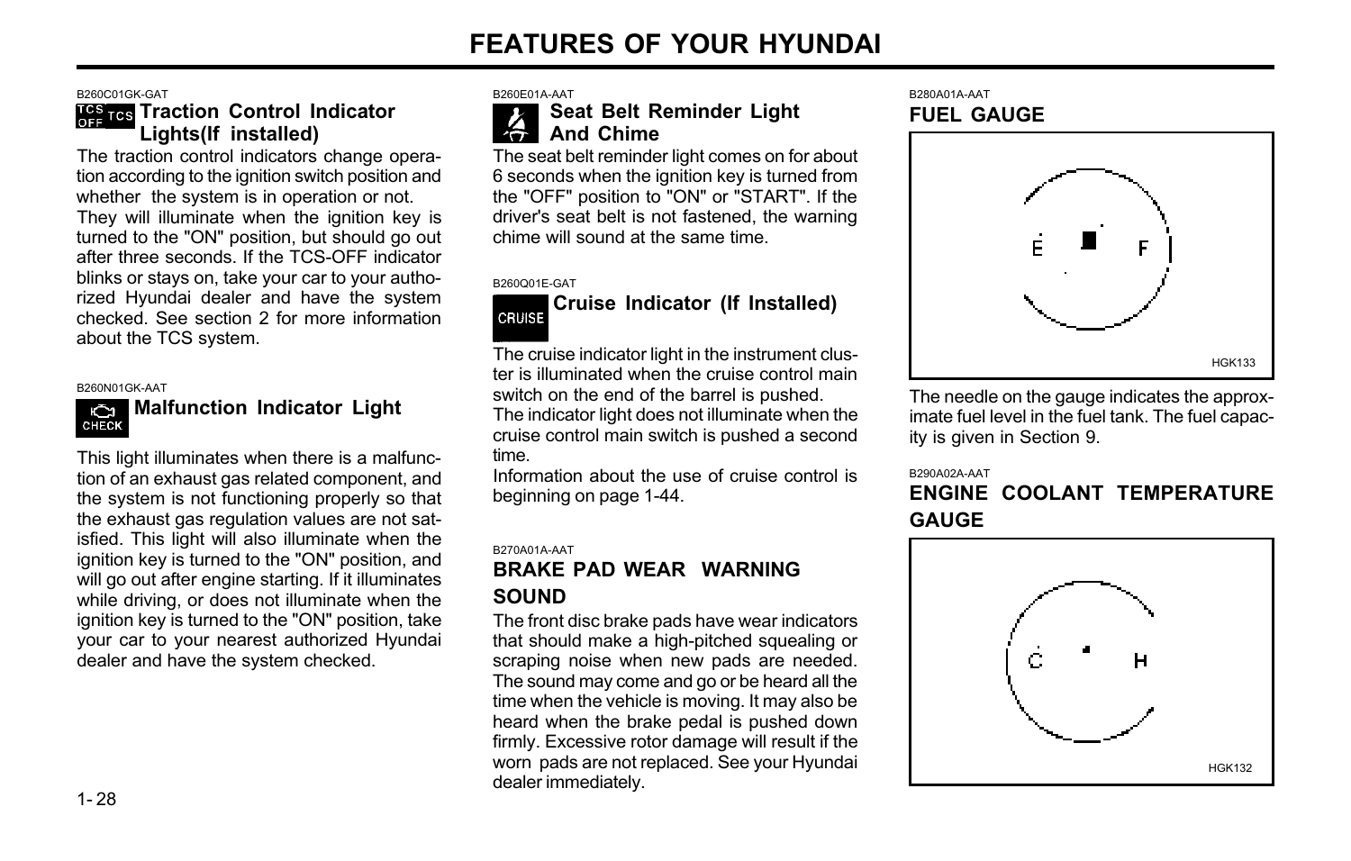B260C01GK-GAT

### Traction Control Indicator Lights(If installed)

The traction control indicators change operation according to the ignition switch position and whether the system is in operation or not.
They will illuminate when the ignition key is turned to the "ON" position, but should go out after three seconds. If the TCS-OFF indicator blinks or stays on, take your car to your authorized Hyundai dealer and have the system checked. See section 2 for more information about the TCS system.

B260N01GK-AAT

### Malfunction Indicator Light

This light illuminates when there is a malfunction of an exhaust gas related component, and the system is not functioning properly so that the exhaust gas regulation values are not satisfied. This light will also illuminate when the ignition key is turned to the "ON" position, and will go out after engine starting. If it illuminates while driving, or does not illuminate when the ignition key is turned to the "ON" position, take your car to your nearest authorized Hyundai dealer and have the system checked.

B260E01A-AAT

### Seat Belt Reminder Light And Chime

The seat belt reminder light comes on for about 6 seconds when the ignition key is turned from the "OFF" position to "ON" or "START". If the driver's seat belt is not fastened, the warning chime will sound at the same time.

B260Q01E-GAT

### Cruise Indicator (If Installed)

The cruise indicator light in the instrument cluster is illuminated when the cruise control main switch on the end of the barrel is pushed.
The indicator light does not illuminate when the cruise control main switch is pushed a second time.
Information about the use of cruise control is beginning on page 1-44.

B270A01A-AAT

## BRAKE PAD WEAR WARNING SOUND

The front disc brake pads have wear indicators that should make a high-pitched squealing or scraping noise when new pads are needed. The sound may come and go or be heard all the time when the vehicle is moving. It may also be heard when the brake pedal is pushed down firmly. Excessive rotor damage will result if the worn pads are not replaced. See your Hyundai dealer immediately.

B280A01A-AAT

## FUEL GAUGE

HGK133

The needle on the gauge indicates the approximate fuel level in the fuel tank. The fuel capacity is given in Section 9.

B290A02A-AAT

## ENGINE COOLANT TEMPERATURE GAUGE

HGK132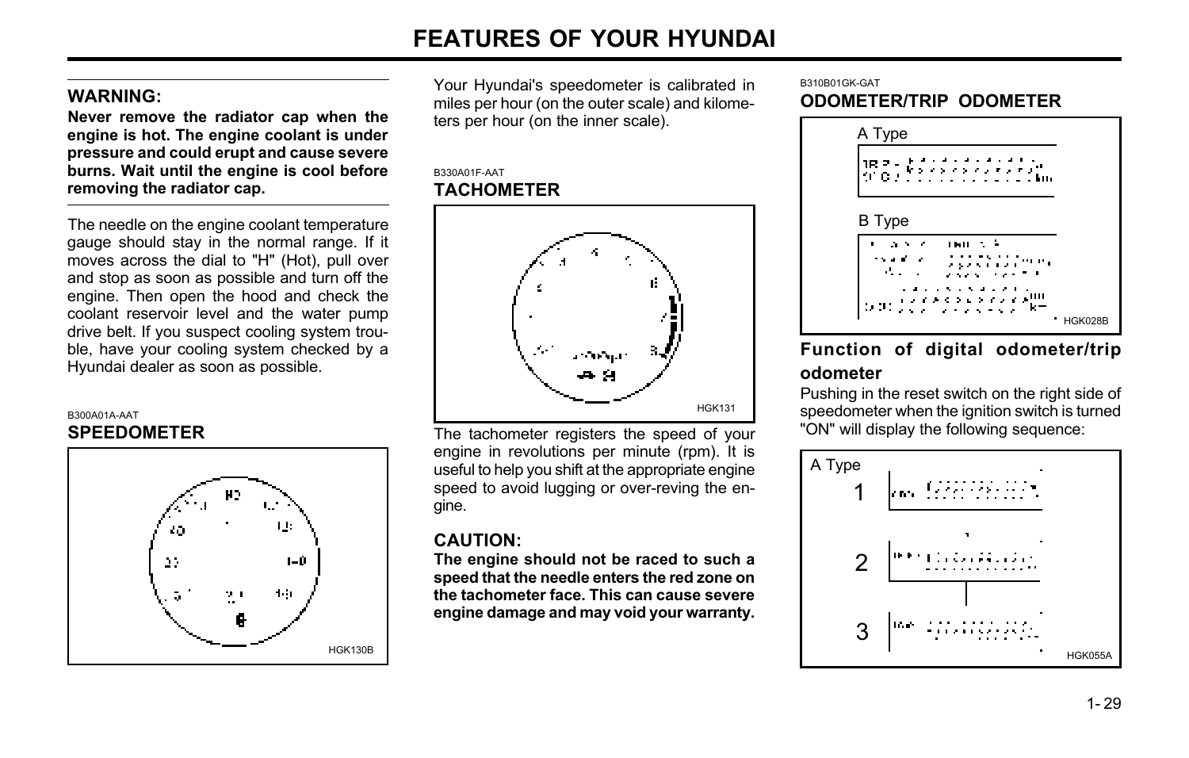**WARNING:**

**Never remove the radiator cap when the engine is hot. The engine coolant is under pressure and could erupt and cause severe burns. Wait until the engine is cool before removing the radiator cap.**

The needle on the engine coolant temperature gauge should stay in the normal range. If it moves across the dial to "H" (Hot), pull over and stop as soon as possible and turn off the engine. Then open the hood and check the coolant reservoir level and the water pump drive belt. If you suspect cooling system trouble, have your cooling system checked by a Hyundai dealer as soon as possible.

B300A01A-AAT

## SPEEDOMETER

HGK130B

Your Hyundai's speedometer is calibrated in miles per hour (on the outer scale) and kilometers per hour (on the inner scale).

B330A01F-AAT

## TACHOMETER

HGK131

The tachometer registers the speed of your engine in revolutions per minute (rpm). It is useful to help you shift at the appropriate engine speed to avoid lugging or over-reving the engine.

**CAUTION:**

**The engine should not be raced to such a speed that the needle enters the red zone on the tachometer face. This can cause severe engine damage and may void your warranty.**

B310B01GK-GAT

## ODOMETER/TRIP ODOMETER

A Type

B Type

HGK028B

### Function of digital odometer/trip odometer

Pushing in the reset switch on the right side of speedometer when the ignition switch is turned "ON" will display the following sequence:

A Type

1

2

3

HGK055A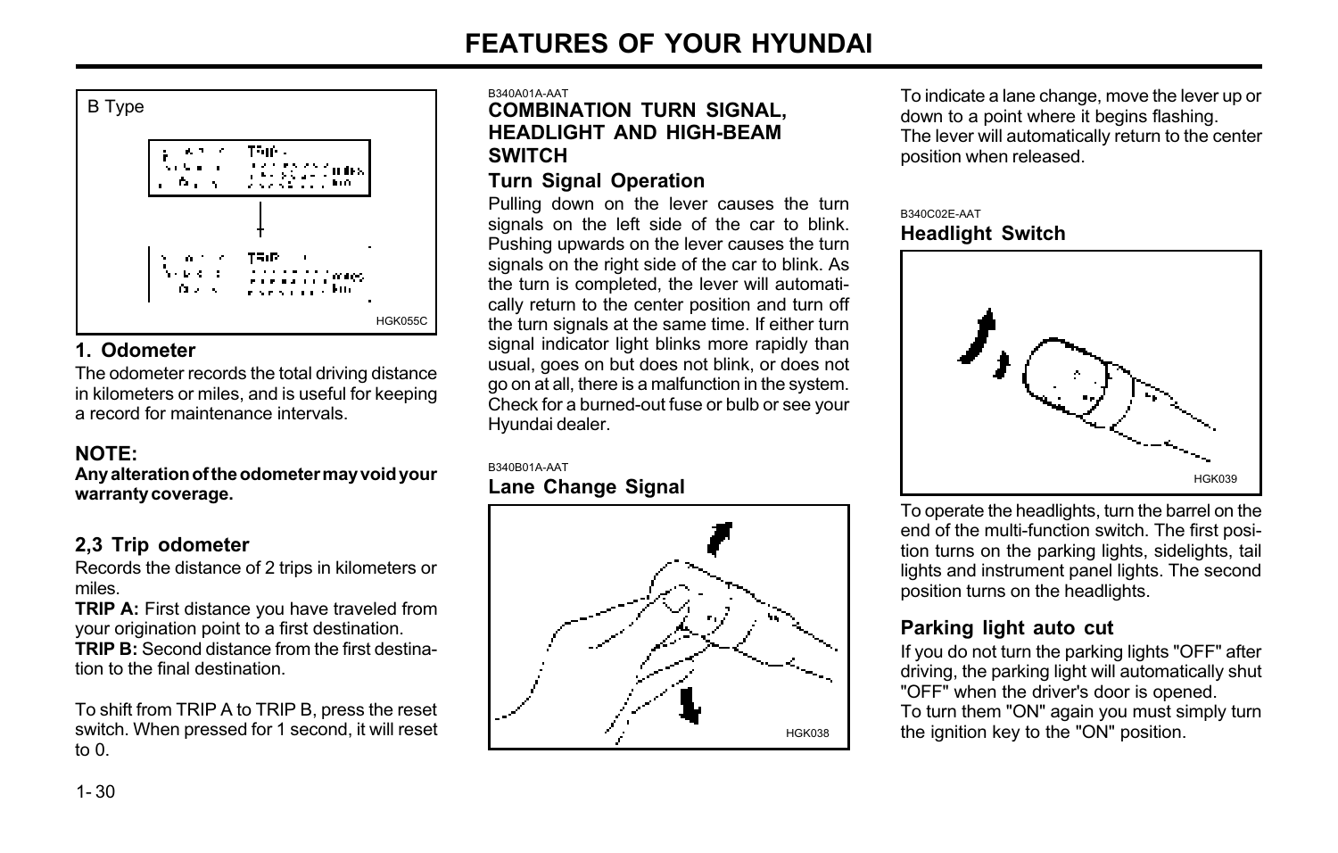B Type

HGK055C

### 1. Odometer

The odometer records the total driving distance in kilometers or miles, and is useful for keeping a record for maintenance intervals.

**NOTE:**

**Any alteration of the odometer may void your warranty coverage.**

### 2,3 Trip odometer

Records the distance of 2 trips in kilometers or miles.

**TRIP A:** First distance you have traveled from your origination point to a first destination.

**TRIP B:** Second distance from the first destination to the final destination.

To shift from TRIP A to TRIP B, press the reset switch. When pressed for 1 second, it will reset to 0.

B340A01A-AAT

## COMBINATION TURN SIGNAL, HEADLIGHT AND HIGH-BEAM SWITCH

### Turn Signal Operation

Pulling down on the lever causes the turn signals on the left side of the car to blink. Pushing upwards on the lever causes the turn signals on the right side of the car to blink. As the turn is completed, the lever will automatically return to the center position and turn off the turn signals at the same time. If either turn signal indicator light blinks more rapidly than usual, goes on but does not blink, or does not go on at all, there is a malfunction in the system. Check for a burned-out fuse or bulb or see your Hyundai dealer.

B340B01A-AAT

### Lane Change Signal

HGK038

To indicate a lane change, move the lever up or down to a point where it begins flashing.
The lever will automatically return to the center position when released.

B340C02E-AAT

### Headlight Switch

HGK039

To operate the headlights, turn the barrel on the end of the multi-function switch. The first position turns on the parking lights, sidelights, tail lights and instrument panel lights. The second position turns on the headlights.

### Parking light auto cut

If you do not turn the parking lights "OFF" after driving, the parking light will automatically shut "OFF" when the driver's door is opened.
To turn them "ON" again you must simply turn the ignition key to the "ON" position.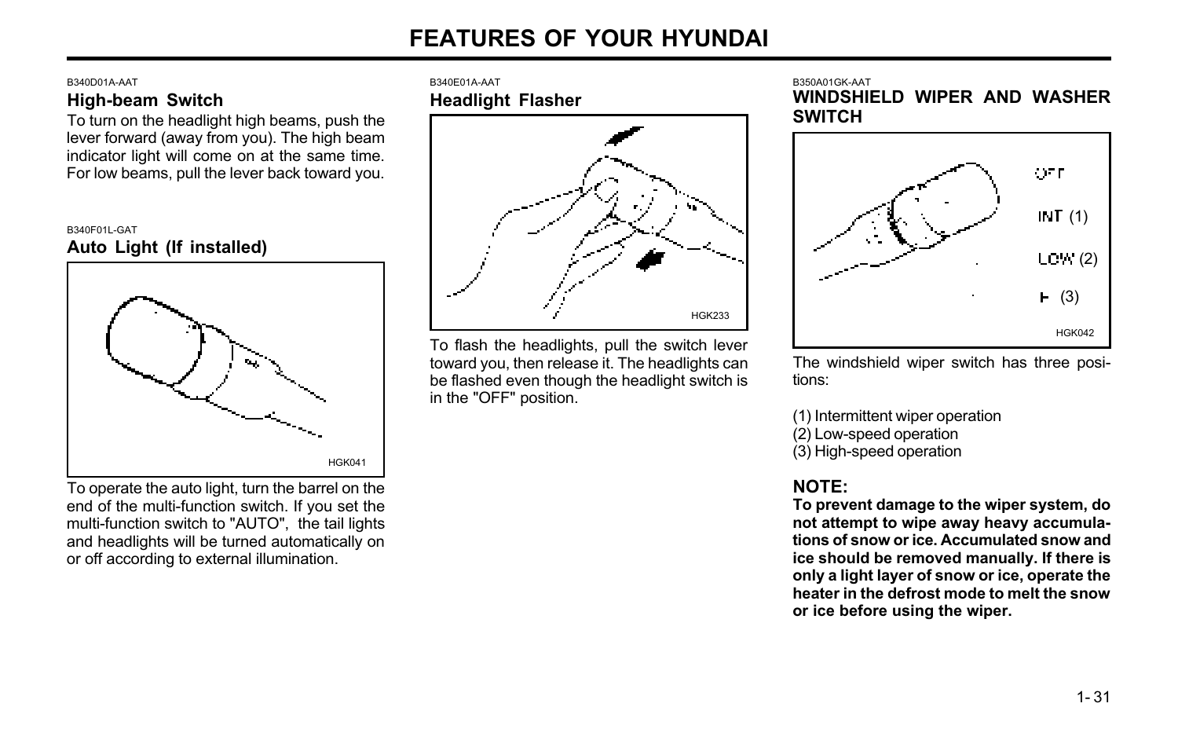B340D01A-AAT

### High-beam Switch

To turn on the headlight high beams, push the lever forward (away from you). The high beam indicator light will come on at the same time. For low beams, pull the lever back toward you.

B340F01L-GAT

### Auto Light (If installed)

HGK041

To operate the auto light, turn the barrel on the end of the multi-function switch. If you set the multi-function switch to "AUTO", the tail lights and headlights will be turned automatically on or off according to external illumination.

B340E01A-AAT

### Headlight Flasher

HGK233

To flash the headlights, pull the switch lever toward you, then release it. The headlights can be flashed even though the headlight switch is in the "OFF" position.

B350A01GK-AAT

### WINDSHIELD WIPER AND WASHER SWITCH

OFF
INT (1)
LOW (2)
H (3)

HGK042

The windshield wiper switch has three positions:

(1) Intermittent wiper operation
(2) Low-speed operation
(3) High-speed operation

**NOTE:**

**To prevent damage to the wiper system, do not attempt to wipe away heavy accumulations of snow or ice. Accumulated snow and ice should be removed manually. If there is only a light layer of snow or ice, operate the heater in the defrost mode to melt the snow or ice before using the wiper.**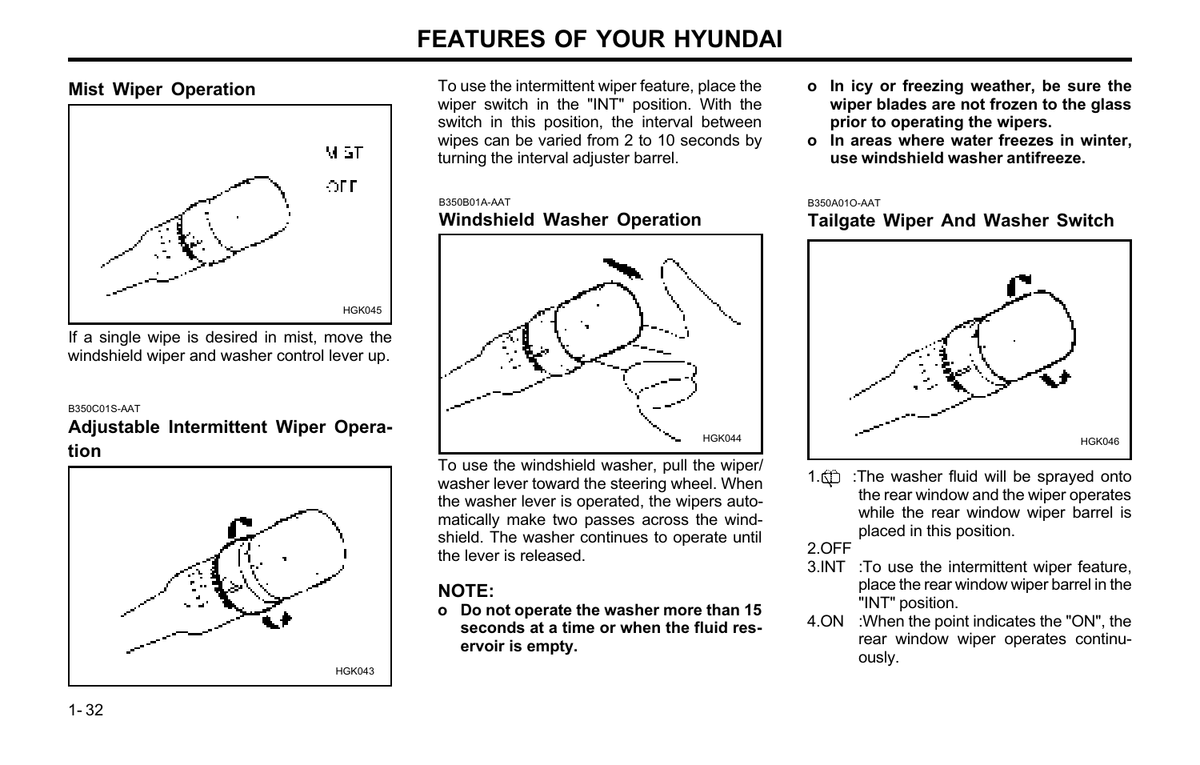## Mist Wiper Operation

HGK045

If a single wipe is desired in mist, move the windshield wiper and washer control lever up.

B350C01S-AAT

## Adjustable Intermittent Wiper Operation

HGK043

To use the intermittent wiper feature, place the wiper switch in the "INT" position. With the switch in this position, the interval between wipes can be varied from 2 to 10 seconds by turning the interval adjuster barrel.

B350B01A-AAT

## Windshield Washer Operation

HGK044

To use the windshield washer, pull the wiper/washer lever toward the steering wheel. When the washer lever is operated, the wipers automatically make two passes across the windshield. The washer continues to operate until the lever is released.

### NOTE:

- **Do not operate the washer more than 15 seconds at a time or when the fluid reservoir is empty.**
- **In icy or freezing weather, be sure the wiper blades are not frozen to the glass prior to operating the wipers.**
- **In areas where water freezes in winter, use windshield washer antifreeze.**

B350A01O-AAT

## Tailgate Wiper And Washer Switch

HGK046

1. :The washer fluid will be sprayed onto the rear window and the wiper operates while the rear window wiper barrel is placed in this position.
2. OFF
3. INT :To use the intermittent wiper feature, place the rear window wiper barrel in the "INT" position.
4. ON :When the point indicates the "ON", the rear window wiper operates continuously.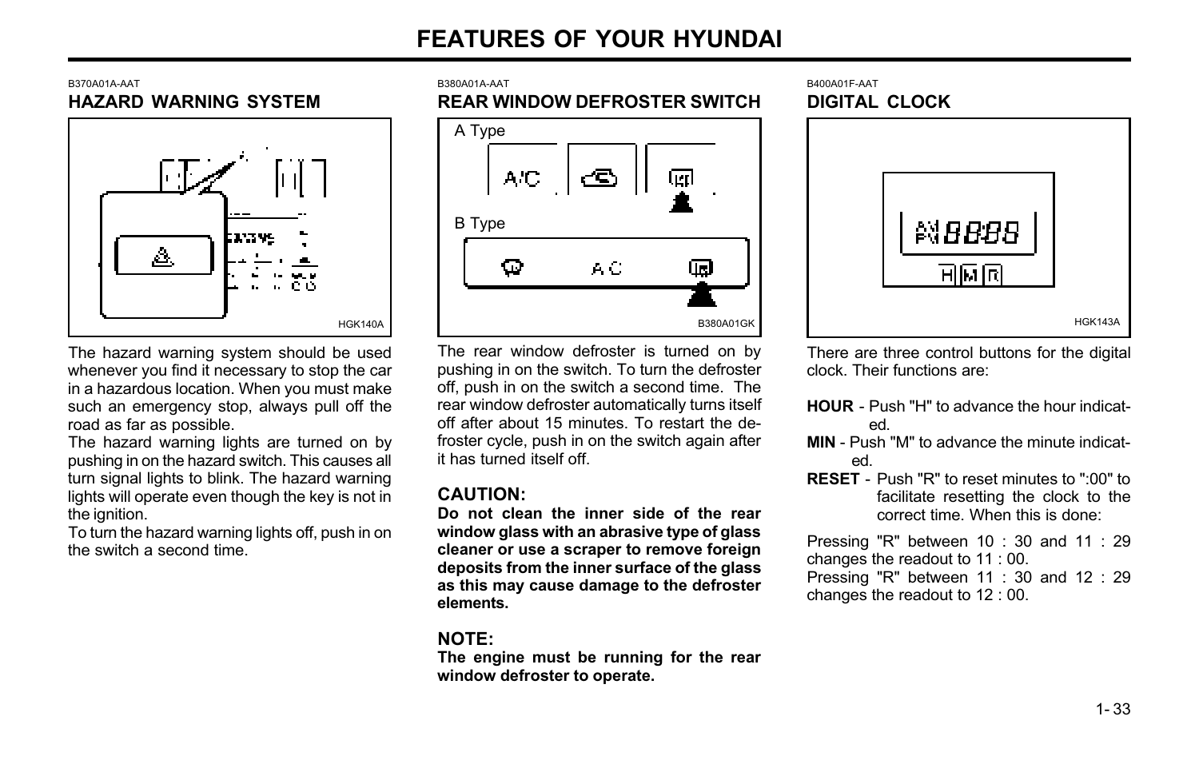B370A01A-AAT

## HAZARD WARNING SYSTEM

HGK140A

The hazard warning system should be used whenever you find it necessary to stop the car in a hazardous location. When you must make such an emergency stop, always pull off the road as far as possible.

The hazard warning lights are turned on by pushing in on the hazard switch. This causes all turn signal lights to blink. The hazard warning lights will operate even though the key is not in the ignition.

To turn the hazard warning lights off, push in on the switch a second time.

B380A01A-AAT

## REAR WINDOW DEFROSTER SWITCH

A Type

B Type

B380A01GK

The rear window defroster is turned on by pushing in on the switch. To turn the defroster off, push in on the switch a second time. The rear window defroster automatically turns itself off after about 15 minutes. To restart the defroster cycle, push in on the switch again after it has turned itself off.

### CAUTION:

**Do not clean the inner side of the rear window glass with an abrasive type of glass cleaner or use a scraper to remove foreign deposits from the inner surface of the glass as this may cause damage to the defroster elements.**

### NOTE:

**The engine must be running for the rear window defroster to operate.**

B400A01F-AAT

## DIGITAL CLOCK

HGK143A

There are three control buttons for the digital clock. Their functions are:

**HOUR** - Push "H" to advance the hour indicated.

**MIN** - Push "M" to advance the minute indicated.

**RESET** - Push "R" to reset minutes to ":00" to facilitate resetting the clock to the correct time. When this is done:

Pressing "R" between 10 : 30 and 11 : 29 changes the readout to 11 : 00.

Pressing "R" between 11 : 30 and 12 : 29 changes the readout to 12 : 00.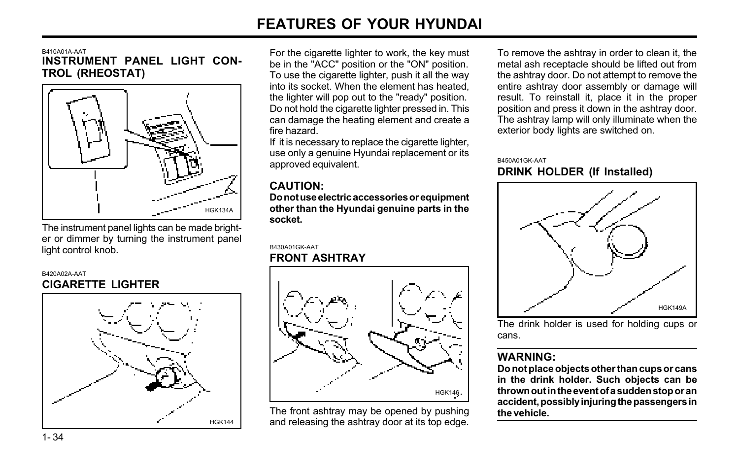B410A01A-AAT

## INSTRUMENT PANEL LIGHT CONTROL (RHEOSTAT)

HGK134A

The instrument panel lights can be made brighter or dimmer by turning the instrument panel light control knob.

B420A02A-AAT

## CIGARETTE LIGHTER

HGK144

For the cigarette lighter to work, the key must be in the "ACC" position or the "ON" position. To use the cigarette lighter, push it all the way into its socket. When the element has heated, the lighter will pop out to the "ready" position. Do not hold the cigarette lighter pressed in. This can damage the heating element and create a fire hazard.

If it is necessary to replace the cigarette lighter, use only a genuine Hyundai replacement or its approved equivalent.

### CAUTION:

**Do not use electric accessories or equipment other than the Hyundai genuine parts in the socket.**

B430A01GK-AAT

## FRONT ASHTRAY

HGK146

The front ashtray may be opened by pushing and releasing the ashtray door at its top edge.

To remove the ashtray in order to clean it, the metal ash receptacle should be lifted out from the ashtray door. Do not attempt to remove the entire ashtray door assembly or damage will result. To reinstall it, place it in the proper position and press it down in the ashtray door. The ashtray lamp will only illuminate when the exterior body lights are switched on.

B450A01GK-AAT

## DRINK HOLDER (If Installed)

HGK149A

The drink holder is used for holding cups or cans.

### WARNING:

**Do not place objects other than cups or cans in the drink holder. Such objects can be thrown out in the event of a sudden stop or an accident, possibly injuring the passengers in the vehicle.**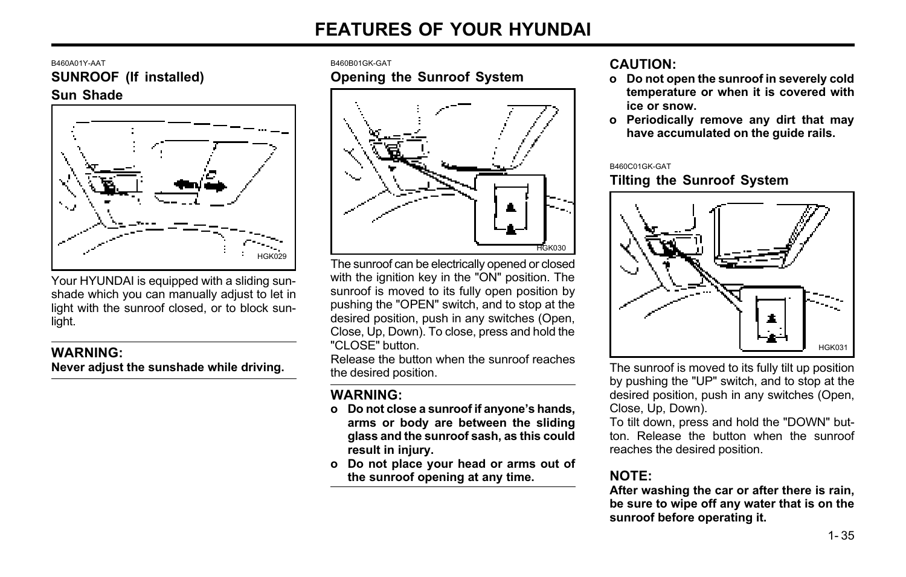B460A01Y-AAT

## SUNROOF (If installed)

### Sun Shade

HGK029

Your HYUNDAI is equipped with a sliding sunshade which you can manually adjust to let in light with the sunroof closed, or to block sunlight.

**WARNING:**
**Never adjust the sunshade while driving.**

B460B01GK-GAT

### Opening the Sunroof System

HGK030

The sunroof can be electrically opened or closed with the ignition key in the "ON" position. The sunroof is moved to its fully open position by pushing the "OPEN" switch, and to stop at the desired position, push in any switches (Open, Close, Up, Down). To close, press and hold the "CLOSE" button.
Release the button when the sunroof reaches the desired position.

**WARNING:**

- **Do not close a sunroof if anyone's hands, arms or body are between the sliding glass and the sunroof sash, as this could result in injury.**
- **Do not place your head or arms out of the sunroof opening at any time.**

**CAUTION:**

- **Do not open the sunroof in severely cold temperature or when it is covered with ice or snow.**
- **Periodically remove any dirt that may have accumulated on the guide rails.**

B460C01GK-GAT

### Tilting the Sunroof System

HGK031

The sunroof is moved to its fully tilt up position by pushing the "UP" switch, and to stop at the desired position, push in any switches (Open, Close, Up, Down).
To tilt down, press and hold the "DOWN" button. Release the button when the sunroof reaches the desired position.

**NOTE:**
**After washing the car or after there is rain, be sure to wipe off any water that is on the sunroof before operating it.**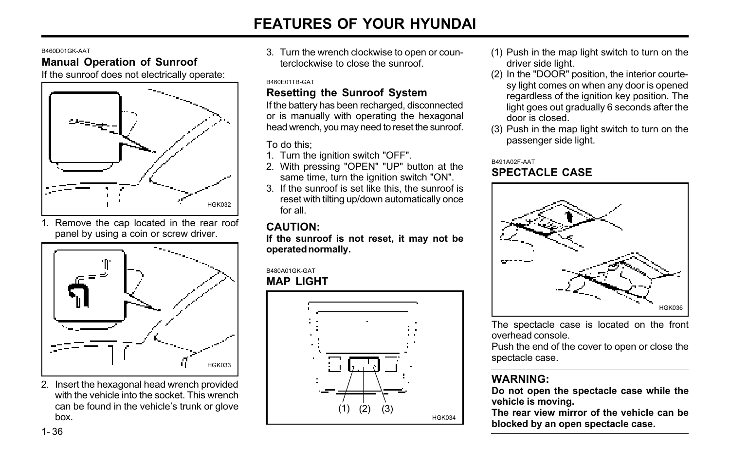B460D01GK-AAT

## Manual Operation of Sunroof

If the sunroof does not electrically operate:

HGK032

1. Remove the cap located in the rear roof panel by using a coin or screw driver.

HGK033

2. Insert the hexagonal head wrench provided with the vehicle into the socket. This wrench can be found in the vehicle's trunk or glove box.
3. Turn the wrench clockwise to open or counterclockwise to close the sunroof.

B460E01TB-GAT

## Resetting the Sunroof System

If the battery has been recharged, disconnected or is manually with operating the hexagonal head wrench, you may need to reset the sunroof.

To do this;

1. Turn the ignition switch "OFF".
2. With pressing "OPEN" "UP" button at the same time, turn the ignition switch "ON".
3. If the sunroof is set like this, the sunroof is reset with tilting up/down automatically once for all.

**CAUTION:**
**If the sunroof is not reset, it may not be operated normally.**

B480A01GK-GAT

## MAP LIGHT

(1) (2) (3)

HGK034

(1) Push in the map light switch to turn on the driver side light.
(2) In the "DOOR" position, the interior courtesy light comes on when any door is opened regardless of the ignition key position. The light goes out gradually 6 seconds after the door is closed.
(3) Push in the map light switch to turn on the passenger side light.

B491A02F-AAT

## SPECTACLE CASE

HGK036

The spectacle case is located on the front overhead console.
Push the end of the cover to open or close the spectacle case.

**WARNING:**
**Do not open the spectacle case while the vehicle is moving.**
**The rear view mirror of the vehicle can be blocked by an open spectacle case.**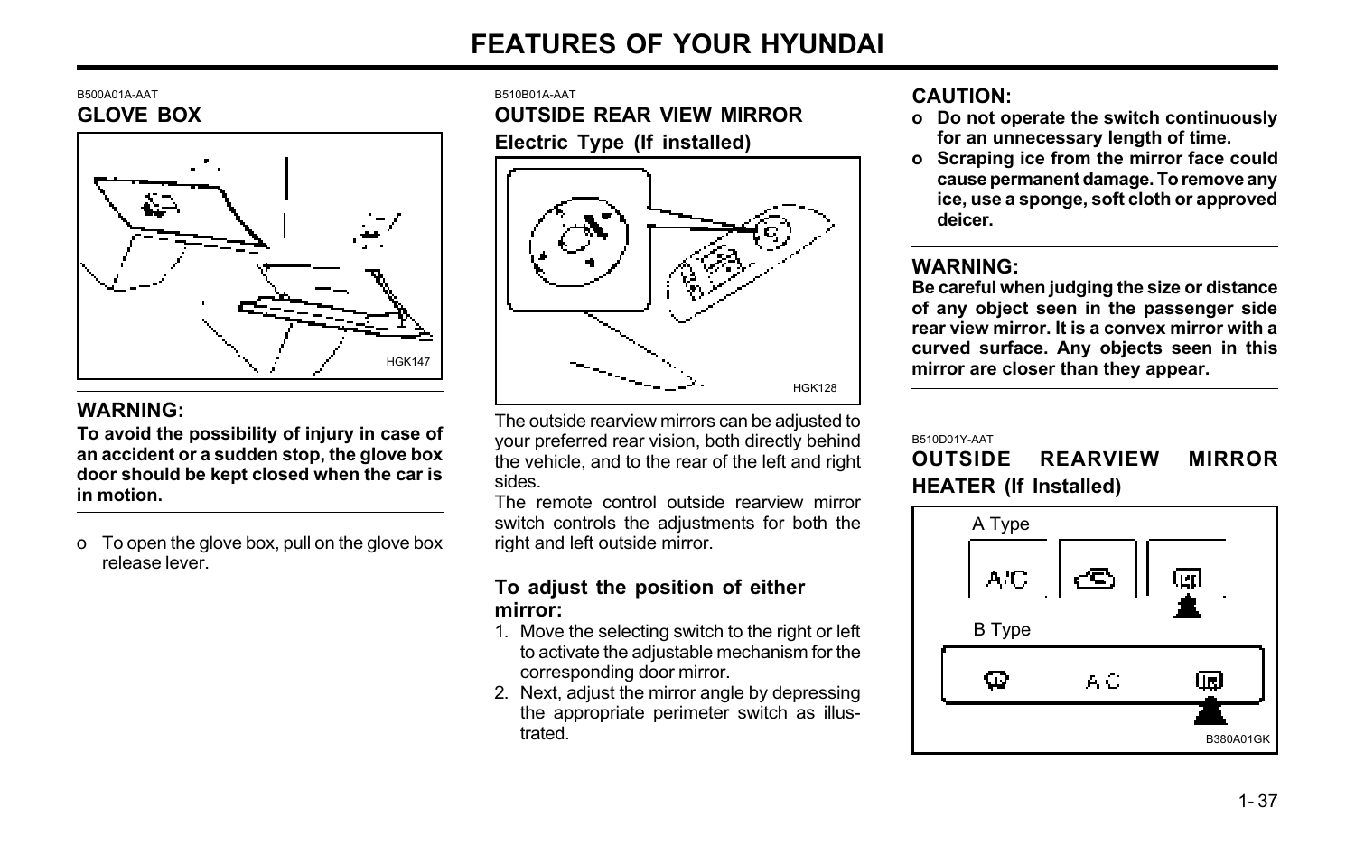B500A01A-AAT

## GLOVE BOX

HGK147

**WARNING:**
**To avoid the possibility of injury in case of an accident or a sudden stop, the glove box door should be kept closed when the car is in motion.**

- o To open the glove box, pull on the glove box release lever.

B510B01A-AAT

## OUTSIDE REAR VIEW MIRROR

### Electric Type (If installed)

HGK128

The outside rearview mirrors can be adjusted to your preferred rear vision, both directly behind the vehicle, and to the rear of the left and right sides.
The remote control outside rearview mirror switch controls the adjustments for both the right and left outside mirror.

### To adjust the position of either mirror:

1. Move the selecting switch to the right or left to activate the adjustable mechanism for the corresponding door mirror.
2. Next, adjust the mirror angle by depressing the appropriate perimeter switch as illustrated.

**CAUTION:**
- **o Do not operate the switch continuously for an unnecessary length of time.**
- **o Scraping ice from the mirror face could cause permanent damage. To remove any ice, use a sponge, soft cloth or approved deicer.**

**WARNING:**
**Be careful when judging the size or distance of any object seen in the passenger side rear view mirror. It is a convex mirror with a curved surface. Any objects seen in this mirror are closer than they appear.**

B510D01Y-AAT

## OUTSIDE REARVIEW MIRROR HEATER (If Installed)

A Type

B Type

B380A01GK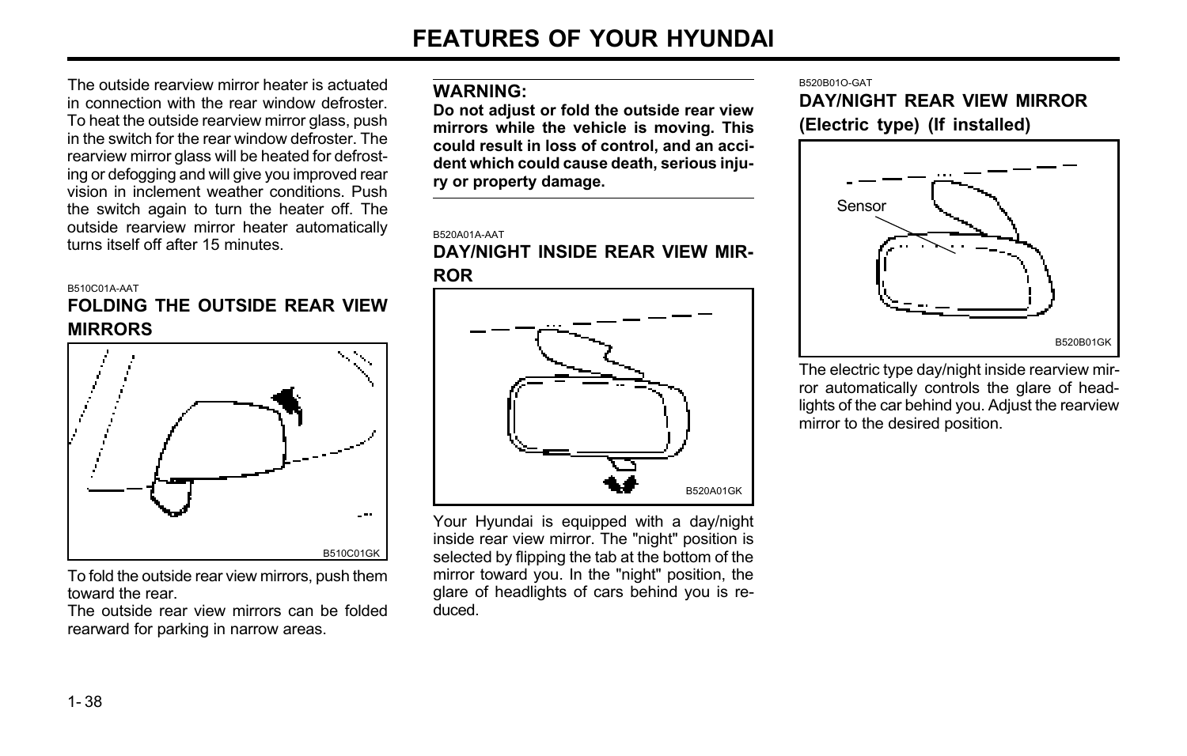The outside rearview mirror heater is actuated in connection with the rear window defroster. To heat the outside rearview mirror glass, push in the switch for the rear window defroster. The rearview mirror glass will be heated for defrosting or defogging and will give you improved rear vision in inclement weather conditions. Push the switch again to turn the heater off. The outside rearview mirror heater automatically turns itself off after 15 minutes.

B510C01A-AAT

## FOLDING THE OUTSIDE REAR VIEW MIRRORS

B510C01GK

To fold the outside rear view mirrors, push them toward the rear.

The outside rear view mirrors can be folded rearward for parking in narrow areas.

**WARNING:**
**Do not adjust or fold the outside rear view mirrors while the vehicle is moving. This could result in loss of control, and an accident which could cause death, serious injury or property damage.**

B520A01A-AAT

## DAY/NIGHT INSIDE REAR VIEW MIRROR

B520A01GK

Your Hyundai is equipped with a day/night inside rear view mirror. The "night" position is selected by flipping the tab at the bottom of the mirror toward you. In the "night" position, the glare of headlights of cars behind you is reduced.

B520B01O-GAT

## DAY/NIGHT REAR VIEW MIRROR (Electric type) (If installed)

Sensor

B520B01GK

The electric type day/night inside rearview mirror automatically controls the glare of headlights of the car behind you. Adjust the rearview mirror to the desired position.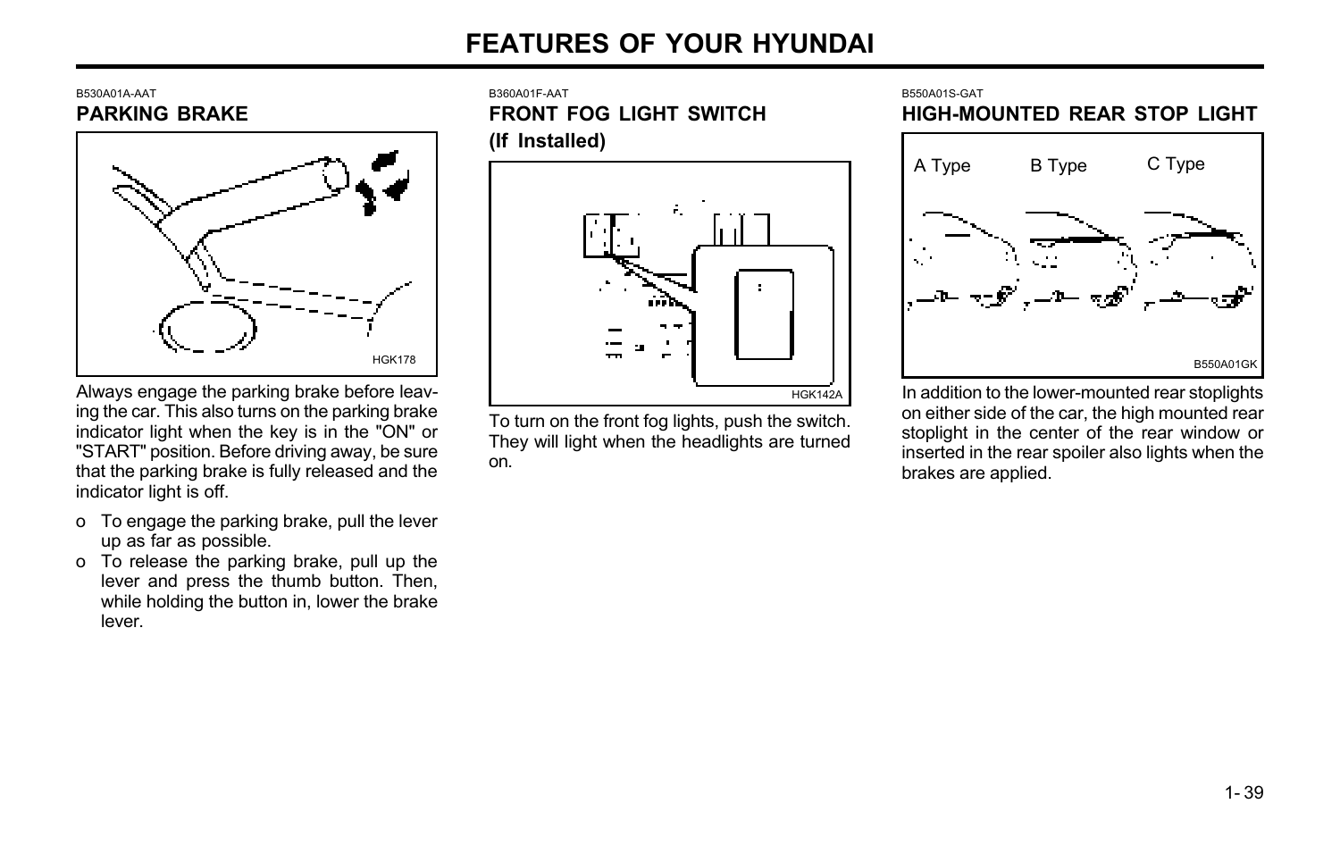B530A01A-AAT

## PARKING BRAKE

HGK178

Always engage the parking brake before leaving the car. This also turns on the parking brake indicator light when the key is in the "ON" or "START" position. Before driving away, be sure that the parking brake is fully released and the indicator light is off.

- o To engage the parking brake, pull the lever up as far as possible.
- o To release the parking brake, pull up the lever and press the thumb button. Then, while holding the button in, lower the brake lever.

B360A01F-AAT

## FRONT FOG LIGHT SWITCH (If Installed)

HGK142A

To turn on the front fog lights, push the switch. They will light when the headlights are turned on.

B550A01S-GAT

## HIGH-MOUNTED REAR STOP LIGHT

A Type B Type C Type

B550A01GK

In addition to the lower-mounted rear stoplights on either side of the car, the high mounted rear stoplight in the center of the rear window or inserted in the rear spoiler also lights when the brakes are applied.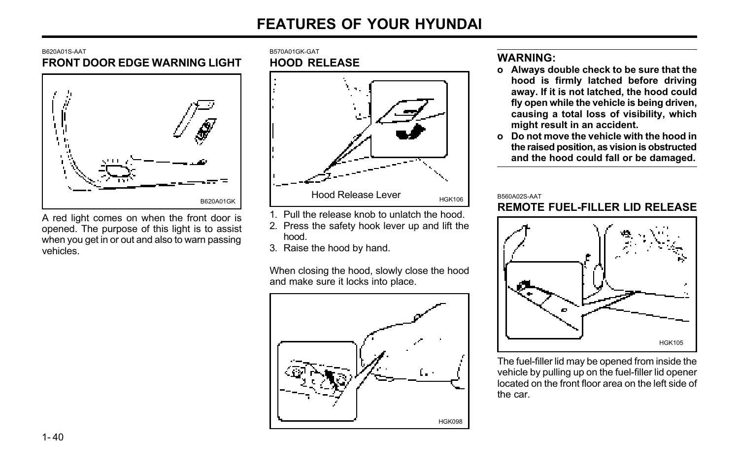B620A01S-AAT

## FRONT DOOR EDGE WARNING LIGHT

B620A01GK

A red light comes on when the front door is opened. The purpose of this light is to assist when you get in or out and also to warn passing vehicles.

B570A01GK-GAT

## HOOD RELEASE

Hood Release Lever

HGK106

1. Pull the release knob to unlatch the hood.
2. Press the safety hook lever up and lift the hood.
3. Raise the hood by hand.

When closing the hood, slowly close the hood and make sure it locks into place.

HGK098

**WARNING:**

- **Always double check to be sure that the hood is firmly latched before driving away. If it is not latched, the hood could fly open while the vehicle is being driven, causing a total loss of visibility, which might result in an accident.**
- **Do not move the vehicle with the hood in the raised position, as vision is obstructed and the hood could fall or be damaged.**

B560A02S-AAT

## REMOTE FUEL-FILLER LID RELEASE

HGK105

The fuel-filler lid may be opened from inside the vehicle by pulling up on the fuel-filler lid opener located on the front floor area on the left side of the car.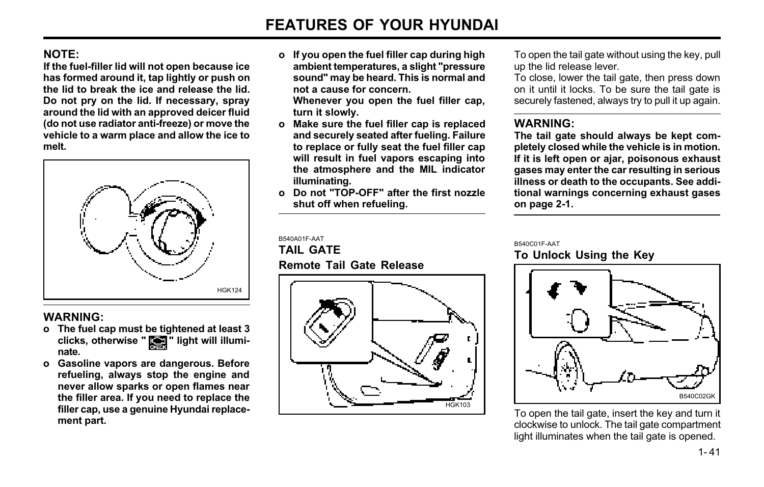**NOTE:**
**If the fuel-filler lid will not open because ice has formed around it, tap lightly or push on the lid to break the ice and release the lid. Do not pry on the lid. If necessary, spray around the lid with an approved deicer fluid (do not use radiator anti-freeze) or move the vehicle to a warm place and allow the ice to melt.**

HGK124

**WARNING:**

- **The fuel cap must be tightened at least 3 clicks, otherwise " CHECK " light will illuminate.**
- **Gasoline vapors are dangerous. Before refueling, always stop the engine and never allow sparks or open flames near the filler area. If you need to replace the filler cap, use a genuine Hyundai replacement part.**
- **If you open the fuel filler cap during high ambient temperatures, a slight "pressure sound" may be heard. This is normal and not a cause for concern.**
  **Whenever you open the fuel filler cap, turn it slowly.**
- **Make sure the fuel filler cap is replaced and securely seated after fueling. Failure to replace or fully seat the fuel filler cap will result in fuel vapors escaping into the atmosphere and the MIL indicator illuminating.**
- **Do not "TOP-OFF" after the first nozzle shut off when refueling.**

B540A01F-AAT

## TAIL GATE

### Remote Tail Gate Release

HGK103

To open the tail gate without using the key, pull up the lid release lever.

To close, lower the tail gate, then press down on it until it locks. To be sure the tail gate is securely fastened, always try to pull it up again.

**WARNING:**
**The tail gate should always be kept completely closed while the vehicle is in motion. If it is left open or ajar, poisonous exhaust gases may enter the car resulting in serious illness or death to the occupants. See additional warnings concerning exhaust gases on page 2-1.**

B540C01F-AAT

### To Unlock Using the Key

B540C02GK

To open the tail gate, insert the key and turn it clockwise to unlock. The tail gate compartment light illuminates when the tail gate is opened.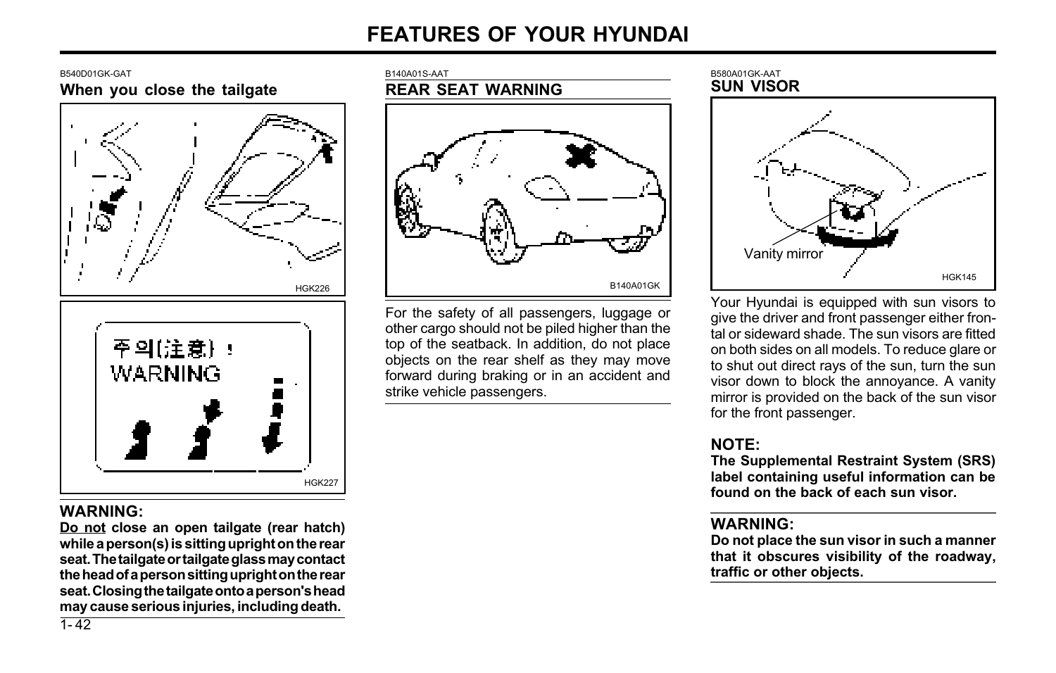B540D01GK-GAT

### When you close the tailgate

HGK226

HGK227

**WARNING:**
**Do not close an open tailgate (rear hatch) while a person(s) is sitting upright on the rear seat. The tailgate or tailgate glass may contact the head of a person sitting upright on the rear seat. Closing the tailgate onto a person's head may cause serious injuries, including death.**

B140A01S-AAT

### REAR SEAT WARNING

B140A01GK

For the safety of all passengers, luggage or other cargo should not be piled higher than the top of the seatback. In addition, do not place objects on the rear shelf as they may move forward during braking or in an accident and strike vehicle passengers.

B580A01GK-AAT

### SUN VISOR

Vanity mirror

HGK145

Your Hyundai is equipped with sun visors to give the driver and front passenger either frontal or sideward shade. The sun visors are fitted on both sides on all models. To reduce glare or to shut out direct rays of the sun, turn the sun visor down to block the annoyance. A vanity mirror is provided on the back of the sun visor for the front passenger.

**NOTE:**
**The Supplemental Restraint System (SRS) label containing useful information can be found on the back of each sun visor.**

**WARNING:**
**Do not place the sun visor in such a manner that it obscures visibility of the roadway, traffic or other objects.**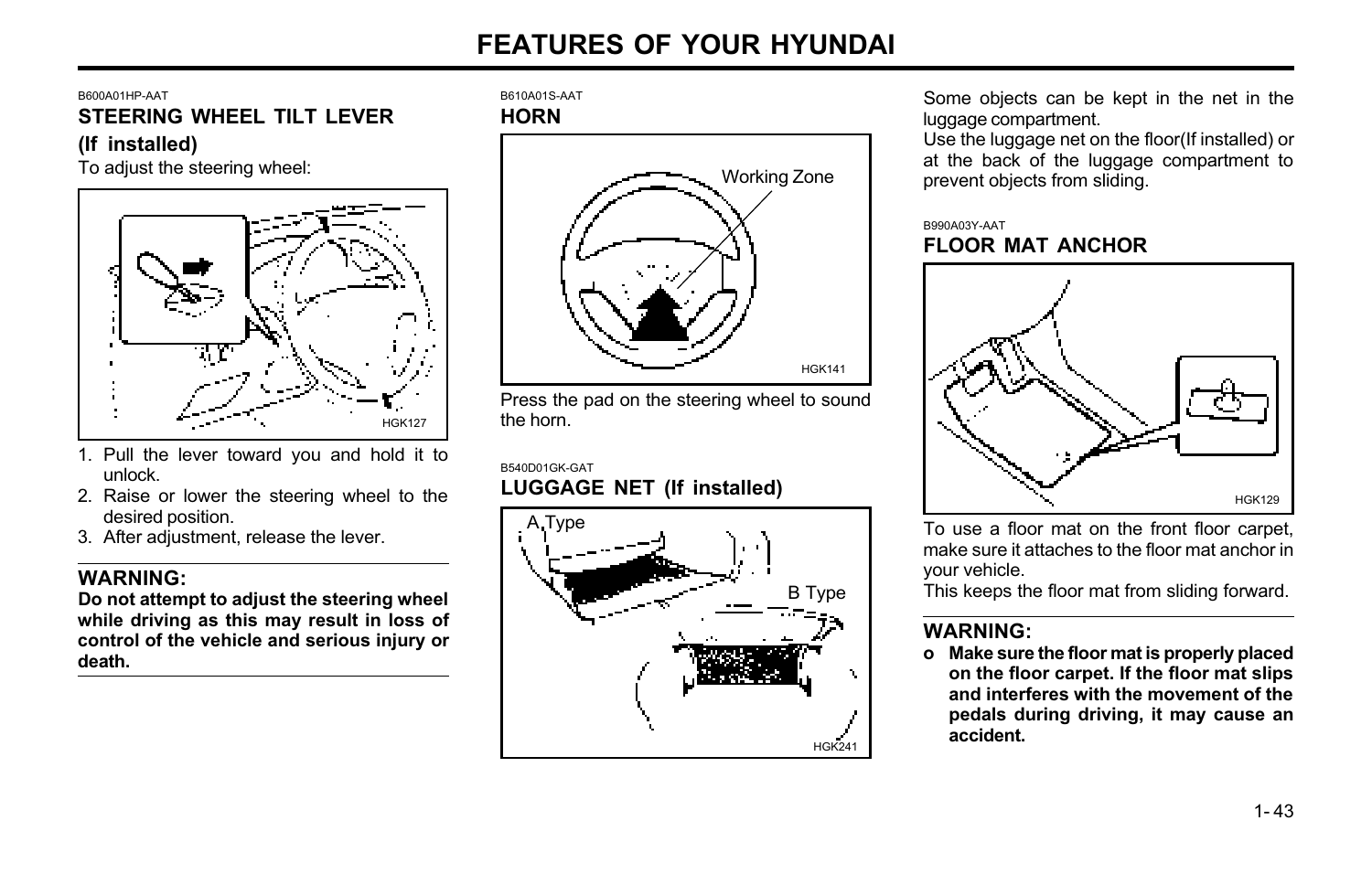B600A01HP-AAT

## STEERING WHEEL TILT LEVER (If installed)

To adjust the steering wheel:

HGK127

1. Pull the lever toward you and hold it to unlock.
2. Raise or lower the steering wheel to the desired position.
3. After adjustment, release the lever.

**WARNING:**

**Do not attempt to adjust the steering wheel while driving as this may result in loss of control of the vehicle and serious injury or death.**

B610A01S-AAT

## HORN

Working Zone

HGK141

Press the pad on the steering wheel to sound the horn.

B540D01GK-GAT

## LUGGAGE NET (If installed)

A Type

B Type

HGK241

Some objects can be kept in the net in the luggage compartment.
Use the luggage net on the floor(If installed) or at the back of the luggage compartment to prevent objects from sliding.

B990A03Y-AAT

## FLOOR MAT ANCHOR

HGK129

To use a floor mat on the front floor carpet, make sure it attaches to the floor mat anchor in your vehicle.
This keeps the floor mat from sliding forward.

**WARNING:**

- **Make sure the floor mat is properly placed on the floor carpet. If the floor mat slips and interferes with the movement of the pedals during driving, it may cause an accident.**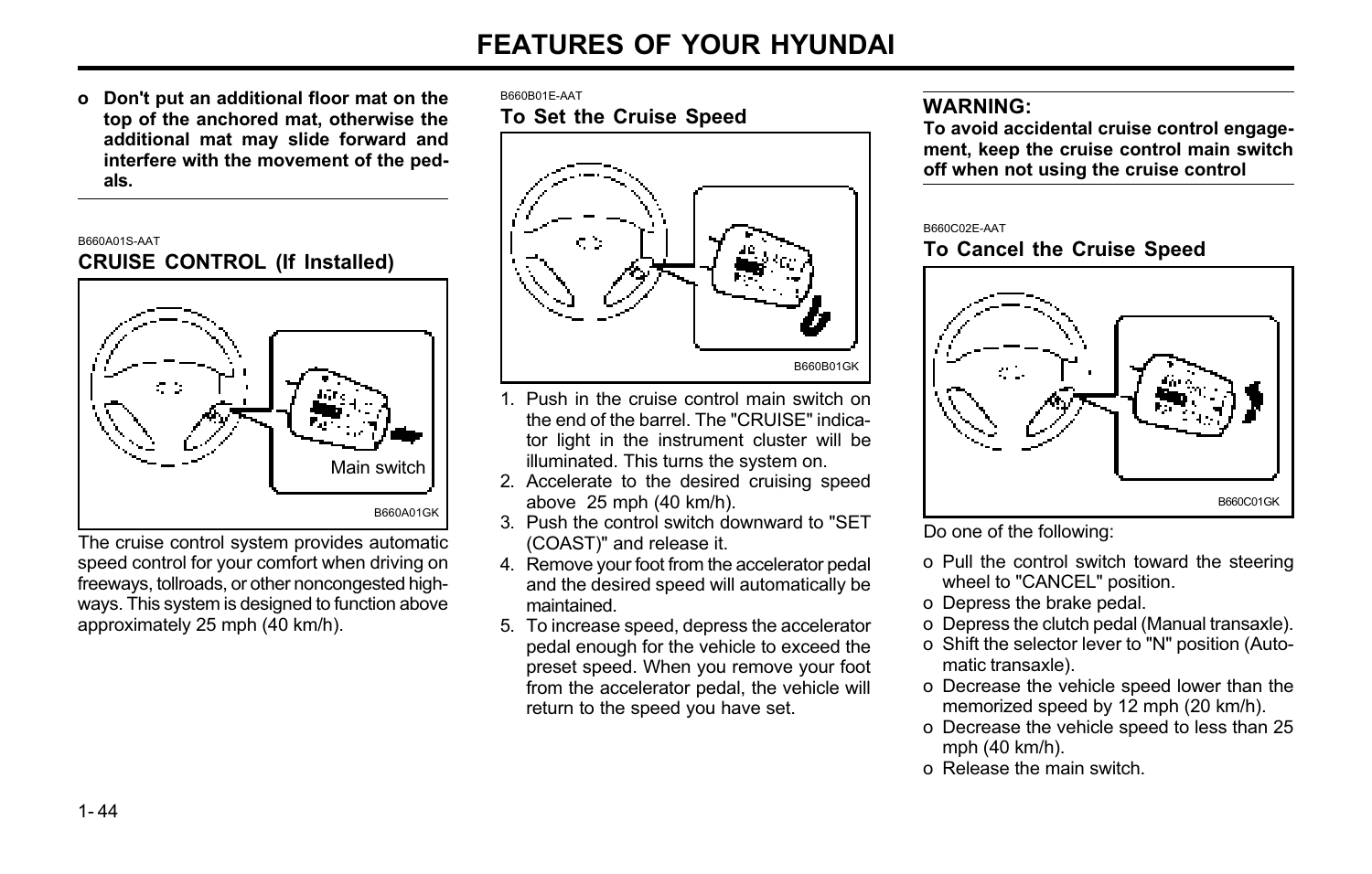- **Don't put an additional floor mat on the top of the anchored mat, otherwise the additional mat may slide forward and interfere with the movement of the pedals.**

B660A01S-AAT

## CRUISE CONTROL (If Installed)

Main switch

B660A01GK

The cruise control system provides automatic speed control for your comfort when driving on freeways, tollroads, or other noncongested highways. This system is designed to function above approximately 25 mph (40 km/h).

B660B01E-AAT

### To Set the Cruise Speed

B660B01GK

1. Push in the cruise control main switch on the end of the barrel. The "CRUISE" indicator light in the instrument cluster will be illuminated. This turns the system on.
2. Accelerate to the desired cruising speed above 25 mph (40 km/h).
3. Push the control switch downward to "SET (COAST)" and release it.
4. Remove your foot from the accelerator pedal and the desired speed will automatically be maintained.
5. To increase speed, depress the accelerator pedal enough for the vehicle to exceed the preset speed. When you remove your foot from the accelerator pedal, the vehicle will return to the speed you have set.

**WARNING:**
**To avoid accidental cruise control engagement, keep the cruise control main switch off when not using the cruise control**

B660C02E-AAT

### To Cancel the Cruise Speed

B660C01GK

Do one of the following:

- Pull the control switch toward the steering wheel to "CANCEL" position.
- Depress the brake pedal.
- Depress the clutch pedal (Manual transaxle).
- Shift the selector lever to "N" position (Automatic transaxle).
- Decrease the vehicle speed lower than the memorized speed by 12 mph (20 km/h).
- Decrease the vehicle speed to less than 25 mph (40 km/h).
- Release the main switch.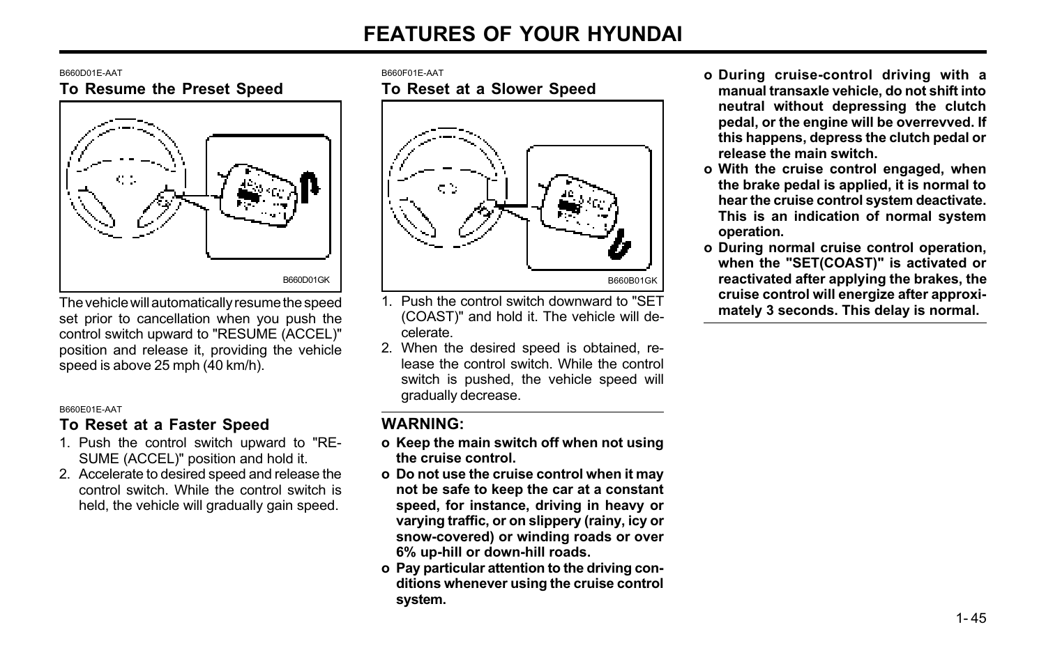B660D01E-AAT

## To Resume the Preset Speed

B660D01GK

The vehicle will automatically resume the speed set prior to cancellation when you push the control switch upward to "RESUME (ACCEL)" position and release it, providing the vehicle speed is above 25 mph (40 km/h).

B660E01E-AAT

## To Reset at a Faster Speed

1. Push the control switch upward to "RESUME (ACCEL)" position and hold it.
2. Accelerate to desired speed and release the control switch. While the control switch is held, the vehicle will gradually gain speed.

B660F01E-AAT

## To Reset at a Slower Speed

B660B01GK

1. Push the control switch downward to "SET (COAST)" and hold it. The vehicle will decelerate.
2. When the desired speed is obtained, release the control switch. While the control switch is pushed, the vehicle speed will gradually decrease.

### WARNING:

- **Keep the main switch off when not using the cruise control.**
- **Do not use the cruise control when it may not be safe to keep the car at a constant speed, for instance, driving in heavy or varying traffic, or on slippery (rainy, icy or snow-covered) or winding roads or over 6% up-hill or down-hill roads.**
- **Pay particular attention to the driving conditions whenever using the cruise control system.**
- **During cruise-control driving with a manual transaxle vehicle, do not shift into neutral without depressing the clutch pedal, or the engine will be overrevved. If this happens, depress the clutch pedal or release the main switch.**
- **With the cruise control engaged, when the brake pedal is applied, it is normal to hear the cruise control system deactivate. This is an indication of normal system operation.**
- **During normal cruise control operation, when the "SET(COAST)" is activated or reactivated after applying the brakes, the cruise control will energize after approximately 3 seconds. This delay is normal.**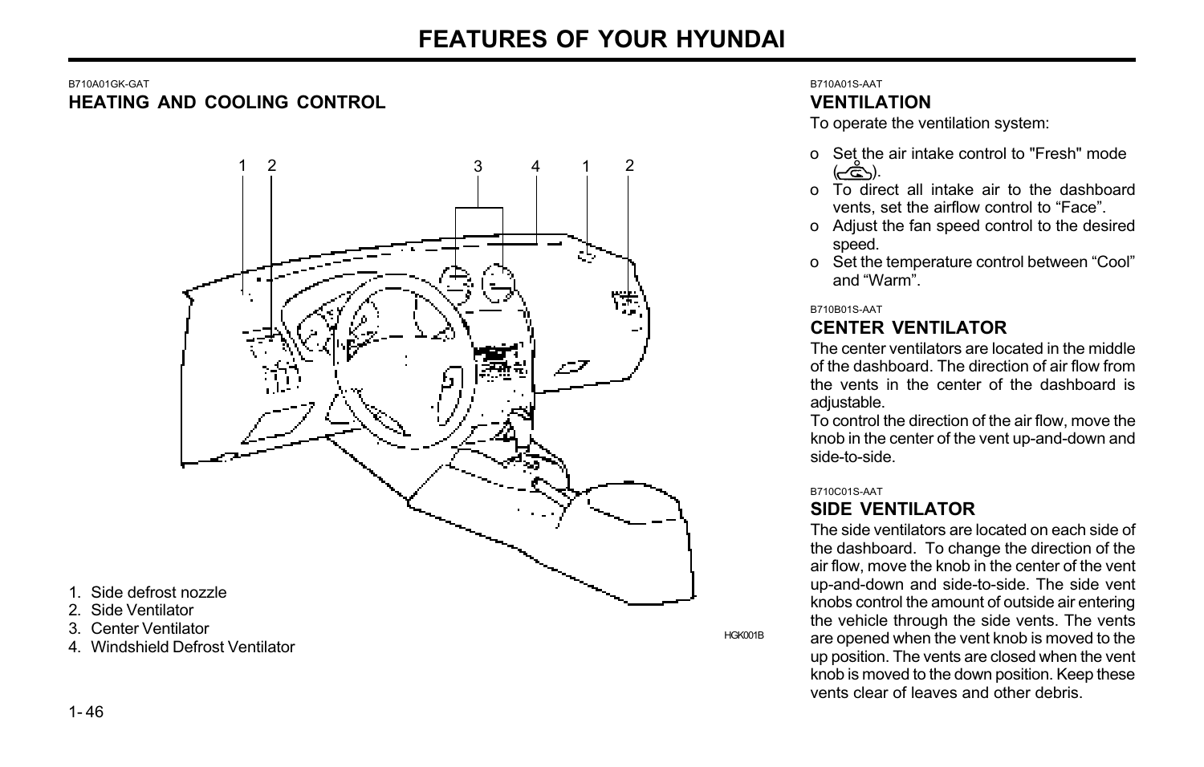B710A01GK-GAT

## HEATING AND COOLING CONTROL

1. Side defrost nozzle
2. Side Ventilator
3. Center Ventilator
4. Windshield Defrost Ventilator

HGK001B

B710A01S-AAT

## VENTILATION

To operate the ventilation system:

- o Set the air intake control to "Fresh" mode ( ).
- o To direct all intake air to the dashboard vents, set the airflow control to "Face".
- o Adjust the fan speed control to the desired speed.
- o Set the temperature control between "Cool" and "Warm".

B710B01S-AAT

## CENTER VENTILATOR

The center ventilators are located in the middle of the dashboard. The direction of air flow from the vents in the center of the dashboard is adjustable.

To control the direction of the air flow, move the knob in the center of the vent up-and-down and side-to-side.

B710C01S-AAT

## SIDE VENTILATOR

The side ventilators are located on each side of the dashboard. To change the direction of the air flow, move the knob in the center of the vent up-and-down and side-to-side. The side vent knobs control the amount of outside air entering the vehicle through the side vents. The vents are opened when the vent knob is moved to the up position. The vents are closed when the vent knob is moved to the down position. Keep these vents clear of leaves and other debris.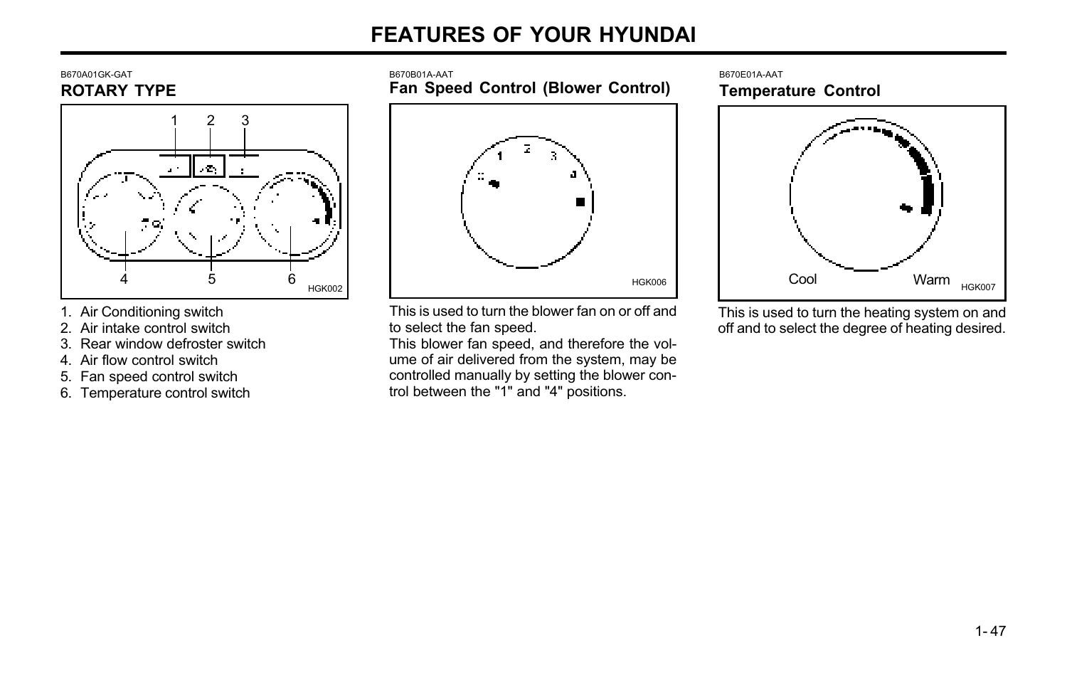B670A01GK-GAT

## ROTARY TYPE

1. Air Conditioning switch
2. Air intake control switch
3. Rear window defroster switch
4. Air flow control switch
5. Fan speed control switch
6. Temperature control switch

B670B01A-AAT

## Fan Speed Control (Blower Control)

This is used to turn the blower fan on or off and to select the fan speed.

This blower fan speed, and therefore the volume of air delivered from the system, may be controlled manually by setting the blower control between the "1" and "4" positions.

B670E01A-AAT

## Temperature Control

This is used to turn the heating system on and off and to select the degree of heating desired.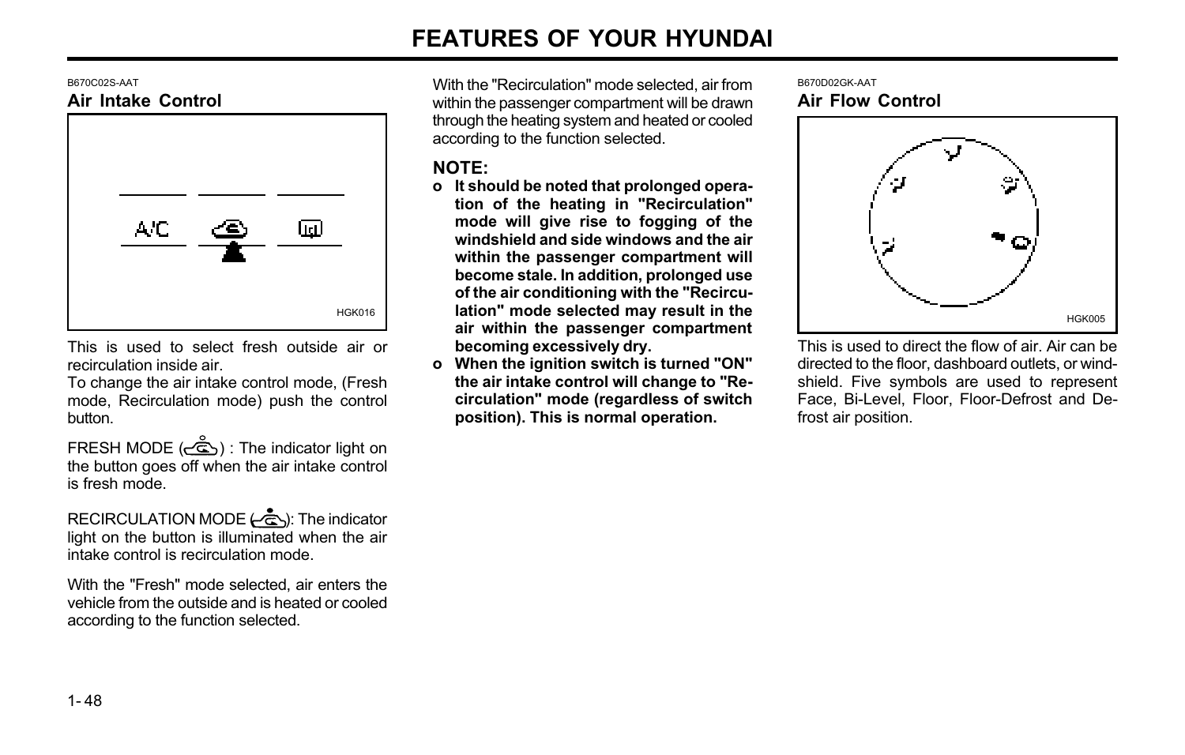B670C02S-AAT

### Air Intake Control

A/C

HGK016

This is used to select fresh outside air or recirculation inside air.

To change the air intake control mode, (Fresh mode, Recirculation mode) push the control button.

FRESH MODE ( ) : The indicator light on the button goes off when the air intake control is fresh mode.

RECIRCULATION MODE ( ): The indicator light on the button is illuminated when the air intake control is recirculation mode.

With the "Fresh" mode selected, air enters the vehicle from the outside and is heated or cooled according to the function selected.

With the "Recirculation" mode selected, air from within the passenger compartment will be drawn through the heating system and heated or cooled according to the function selected.

**NOTE:**

- **It should be noted that prolonged operation of the heating in "Recirculation" mode will give rise to fogging of the windshield and side windows and the air within the passenger compartment will become stale. In addition, prolonged use of the air conditioning with the "Recirculation" mode selected may result in the air within the passenger compartment becoming excessively dry.**
- **When the ignition switch is turned "ON" the air intake control will change to "Recirculation" mode (regardless of switch position). This is normal operation.**

B670D02GK-AAT

### Air Flow Control

HGK005

This is used to direct the flow of air. Air can be directed to the floor, dashboard outlets, or windshield. Five symbols are used to represent Face, Bi-Level, Floor, Floor-Defrost and Defrost air position.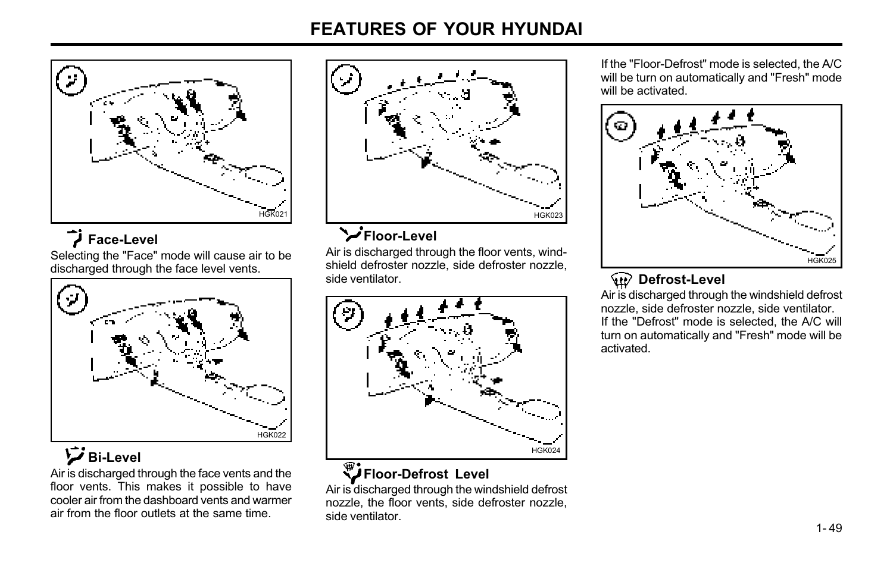HGK021

### Face-Level

Selecting the "Face" mode will cause air to be discharged through the face level vents.

HGK022

### Bi-Level

Air is discharged through the face vents and the floor vents. This makes it possible to have cooler air from the dashboard vents and warmer air from the floor outlets at the same time.

HGK023

### Floor-Level

Air is discharged through the floor vents, windshield defroster nozzle, side defroster nozzle, side ventilator.

HGK024

### Floor-Defrost Level

Air is discharged through the windshield defrost nozzle, the floor vents, side defroster nozzle, side ventilator.

If the "Floor-Defrost" mode is selected, the A/C will be turn on automatically and "Fresh" mode will be activated.

HGK025

### Defrost-Level

Air is discharged through the windshield defrost nozzle, side defroster nozzle, side ventilator.

If the "Defrost" mode is selected, the A/C will turn on automatically and "Fresh" mode will be activated.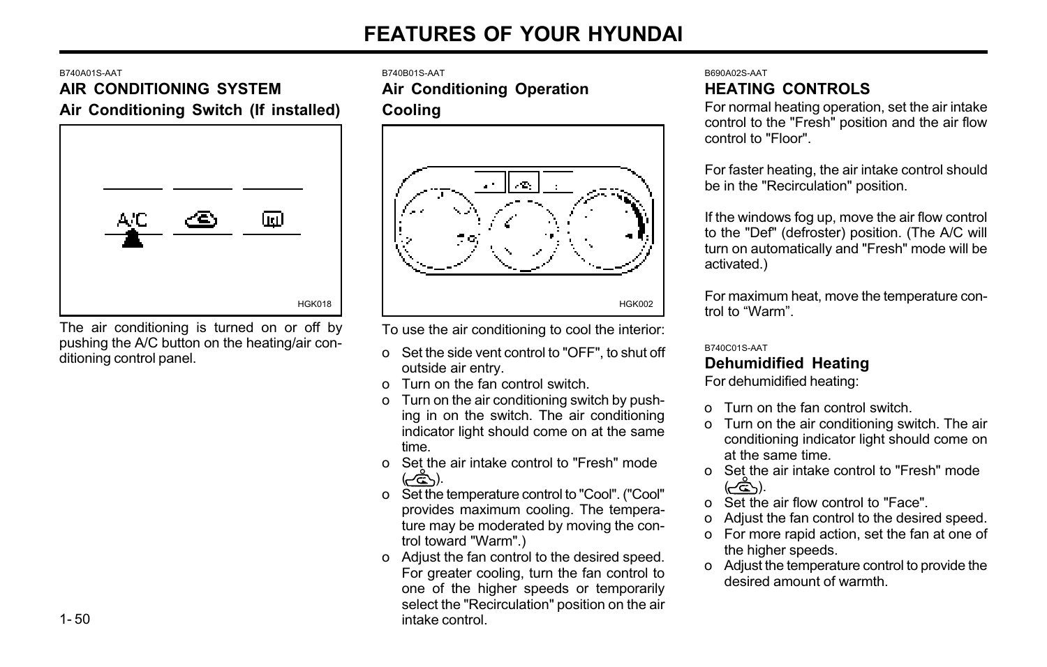B740A01S-AAT

## AIR CONDITIONING SYSTEM

### Air Conditioning Switch (If installed)

HGK018

The air conditioning is turned on or off by pushing the A/C button on the heating/air conditioning control panel.

B740B01S-AAT

### Air Conditioning Operation

### Cooling

HGK002

To use the air conditioning to cool the interior:

- o Set the side vent control to "OFF", to shut off outside air entry.
- o Turn on the fan control switch.
- o Turn on the air conditioning switch by pushing in on the switch. The air conditioning indicator light should come on at the same time.
- o Set the air intake control to "Fresh" mode ( ).
- o Set the temperature control to "Cool". ("Cool" provides maximum cooling. The temperature may be moderated by moving the control toward "Warm".)
- o Adjust the fan control to the desired speed. For greater cooling, turn the fan control to one of the higher speeds or temporarily select the "Recirculation" position on the air intake control.

B690A02S-AAT

## HEATING CONTROLS

For normal heating operation, set the air intake control to the "Fresh" position and the air flow control to "Floor".

For faster heating, the air intake control should be in the "Recirculation" position.

If the windows fog up, move the air flow control to the "Def" (defroster) position. (The A/C will turn on automatically and "Fresh" mode will be activated.)

For maximum heat, move the temperature control to “Warm”.

B740C01S-AAT

### Dehumidified Heating

For dehumidified heating:

- o Turn on the fan control switch.
- o Turn on the air conditioning switch. The air conditioning indicator light should come on at the same time.
- o Set the air intake control to "Fresh" mode ( ).
- o Set the air flow control to "Face".
- o Adjust the fan control to the desired speed.
- o For more rapid action, set the fan at one of the higher speeds.
- o Adjust the temperature control to provide the desired amount of warmth.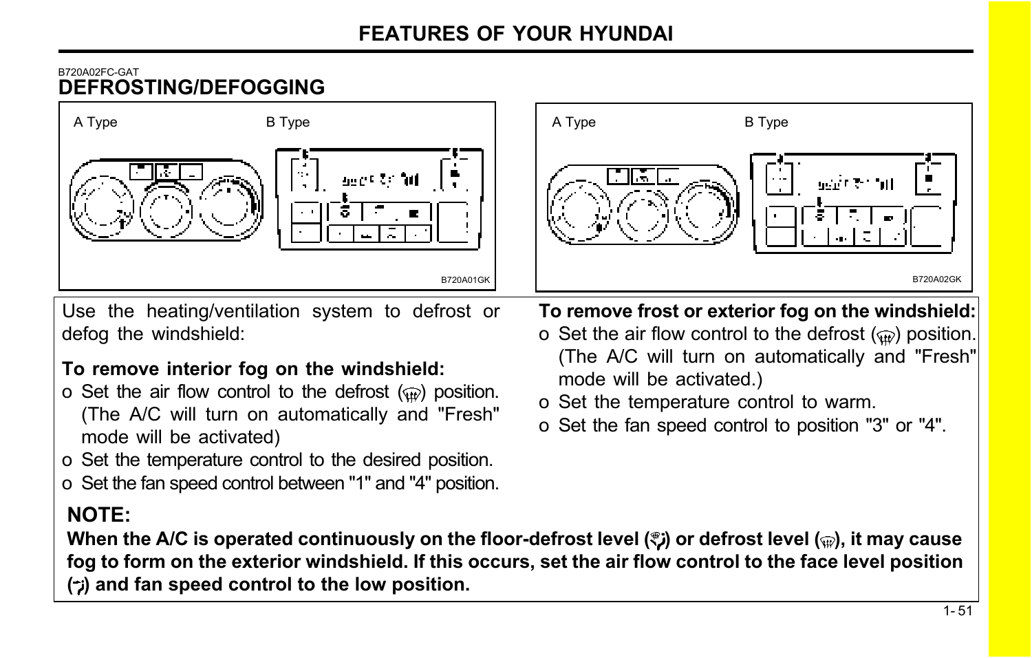B720A02FC-GAT

## DEFROSTING/DEFOGGING

A Type B Type

B720A01GK

A Type B Type

B720A02GK

Use the heating/ventilation system to defrost or defog the windshield:

**To remove interior fog on the windshield:**

- o Set the air flow control to the defrost () position. (The A/C will turn on automatically and "Fresh" mode will be activated)
- o Set the temperature control to the desired position.
- o Set the fan speed control between "1" and "4" position.

**To remove frost or exterior fog on the windshield:**

- o Set the air flow control to the defrost () position. (The A/C will turn on automatically and "Fresh" mode will be activated.)
- o Set the temperature control to warm.
- o Set the fan speed control to position "3" or "4".

**NOTE:**

**When the A/C is operated continuously on the floor-defrost level () or defrost level (), it may cause fog to form on the exterior windshield. If this occurs, set the air flow control to the face level position () and fan speed control to the low position.**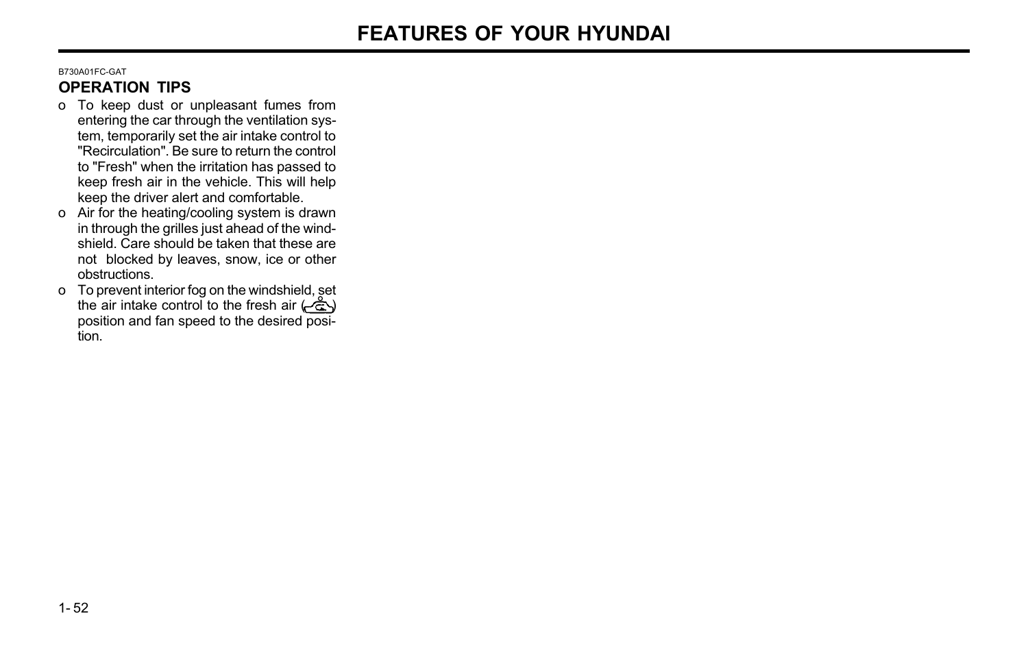B730A01FC-GAT

## OPERATION TIPS

- To keep dust or unpleasant fumes from entering the car through the ventilation system, temporarily set the air intake control to "Recirculation". Be sure to return the control to "Fresh" when the irritation has passed to keep fresh air in the vehicle. This will help keep the driver alert and comfortable.
- Air for the heating/cooling system is drawn in through the grilles just ahead of the windshield. Care should be taken that these are not blocked by leaves, snow, ice or other obstructions.
- To prevent interior fog on the windshield, set the air intake control to the fresh air position and fan speed to the desired position.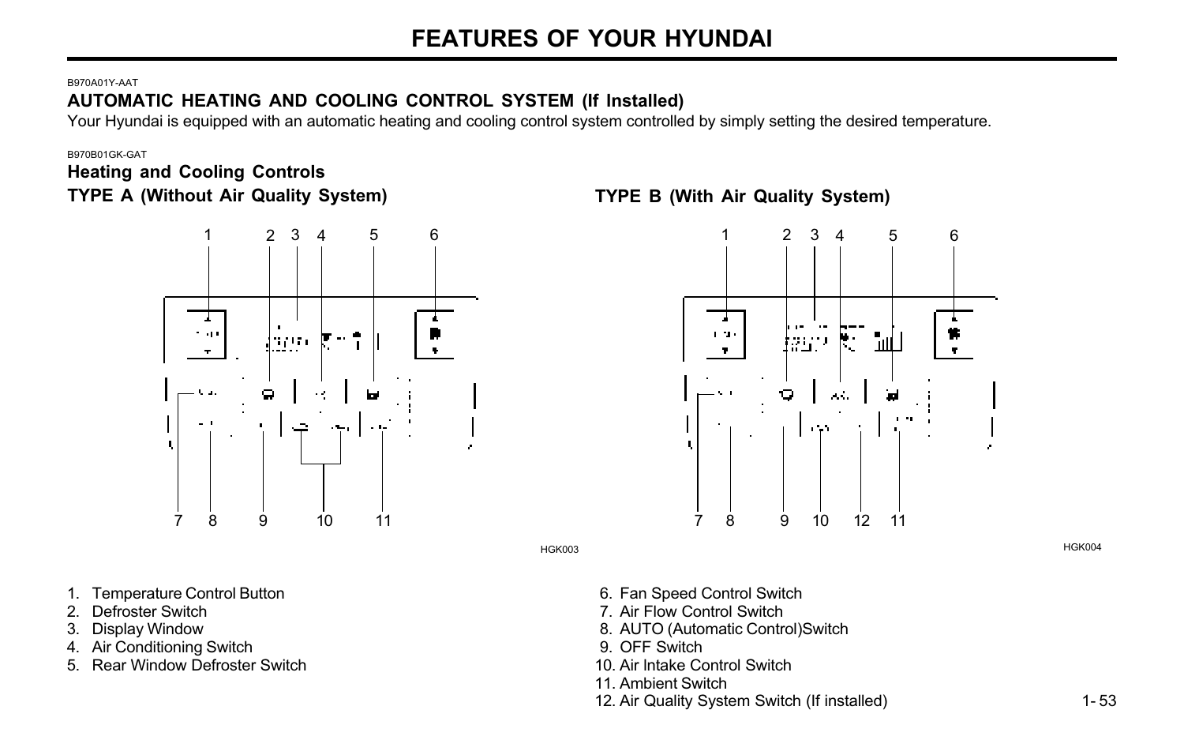B970A01Y-AAT

## AUTOMATIC HEATING AND COOLING CONTROL SYSTEM (If Installed)

Your Hyundai is equipped with an automatic heating and cooling control system controlled by simply setting the desired temperature.

B970B01GK-GAT

### Heating and Cooling Controls

**TYPE A (Without Air Quality System)**

HGK003

**TYPE B (With Air Quality System)**

HGK004

1. Temperature Control Button
2. Defroster Switch
3. Display Window
4. Air Conditioning Switch
5. Rear Window Defroster Switch
6. Fan Speed Control Switch
7. Air Flow Control Switch
8. AUTO (Automatic Control)Switch
9. OFF Switch
10. Air Intake Control Switch
11. Ambient Switch
12. Air Quality System Switch (If installed)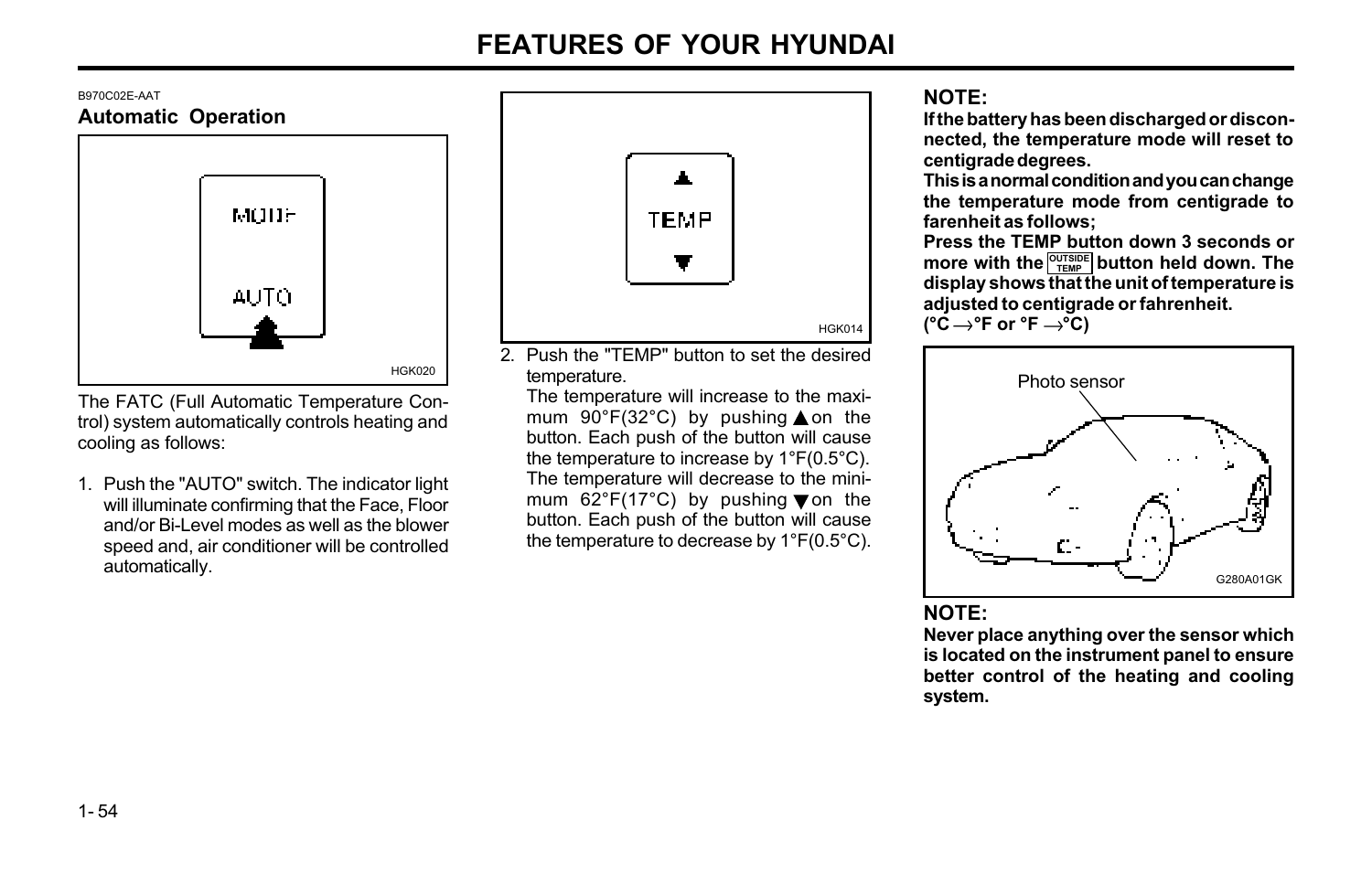B970C02E-AAT

### Automatic Operation

HGK020

The FATC (Full Automatic Temperature Control) system automatically controls heating and cooling as follows:

1. Push the "AUTO" switch. The indicator light will illuminate confirming that the Face, Floor and/or Bi-Level modes as well as the blower speed and, air conditioner will be controlled automatically.

HGK014

2. Push the "TEMP" button to set the desired temperature.
   The temperature will increase to the maximum 90°F(32°C) by pushing ▲ on the button. Each push of the button will cause the temperature to increase by 1°F(0.5°C).
   The temperature will decrease to the minimum 62°F(17°C) by pushing ▼ on the button. Each push of the button will cause the temperature to decrease by 1°F(0.5°C).

**NOTE:**

**If the battery has been discharged or disconnected, the temperature mode will reset to centigrade degrees.**
**This is a normal condition and you can change the temperature mode from centigrade to farenheit as follows;**
**Press the TEMP button down 3 seconds or more with the OUTSIDE TEMP button held down. The display shows that the unit of temperature is adjusted to centigrade or fahrenheit.**
**(°C →°F or °F →°C)**

Photo sensor

G280A01GK

**NOTE:**

**Never place anything over the sensor which is located on the instrument panel to ensure better control of the heating and cooling system.**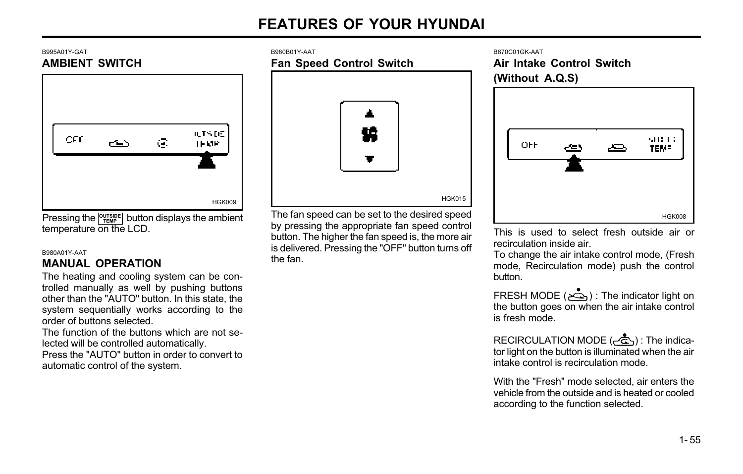B995A01Y-GAT

## AMBIENT SWITCH

HGK009

Pressing the OUTSIDE TEMP button displays the ambient temperature on the LCD.

B980A01Y-AAT

## MANUAL OPERATION

The heating and cooling system can be controlled manually as well by pushing buttons other than the "AUTO" button. In this state, the system sequentially works according to the order of buttons selected.

The function of the buttons which are not selected will be controlled automatically.

Press the "AUTO" button in order to convert to automatic control of the system.

B980B01Y-AAT

## Fan Speed Control Switch

HGK015

The fan speed can be set to the desired speed by pressing the appropriate fan speed control button. The higher the fan speed is, the more air is delivered. Pressing the "OFF" button turns off the fan.

B670C01GK-AAT

## Air Intake Control Switch (Without A.Q.S)

HGK008

This is used to select fresh outside air or recirculation inside air.

To change the air intake control mode, (Fresh mode, Recirculation mode) push the control button.

FRESH MODE ( ) : The indicator light on the button goes on when the air intake control is fresh mode.

RECIRCULATION MODE ( ) : The indicator light on the button is illuminated when the air intake control is recirculation mode.

With the "Fresh" mode selected, air enters the vehicle from the outside and is heated or cooled according to the function selected.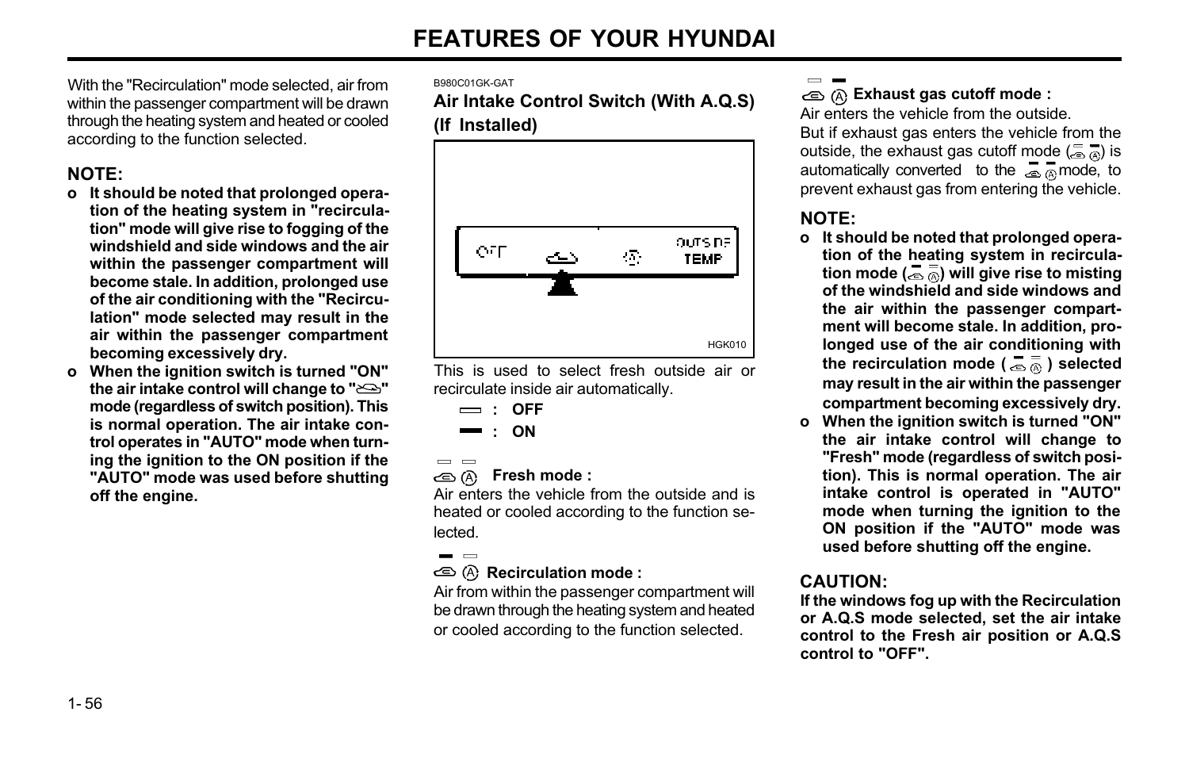With the "Recirculation" mode selected, air from within the passenger compartment will be drawn through the heating system and heated or cooled according to the function selected.

**NOTE:**

- **It should be noted that prolonged operation of the heating system in "recirculation" mode will give rise to fogging of the windshield and side windows and the air within the passenger compartment will become stale. In addition, prolonged use of the air conditioning with the "Recirculation" mode selected may result in the air within the passenger compartment becoming excessively dry.**
- **When the ignition switch is turned "ON" the air intake control will change to "" mode (regardless of switch position). This is normal operation. The air intake control operates in "AUTO" mode when turning the ignition to the ON position if the "AUTO" mode was used before shutting off the engine.**

B980C01GK-GAT

### Air Intake Control Switch (With A.Q.S) (If Installed)

OFF | (A) | OUTSIDE TEMP

HGK010

This is used to select fresh outside air or recirculate inside air automatically.

- ▭ : **OFF**
- ▬ : **ON**

**Fresh mode :**
Air enters the vehicle from the outside and is heated or cooled according to the function selected.

**Recirculation mode :**
Air from within the passenger compartment will be drawn through the heating system and heated or cooled according to the function selected.

**Exhaust gas cutoff mode :**
Air enters the vehicle from the outside.
But if exhaust gas enters the vehicle from the outside, the exhaust gas cutoff mode () is automatically converted to the mode, to prevent exhaust gas from entering the vehicle.

**NOTE:**

- **It should be noted that prolonged operation of the heating system in recirculation mode () will give rise to misting of the windshield and side windows and the air within the passenger compartment will become stale. In addition, prolonged use of the air conditioning with the recirculation mode ( ) selected may result in the air within the passenger compartment becoming excessively dry.**
- **When the ignition switch is turned "ON" the air intake control will change to "Fresh" mode (regardless of switch position). This is normal operation. The air intake control is operated in "AUTO" mode when turning the ignition to the ON position if the "AUTO" mode was used before shutting off the engine.**

**CAUTION:**
**If the windows fog up with the Recirculation or A.Q.S mode selected, set the air intake control to the Fresh air position or A.Q.S control to "OFF".**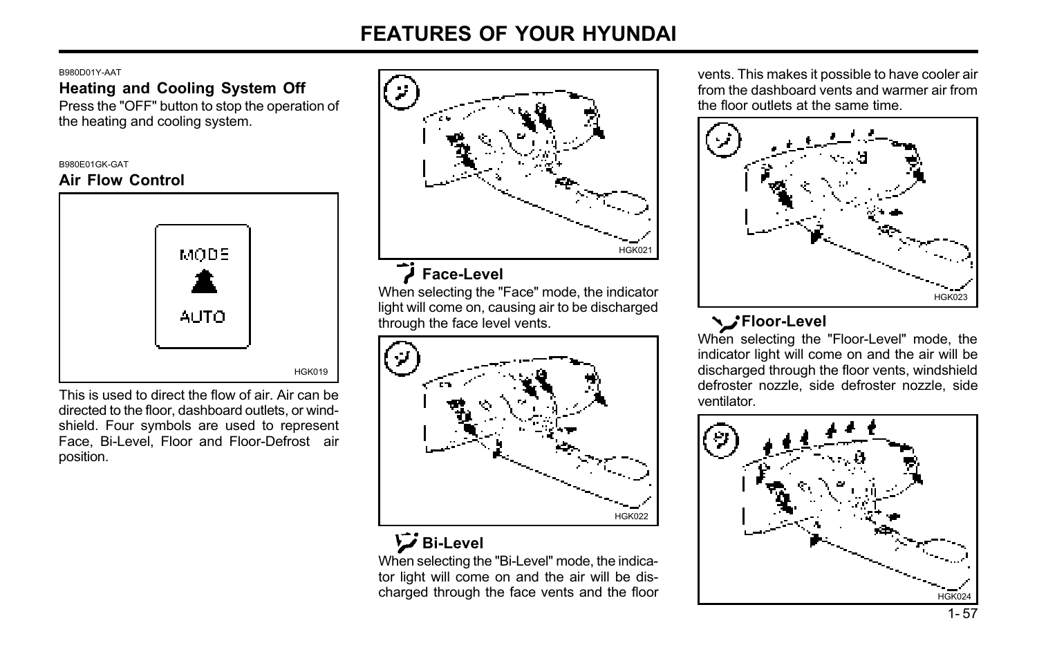B980D01Y-AAT

### Heating and Cooling System Off

Press the "OFF" button to stop the operation of the heating and cooling system.

B980E01GK-GAT

### Air Flow Control

HGK019

This is used to direct the flow of air. Air can be directed to the floor, dashboard outlets, or windshield. Four symbols are used to represent Face, Bi-Level, Floor and Floor-Defrost air position.

HGK021

### Face-Level

When selecting the "Face" mode, the indicator light will come on, causing air to be discharged through the face level vents.

HGK022

### Bi-Level

When selecting the "Bi-Level" mode, the indicator light will come on and the air will be discharged through the face vents and the floor vents. This makes it possible to have cooler air from the dashboard vents and warmer air from the floor outlets at the same time.

HGK023

### Floor-Level

When selecting the "Floor-Level" mode, the indicator light will come on and the air will be discharged through the floor vents, windshield defroster nozzle, side defroster nozzle, side ventilator.

HGK024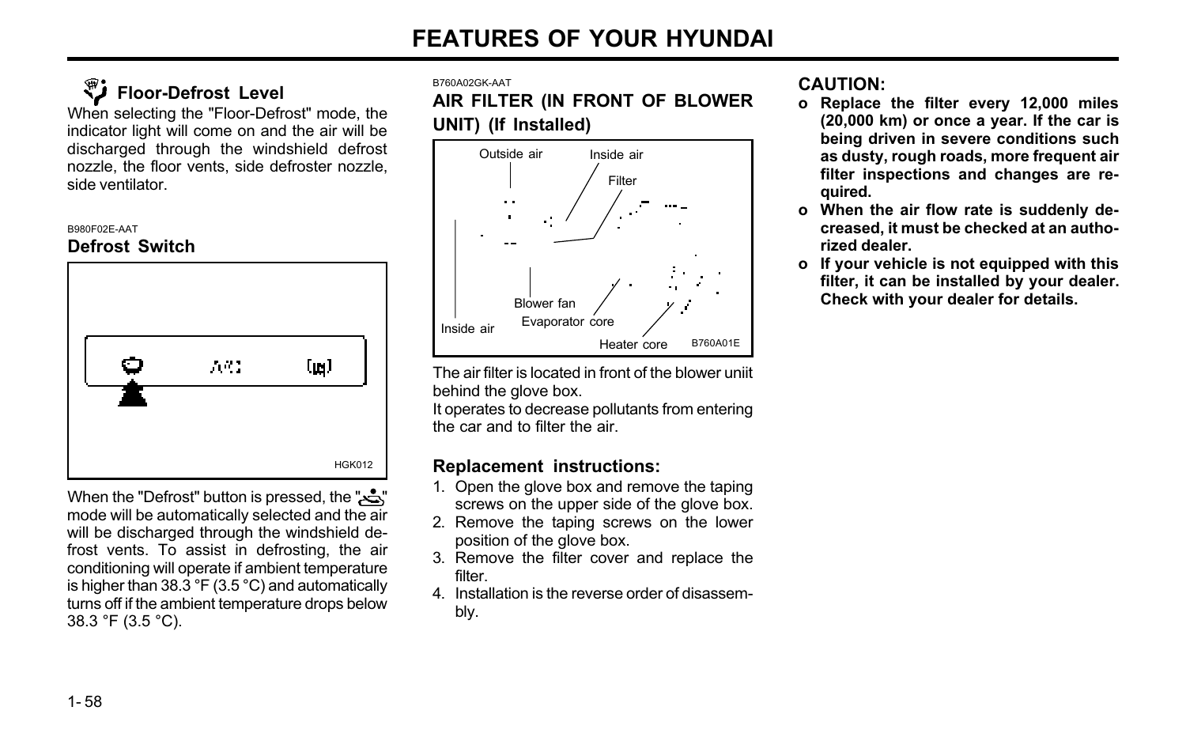### Floor-Defrost Level

When selecting the "Floor-Defrost" mode, the indicator light will come on and the air will be discharged through the windshield defrost nozzle, the floor vents, side defroster nozzle, side ventilator.

B980F02E-AAT

### Defrost Switch

HGK012

When the "Defrost" button is pressed, the "" mode will be automatically selected and the air will be discharged through the windshield defrost vents. To assist in defrosting, the air conditioning will operate if ambient temperature is higher than 38.3 °F (3.5 °C) and automatically turns off if the ambient temperature drops below 38.3 °F (3.5 °C).

B760A02GK-AAT

### AIR FILTER (IN FRONT OF BLOWER UNIT) (If Installed)

Outside air, Inside air, Filter, Blower fan, Inside air, Evaporator core, Heater core

B760A01E

The air filter is located in front of the blower uniit behind the glove box.
It operates to decrease pollutants from entering the car and to filter the air.

#### Replacement instructions:

1. Open the glove box and remove the taping screws on the upper side of the glove box.
2. Remove the taping screws on the lower position of the glove box.
3. Remove the filter cover and replace the filter.
4. Installation is the reverse order of disassembly.

**CAUTION:**

- **Replace the filter every 12,000 miles (20,000 km) or once a year. If the car is being driven in severe conditions such as dusty, rough roads, more frequent air filter inspections and changes are required.**
- **When the air flow rate is suddenly decreased, it must be checked at an authorized dealer.**
- **If your vehicle is not equipped with this filter, it can be installed by your dealer. Check with your dealer for details.**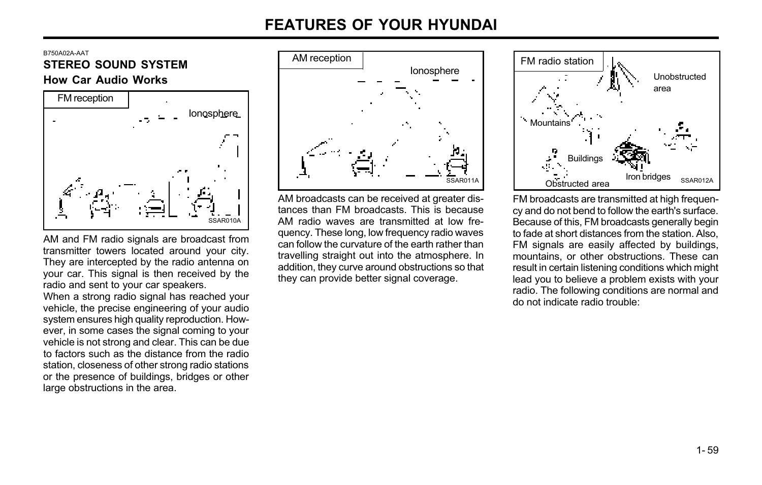B750A02A-AAT

## STEREO SOUND SYSTEM

### How Car Audio Works

FM reception

Ionosphere

SSAR010A

AM and FM radio signals are broadcast from transmitter towers located around your city. They are intercepted by the radio antenna on your car. This signal is then received by the radio and sent to your car speakers.

When a strong radio signal has reached your vehicle, the precise engineering of your audio system ensures high quality reproduction. However, in some cases the signal coming to your vehicle is not strong and clear. This can be due to factors such as the distance from the radio station, closeness of other strong radio stations or the presence of buildings, bridges or other large obstructions in the area.

AM reception

Ionosphere

SSAR011A

AM broadcasts can be received at greater distances than FM broadcasts. This is because AM radio waves are transmitted at low frequency. These long, low frequency radio waves can follow the curvature of the earth rather than travelling straight out into the atmosphere. In addition, they curve around obstructions so that they can provide better signal coverage.

FM radio station

Unobstructed area

Mountains

Buildings

Iron bridges

Obstructed area

SSAR012A

FM broadcasts are transmitted at high frequency and do not bend to follow the earth's surface. Because of this, FM broadcasts generally begin to fade at short distances from the station. Also, FM signals are easily affected by buildings, mountains, or other obstructions. These can result in certain listening conditions which might lead you to believe a problem exists with your radio. The following conditions are normal and do not indicate radio trouble: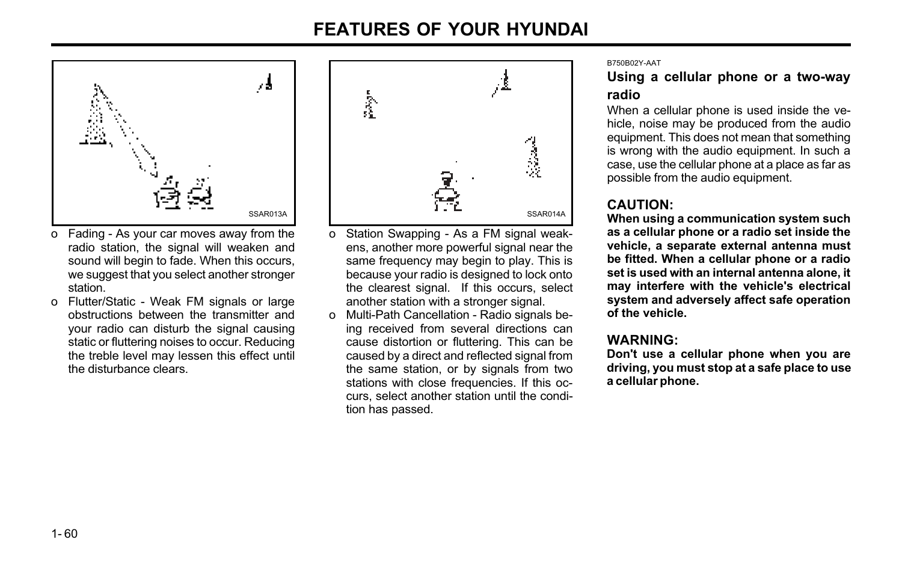SSAR013A

- Fading - As your car moves away from the radio station, the signal will weaken and sound will begin to fade. When this occurs, we suggest that you select another stronger station.
- Flutter/Static - Weak FM signals or large obstructions between the transmitter and your radio can disturb the signal causing static or fluttering noises to occur. Reducing the treble level may lessen this effect until the disturbance clears.

SSAR014A

- Station Swapping - As a FM signal weakens, another more powerful signal near the same frequency may begin to play. This is because your radio is designed to lock onto the clearest signal. If this occurs, select another station with a stronger signal.
- Multi-Path Cancellation - Radio signals being received from several directions can cause distortion or fluttering. This can be caused by a direct and reflected signal from the same station, or by signals from two stations with close frequencies. If this occurs, select another station until the condition has passed.

B750B02Y-AAT

### Using a cellular phone or a two-way radio

When a cellular phone is used inside the vehicle, noise may be produced from the audio equipment. This does not mean that something is wrong with the audio equipment. In such a case, use the cellular phone at a place as far as possible from the audio equipment.

**CAUTION:**

**When using a communication system such as a cellular phone or a radio set inside the vehicle, a separate external antenna must be fitted. When a cellular phone or a radio set is used with an internal antenna alone, it may interfere with the vehicle's electrical system and adversely affect safe operation of the vehicle.**

**WARNING:**

**Don't use a cellular phone when you are driving, you must stop at a safe place to use a cellular phone.**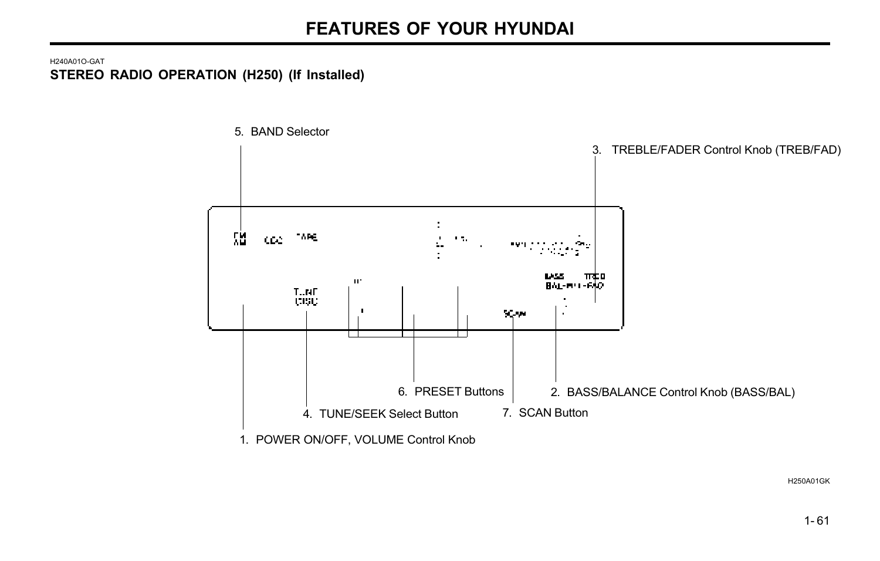H240A01O-GAT

## STEREO RADIO OPERATION (H250) (If Installed)

5. BAND Selector

3. TREBLE/FADER Control Knob (TREB/FAD)

6. PRESET Buttons

2. BASS/BALANCE Control Knob (BASS/BAL)

4. TUNE/SEEK Select Button

7. SCAN Button

1. POWER ON/OFF, VOLUME Control Knob

H250A01GK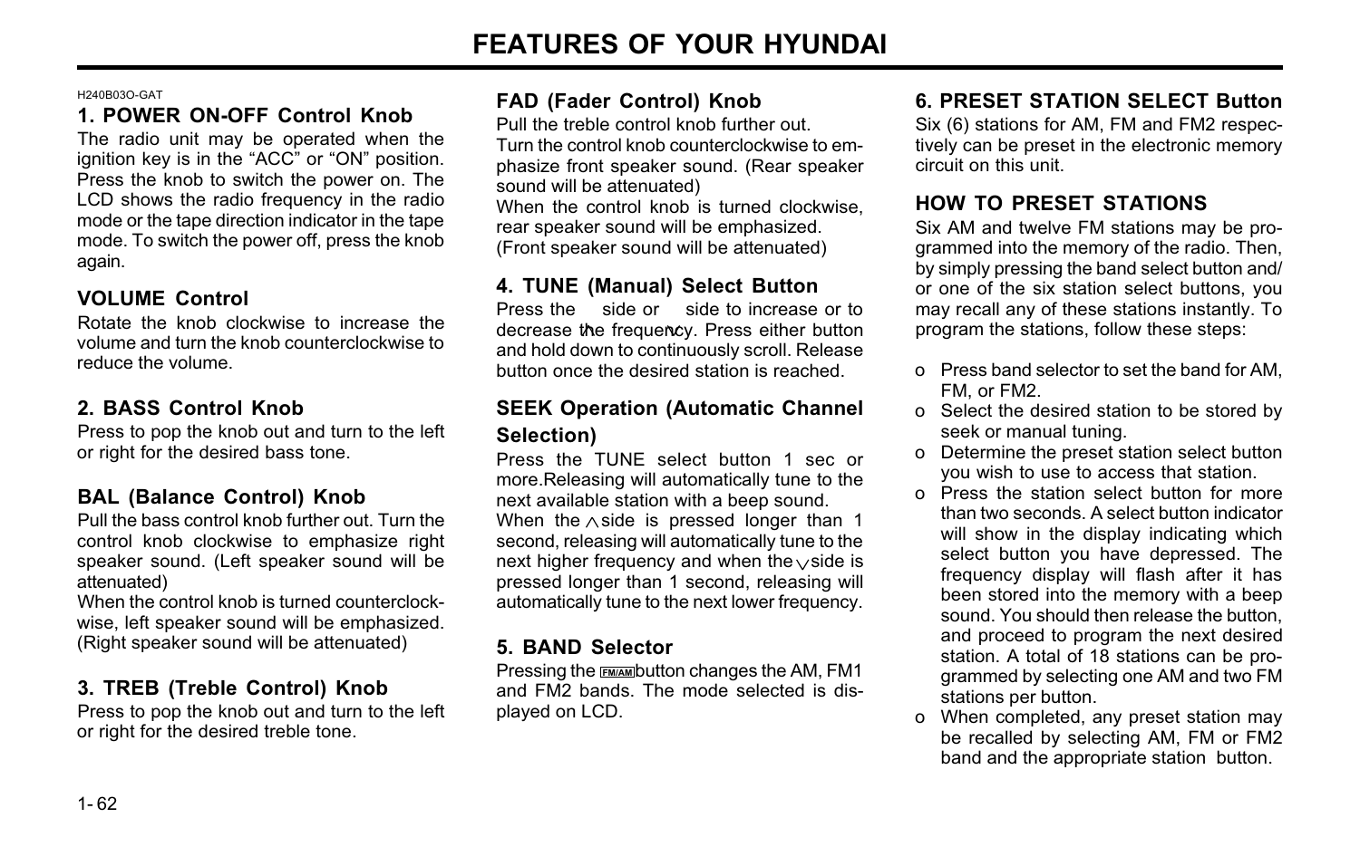H240B03O-GAT

### 1. POWER ON-OFF Control Knob

The radio unit may be operated when the ignition key is in the "ACC" or "ON" position. Press the knob to switch the power on. The LCD shows the radio frequency in the radio mode or the tape direction indicator in the tape mode. To switch the power off, press the knob again.

### VOLUME Control

Rotate the knob clockwise to increase the volume and turn the knob counterclockwise to reduce the volume.

### 2. BASS Control Knob

Press to pop the knob out and turn to the left or right for the desired bass tone.

### BAL (Balance Control) Knob

Pull the bass control knob further out. Turn the control knob clockwise to emphasize right speaker sound. (Left speaker sound will be attenuated)

When the control knob is turned counterclockwise, left speaker sound will be emphasized. (Right speaker sound will be attenuated)

### 3. TREB (Treble Control) Knob

Press to pop the knob out and turn to the left or right for the desired treble tone.

### FAD (Fader Control) Knob

Pull the treble control knob further out.

Turn the control knob counterclockwise to emphasize front speaker sound. (Rear speaker sound will be attenuated)

When the control knob is turned clockwise, rear speaker sound will be emphasized. (Front speaker sound will be attenuated)

### 4. TUNE (Manual) Select Button

Press the ∧ side or ∨ side to increase or to decrease the frequency. Press either button and hold down to continuously scroll. Release button once the desired station is reached.

### SEEK Operation (Automatic Channel Selection)

Press the TUNE select button 1 sec or more.Releasing will automatically tune to the next available station with a beep sound.

When the ∧ side is pressed longer than 1 second, releasing will automatically tune to the next higher frequency and when the ∨ side is pressed longer than 1 second, releasing will automatically tune to the next lower frequency.

### 5. BAND Selector

Pressing the FM/AM button changes the AM, FM1 and FM2 bands. The mode selected is displayed on LCD.

### 6. PRESET STATION SELECT Button

Six (6) stations for AM, FM and FM2 respectively can be preset in the electronic memory circuit on this unit.

### HOW TO PRESET STATIONS

Six AM and twelve FM stations may be programmed into the memory of the radio. Then, by simply pressing the band select button and/or one of the six station select buttons, you may recall any of these stations instantly. To program the stations, follow these steps:

- Press band selector to set the band for AM, FM, or FM2.
- Select the desired station to be stored by seek or manual tuning.
- Determine the preset station select button you wish to use to access that station.
- Press the station select button for more than two seconds. A select button indicator will show in the display indicating which select button you have depressed. The frequency display will flash after it has been stored into the memory with a beep sound. You should then release the button, and proceed to program the next desired station. A total of 18 stations can be programmed by selecting one AM and two FM stations per button.
- When completed, any preset station may be recalled by selecting AM, FM or FM2 band and the appropriate station button.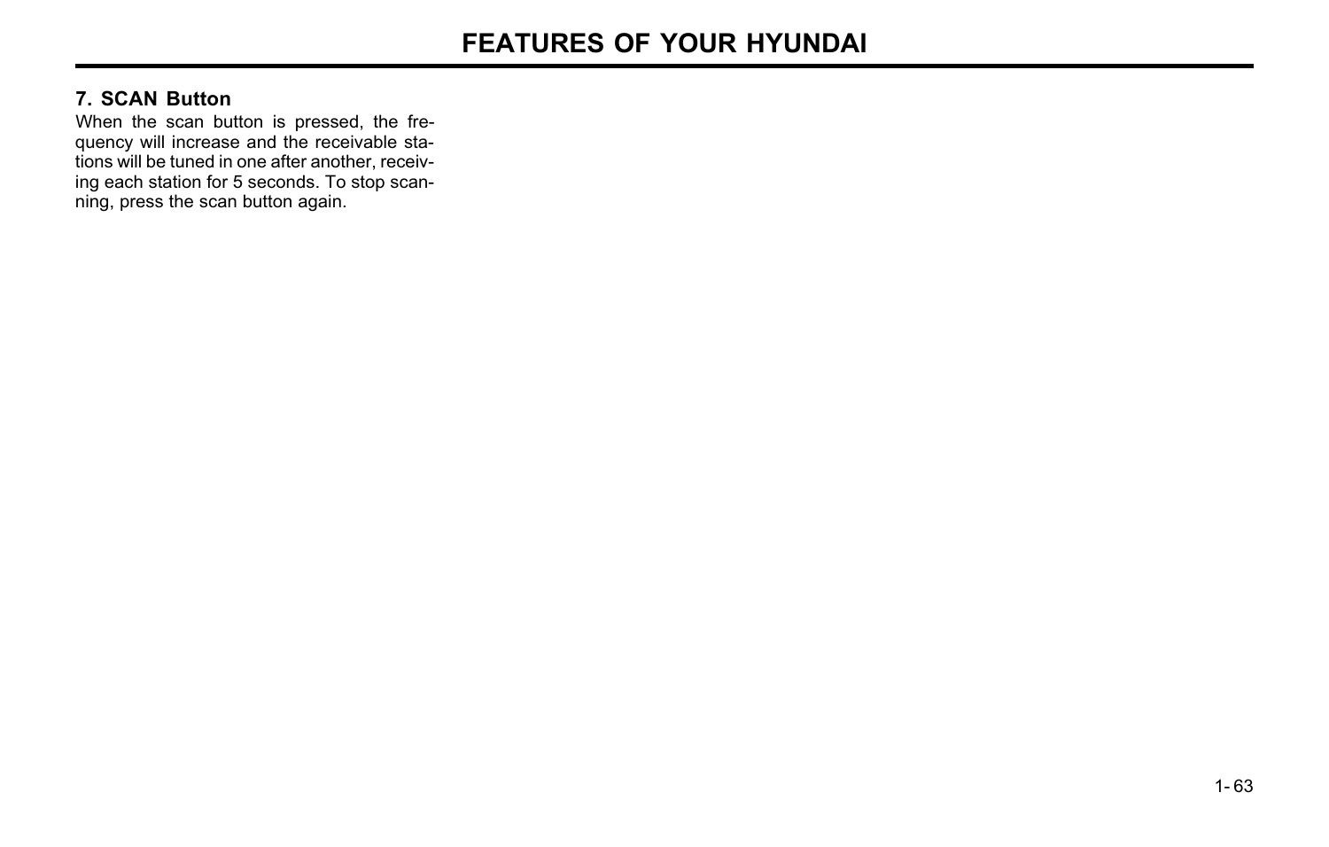### 7. SCAN Button

When the scan button is pressed, the frequency will increase and the receivable stations will be tuned in one after another, receiving each station for 5 seconds. To stop scanning, press the scan button again.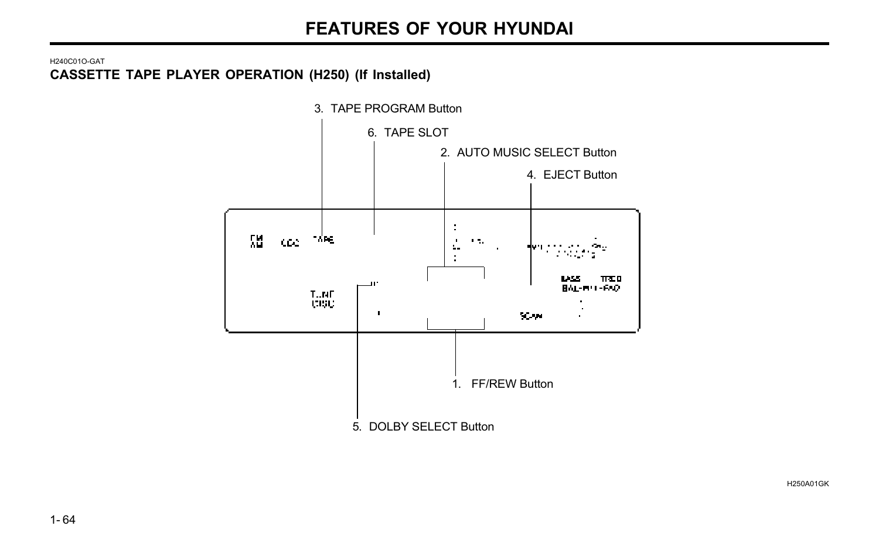H240C01O-GAT

### CASSETTE TAPE PLAYER OPERATION (H250) (If Installed)

3. TAPE PROGRAM Button

6. TAPE SLOT

2. AUTO MUSIC SELECT Button

4. EJECT Button

1. FF/REW Button

5. DOLBY SELECT Button

H250A01GK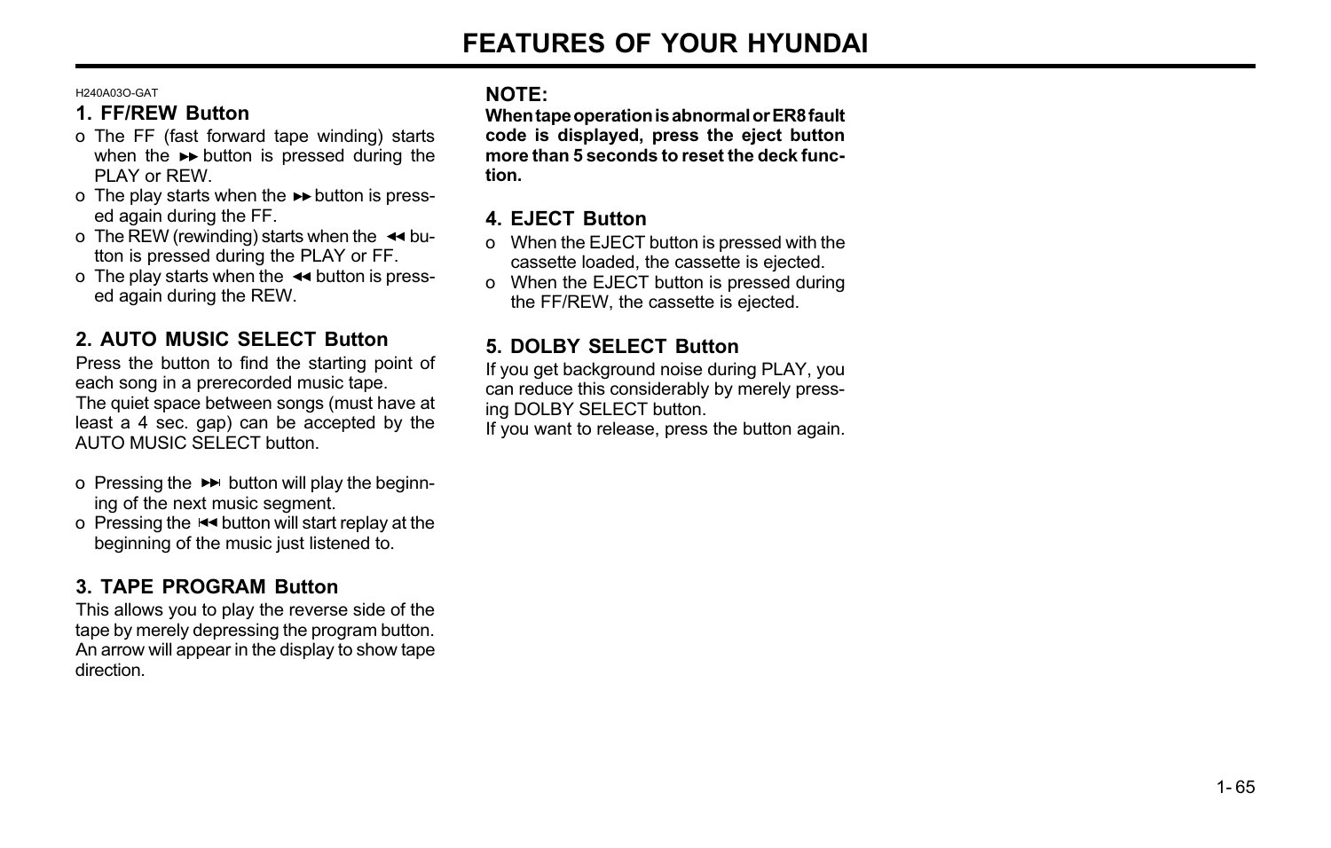H240A03O-GAT

### 1. FF/REW Button

- o The FF (fast forward tape winding) starts when the ▸▸ button is pressed during the PLAY or REW.
- o The play starts when the ▸▸ button is pressed again during the FF.
- o The REW (rewinding) starts when the ◂◂ button is pressed during the PLAY or FF.
- o The play starts when the ◂◂ button is pressed again during the REW.

### 2. AUTO MUSIC SELECT Button

Press the button to find the starting point of each song in a prerecorded music tape.
The quiet space between songs (must have at least a 4 sec. gap) can be accepted by the AUTO MUSIC SELECT button.

- o Pressing the ▸▸| button will play the beginning of the next music segment.
- o Pressing the |◂◂ button will start replay at the beginning of the music just listened to.

### 3. TAPE PROGRAM Button

This allows you to play the reverse side of the tape by merely depressing the program button. An arrow will appear in the display to show tape direction.

**NOTE:**
**When tape operation is abnormal or ER8 fault code is displayed, press the eject button more than 5 seconds to reset the deck function.**

### 4. EJECT Button

- o When the EJECT button is pressed with the cassette loaded, the cassette is ejected.
- o When the EJECT button is pressed during the FF/REW, the cassette is ejected.

### 5. DOLBY SELECT Button

If you get background noise during PLAY, you can reduce this considerably by merely pressing DOLBY SELECT button.
If you want to release, press the button again.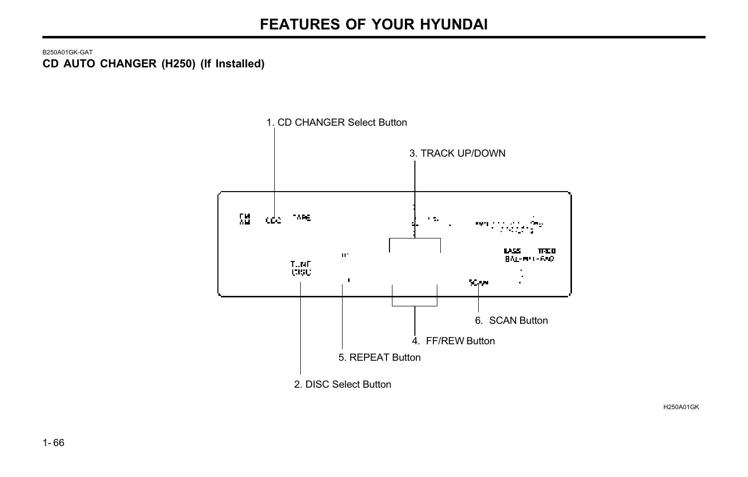B250A01GK-GAT

## CD AUTO CHANGER (H250) (If Installed)

1. CD CHANGER Select Button

3. TRACK UP/DOWN

6. SCAN Button

4. FF/REW Button

5. REPEAT Button

2. DISC Select Button

H250A01GK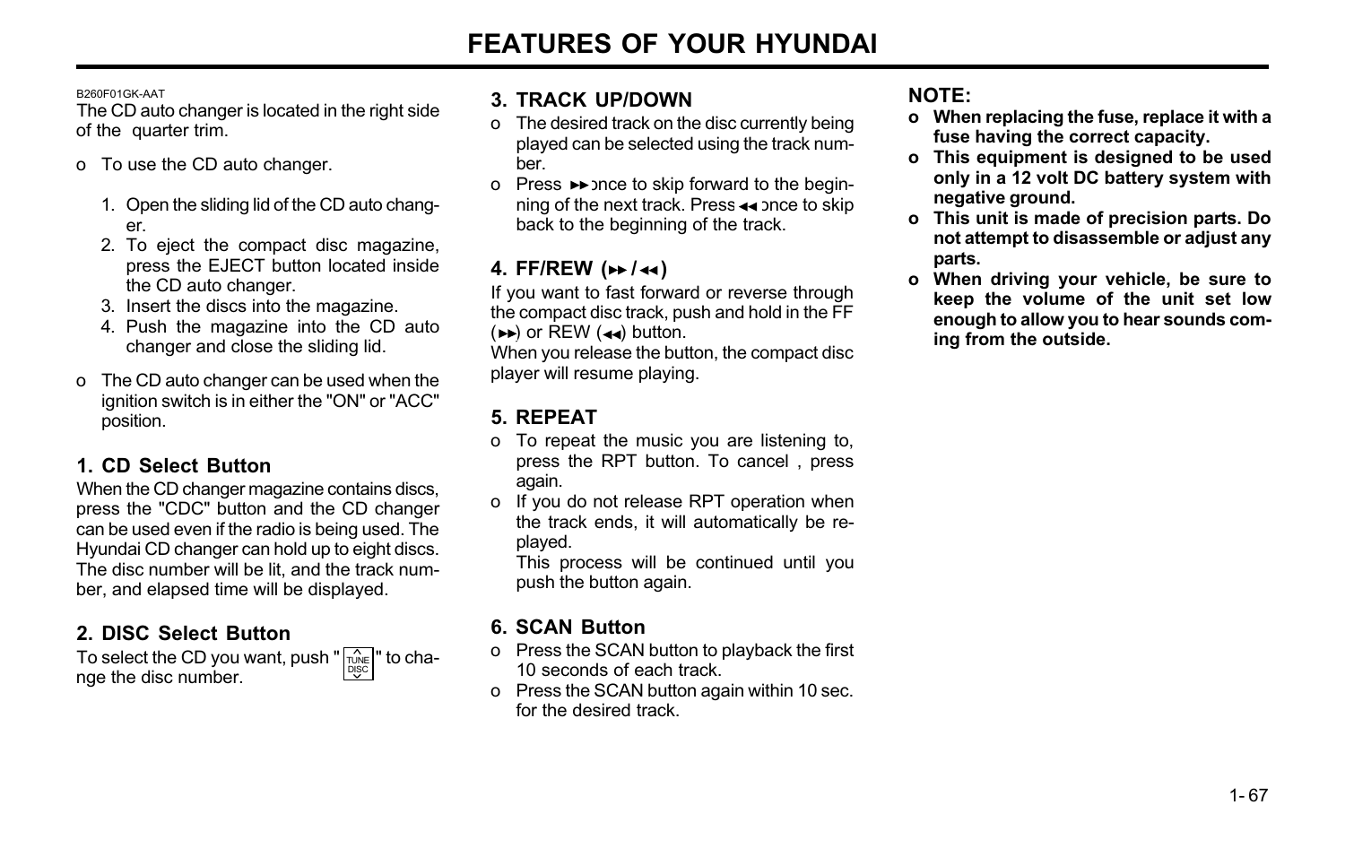B260F01GK-AAT

The CD auto changer is located in the right side of the quarter trim.

- o To use the CD auto changer.

  1. Open the sliding lid of the CD auto changer.
  2. To eject the compact disc magazine, press the EJECT button located inside the CD auto changer.
  3. Insert the discs into the magazine.
  4. Push the magazine into the CD auto changer and close the sliding lid.

- o The CD auto changer can be used when the ignition switch is in either the "ON" or "ACC" position.

### 1. CD Select Button

When the CD changer magazine contains discs, press the "CDC" button and the CD changer can be used even if the radio is being used. The Hyundai CD changer can hold up to eight discs. The disc number will be lit, and the track number, and elapsed time will be displayed.

### 2. DISC Select Button

To select the CD you want, push "TUNE DISC" to change the disc number.

### 3. TRACK UP/DOWN

- o The desired track on the disc currently being played can be selected using the track number.
- o Press ▶▶ once to skip forward to the beginning of the next track. Press ◀◀ once to skip back to the beginning of the track.

### 4. FF/REW (▶▶/◀◀)

If you want to fast forward or reverse through the compact disc track, push and hold in the FF (▶▶) or REW (◀◀) button.
When you release the button, the compact disc player will resume playing.

### 5. REPEAT

- o To repeat the music you are listening to, press the RPT button. To cancel , press again.
- o If you do not release RPT operation when the track ends, it will automatically be re-played.
  This process will be continued until you push the button again.

### 6. SCAN Button

- o Press the SCAN button to playback the first 10 seconds of each track.
- o Press the SCAN button again within 10 sec. for the desired track.

**NOTE:**

- **o When replacing the fuse, replace it with a fuse having the correct capacity.**
- **o This equipment is designed to be used only in a 12 volt DC battery system with negative ground.**
- **o This unit is made of precision parts. Do not attempt to disassemble or adjust any parts.**
- **o When driving your vehicle, be sure to keep the volume of the unit set low enough to allow you to hear sounds coming from the outside.**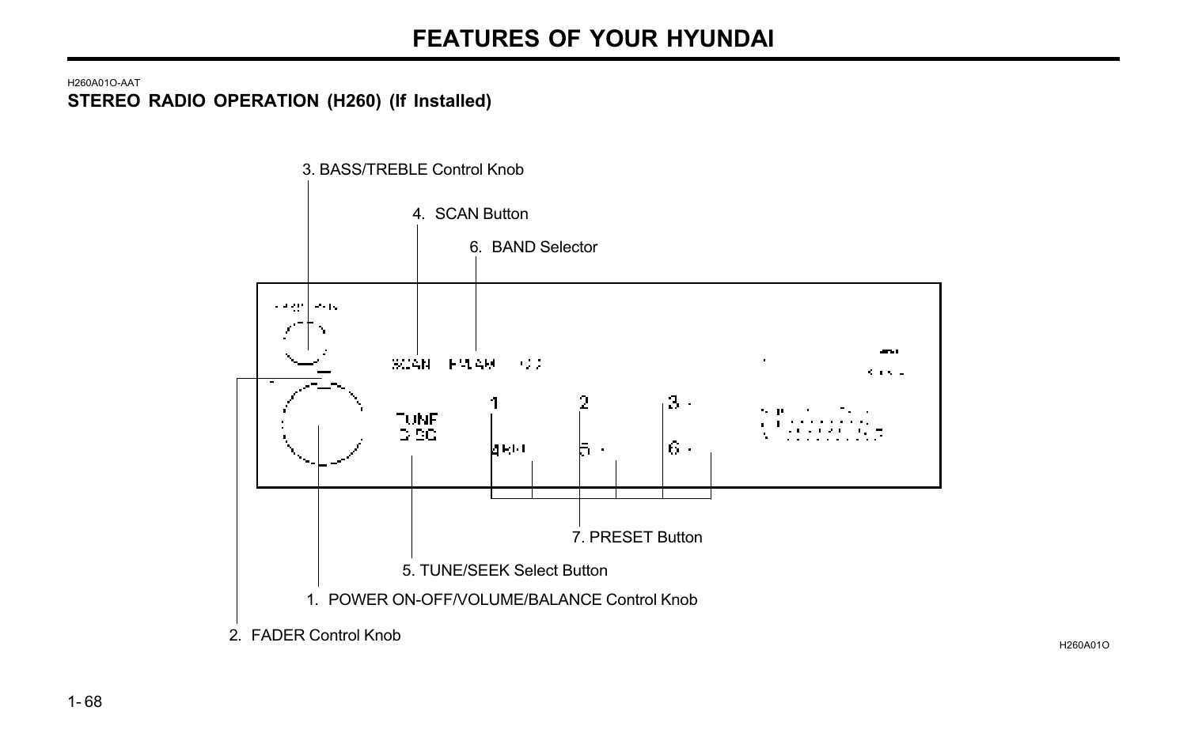H260A01O-AAT

## STEREO RADIO OPERATION (H260) (If Installed)

3. BASS/TREBLE Control Knob

4. SCAN Button

6. BAND Selector

7. PRESET Button

5. TUNE/SEEK Select Button

1. POWER ON-OFF/VOLUME/BALANCE Control Knob

2. FADER Control Knob

H260A01O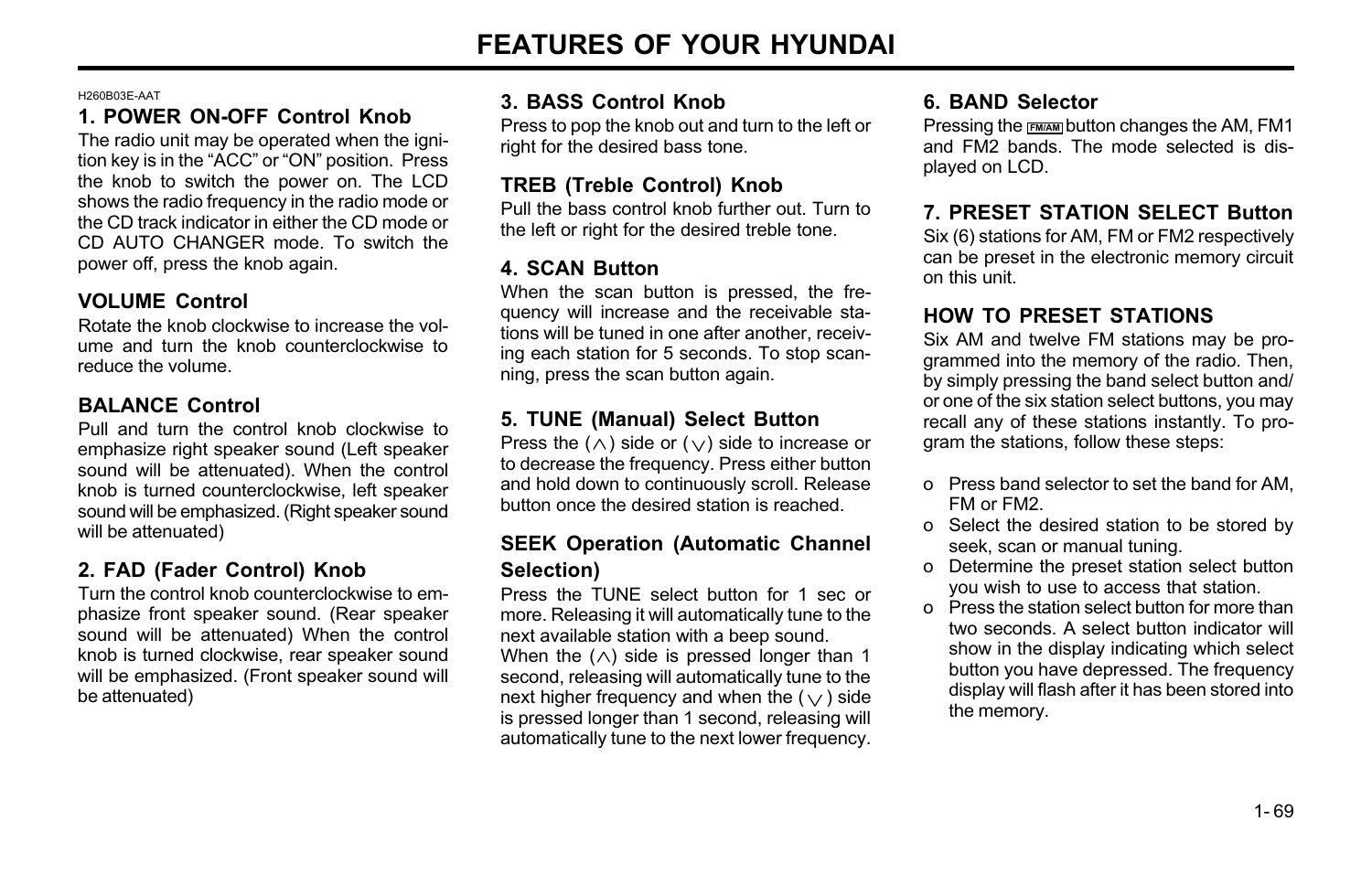H260B03E-AAT

### 1. POWER ON-OFF Control Knob

The radio unit may be operated when the ignition key is in the "ACC" or "ON" position. Press the knob to switch the power on. The LCD shows the radio frequency in the radio mode or the CD track indicator in either the CD mode or CD AUTO CHANGER mode. To switch the power off, press the knob again.

### VOLUME Control

Rotate the knob clockwise to increase the volume and turn the knob counterclockwise to reduce the volume.

### BALANCE Control

Pull and turn the control knob clockwise to emphasize right speaker sound (Left speaker sound will be attenuated). When the control knob is turned counterclockwise, left speaker sound will be emphasized. (Right speaker sound will be attenuated)

### 2. FAD (Fader Control) Knob

Turn the control knob counterclockwise to emphasize front speaker sound. (Rear speaker sound will be attenuated) When the control knob is turned clockwise, rear speaker sound will be emphasized. (Front speaker sound will be attenuated)

### 3. BASS Control Knob

Press to pop the knob out and turn to the left or right for the desired bass tone.

### TREB (Treble Control) Knob

Pull the bass control knob further out. Turn to the left or right for the desired treble tone.

### 4. SCAN Button

When the scan button is pressed, the frequency will increase and the receivable stations will be tuned in one after another, receiving each station for 5 seconds. To stop scanning, press the scan button again.

### 5. TUNE (Manual) Select Button

Press the (∧) side or (∨) side to increase or to decrease the frequency. Press either button and hold down to continuously scroll. Release button once the desired station is reached.

### SEEK Operation (Automatic Channel Selection)

Press the TUNE select button for 1 sec or more. Releasing it will automatically tune to the next available station with a beep sound.
When the (∧) side is pressed longer than 1 second, releasing will automatically tune to the next higher frequency and when the (∨) side is pressed longer than 1 second, releasing will automatically tune to the next lower frequency.

### 6. BAND Selector

Pressing the FM/AM button changes the AM, FM1 and FM2 bands. The mode selected is displayed on LCD.

### 7. PRESET STATION SELECT Button

Six (6) stations for AM, FM or FM2 respectively can be preset in the electronic memory circuit on this unit.

### HOW TO PRESET STATIONS

Six AM and twelve FM stations may be programmed into the memory of the radio. Then, by simply pressing the band select button and/or one of the six station select buttons, you may recall any of these stations instantly. To program the stations, follow these steps:

- o Press band selector to set the band for AM, FM or FM2.
- o Select the desired station to be stored by seek, scan or manual tuning.
- o Determine the preset station select button you wish to use to access that station.
- o Press the station select button for more than two seconds. A select button indicator will show in the display indicating which select button you have depressed. The frequency display will flash after it has been stored into the memory.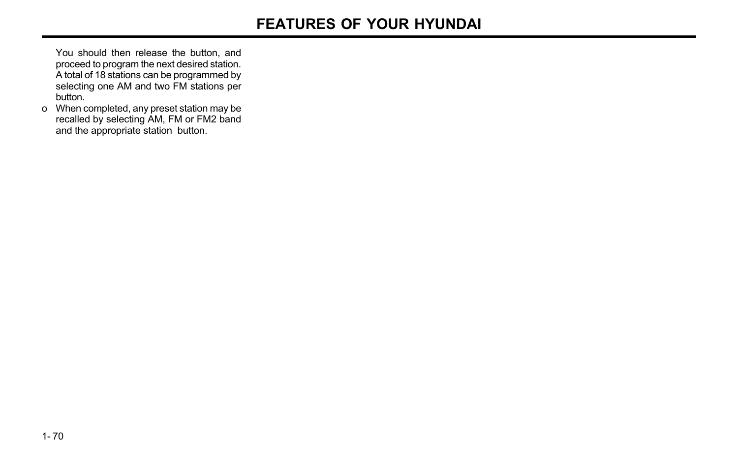You should then release the button, and proceed to program the next desired station. A total of 18 stations can be programmed by selecting one AM and two FM stations per button.

- When completed, any preset station may be recalled by selecting AM, FM or FM2 band and the appropriate station button.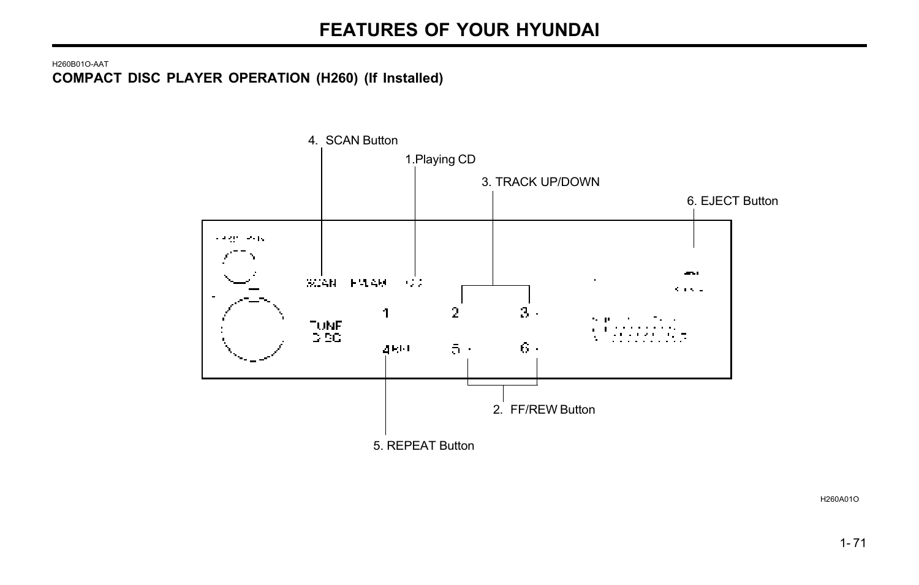H260B01O-AAT

### COMPACT DISC PLAYER OPERATION (H260) (If Installed)

4. SCAN Button

1.Playing CD

3. TRACK UP/DOWN

6. EJECT Button

2. FF/REW Button

5. REPEAT Button

H260A01O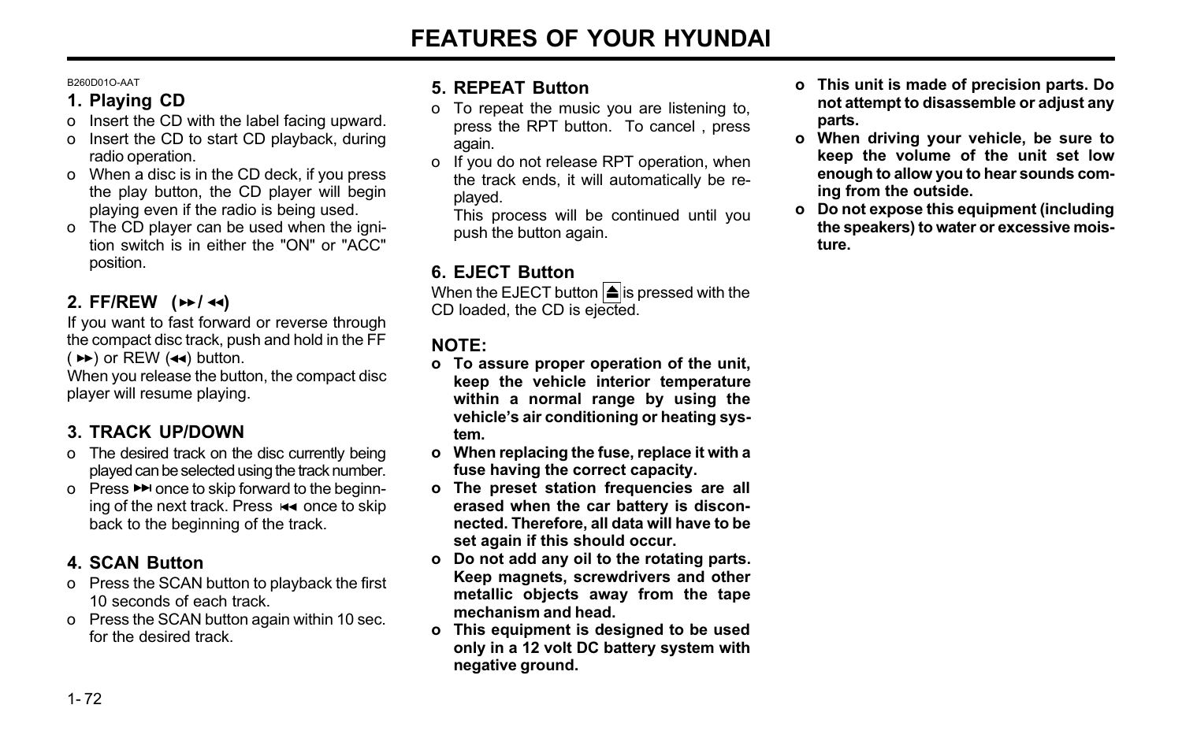B260D01O-AAT

### 1. Playing CD

- o Insert the CD with the label facing upward.
- o Insert the CD to start CD playback, during radio operation.
- o When a disc is in the CD deck, if you press the play button, the CD player will begin playing even if the radio is being used.
- o The CD player can be used when the ignition switch is in either the "ON" or "ACC" position.

### 2. FF/REW (►►/ ◄◄)

If you want to fast forward or reverse through the compact disc track, push and hold in the FF ( ►►) or REW (◄◄) button.
When you release the button, the compact disc player will resume playing.

### 3. TRACK UP/DOWN

- o The desired track on the disc currently being played can be selected using the track number.
- o Press ►►| once to skip forward to the beginning of the next track. Press |◄◄ once to skip back to the beginning of the track.

### 4. SCAN Button

- o Press the SCAN button to playback the first 10 seconds of each track.
- o Press the SCAN button again within 10 sec. for the desired track.

### 5. REPEAT Button

- o To repeat the music you are listening to, press the RPT button. To cancel , press again.
- o If you do not release RPT operation, when the track ends, it will automatically be replayed.
  This process will be continued until you push the button again.

### 6. EJECT Button

When the EJECT button ⏏ is pressed with the CD loaded, the CD is ejected.

### NOTE:

- **o To assure proper operation of the unit, keep the vehicle interior temperature within a normal range by using the vehicle's air conditioning or heating system.**
- **o When replacing the fuse, replace it with a fuse having the correct capacity.**
- **o The preset station frequencies are all erased when the car battery is disconnected. Therefore, all data will have to be set again if this should occur.**
- **o Do not add any oil to the rotating parts. Keep magnets, screwdrivers and other metallic objects away from the tape mechanism and head.**
- **o This equipment is designed to be used only in a 12 volt DC battery system with negative ground.**
- **o This unit is made of precision parts. Do not attempt to disassemble or adjust any parts.**
- **o When driving your vehicle, be sure to keep the volume of the unit set low enough to allow you to hear sounds coming from the outside.**
- **o Do not expose this equipment (including the speakers) to water or excessive moisture.**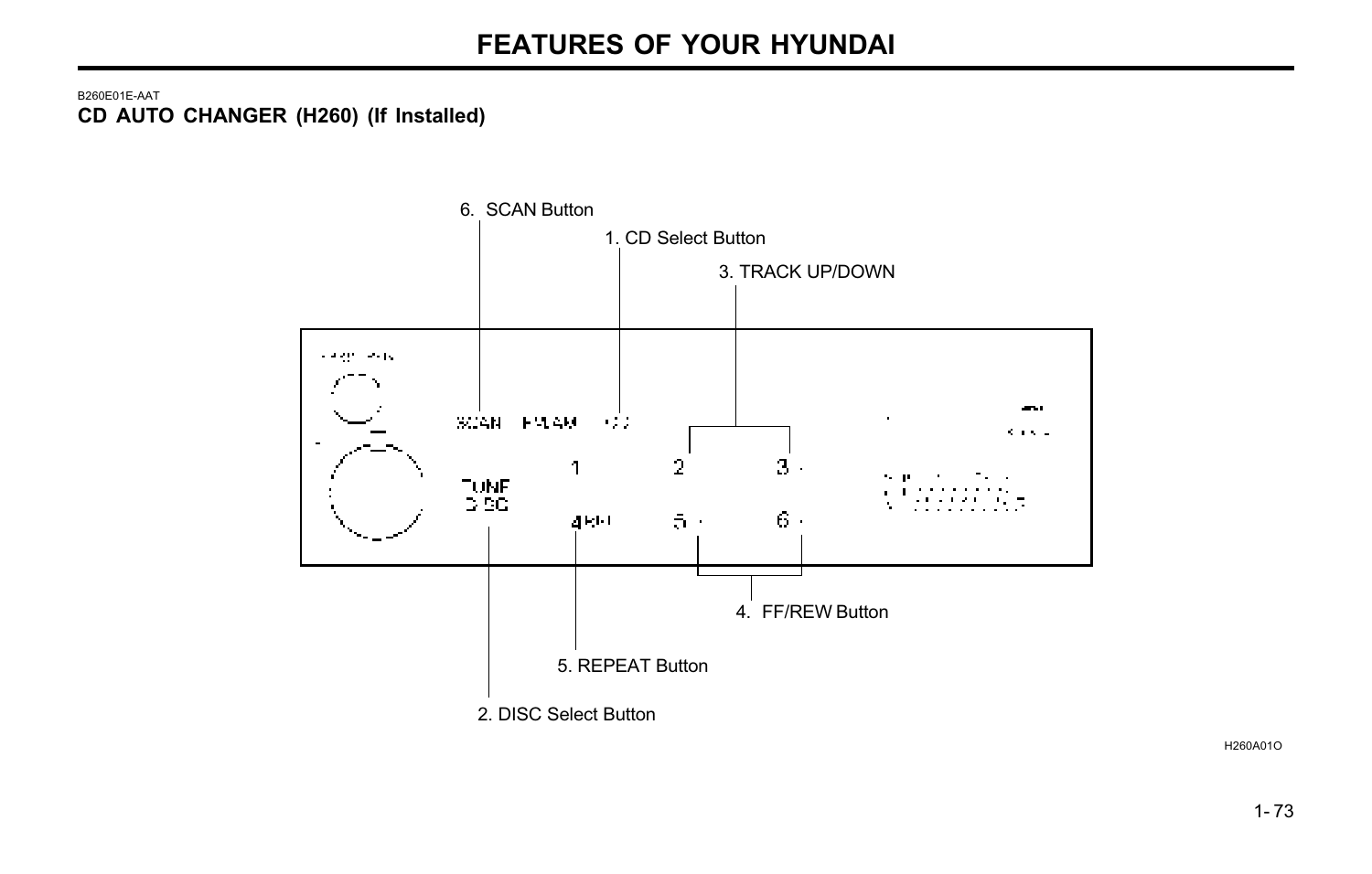B260E01E-AAT

## CD AUTO CHANGER (H260) (If Installed)

6. SCAN Button

1. CD Select Button

3. TRACK UP/DOWN

4. FF/REW Button

5. REPEAT Button

2. DISC Select Button

H260A01O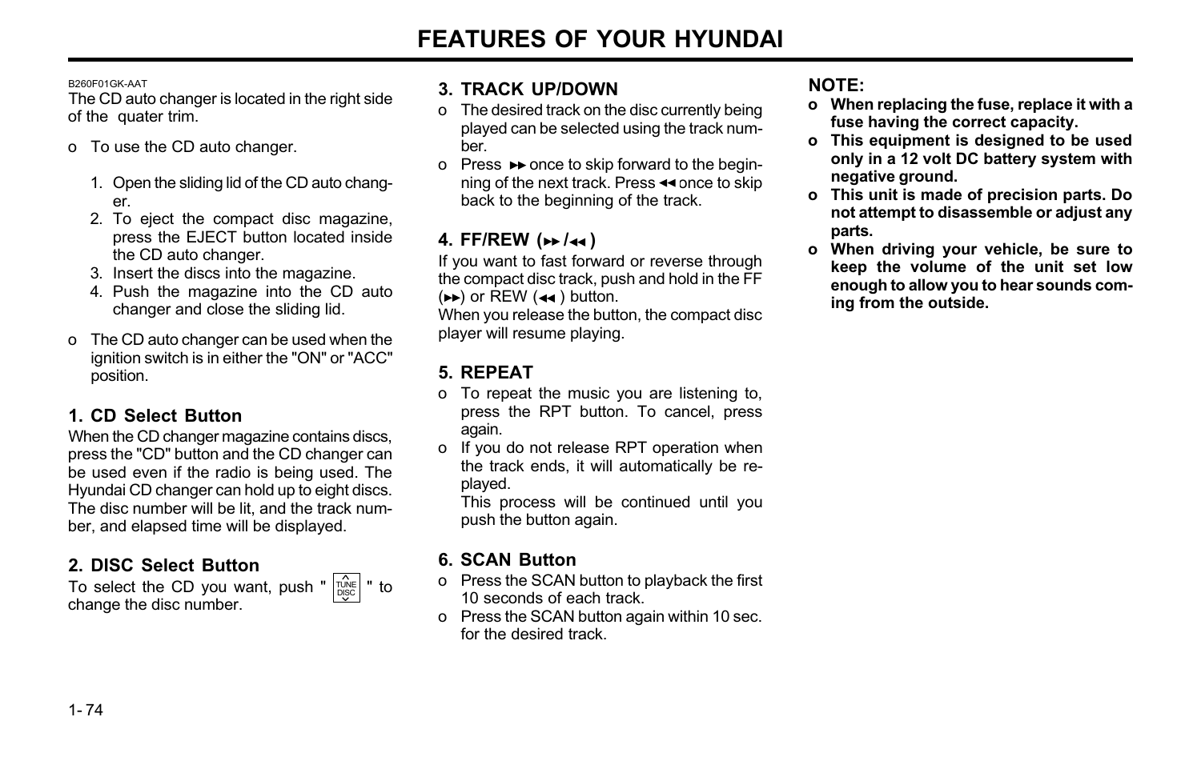B260F01GK-AAT

The CD auto changer is located in the right side of the  quater trim.

- o To use the CD auto changer.

  1. Open the sliding lid of the CD auto changer.
  2. To eject the compact disc magazine, press the EJECT button located inside the CD auto changer.
  3. Insert the discs into the magazine.
  4. Push the magazine into the CD auto changer and close the sliding lid.

- o The CD auto changer can be used when the ignition switch is in either the "ON" or "ACC" position.

## 1. CD Select Button

When the CD changer magazine contains discs, press the "CD" button and the CD changer can be used even if the radio is being used. The Hyundai CD changer can hold up to eight discs. The disc number will be lit, and the track number, and elapsed time will be displayed.

## 2. DISC Select Button

To select the CD you want, push " TUNE DISC " to change the disc number.

## 3. TRACK UP/DOWN

- o The desired track on the disc currently being played can be selected using the track number.
- o Press ▸▸ once to skip forward to the beginning of the next track. Press ◂◂ once to skip back to the beginning of the track.

## 4. FF/REW (▸▸/◂◂)

If you want to fast forward or reverse through the compact disc track, push and hold in the FF (▸▸) or REW (◂◂ ) button.

When you release the button, the compact disc player will resume playing.

## 5. REPEAT

- o To repeat the music you are listening to, press the RPT button. To cancel, press again.
- o If you do not release RPT operation when the track ends, it will automatically be re-played.

  This process will be continued until you push the button again.

## 6. SCAN Button

- o Press the SCAN button to playback the first 10 seconds of each track.
- o Press the SCAN button again within 10 sec. for the desired track.

**NOTE:**

- **o When replacing the fuse, replace it with a fuse having the correct capacity.**
- **o This equipment is designed to be used only in a 12 volt DC battery system with negative ground.**
- **o This unit is made of precision parts. Do not attempt to disassemble or adjust any parts.**
- **o When driving your vehicle, be sure to keep the volume of the unit set low enough to allow you to hear sounds coming from the outside.**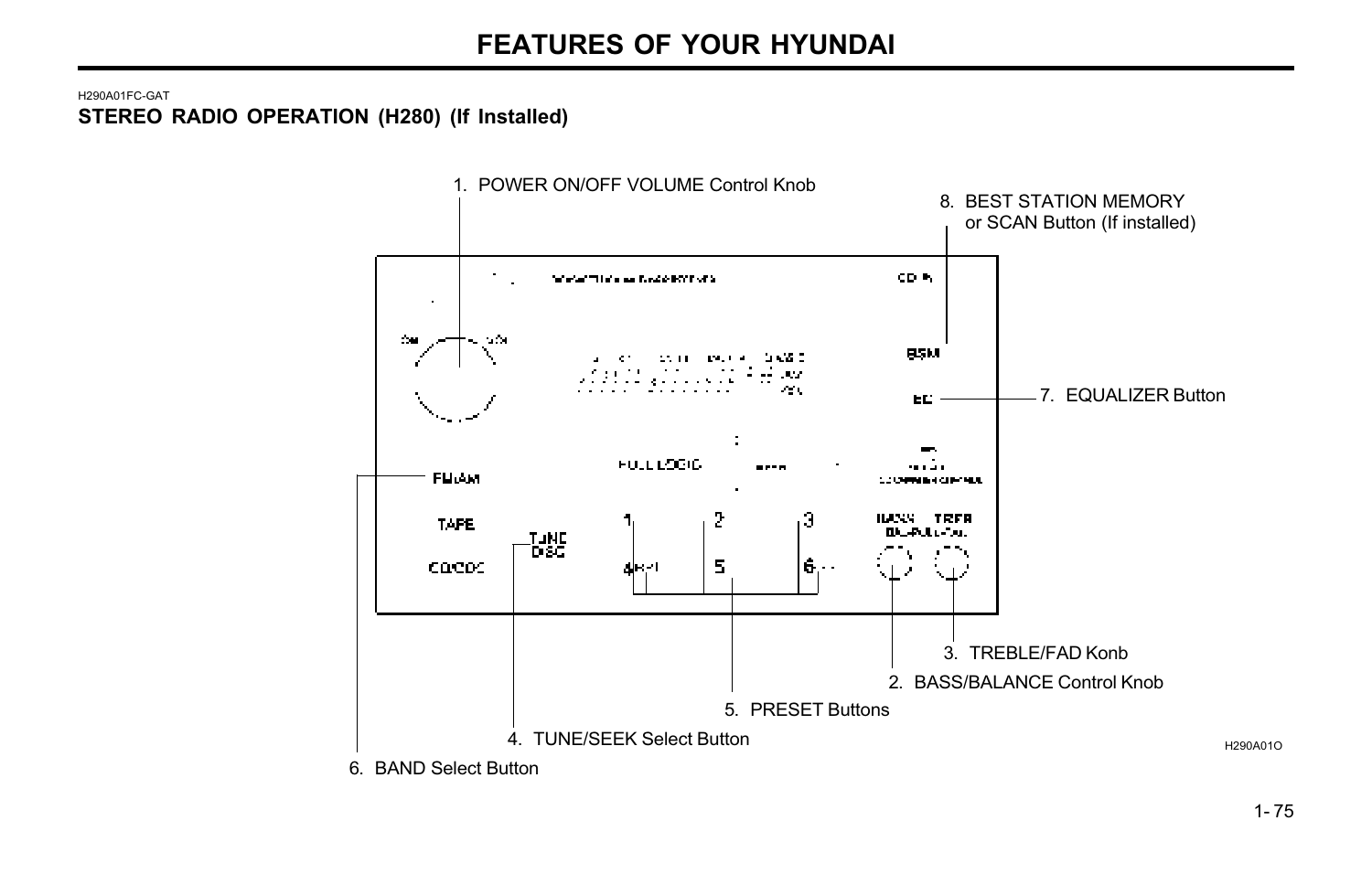H290A01FC-GAT

**STEREO RADIO OPERATION (H280) (If Installed)**

1. POWER ON/OFF VOLUME Control Knob
2. BASS/BALANCE Control Knob
3. TREBLE/FAD Konb
4. TUNE/SEEK Select Button
5. PRESET Buttons
6. BAND Select Button
7. EQUALIZER Button
8. BEST STATION MEMORY or SCAN Button (If installed)

H290A01O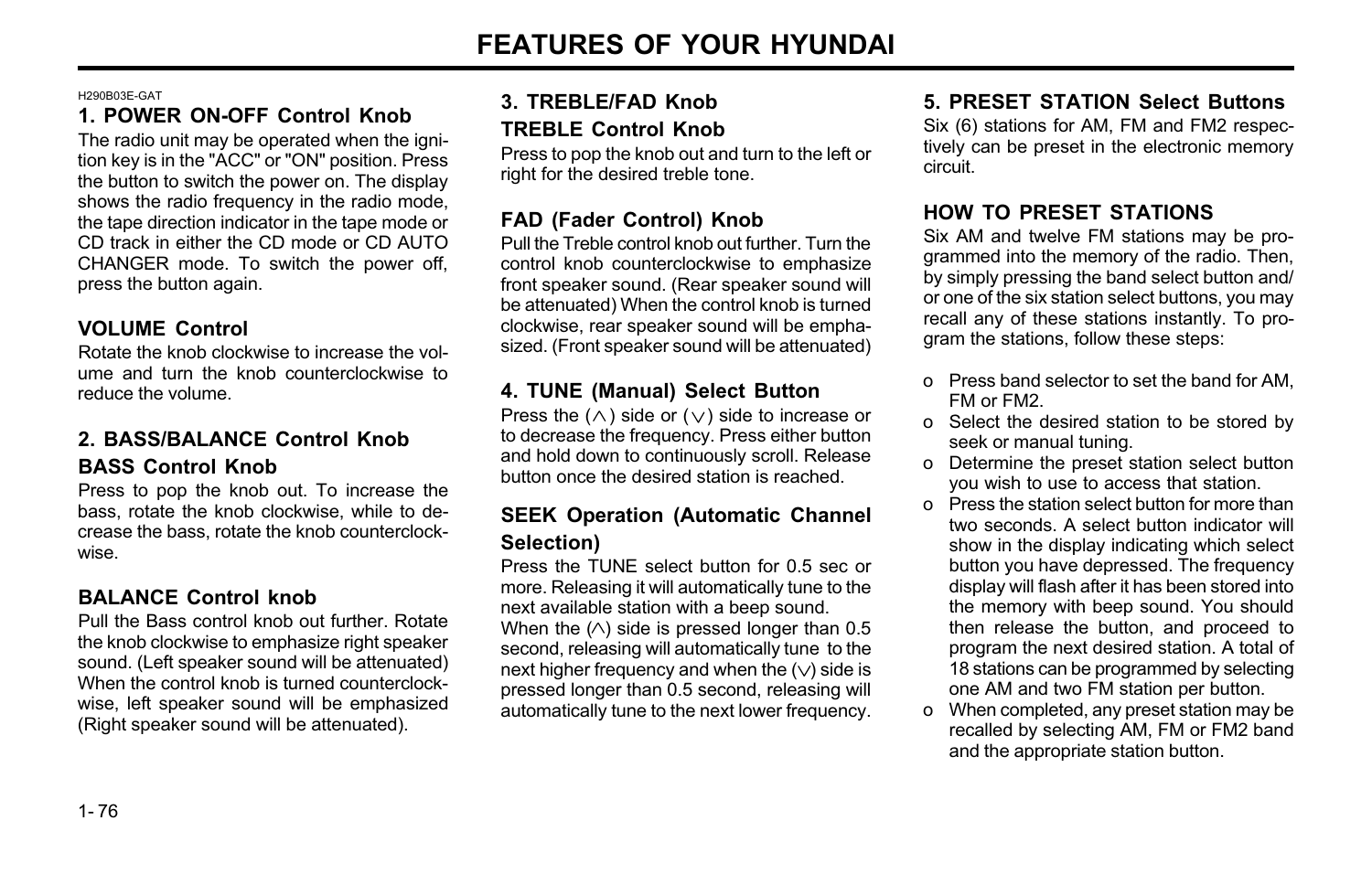H290B03E-GAT

### 1. POWER ON-OFF Control Knob

The radio unit may be operated when the ignition key is in the "ACC" or "ON" position. Press the button to switch the power on. The display shows the radio frequency in the radio mode, the tape direction indicator in the tape mode or CD track in either the CD mode or CD AUTO CHANGER mode. To switch the power off, press the button again.

### VOLUME Control

Rotate the knob clockwise to increase the volume and turn the knob counterclockwise to reduce the volume.

### 2. BASS/BALANCE Control Knob

### BASS Control Knob

Press to pop the knob out. To increase the bass, rotate the knob clockwise, while to decrease the bass, rotate the knob counterclockwise.

### BALANCE Control knob

Pull the Bass control knob out further. Rotate the knob clockwise to emphasize right speaker sound. (Left speaker sound will be attenuated) When the control knob is turned counterclockwise, left speaker sound will be emphasized (Right speaker sound will be attenuated).

### 3. TREBLE/FAD Knob

### TREBLE Control Knob

Press to pop the knob out and turn to the left or right for the desired treble tone.

### FAD (Fader Control) Knob

Pull the Treble control knob out further. Turn the control knob counterclockwise to emphasize front speaker sound. (Rear speaker sound will be attenuated) When the control knob is turned clockwise, rear speaker sound will be emphasized. (Front speaker sound will be attenuated)

### 4. TUNE (Manual) Select Button

Press the (∧) side or (∨) side to increase or to decrease the frequency. Press either button and hold down to continuously scroll. Release button once the desired station is reached.

### SEEK Operation (Automatic Channel Selection)

Press the TUNE select button for 0.5 sec or more. Releasing it will automatically tune to the next available station with a beep sound.
When the (∧) side is pressed longer than 0.5 second, releasing will automatically tune to the next higher frequency and when the (∨) side is pressed longer than 0.5 second, releasing will automatically tune to the next lower frequency.

### 5. PRESET STATION Select Buttons

Six (6) stations for AM, FM and FM2 respectively can be preset in the electronic memory circuit.

### HOW TO PRESET STATIONS

Six AM and twelve FM stations may be programmed into the memory of the radio. Then, by simply pressing the band select button and/or one of the six station select buttons, you may recall any of these stations instantly. To program the stations, follow these steps:

- o Press band selector to set the band for AM, FM or FM2.
- o Select the desired station to be stored by seek or manual tuning.
- o Determine the preset station select button you wish to use to access that station.
- o Press the station select button for more than two seconds. A select button indicator will show in the display indicating which select button you have depressed. The frequency display will flash after it has been stored into the memory with beep sound. You should then release the button, and proceed to program the next desired station. A total of 18 stations can be programmed by selecting one AM and two FM station per button.
- o When completed, any preset station may be recalled by selecting AM, FM or FM2 band and the appropriate station button.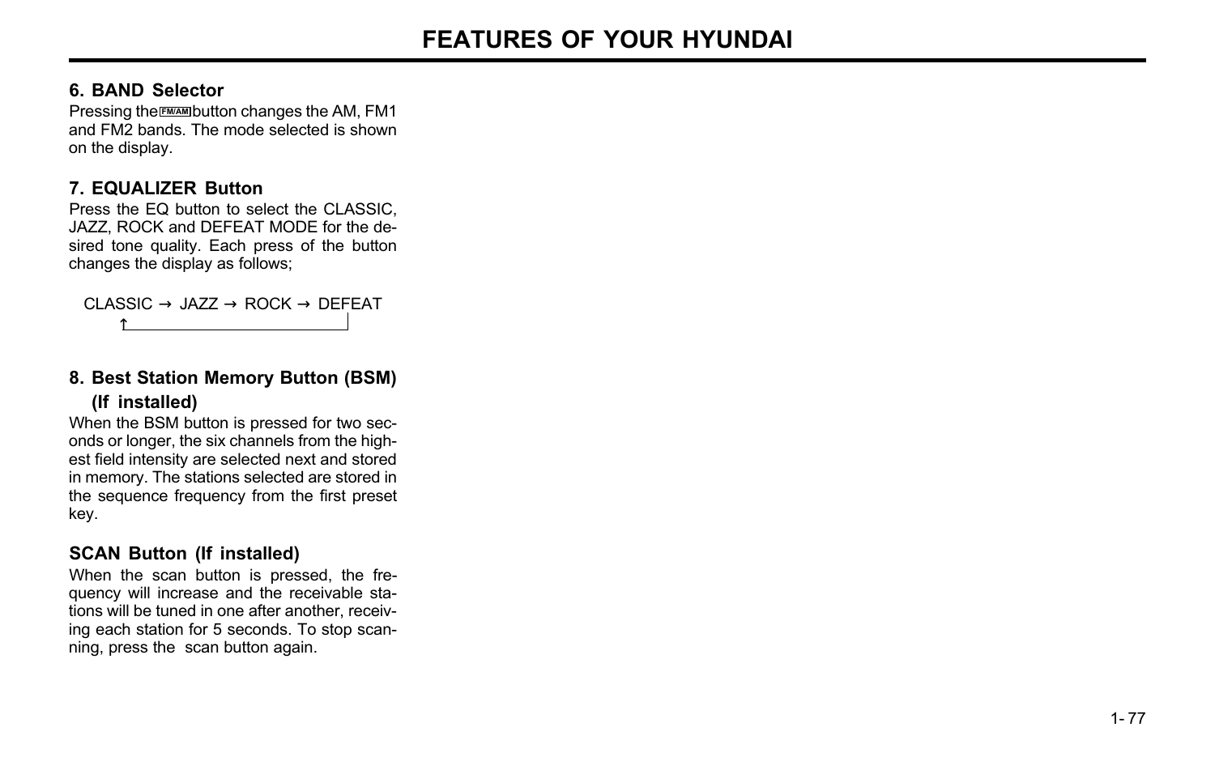### 6. BAND Selector

Pressing the FM/AM button changes the AM, FM1 and FM2 bands. The mode selected is shown on the display.

### 7. EQUALIZER Button

Press the EQ button to select the CLASSIC, JAZZ, ROCK and DEFEAT MODE for the desired tone quality. Each press of the button changes the display as follows;

CLASSIC → JAZZ → ROCK → DEFEAT
↑_______________________________|

### 8. Best Station Memory Button (BSM) (If installed)

When the BSM button is pressed for two seconds or longer, the six channels from the highest field intensity are selected next and stored in memory. The stations selected are stored in the sequence frequency from the first preset key.

### SCAN Button (If installed)

When the scan button is pressed, the frequency will increase and the receivable stations will be tuned in one after another, receiving each station for 5 seconds. To stop scanning, press the scan button again.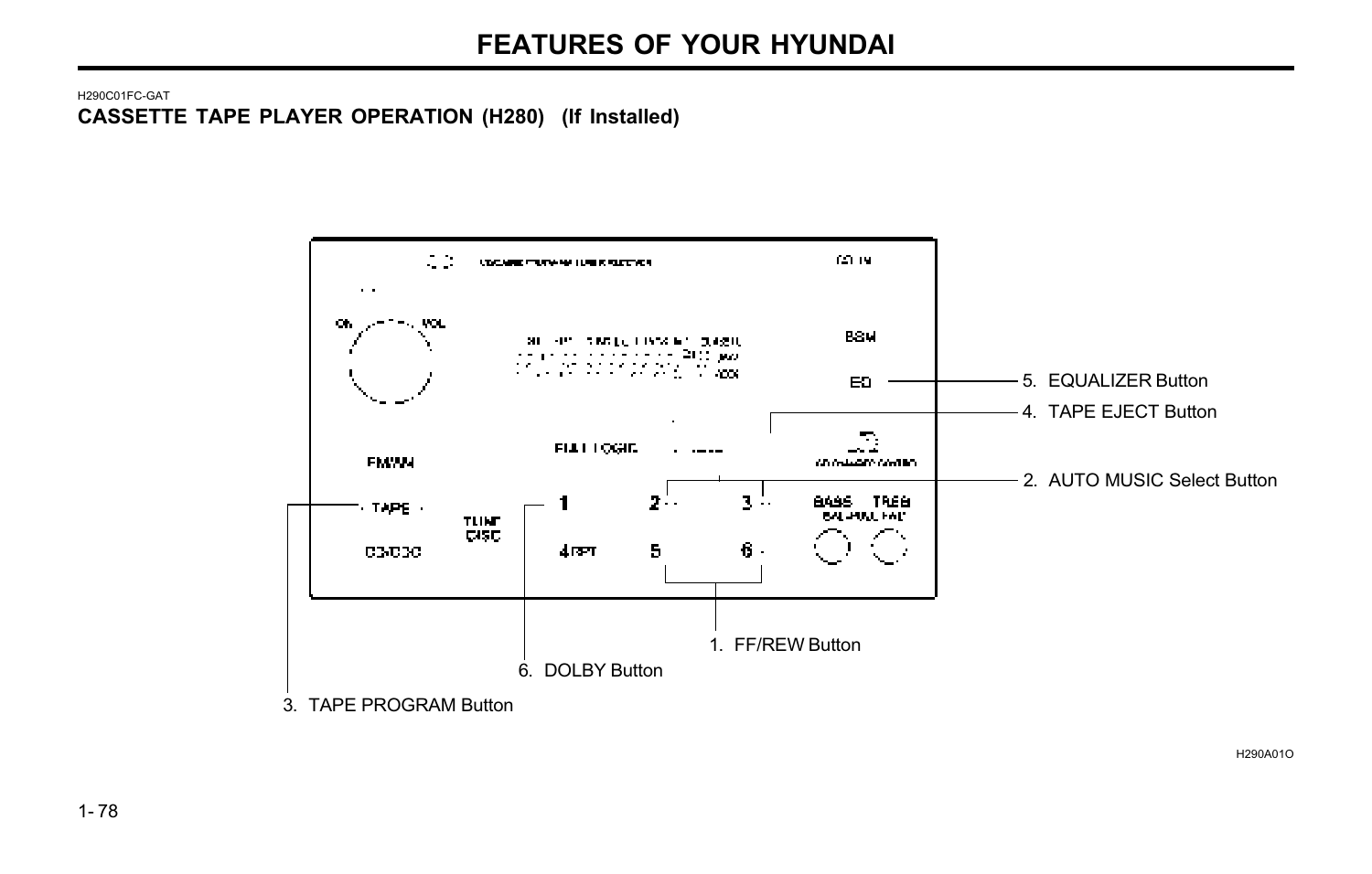H290C01FC-GAT

## CASSETTE TAPE PLAYER OPERATION (H280) (If Installed)

1. FF/REW Button
2. AUTO MUSIC Select Button
3. TAPE PROGRAM Button
4. TAPE EJECT Button
5. EQUALIZER Button
6. DOLBY Button

H290A01O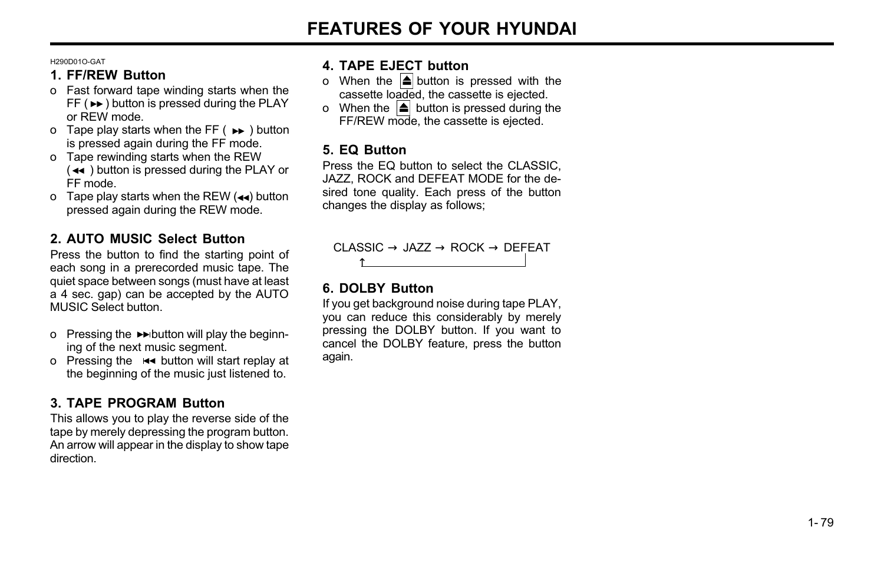H290D01O-GAT

### 1. FF/REW Button

- o Fast forward tape winding starts when the FF ( ▶▶ ) button is pressed during the PLAY or REW mode.
- o Tape play starts when the FF ( ▶▶ ) button is pressed again during the FF mode.
- o Tape rewinding starts when the REW ( ◀◀ ) button is pressed during the PLAY or FF mode.
- o Tape play starts when the REW (◀◀) button pressed again during the REW mode.

### 2. AUTO MUSIC Select Button

Press the button to find the starting point of each song in a prerecorded music tape. The quiet space between songs (must have at least a 4 sec. gap) can be accepted by the AUTO MUSIC Select button.

- o Pressing the ▶▶| button will play the beginning of the next music segment.
- o Pressing the |◀◀ button will start replay at the beginning of the music just listened to.

### 3. TAPE PROGRAM Button

This allows you to play the reverse side of the tape by merely depressing the program button. An arrow will appear in the display to show tape direction.

### 4. TAPE EJECT button

- o When the ⏏ button is pressed with the cassette loaded, the cassette is ejected.
- o When the ⏏ button is pressed during the FF/REW mode, the cassette is ejected.

### 5. EQ Button

Press the EQ button to select the CLASSIC, JAZZ, ROCK and DEFEAT MODE for the desired tone quality. Each press of the button changes the display as follows;

CLASSIC → JAZZ → ROCK → DEFEAT → (back to CLASSIC)

### 6. DOLBY Button

If you get background noise during tape PLAY, you can reduce this considerably by merely pressing the DOLBY button. If you want to cancel the DOLBY feature, press the button again.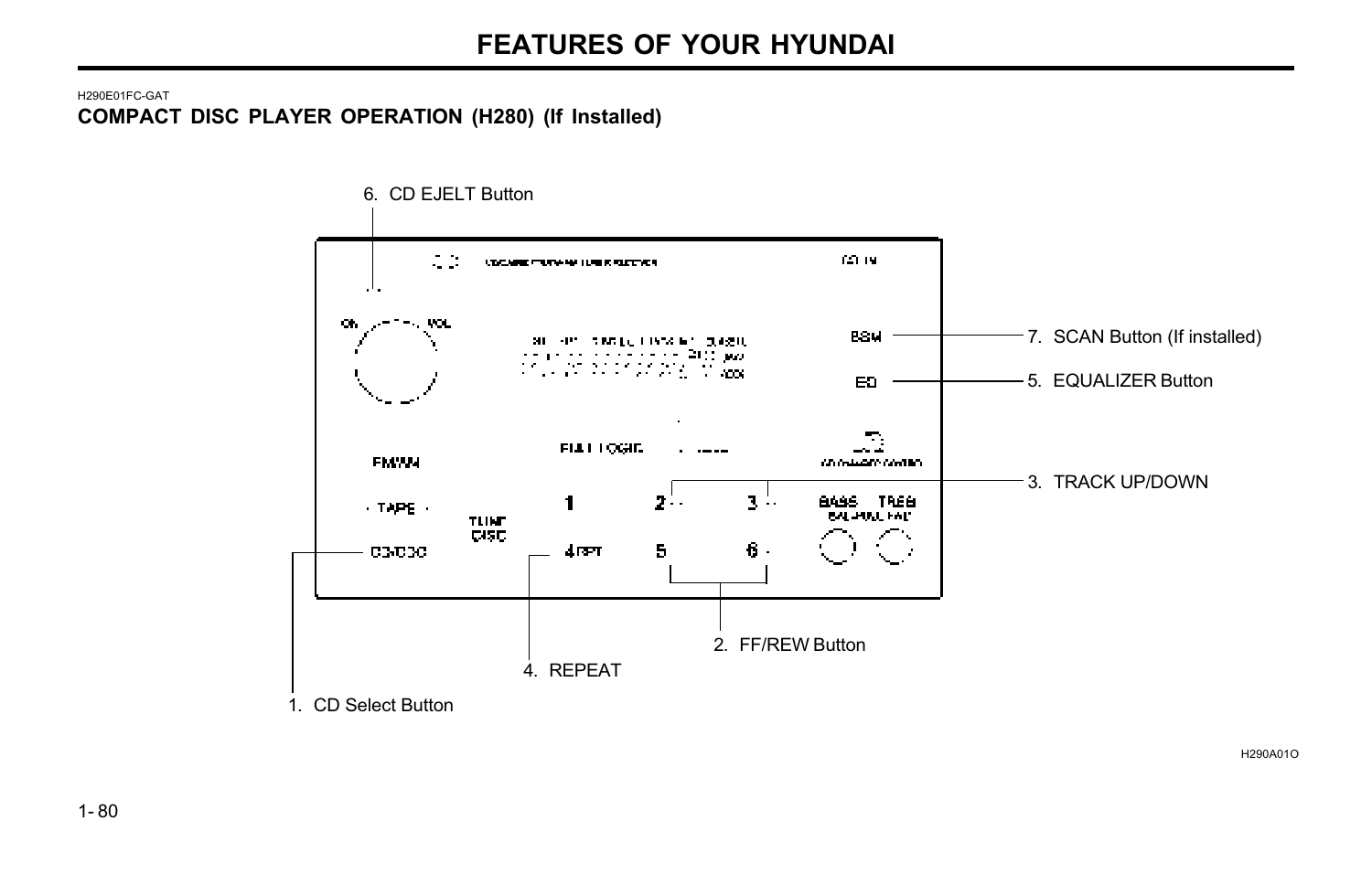H290E01FC-GAT

### COMPACT DISC PLAYER OPERATION (H280) (If Installed)

6. CD EJELT Button

7. SCAN Button (If installed)

5. EQUALIZER Button

3. TRACK UP/DOWN

2. FF/REW Button

4. REPEAT

1. CD Select Button

H290A01O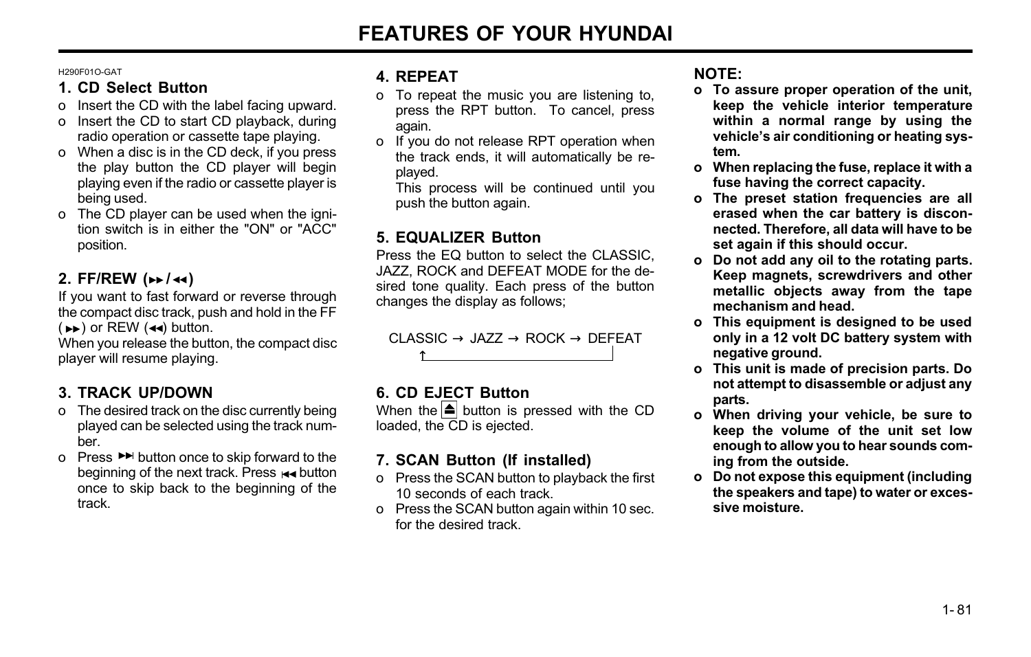H290F01O-GAT

### 1. CD Select Button

- o Insert the CD with the label facing upward.
- o Insert the CD to start CD playback, during radio operation or cassette tape playing.
- o When a disc is in the CD deck, if you press the play button the CD player will begin playing even if the radio or cassette player is being used.
- o The CD player can be used when the ignition switch is in either the "ON" or "ACC" position.

### 2. FF/REW (►► / ◄◄)

If you want to fast forward or reverse through the compact disc track, push and hold in the FF (►►) or REW (◄◄) button.

When you release the button, the compact disc player will resume playing.

### 3. TRACK UP/DOWN

- o The desired track on the disc currently being played can be selected using the track number.
- o Press ►►| button once to skip forward to the beginning of the next track. Press |◄◄ button once to skip back to the beginning of the track.

### 4. REPEAT

- o To repeat the music you are listening to, press the RPT button. To cancel, press again.
- o If you do not release RPT operation when the track ends, it will automatically be re-played.

  This process will be continued until you push the button again.

### 5. EQUALIZER Button

Press the EQ button to select the CLASSIC, JAZZ, ROCK and DEFEAT MODE for the desired tone quality. Each press of the button changes the display as follows;

CLASSIC → JAZZ → ROCK → DEFEAT (→ back to CLASSIC)

### 6. CD EJECT Button

When the ⏏ button is pressed with the CD loaded, the CD is ejected.

### 7. SCAN Button (If installed)

- o Press the SCAN button to playback the first 10 seconds of each track.
- o Press the SCAN button again within 10 sec. for the desired track.

### NOTE:

- o **To assure proper operation of the unit, keep the vehicle interior temperature within a normal range by using the vehicle's air conditioning or heating system.**
- o **When replacing the fuse, replace it with a fuse having the correct capacity.**
- o **The preset station frequencies are all erased when the car battery is disconnected. Therefore, all data will have to be set again if this should occur.**
- o **Do not add any oil to the rotating parts. Keep magnets, screwdrivers and other metallic objects away from the tape mechanism and head.**
- o **This equipment is designed to be used only in a 12 volt DC battery system with negative ground.**
- o **This unit is made of precision parts. Do not attempt to disassemble or adjust any parts.**
- o **When driving your vehicle, be sure to keep the volume of the unit set low enough to allow you to hear sounds coming from the outside.**
- o **Do not expose this equipment (including the speakers and tape) to water or excessive moisture.**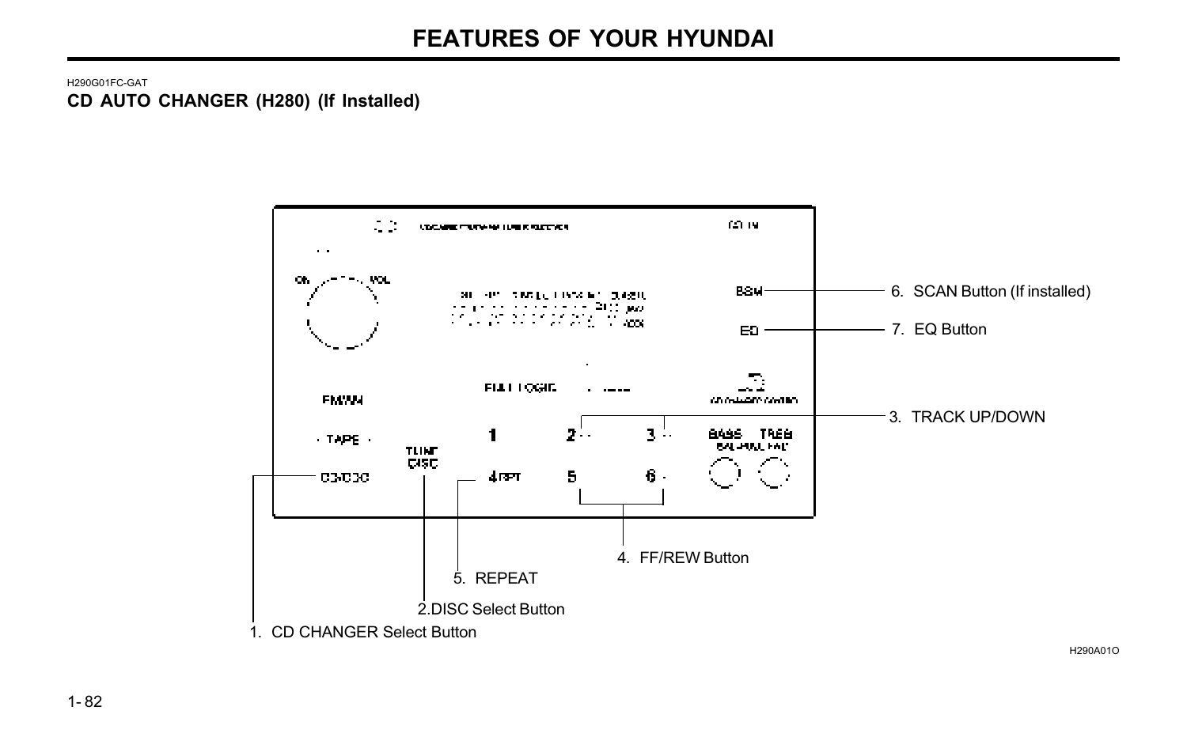H290G01FC-GAT

### CD AUTO CHANGER (H280) (If Installed)

6. SCAN Button (If installed)

7. EQ Button

3. TRACK UP/DOWN

4. FF/REW Button

5. REPEAT

2.DISC Select Button

1. CD CHANGER Select Button

H290A01O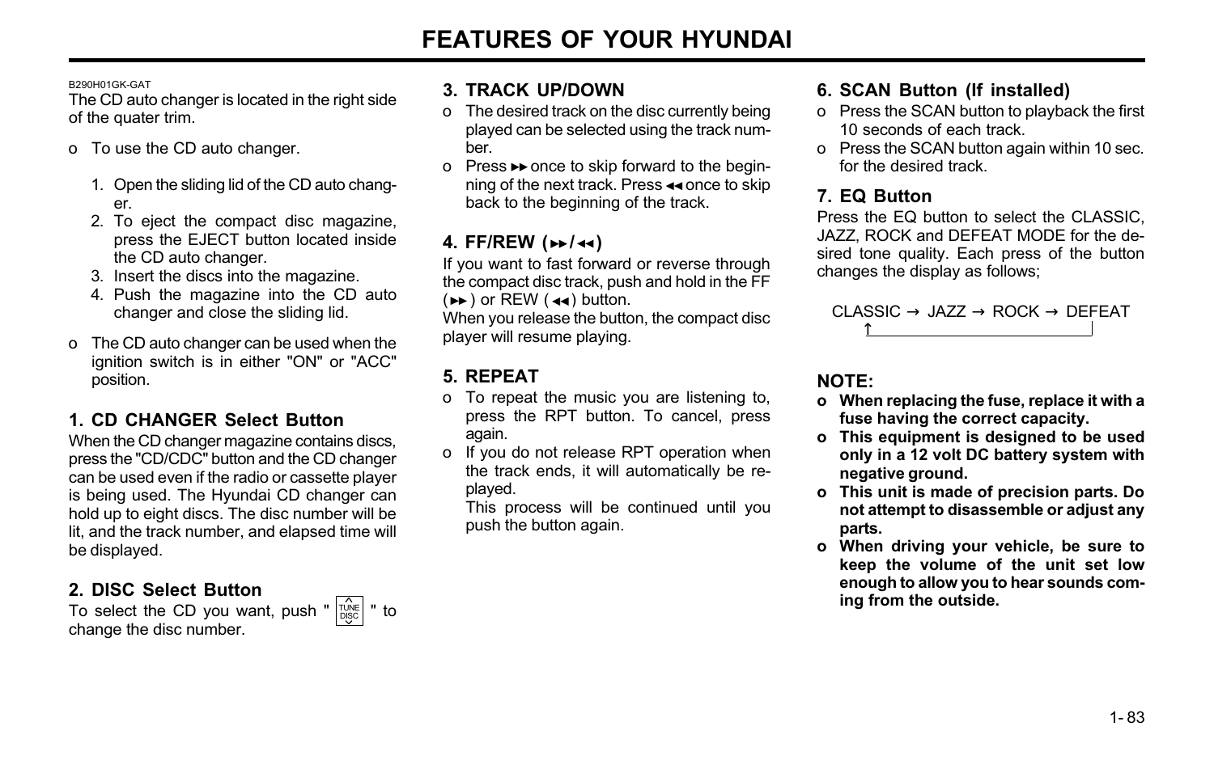B290H01GK-GAT

The CD auto changer is located in the right side of the quater trim.

- o To use the CD auto changer.

  1. Open the sliding lid of the CD auto changer.
  2. To eject the compact disc magazine, press the EJECT button located inside the CD auto changer.
  3. Insert the discs into the magazine.
  4. Push the magazine into the CD auto changer and close the sliding lid.

- o The CD auto changer can be used when the ignition switch is in either "ON" or "ACC" position.

### 1. CD CHANGER Select Button

When the CD changer magazine contains discs, press the "CD/CDC" button and the CD changer can be used even if the radio or cassette player is being used. The Hyundai CD changer can hold up to eight discs. The disc number will be lit, and the track number, and elapsed time will be displayed.

### 2. DISC Select Button

To select the CD you want, push " TUNE/DISC " to change the disc number.

### 3. TRACK UP/DOWN

- o The desired track on the disc currently being played can be selected using the track number.
- o Press ►► once to skip forward to the beginning of the next track. Press ◄◄ once to skip back to the beginning of the track.

### 4. FF/REW (►►/◄◄)

If you want to fast forward or reverse through the compact disc track, push and hold in the FF (►►) or REW (◄◄) button.

When you release the button, the compact disc player will resume playing.

### 5. REPEAT

- o To repeat the music you are listening to, press the RPT button. To cancel, press again.
- o If you do not release RPT operation when the track ends, it will automatically be replayed.

  This process will be continued until you push the button again.

### 6. SCAN Button (If installed)

- o Press the SCAN button to playback the first 10 seconds of each track.
- o Press the SCAN button again within 10 sec. for the desired track.

### 7. EQ Button

Press the EQ button to select the CLASSIC, JAZZ, ROCK and DEFEAT MODE for the desired tone quality. Each press of the button changes the display as follows;

CLASSIC → JAZZ → ROCK → DEFEAT → (back to CLASSIC)

### NOTE:

- **o When replacing the fuse, replace it with a fuse having the correct capacity.**
- **o This equipment is designed to be used only in a 12 volt DC battery system with negative ground.**
- **o This unit is made of precision parts. Do not attempt to disassemble or adjust any parts.**
- **o When driving your vehicle, be sure to keep the volume of the unit set low enough to allow you to hear sounds coming from the outside.**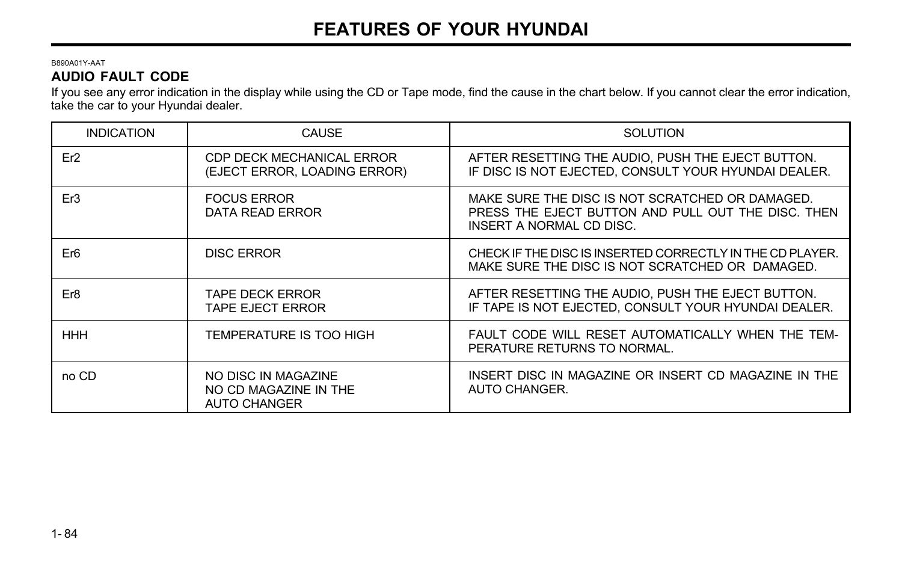B890A01Y-AAT

## AUDIO FAULT CODE

If you see any error indication in the display while using the CD or Tape mode, find the cause in the chart below. If you cannot clear the error indication, take the car to your Hyundai dealer.

| INDICATION | CAUSE | SOLUTION |
|---|---|---|
| Er2 | CDP DECK MECHANICAL ERROR (EJECT ERROR, LOADING ERROR) | AFTER RESETTING THE AUDIO, PUSH THE EJECT BUTTON. IF DISC IS NOT EJECTED, CONSULT YOUR HYUNDAI DEALER. |
| Er3 | FOCUS ERROR DATA READ ERROR | MAKE SURE THE DISC IS NOT SCRATCHED OR DAMAGED. PRESS THE EJECT BUTTON AND PULL OUT THE DISC. THEN INSERT A NORMAL CD DISC. |
| Er6 | DISC ERROR | CHECK IF THE DISC IS INSERTED CORRECTLY IN THE CD PLAYER. MAKE SURE THE DISC IS NOT SCRATCHED OR DAMAGED. |
| Er8 | TAPE DECK ERROR TAPE EJECT ERROR | AFTER RESETTING THE AUDIO, PUSH THE EJECT BUTTON. IF TAPE IS NOT EJECTED, CONSULT YOUR HYUNDAI DEALER. |
| HHH | TEMPERATURE IS TOO HIGH | FAULT CODE WILL RESET AUTOMATICALLY WHEN THE TEMPERATURE RETURNS TO NORMAL. |
| no CD | NO DISC IN MAGAZINE NO CD MAGAZINE IN THE AUTO CHANGER | INSERT DISC IN MAGAZINE OR INSERT CD MAGAZINE IN THE AUTO CHANGER. |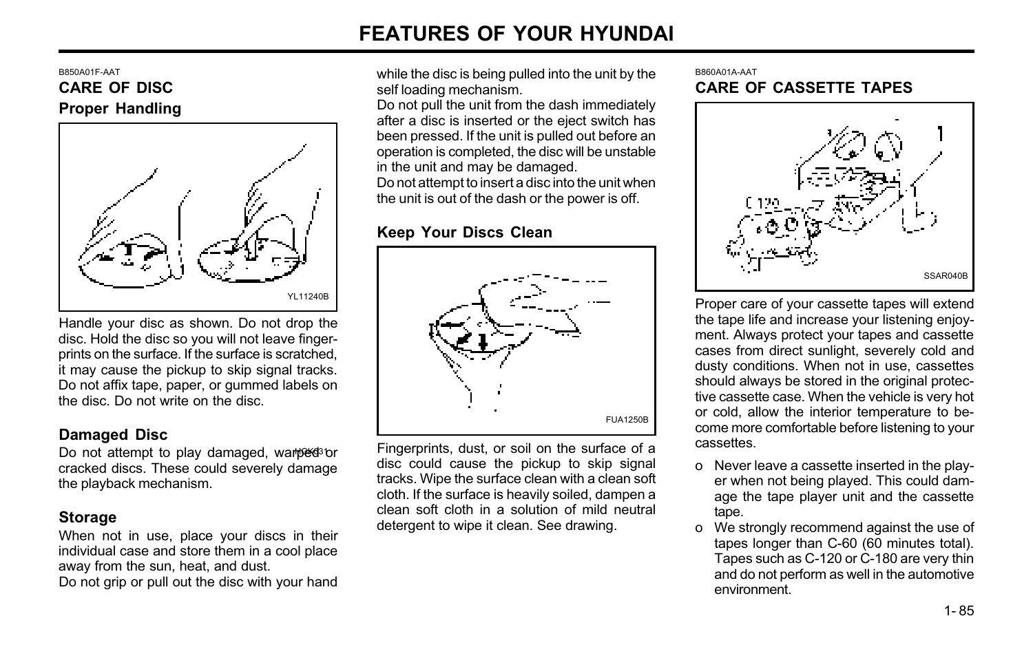B850A01F-AAT

## CARE OF DISC

### Proper Handling

YL11240B

Handle your disc as shown. Do not drop the disc. Hold the disc so you will not leave fingerprints on the surface. If the surface is scratched, it may cause the pickup to skip signal tracks. Do not affix tape, paper, or gummed labels on the disc. Do not write on the disc.

### Damaged Disc

Do not attempt to play damaged, warped or cracked discs. These could severely damage the playback mechanism.

### Storage

When not in use, place your discs in their individual case and store them in a cool place away from the sun, heat, and dust.

Do not grip or pull out the disc with your hand while the disc is being pulled into the unit by the self loading mechanism.

Do not pull the unit from the dash immediately after a disc is inserted or the eject switch has been pressed. If the unit is pulled out before an operation is completed, the disc will be unstable in the unit and may be damaged.

Do not attempt to insert a disc into the unit when the unit is out of the dash or the power is off.

### Keep Your Discs Clean

FUA1250B

Fingerprints, dust, or soil on the surface of a disc could cause the pickup to skip signal tracks. Wipe the surface clean with a clean soft cloth. If the surface is heavily soiled, dampen a clean soft cloth in a solution of mild neutral detergent to wipe it clean. See drawing.

B860A01A-AAT

## CARE OF CASSETTE TAPES

SSAR040B

Proper care of your cassette tapes will extend the tape life and increase your listening enjoyment. Always protect your tapes and cassette cases from direct sunlight, severely cold and dusty conditions. When not in use, cassettes should always be stored in the original protective cassette case. When the vehicle is very hot or cold, allow the interior temperature to become more comfortable before listening to your cassettes.

- o Never leave a cassette inserted in the player when not being played. This could damage the tape player unit and the cassette tape.
- o We strongly recommend against the use of tapes longer than C-60 (60 minutes total). Tapes such as C-120 or C-180 are very thin and do not perform as well in the automotive environment.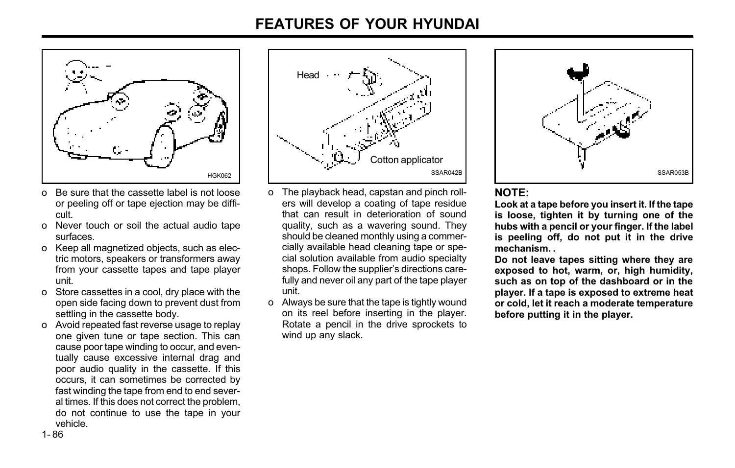- Be sure that the cassette label is not loose or peeling off or tape ejection may be difficult.
- Never touch or soil the actual audio tape surfaces.
- Keep all magnetized objects, such as electric motors, speakers or transformers away from your cassette tapes and tape player unit.
- Store cassettes in a cool, dry place with the open side facing down to prevent dust from settling in the cassette body.
- Avoid repeated fast reverse usage to replay one given tune or tape section. This can cause poor tape winding to occur, and eventually cause excessive internal drag and poor audio quality in the cassette. If this occurs, it can sometimes be corrected by fast winding the tape from end to end several times. If this does not correct the problem, do not continue to use the tape in your vehicle.

- The playback head, capstan and pinch rollers will develop a coating of tape residue that can result in deterioration of sound quality, such as a wavering sound. They should be cleaned monthly using a commercially available head cleaning tape or special solution available from audio specialty shops. Follow the supplier's directions carefully and never oil any part of the tape player unit.
- Always be sure that the tape is tightly wound on its reel before inserting in the player. Rotate a pencil in the drive sprockets to wind up any slack.

**NOTE:**

**Look at a tape before you insert it. If the tape is loose, tighten it by turning one of the hubs with a pencil or your finger. If the label is peeling off, do not put it in the drive mechanism. .**

**Do not leave tapes sitting where they are exposed to hot, warm, or, high humidity, such as on top of the dashboard or in the player. If a tape is exposed to extreme heat or cold, let it reach a moderate temperature before putting it in the player.**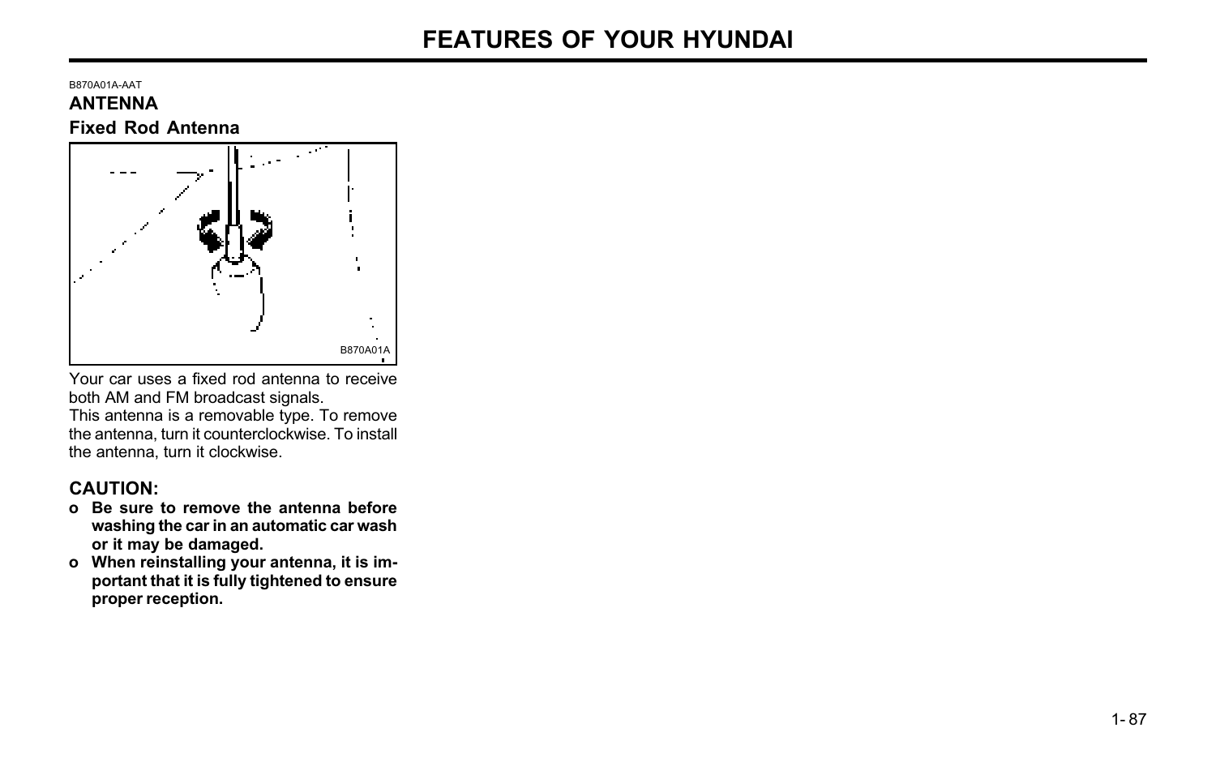B870A01A-AAT

## ANTENNA

### Fixed Rod Antenna

B870A01A

Your car uses a fixed rod antenna to receive both AM and FM broadcast signals.
This antenna is a removable type. To remove the antenna, turn it counterclockwise. To install the antenna, turn it clockwise.

**CAUTION:**

- **Be sure to remove the antenna before washing the car in an automatic car wash or it may be damaged.**
- **When reinstalling your antenna, it is important that it is fully tightened to ensure proper reception.**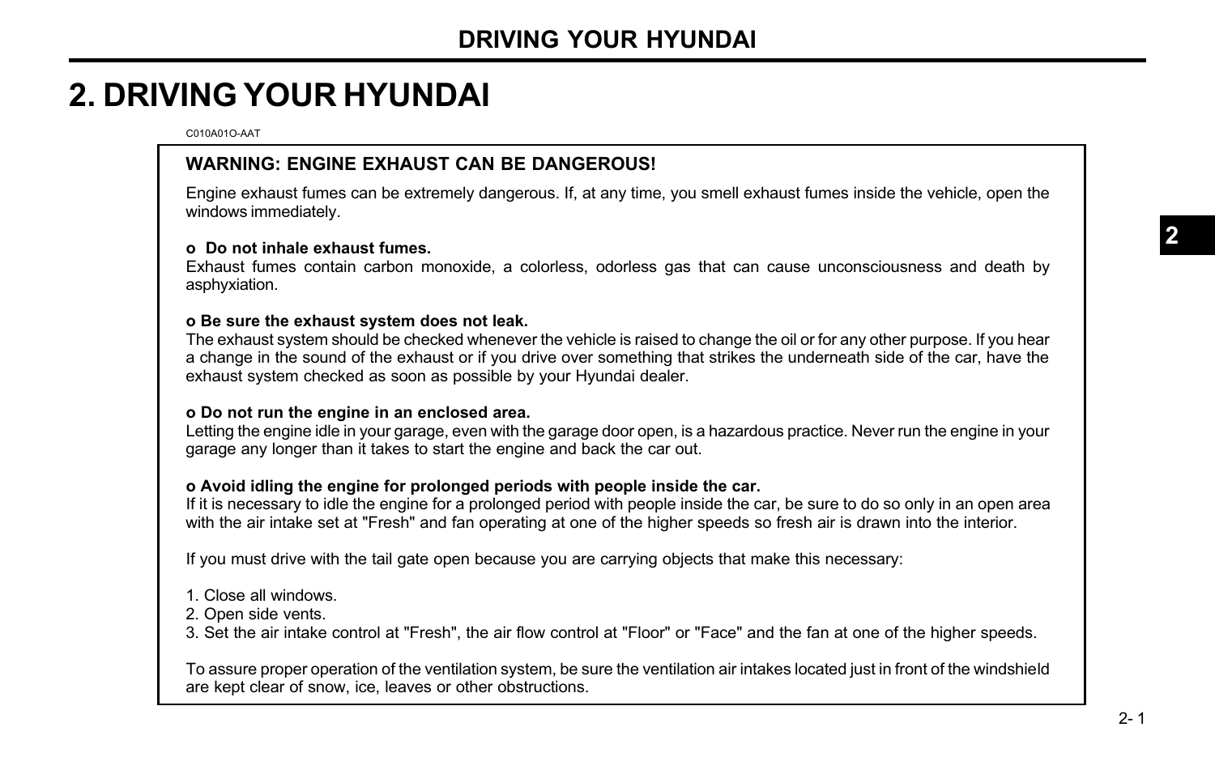# 2. DRIVING YOUR HYUNDAI

C010A01O-AAT

**WARNING: ENGINE EXHAUST CAN BE DANGEROUS!**

Engine exhaust fumes can be extremely dangerous. If, at any time, you smell exhaust fumes inside the vehicle, open the windows immediately.

**o Do not inhale exhaust fumes.**
Exhaust fumes contain carbon monoxide, a colorless, odorless gas that can cause unconsciousness and death by asphyxiation.

**o Be sure the exhaust system does not leak.**
The exhaust system should be checked whenever the vehicle is raised to change the oil or for any other purpose. If you hear a change in the sound of the exhaust or if you drive over something that strikes the underneath side of the car, have the exhaust system checked as soon as possible by your Hyundai dealer.

**o Do not run the engine in an enclosed area.**
Letting the engine idle in your garage, even with the garage door open, is a hazardous practice. Never run the engine in your garage any longer than it takes to start the engine and back the car out.

**o Avoid idling the engine for prolonged periods with people inside the car.**
If it is necessary to idle the engine for a prolonged period with people inside the car, be sure to do so only in an open area with the air intake set at "Fresh" and fan operating at one of the higher speeds so fresh air is drawn into the interior.

If you must drive with the tail gate open because you are carrying objects that make this necessary:

1. Close all windows.
2. Open side vents.
3. Set the air intake control at "Fresh", the air flow control at "Floor" or "Face" and the fan at one of the higher speeds.

To assure proper operation of the ventilation system, be sure the ventilation air intakes located just in front of the windshield are kept clear of snow, ice, leaves or other obstructions.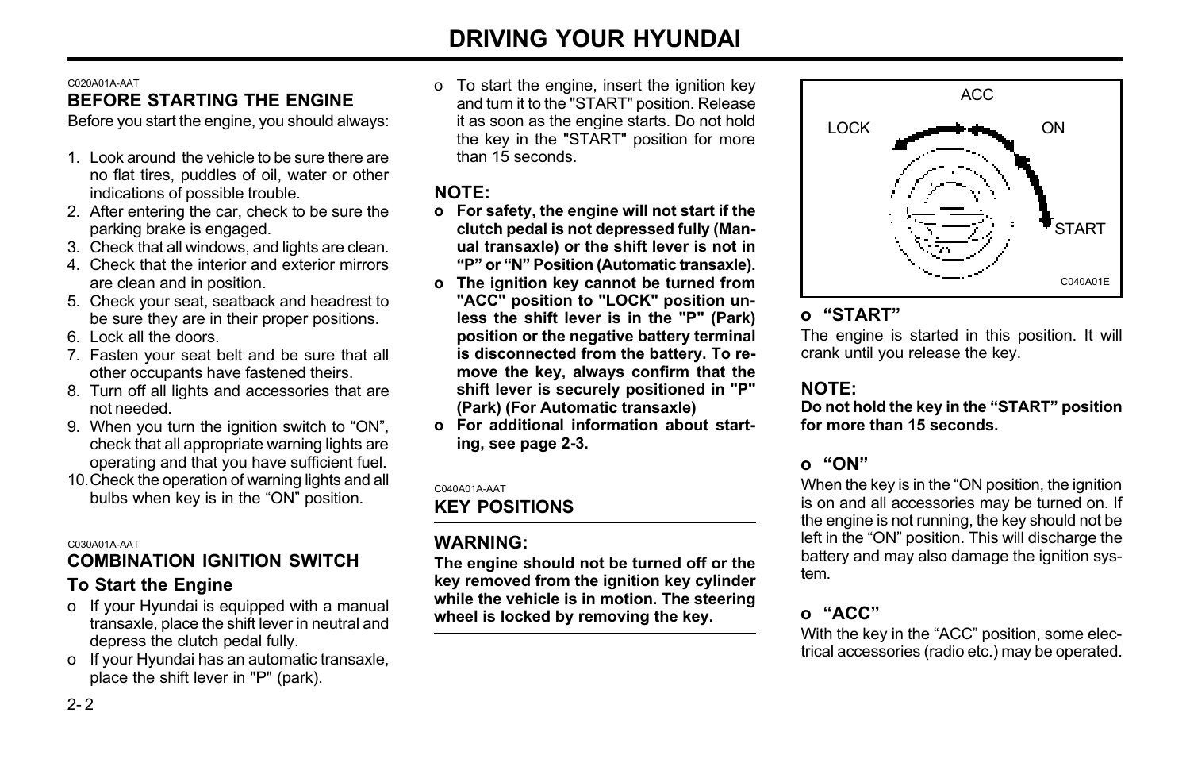C020A01A-AAT

## BEFORE STARTING THE ENGINE

Before you start the engine, you should always:

1. Look around the vehicle to be sure there are no flat tires, puddles of oil, water or other indications of possible trouble.
2. After entering the car, check to be sure the parking brake is engaged.
3. Check that all windows, and lights are clean.
4. Check that the interior and exterior mirrors are clean and in position.
5. Check your seat, seatback and headrest to be sure they are in their proper positions.
6. Lock all the doors.
7. Fasten your seat belt and be sure that all other occupants have fastened theirs.
8. Turn off all lights and accessories that are not needed.
9. When you turn the ignition switch to "ON", check that all appropriate warning lights are operating and that you have sufficient fuel.
10. Check the operation of warning lights and all bulbs when key is in the "ON" position.

C030A01A-AAT

## COMBINATION IGNITION SWITCH

### To Start the Engine

- o If your Hyundai is equipped with a manual transaxle, place the shift lever in neutral and depress the clutch pedal fully.
- o If your Hyundai has an automatic transaxle, place the shift lever in "P" (park).
- o To start the engine, insert the ignition key and turn it to the "START" position. Release it as soon as the engine starts. Do not hold the key in the "START" position for more than 15 seconds.

**NOTE:**

- **o For safety, the engine will not start if the clutch pedal is not depressed fully (Manual transaxle) or the shift lever is not in "P" or "N" Position (Automatic transaxle).**
- **o The ignition key cannot be turned from "ACC" position to "LOCK" position unless the shift lever is in the "P" (Park) position or the negative battery terminal is disconnected from the battery. To remove the key, always confirm that the shift lever is securely positioned in "P" (Park) (For Automatic transaxle)**
- **o For additional information about starting, see page 2-3.**

C040A01A-AAT

## KEY POSITIONS

**WARNING:**

**The engine should not be turned off or the key removed from the ignition key cylinder while the vehicle is in motion. The steering wheel is locked by removing the key.**

LOCK ACC ON START

C040A01E

### o "START"

The engine is started in this position. It will crank until you release the key.

**NOTE:**

**Do not hold the key in the "START" position for more than 15 seconds.**

### o "ON"

When the key is in the "ON position, the ignition is on and all accessories may be turned on. If the engine is not running, the key should not be left in the "ON" position. This will discharge the battery and may also damage the ignition system.

### o "ACC"

With the key in the "ACC" position, some electrical accessories (radio etc.) may be operated.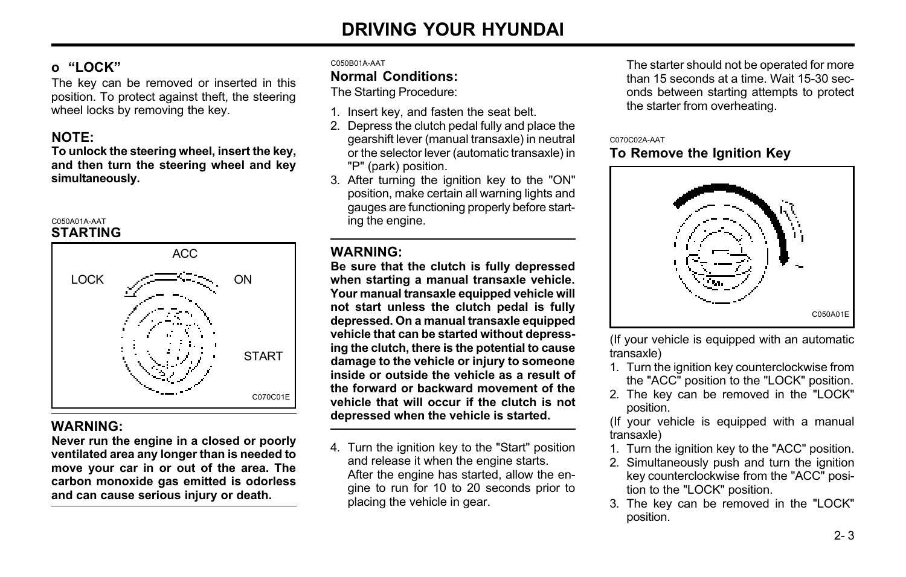### o "LOCK"

The key can be removed or inserted in this position. To protect against theft, the steering wheel locks by removing the key.

**NOTE:**
**To unlock the steering wheel, insert the key, and then turn the steering wheel and key simultaneously.**

C050A01A-AAT

## STARTING

ACC

LOCK ON

START

C070C01E

**WARNING:**
**Never run the engine in a closed or poorly ventilated area any longer than is needed to move your car in or out of the area. The carbon monoxide gas emitted is odorless and can cause serious injury or death.**

C050B01A-AAT

### Normal Conditions:

The Starting Procedure:

1. Insert key, and fasten the seat belt.
2. Depress the clutch pedal fully and place the gearshift lever (manual transaxle) in neutral or the selector lever (automatic transaxle) in "P" (park) position.
3. After turning the ignition key to the "ON" position, make certain all warning lights and gauges are functioning properly before starting the engine.

**WARNING:**
**Be sure that the clutch is fully depressed when starting a manual transaxle vehicle. Your manual transaxle equipped vehicle will not start unless the clutch pedal is fully depressed. On a manual transaxle equipped vehicle that can be started without depressing the clutch, there is the potential to cause damage to the vehicle or injury to someone inside or outside the vehicle as a result of the forward or backward movement of the vehicle that will occur if the clutch is not depressed when the vehicle is started.**

4. Turn the ignition key to the "Start" position and release it when the engine starts. After the engine has started, allow the engine to run for 10 to 20 seconds prior to placing the vehicle in gear.

The starter should not be operated for more than 15 seconds at a time. Wait 15-30 seconds between starting attempts to protect the starter from overheating.

C070C02A-AAT

### To Remove the Ignition Key

C050A01E

(If your vehicle is equipped with an automatic transaxle)

1. Turn the ignition key counterclockwise from the "ACC" position to the "LOCK" position.
2. The key can be removed in the "LOCK" position.

(If your vehicle is equipped with a manual transaxle)

1. Turn the ignition key to the "ACC" position.
2. Simultaneously push and turn the ignition key counterclockwise from the "ACC" position to the "LOCK" position.
3. The key can be removed in the "LOCK" position.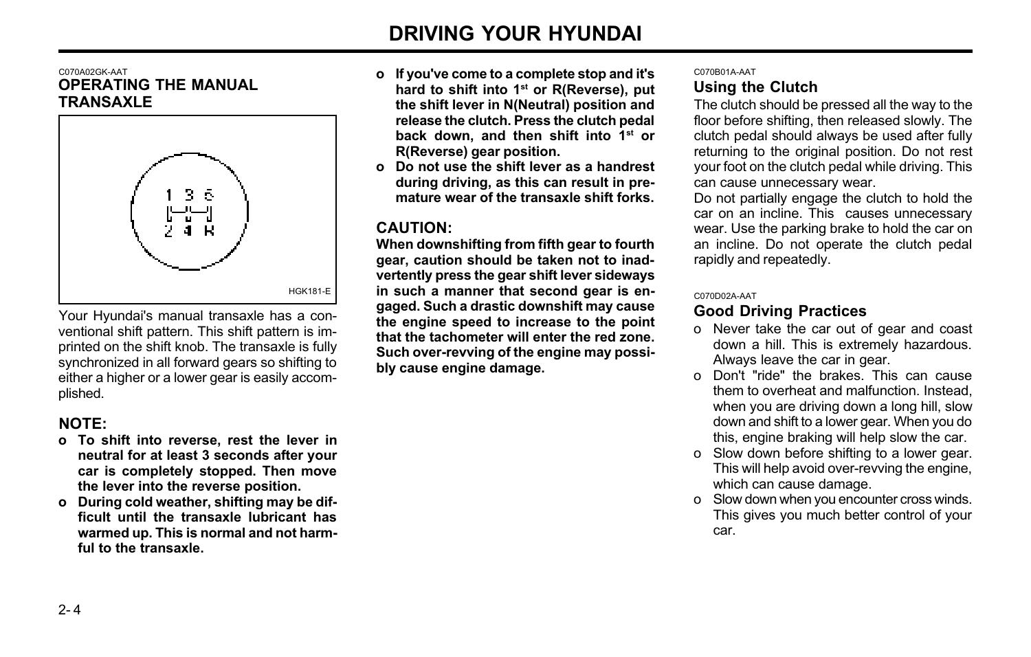C070A02GK-AAT

## OPERATING THE MANUAL TRANSAXLE

HGK181-E

Your Hyundai's manual transaxle has a conventional shift pattern. This shift pattern is imprinted on the shift knob. The transaxle is fully synchronized in all forward gears so shifting to either a higher or a lower gear is easily accomplished.

### NOTE:

- **To shift into reverse, rest the lever in neutral for at least 3 seconds after your car is completely stopped. Then move the lever into the reverse position.**
- **During cold weather, shifting may be difficult until the transaxle lubricant has warmed up. This is normal and not harmful to the transaxle.**
- **If you've come to a complete stop and it's hard to shift into 1st or R(Reverse), put the shift lever in N(Neutral) position and release the clutch. Press the clutch pedal back down, and then shift into 1st or R(Reverse) gear position.**
- **Do not use the shift lever as a handrest during driving, as this can result in premature wear of the transaxle shift forks.**

### CAUTION:

**When downshifting from fifth gear to fourth gear, caution should be taken not to inadvertently press the gear shift lever sideways in such a manner that second gear is engaged. Such a drastic downshift may cause the engine speed to increase to the point that the tachometer will enter the red zone. Such over-revving of the engine may possibly cause engine damage.**

C070B01A-AAT

### Using the Clutch

The clutch should be pressed all the way to the floor before shifting, then released slowly. The clutch pedal should always be used after fully returning to the original position. Do not rest your foot on the clutch pedal while driving. This can cause unnecessary wear.

Do not partially engage the clutch to hold the car on an incline. This causes unnecessary wear. Use the parking brake to hold the car on an incline. Do not operate the clutch pedal rapidly and repeatedly.

C070D02A-AAT

### Good Driving Practices

- Never take the car out of gear and coast down a hill. This is extremely hazardous. Always leave the car in gear.
- Don't "ride" the brakes. This can cause them to overheat and malfunction. Instead, when you are driving down a long hill, slow down and shift to a lower gear. When you do this, engine braking will help slow the car.
- Slow down before shifting to a lower gear. This will help avoid over-revving the engine, which can cause damage.
- Slow down when you encounter cross winds. This gives you much better control of your car.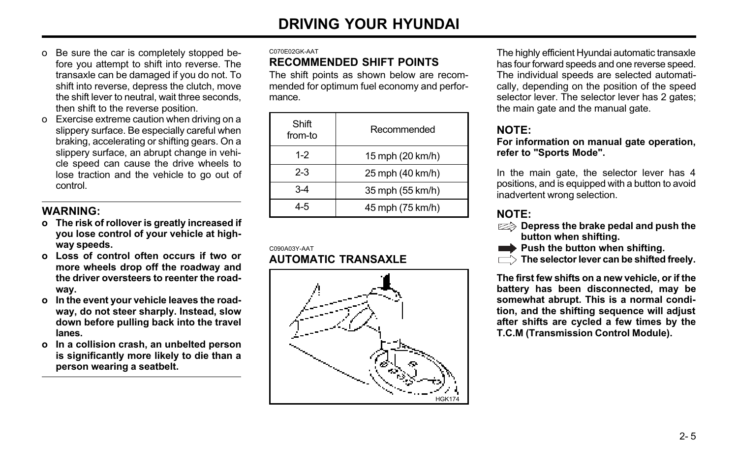- o Be sure the car is completely stopped before you attempt to shift into reverse. The transaxle can be damaged if you do not. To shift into reverse, depress the clutch, move the shift lever to neutral, wait three seconds, then shift to the reverse position.
- o Exercise extreme caution when driving on a slippery surface. Be especially careful when braking, accelerating or shifting gears. On a slippery surface, an abrupt change in vehicle speed can cause the drive wheels to lose traction and the vehicle to go out of control.

**WARNING:**

- **o The risk of rollover is greatly increased if you lose control of your vehicle at highway speeds.**
- **o Loss of control often occurs if two or more wheels drop off the roadway and the driver oversteers to reenter the roadway.**
- **o In the event your vehicle leaves the roadway, do not steer sharply. Instead, slow down before pulling back into the travel lanes.**
- **o In a collision crash, an unbelted person is significantly more likely to die than a person wearing a seatbelt.**

C070E02GK-AAT

## RECOMMENDED SHIFT POINTS

The shift points as shown below are recommended for optimum fuel economy and performance.

| Shift from-to | Recommended |
| --- | --- |
| 1-2 | 15 mph (20 km/h) |
| 2-3 | 25 mph (40 km/h) |
| 3-4 | 35 mph (55 km/h) |
| 4-5 | 45 mph (75 km/h) |

C090A03Y-AAT

## AUTOMATIC TRANSAXLE

HGK174

The highly efficient Hyundai automatic transaxle has four forward speeds and one reverse speed. The individual speeds are selected automatically, depending on the position of the speed selector lever. The selector lever has 2 gates; the main gate and the manual gate.

**NOTE:**

**For information on manual gate operation, refer to "Sports Mode".**

In the main gate, the selector lever has 4 positions, and is equipped with a button to avoid inadvertent wrong selection.

**NOTE:**

- **Depress the brake pedal and push the button when shifting.**
- **Push the button when shifting.**
- **The selector lever can be shifted freely.**

**The first few shifts on a new vehicle, or if the battery has been disconnected, may be somewhat abrupt. This is a normal condition, and the shifting sequence will adjust after shifts are cycled a few times by the T.C.M (Transmission Control Module).**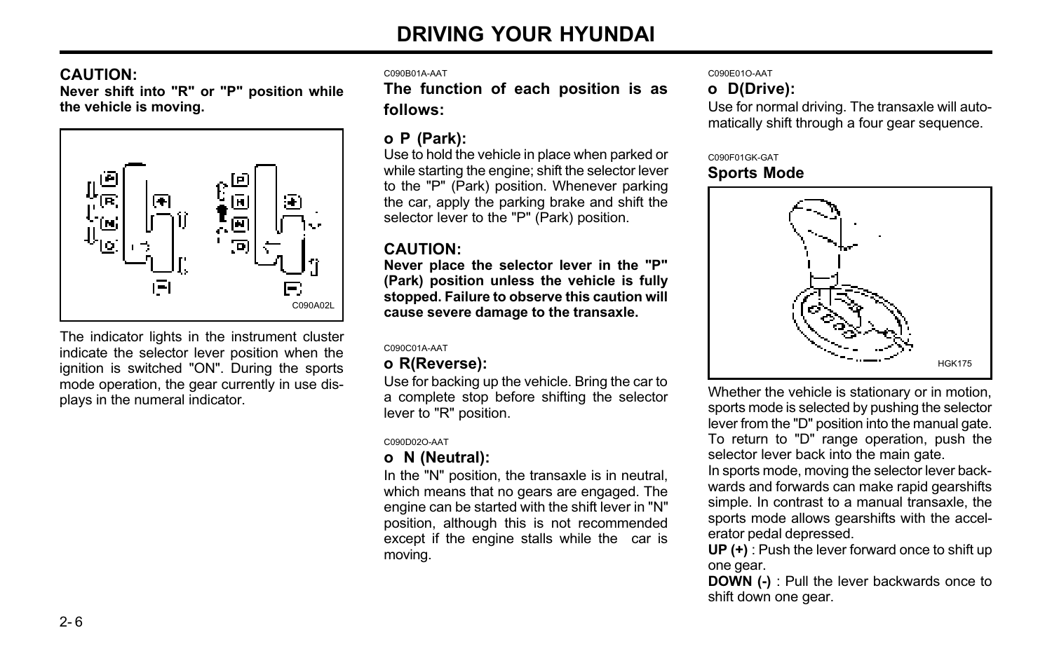**CAUTION:**
**Never shift into "R" or "P" position while the vehicle is moving.**

C090A02L

The indicator lights in the instrument cluster indicate the selector lever position when the ignition is switched "ON". During the sports mode operation, the gear currently in use displays in the numeral indicator.

C090B01A-AAT

**The function of each position is as follows:**

**o P (Park):**
Use to hold the vehicle in place when parked or while starting the engine; shift the selector lever to the "P" (Park) position. Whenever parking the car, apply the parking brake and shift the selector lever to the "P" (Park) position.

**CAUTION:**
**Never place the selector lever in the "P" (Park) position unless the vehicle is fully stopped. Failure to observe this caution will cause severe damage to the transaxle.**

C090C01A-AAT

**o R(Reverse):**
Use for backing up the vehicle. Bring the car to a complete stop before shifting the selector lever to "R" position.

C090D02O-AAT

**o N (Neutral):**
In the "N" position, the transaxle is in neutral, which means that no gears are engaged. The engine can be started with the shift lever in "N" position, although this is not recommended except if the engine stalls while the car is moving.

C090E01O-AAT

**o D(Drive):**
Use for normal driving. The transaxle will automatically shift through a four gear sequence.

C090F01GK-GAT

**Sports Mode**

HGK175

Whether the vehicle is stationary or in motion, sports mode is selected by pushing the selector lever from the "D" position into the manual gate. To return to "D" range operation, push the selector lever back into the main gate.
In sports mode, moving the selector lever backwards and forwards can make rapid gearshifts simple. In contrast to a manual transaxle, the sports mode allows gearshifts with the accelerator pedal depressed.
**UP (+)** : Push the lever forward once to shift up one gear.
**DOWN (-)** : Pull the lever backwards once to shift down one gear.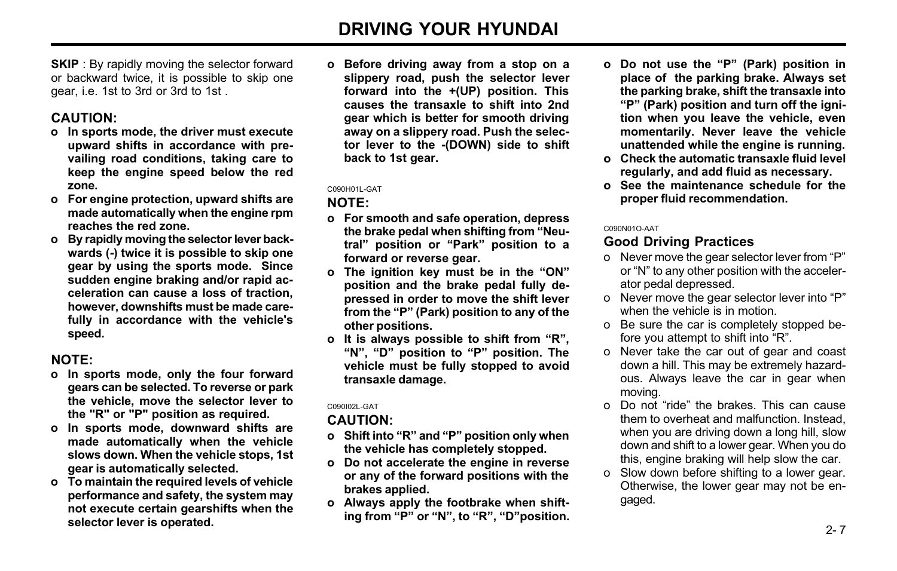**SKIP** : By rapidly moving the selector forward or backward twice, it is possible to skip one gear, i.e. 1st to 3rd or 3rd to 1st .

### CAUTION:

- **In sports mode, the driver must execute upward shifts in accordance with prevailing road conditions, taking care to keep the engine speed below the red zone.**
- **For engine protection, upward shifts are made automatically when the engine rpm reaches the red zone.**
- **By rapidly moving the selector lever backwards (-) twice it is possible to skip one gear by using the sports mode. Since sudden engine braking and/or rapid acceleration can cause a loss of traction, however, downshifts must be made carefully in accordance with the vehicle's speed.**

### NOTE:

- **In sports mode, only the four forward gears can be selected. To reverse or park the vehicle, move the selector lever to the "R" or "P" position as required.**
- **In sports mode, downward shifts are made automatically when the vehicle slows down. When the vehicle stops, 1st gear is automatically selected.**
- **To maintain the required levels of vehicle performance and safety, the system may not execute certain gearshifts when the selector lever is operated.**
- **Before driving away from a stop on a slippery road, push the selector lever forward into the +(UP) position. This causes the transaxle to shift into 2nd gear which is better for smooth driving away on a slippery road. Push the selector lever to the -(DOWN) side to shift back to 1st gear.**

C090H01L-GAT

### NOTE:

- **For smooth and safe operation, depress the brake pedal when shifting from "Neutral" position or "Park" position to a forward or reverse gear.**
- **The ignition key must be in the "ON" position and the brake pedal fully depressed in order to move the shift lever from the "P" (Park) position to any of the other positions.**
- **It is always possible to shift from "R", "N", "D" position to "P" position. The vehicle must be fully stopped to avoid transaxle damage.**

C090I02L-GAT

### CAUTION:

- **Shift into "R" and "P" position only when the vehicle has completely stopped.**
- **Do not accelerate the engine in reverse or any of the forward positions with the brakes applied.**
- **Always apply the footbrake when shifting from "P" or "N", to "R", "D"position.**
- **Do not use the "P" (Park) position in place of the parking brake. Always set the parking brake, shift the transaxle into "P" (Park) position and turn off the ignition when you leave the vehicle, even momentarily. Never leave the vehicle unattended while the engine is running.**
- **Check the automatic transaxle fluid level regularly, and add fluid as necessary.**
- **See the maintenance schedule for the proper fluid recommendation.**

C090N01O-AAT

### Good Driving Practices

- Never move the gear selector lever from "P" or "N" to any other position with the accelerator pedal depressed.
- Never move the gear selector lever into "P" when the vehicle is in motion.
- Be sure the car is completely stopped before you attempt to shift into "R".
- Never take the car out of gear and coast down a hill. This may be extremely hazardous. Always leave the car in gear when moving.
- Do not "ride" the brakes. This can cause them to overheat and malfunction. Instead, when you are driving down a long hill, slow down and shift to a lower gear. When you do this, engine braking will help slow the car.
- Slow down before shifting to a lower gear. Otherwise, the lower gear may not be engaged.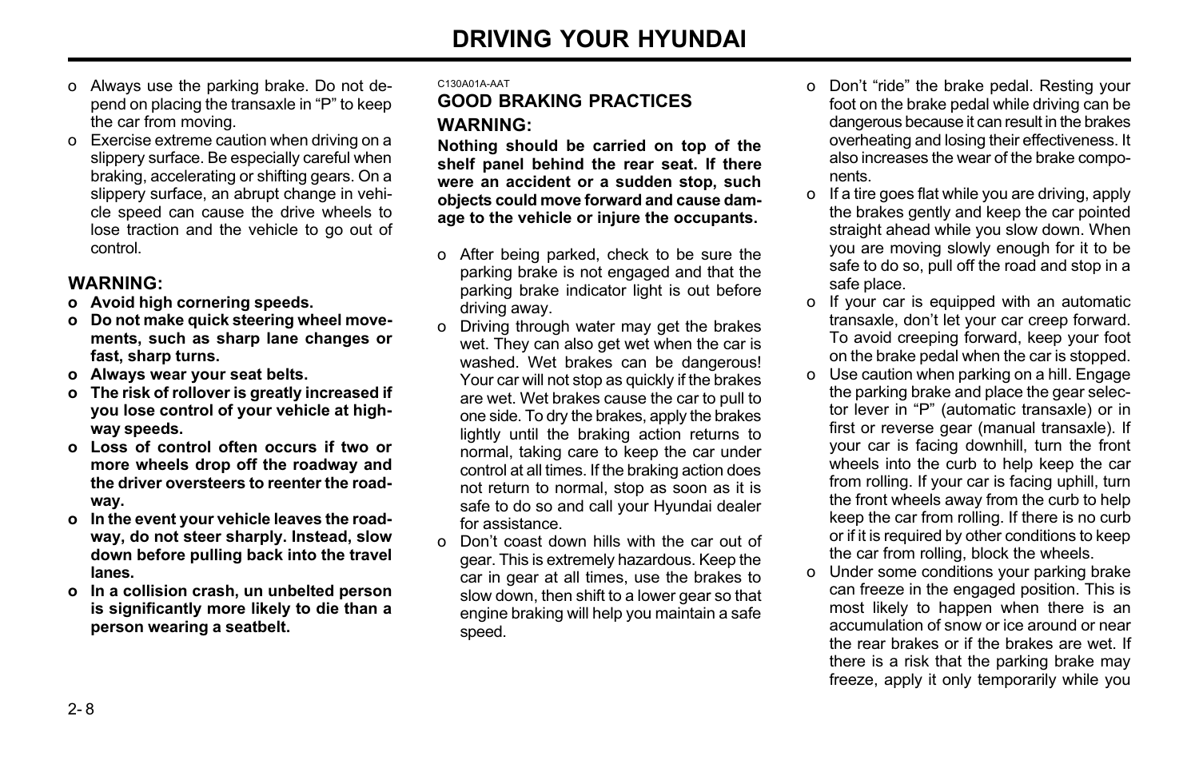- o Always use the parking brake. Do not depend on placing the transaxle in "P" to keep the car from moving.
- o Exercise extreme caution when driving on a slippery surface. Be especially careful when braking, accelerating or shifting gears. On a slippery surface, an abrupt change in vehicle speed can cause the drive wheels to lose traction and the vehicle to go out of control.

**WARNING:**

- **o Avoid high cornering speeds.**
- **o Do not make quick steering wheel movements, such as sharp lane changes or fast, sharp turns.**
- **o Always wear your seat belts.**
- **o The risk of rollover is greatly increased if you lose control of your vehicle at highway speeds.**
- **o Loss of control often occurs if two or more wheels drop off the roadway and the driver oversteers to reenter the roadway.**
- **o In the event your vehicle leaves the roadway, do not steer sharply. Instead, slow down before pulling back into the travel lanes.**
- **o In a collision crash, un unbelted person is significantly more likely to die than a person wearing a seatbelt.**

C130A01A-AAT

### GOOD BRAKING PRACTICES

**WARNING:**

**Nothing should be carried on top of the shelf panel behind the rear seat. If there were an accident or a sudden stop, such objects could move forward and cause damage to the vehicle or injure the occupants.**

- o After being parked, check to be sure the parking brake is not engaged and that the parking brake indicator light is out before driving away.
- o Driving through water may get the brakes wet. They can also get wet when the car is washed. Wet brakes can be dangerous! Your car will not stop as quickly if the brakes are wet. Wet brakes cause the car to pull to one side. To dry the brakes, apply the brakes lightly until the braking action returns to normal, taking care to keep the car under control at all times. If the braking action does not return to normal, stop as soon as it is safe to do so and call your Hyundai dealer for assistance.
- o Don't coast down hills with the car out of gear. This is extremely hazardous. Keep the car in gear at all times, use the brakes to slow down, then shift to a lower gear so that engine braking will help you maintain a safe speed.
- o Don't "ride" the brake pedal. Resting your foot on the brake pedal while driving can be dangerous because it can result in the brakes overheating and losing their effectiveness. It also increases the wear of the brake components.
- o If a tire goes flat while you are driving, apply the brakes gently and keep the car pointed straight ahead while you slow down. When you are moving slowly enough for it to be safe to do so, pull off the road and stop in a safe place.
- o If your car is equipped with an automatic transaxle, don't let your car creep forward. To avoid creeping forward, keep your foot on the brake pedal when the car is stopped.
- o Use caution when parking on a hill. Engage the parking brake and place the gear selector lever in "P" (automatic transaxle) or in first or reverse gear (manual transaxle). If your car is facing downhill, turn the front wheels into the curb to help keep the car from rolling. If your car is facing uphill, turn the front wheels away from the curb to help keep the car from rolling. If there is no curb or if it is required by other conditions to keep the car from rolling, block the wheels.
- o Under some conditions your parking brake can freeze in the engaged position. This is most likely to happen when there is an accumulation of snow or ice around or near the rear brakes or if the brakes are wet. If there is a risk that the parking brake may freeze, apply it only temporarily while you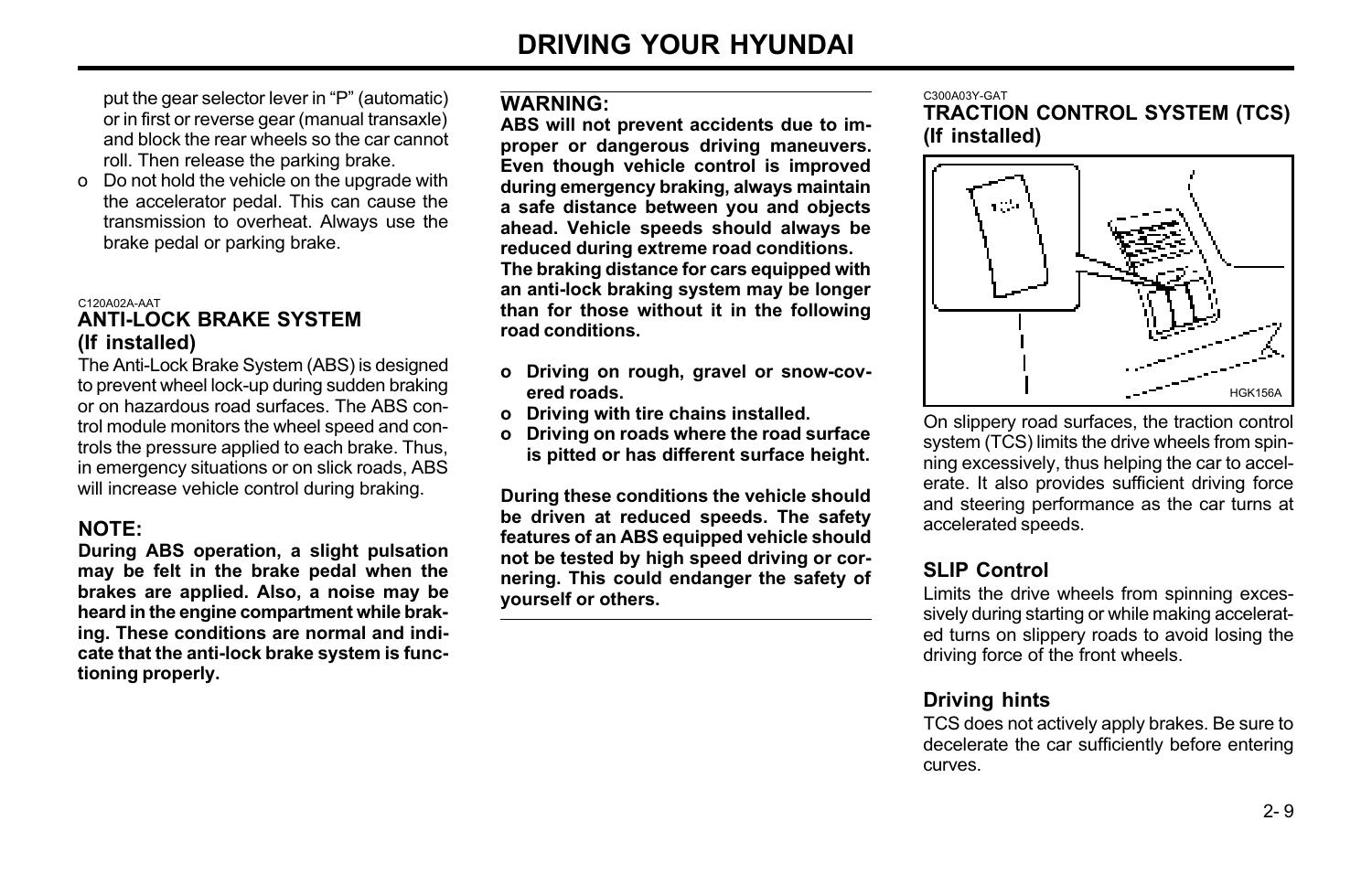put the gear selector lever in "P" (automatic) or in first or reverse gear (manual transaxle) and block the rear wheels so the car cannot roll. Then release the parking brake.

- o Do not hold the vehicle on the upgrade with the accelerator pedal. This can cause the transmission to overheat. Always use the brake pedal or parking brake.

C120A02A-AAT

## ANTI-LOCK BRAKE SYSTEM (If installed)

The Anti-Lock Brake System (ABS) is designed to prevent wheel lock-up during sudden braking or on hazardous road surfaces. The ABS control module monitors the wheel speed and controls the pressure applied to each brake. Thus, in emergency situations or on slick roads, ABS will increase vehicle control during braking.

### NOTE:

**During ABS operation, a slight pulsation may be felt in the brake pedal when the brakes are applied. Also, a noise may be heard in the engine compartment while braking. These conditions are normal and indicate that the anti-lock brake system is functioning properly.**

### WARNING:

**ABS will not prevent accidents due to improper or dangerous driving maneuvers. Even though vehicle control is improved during emergency braking, always maintain a safe distance between you and objects ahead. Vehicle speeds should always be reduced during extreme road conditions.**

**The braking distance for cars equipped with an anti-lock braking system may be longer than for those without it in the following road conditions.**

- **o Driving on rough, gravel or snow-covered roads.**
- **o Driving with tire chains installed.**
- **o Driving on roads where the road surface is pitted or has different surface height.**

**During these conditions the vehicle should be driven at reduced speeds. The safety features of an ABS equipped vehicle should not be tested by high speed driving or cornering. This could endanger the safety of yourself or others.**

C300A03Y-GAT

## TRACTION CONTROL SYSTEM (TCS) (If installed)

HGK156A

On slippery road surfaces, the traction control system (TCS) limits the drive wheels from spinning excessively, thus helping the car to accelerate. It also provides sufficient driving force and steering performance as the car turns at accelerated speeds.

### SLIP Control

Limits the drive wheels from spinning excessively during starting or while making accelerated turns on slippery roads to avoid losing the driving force of the front wheels.

### Driving hints

TCS does not actively apply brakes. Be sure to decelerate the car sufficiently before entering curves.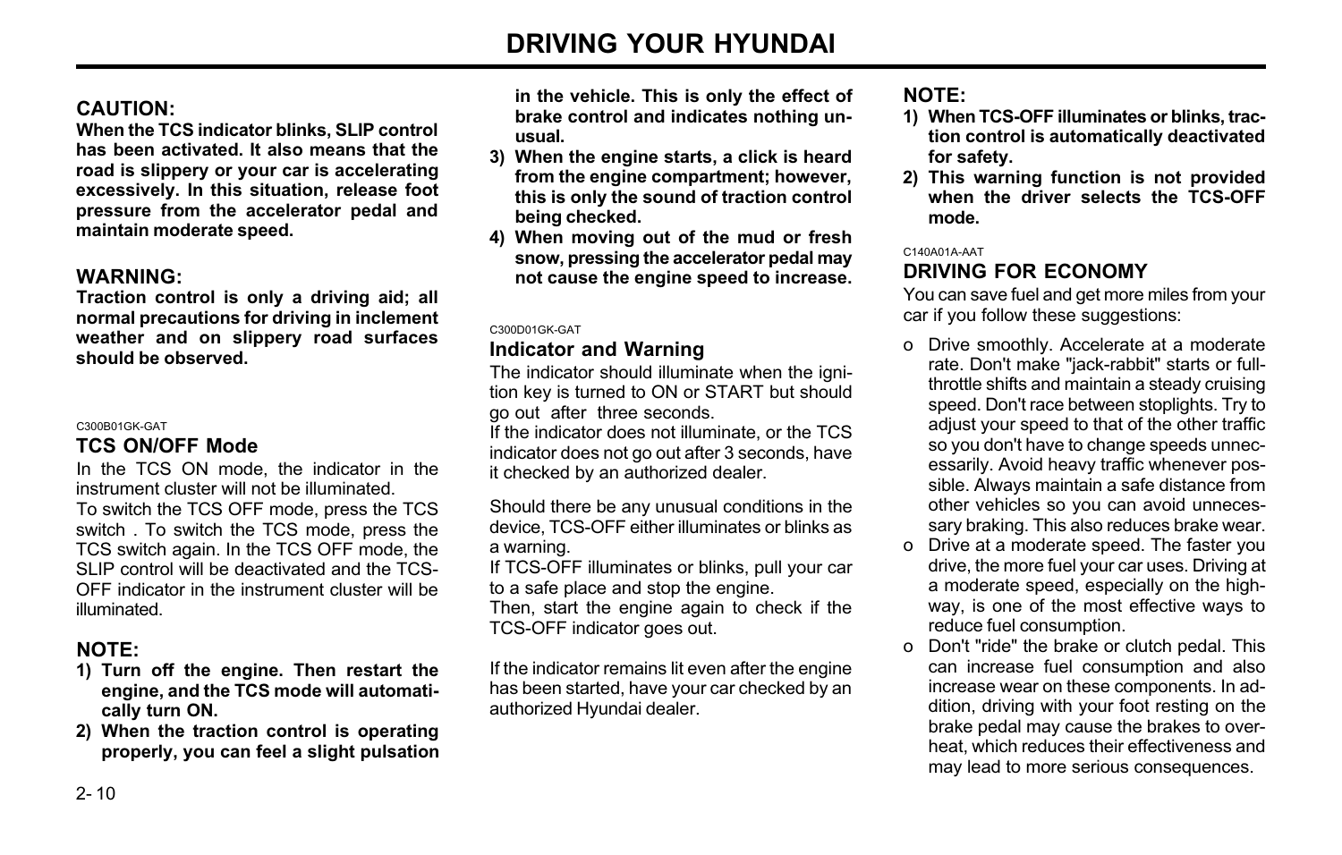**CAUTION:**

**When the TCS indicator blinks, SLIP control has been activated. It also means that the road is slippery or your car is accelerating excessively. In this situation, release foot pressure from the accelerator pedal and maintain moderate speed.**

**WARNING:**

**Traction control is only a driving aid; all normal precautions for driving in inclement weather and on slippery road surfaces should be observed.**

C300B01GK-GAT

### TCS ON/OFF Mode

In the TCS ON mode, the indicator in the instrument cluster will not be illuminated.

To switch the TCS OFF mode, press the TCS switch . To switch the TCS mode, press the TCS switch again. In the TCS OFF mode, the SLIP control will be deactivated and the TCS-OFF indicator in the instrument cluster will be illuminated.

**NOTE:**

1) **Turn off the engine. Then restart the engine, and the TCS mode will automatically turn ON.**
2) **When the traction control is operating properly, you can feel a slight pulsation in the vehicle. This is only the effect of brake control and indicates nothing unusual.**
3) **When the engine starts, a click is heard from the engine compartment; however, this is only the sound of traction control being checked.**
4) **When moving out of the mud or fresh snow, pressing the accelerator pedal may not cause the engine speed to increase.**

C300D01GK-GAT

### Indicator and Warning

The indicator should illuminate when the ignition key is turned to ON or START but should go out after three seconds.

If the indicator does not illuminate, or the TCS indicator does not go out after 3 seconds, have it checked by an authorized dealer.

Should there be any unusual conditions in the device, TCS-OFF either illuminates or blinks as a warning.

If TCS-OFF illuminates or blinks, pull your car to a safe place and stop the engine.

Then, start the engine again to check if the TCS-OFF indicator goes out.

If the indicator remains lit even after the engine has been started, have your car checked by an authorized Hyundai dealer.

**NOTE:**

1) **When TCS-OFF illuminates or blinks, traction control is automatically deactivated for safety.**
2) **This warning function is not provided when the driver selects the TCS-OFF mode.**

C140A01A-AAT

### DRIVING FOR ECONOMY

You can save fuel and get more miles from your car if you follow these suggestions:

- Drive smoothly. Accelerate at a moderate rate. Don't make "jack-rabbit" starts or full-throttle shifts and maintain a steady cruising speed. Don't race between stoplights. Try to adjust your speed to that of the other traffic so you don't have to change speeds unnecessarily. Avoid heavy traffic whenever possible. Always maintain a safe distance from other vehicles so you can avoid unnecessary braking. This also reduces brake wear.
- Drive at a moderate speed. The faster you drive, the more fuel your car uses. Driving at a moderate speed, especially on the highway, is one of the most effective ways to reduce fuel consumption.
- Don't "ride" the brake or clutch pedal. This can increase fuel consumption and also increase wear on these components. In addition, driving with your foot resting on the brake pedal may cause the brakes to overheat, which reduces their effectiveness and may lead to more serious consequences.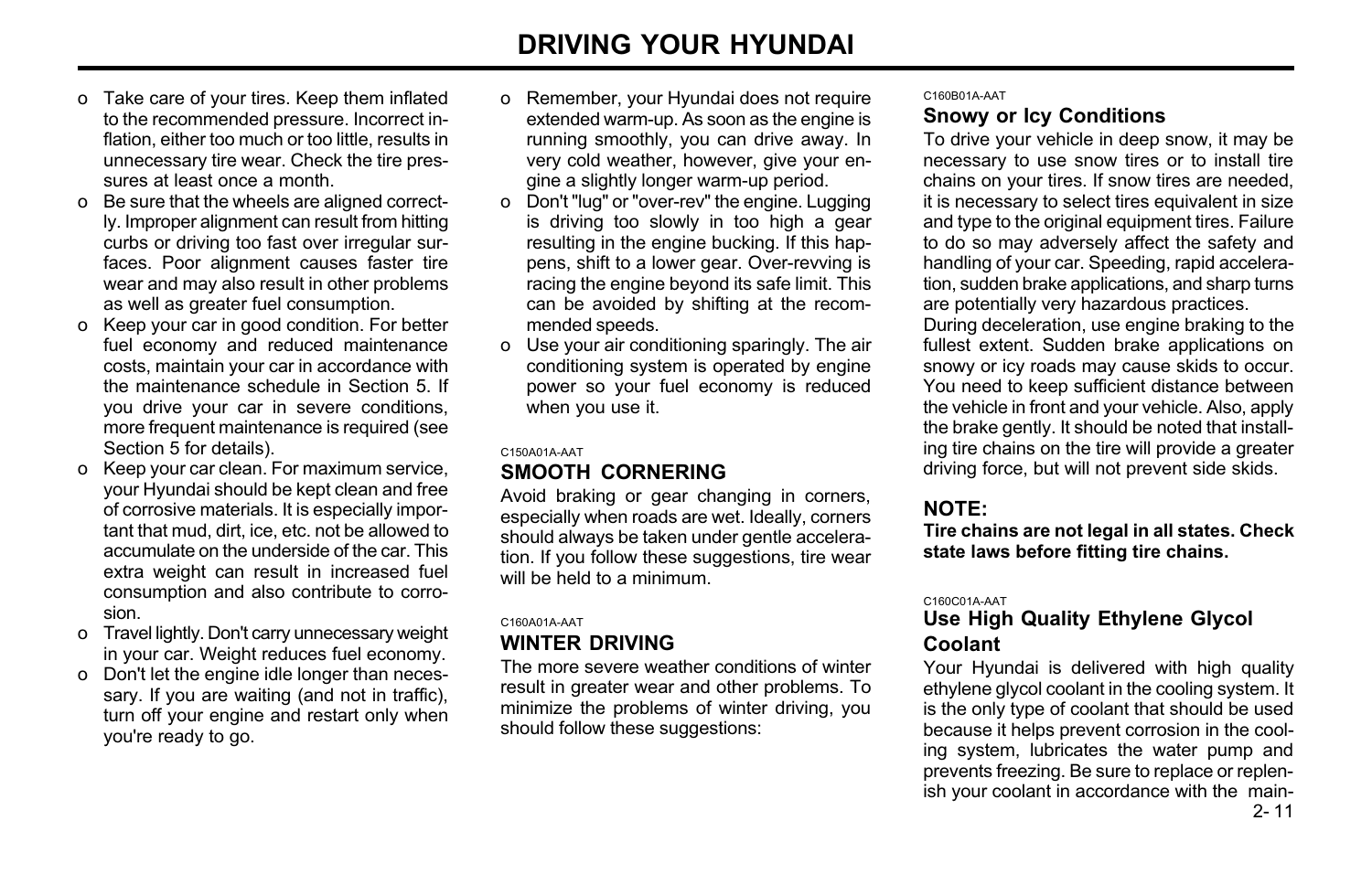- o Take care of your tires. Keep them inflated to the recommended pressure. Incorrect inflation, either too much or too little, results in unnecessary tire wear. Check the tire pressures at least once a month.
- o Be sure that the wheels are aligned correctly. Improper alignment can result from hitting curbs or driving too fast over irregular surfaces. Poor alignment causes faster tire wear and may also result in other problems as well as greater fuel consumption.
- o Keep your car in good condition. For better fuel economy and reduced maintenance costs, maintain your car in accordance with the maintenance schedule in Section 5. If you drive your car in severe conditions, more frequent maintenance is required (see Section 5 for details).
- o Keep your car clean. For maximum service, your Hyundai should be kept clean and free of corrosive materials. It is especially important that mud, dirt, ice, etc. not be allowed to accumulate on the underside of the car. This extra weight can result in increased fuel consumption and also contribute to corrosion.
- o Travel lightly. Don't carry unnecessary weight in your car. Weight reduces fuel economy.
- o Don't let the engine idle longer than necessary. If you are waiting (and not in traffic), turn off your engine and restart only when you're ready to go.
- o Remember, your Hyundai does not require extended warm-up. As soon as the engine is running smoothly, you can drive away. In very cold weather, however, give your engine a slightly longer warm-up period.
- o Don't "lug" or "over-rev" the engine. Lugging is driving too slowly in too high a gear resulting in the engine bucking. If this happens, shift to a lower gear. Over-revving is racing the engine beyond its safe limit. This can be avoided by shifting at the recommended speeds.
- o Use your air conditioning sparingly. The air conditioning system is operated by engine power so your fuel economy is reduced when you use it.

C150A01A-AAT

## SMOOTH CORNERING

Avoid braking or gear changing in corners, especially when roads are wet. Ideally, corners should always be taken under gentle acceleration. If you follow these suggestions, tire wear will be held to a minimum.

C160A01A-AAT

## WINTER DRIVING

The more severe weather conditions of winter result in greater wear and other problems. To minimize the problems of winter driving, you should follow these suggestions:

C160B01A-AAT

### Snowy or Icy Conditions

To drive your vehicle in deep snow, it may be necessary to use snow tires or to install tire chains on your tires. If snow tires are needed, it is necessary to select tires equivalent in size and type to the original equipment tires. Failure to do so may adversely affect the safety and handling of your car. Speeding, rapid acceleration, sudden brake applications, and sharp turns are potentially very hazardous practices.

During deceleration, use engine braking to the fullest extent. Sudden brake applications on snowy or icy roads may cause skids to occur. You need to keep sufficient distance between the vehicle in front and your vehicle. Also, apply the brake gently. It should be noted that installing tire chains on the tire will provide a greater driving force, but will not prevent side skids.

**NOTE:**

**Tire chains are not legal in all states. Check state laws before fitting tire chains.**

C160C01A-AAT

### Use High Quality Ethylene Glycol Coolant

Your Hyundai is delivered with high quality ethylene glycol coolant in the cooling system. It is the only type of coolant that should be used because it helps prevent corrosion in the cooling system, lubricates the water pump and prevents freezing. Be sure to replace or replenish your coolant in accordance with the main-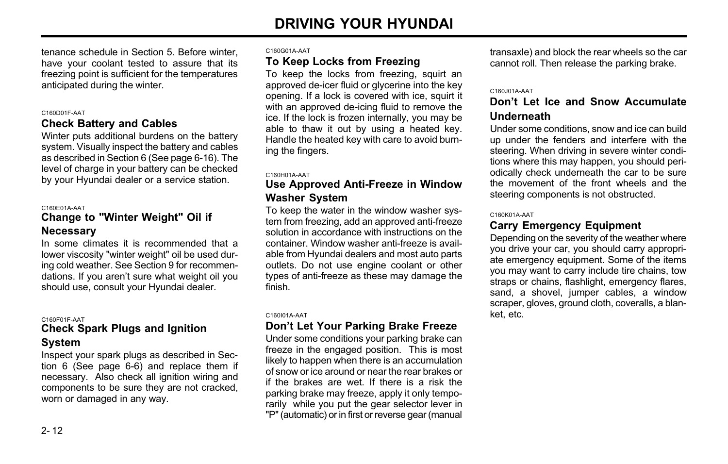tenance schedule in Section 5. Before winter, have your coolant tested to assure that its freezing point is sufficient for the temperatures anticipated during the winter.

C160D01F-AAT

### Check Battery and Cables

Winter puts additional burdens on the battery system. Visually inspect the battery and cables as described in Section 6 (See page 6-16). The level of charge in your battery can be checked by your Hyundai dealer or a service station.

C160E01A-AAT

### Change to "Winter Weight" Oil if Necessary

In some climates it is recommended that a lower viscosity "winter weight" oil be used during cold weather. See Section 9 for recommendations. If you aren't sure what weight oil you should use, consult your Hyundai dealer.

C160F01F-AAT

### Check Spark Plugs and Ignition System

Inspect your spark plugs as described in Section 6 (See page 6-6) and replace them if necessary. Also check all ignition wiring and components to be sure they are not cracked, worn or damaged in any way.

C160G01A-AAT

### To Keep Locks from Freezing

To keep the locks from freezing, squirt an approved de-icer fluid or glycerine into the key opening. If a lock is covered with ice, squirt it with an approved de-icing fluid to remove the ice. If the lock is frozen internally, you may be able to thaw it out by using a heated key. Handle the heated key with care to avoid burning the fingers.

C160H01A-AAT

### Use Approved Anti-Freeze in Window Washer System

To keep the water in the window washer system from freezing, add an approved anti-freeze solution in accordance with instructions on the container. Window washer anti-freeze is available from Hyundai dealers and most auto parts outlets. Do not use engine coolant or other types of anti-freeze as these may damage the finish.

C160I01A-AAT

### Don't Let Your Parking Brake Freeze

Under some conditions your parking brake can freeze in the engaged position. This is most likely to happen when there is an accumulation of snow or ice around or near the rear brakes or if the brakes are wet. If there is a risk the parking brake may freeze, apply it only temporarily while you put the gear selector lever in "P" (automatic) or in first or reverse gear (manual transaxle) and block the rear wheels so the car cannot roll. Then release the parking brake.

C160J01A-AAT

### Don't Let Ice and Snow Accumulate Underneath

Under some conditions, snow and ice can build up under the fenders and interfere with the steering. When driving in severe winter conditions where this may happen, you should periodically check underneath the car to be sure the movement of the front wheels and the steering components is not obstructed.

C160K01A-AAT

### Carry Emergency Equipment

Depending on the severity of the weather where you drive your car, you should carry appropriate emergency equipment. Some of the items you may want to carry include tire chains, tow straps or chains, flashlight, emergency flares, sand, a shovel, jumper cables, a window scraper, gloves, ground cloth, coveralls, a blanket, etc.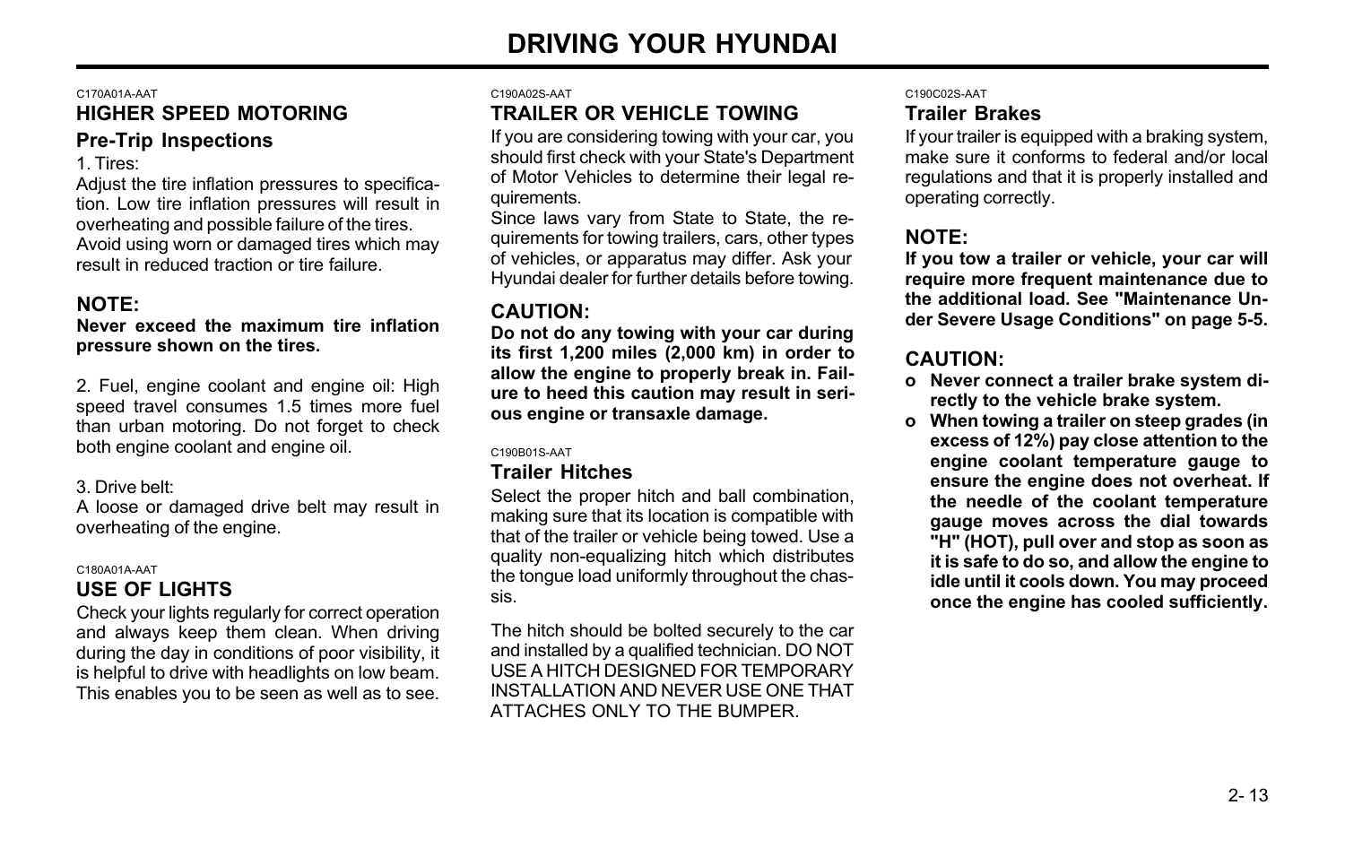C170A01A-AAT

## HIGHER SPEED MOTORING

### Pre-Trip Inspections

1. Tires:

Adjust the tire inflation pressures to specification. Low tire inflation pressures will result in overheating and possible failure of the tires. Avoid using worn or damaged tires which may result in reduced traction or tire failure.

**NOTE:**

**Never exceed the maximum tire inflation pressure shown on the tires.**

2. Fuel, engine coolant and engine oil: High speed travel consumes 1.5 times more fuel than urban motoring. Do not forget to check both engine coolant and engine oil.

3. Drive belt:

A loose or damaged drive belt may result in overheating of the engine.

C180A01A-AAT

## USE OF LIGHTS

Check your lights regularly for correct operation and always keep them clean. When driving during the day in conditions of poor visibility, it is helpful to drive with headlights on low beam. This enables you to be seen as well as to see.

C190A02S-AAT

## TRAILER OR VEHICLE TOWING

If you are considering towing with your car, you should first check with your State's Department of Motor Vehicles to determine their legal requirements.

Since laws vary from State to State, the requirements for towing trailers, cars, other types of vehicles, or apparatus may differ. Ask your Hyundai dealer for further details before towing.

**CAUTION:**

**Do not do any towing with your car during its first 1,200 miles (2,000 km) in order to allow the engine to properly break in. Failure to heed this caution may result in serious engine or transaxle damage.**

C190B01S-AAT

### Trailer Hitches

Select the proper hitch and ball combination, making sure that its location is compatible with that of the trailer or vehicle being towed. Use a quality non-equalizing hitch which distributes the tongue load uniformly throughout the chassis.

The hitch should be bolted securely to the car and installed by a qualified technician. DO NOT USE A HITCH DESIGNED FOR TEMPORARY INSTALLATION AND NEVER USE ONE THAT ATTACHES ONLY TO THE BUMPER.

C190C02S-AAT

### Trailer Brakes

If your trailer is equipped with a braking system, make sure it conforms to federal and/or local regulations and that it is properly installed and operating correctly.

**NOTE:**

**If you tow a trailer or vehicle, your car will require more frequent maintenance due to the additional load. See "Maintenance Under Severe Usage Conditions" on page 5-5.**

**CAUTION:**

- **Never connect a trailer brake system directly to the vehicle brake system.**
- **When towing a trailer on steep grades (in excess of 12%) pay close attention to the engine coolant temperature gauge to ensure the engine does not overheat. If the needle of the coolant temperature gauge moves across the dial towards "H" (HOT), pull over and stop as soon as it is safe to do so, and allow the engine to idle until it cools down. You may proceed once the engine has cooled sufficiently.**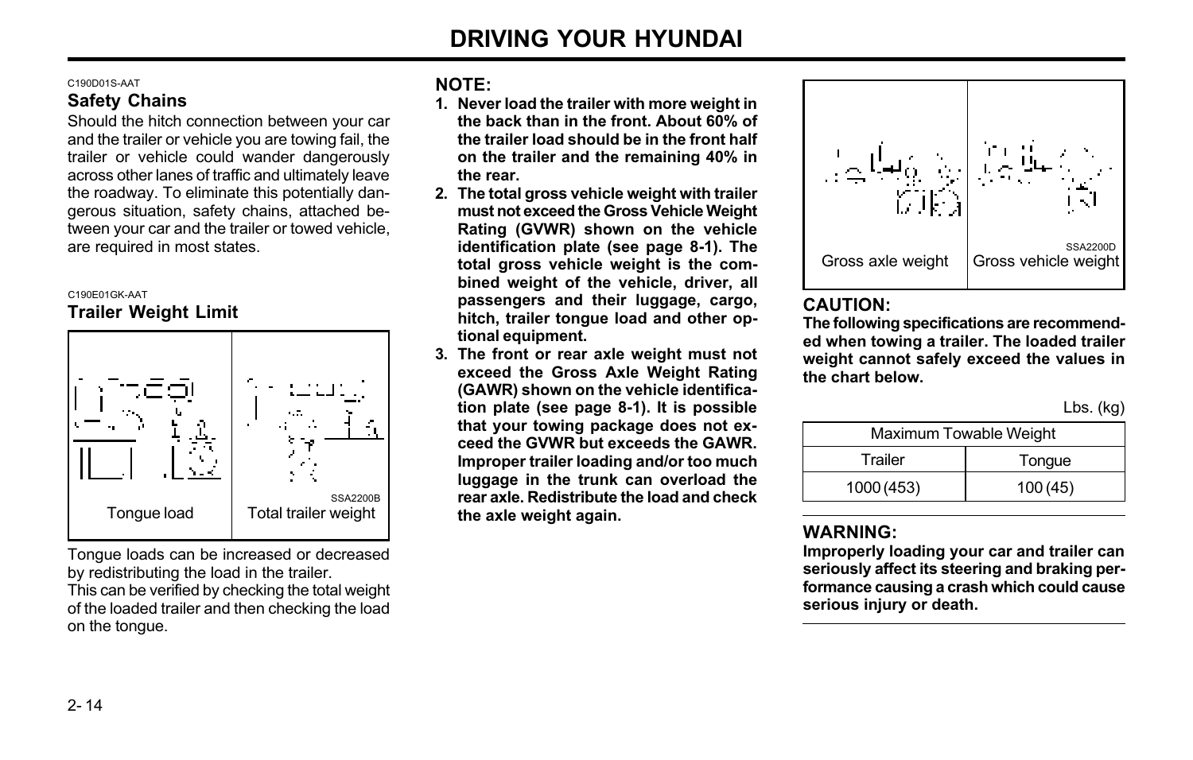C190D01S-AAT

### Safety Chains

Should the hitch connection between your car and the trailer or vehicle you are towing fail, the trailer or vehicle could wander dangerously across other lanes of traffic and ultimately leave the roadway. To eliminate this potentially dangerous situation, safety chains, attached between your car and the trailer or towed vehicle, are required in most states.

C190E01GK-AAT

### Trailer Weight Limit

SSA2200B

Tongue load | Total trailer weight

Tongue loads can be increased or decreased by redistributing the load in the trailer.

This can be verified by checking the total weight of the loaded trailer and then checking the load on the tongue.

**NOTE:**

1. **Never load the trailer with more weight in the back than in the front. About 60% of the trailer load should be in the front half on the trailer and the remaining 40% in the rear.**
2. **The total gross vehicle weight with trailer must not exceed the Gross Vehicle Weight Rating (GVWR) shown on the vehicle identification plate (see page 8-1). The total gross vehicle weight is the combined weight of the vehicle, driver, all passengers and their luggage, cargo, hitch, trailer tongue load and other optional equipment.**
3. **The front or rear axle weight must not exceed the Gross Axle Weight Rating (GAWR) shown on the vehicle identification plate (see page 8-1). It is possible that your towing package does not exceed the GVWR but exceeds the GAWR. Improper trailer loading and/or too much luggage in the trunk can overload the rear axle. Redistribute the load and check the axle weight again.**

SSA2200D

Gross axle weight | Gross vehicle weight

**CAUTION:**

**The following specifications are recommended when towing a trailer. The loaded trailer weight cannot safely exceed the values in the chart below.**

Lbs. (kg)

| Maximum Towable Weight | |
|---|---|
| Trailer | Tongue |
| 1000 (453) | 100 (45) |

**WARNING:**

**Improperly loading your car and trailer can seriously affect its steering and braking performance causing a crash which could cause serious injury or death.**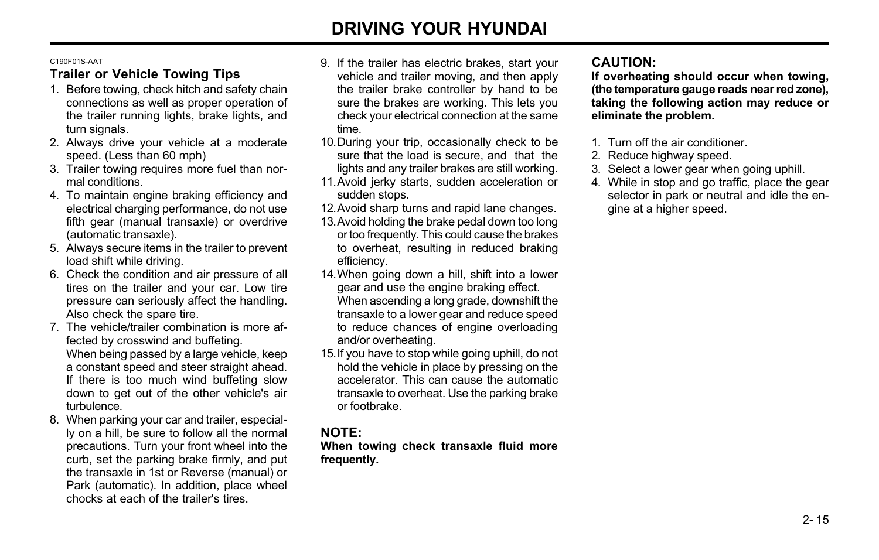C190F01S-AAT

### Trailer or Vehicle Towing Tips

1. Before towing, check hitch and safety chain connections as well as proper operation of the trailer running lights, brake lights, and turn signals.
2. Always drive your vehicle at a moderate speed. (Less than 60 mph)
3. Trailer towing requires more fuel than normal conditions.
4. To maintain engine braking efficiency and electrical charging performance, do not use fifth gear (manual transaxle) or overdrive (automatic transaxle).
5. Always secure items in the trailer to prevent load shift while driving.
6. Check the condition and air pressure of all tires on the trailer and your car. Low tire pressure can seriously affect the handling. Also check the spare tire.
7. The vehicle/trailer combination is more affected by crosswind and buffeting.
   When being passed by a large vehicle, keep a constant speed and steer straight ahead. If there is too much wind buffeting slow down to get out of the other vehicle's air turbulence.
8. When parking your car and trailer, especially on a hill, be sure to follow all the normal precautions. Turn your front wheel into the curb, set the parking brake firmly, and put the transaxle in 1st or Reverse (manual) or Park (automatic). In addition, place wheel chocks at each of the trailer's tires.
9. If the trailer has electric brakes, start your vehicle and trailer moving, and then apply the trailer brake controller by hand to be sure the brakes are working. This lets you check your electrical connection at the same time.
10. During your trip, occasionally check to be sure that the load is secure, and that the lights and any trailer brakes are still working.
11. Avoid jerky starts, sudden acceleration or sudden stops.
12. Avoid sharp turns and rapid lane changes.
13. Avoid holding the brake pedal down too long or too frequently. This could cause the brakes to overheat, resulting in reduced braking efficiency.
14. When going down a hill, shift into a lower gear and use the engine braking effect.
    When ascending a long grade, downshift the transaxle to a lower gear and reduce speed to reduce chances of engine overloading and/or overheating.
15. If you have to stop while going uphill, do not hold the vehicle in place by pressing on the accelerator. This can cause the automatic transaxle to overheat. Use the parking brake or footbrake.

**NOTE:**
**When towing check transaxle fluid more frequently.**

**CAUTION:**
**If overheating should occur when towing, (the temperature gauge reads near red zone), taking the following action may reduce or eliminate the problem.**

1. Turn off the air conditioner.
2. Reduce highway speed.
3. Select a lower gear when going uphill.
4. While in stop and go traffic, place the gear selector in park or neutral and idle the engine at a higher speed.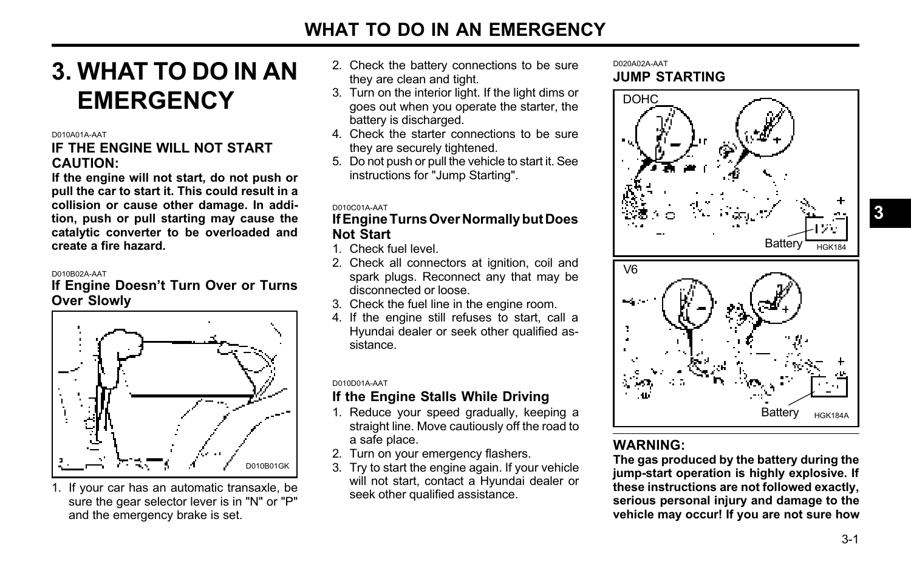# 3. WHAT TO DO IN AN EMERGENCY

D010A01A-AAT

## IF THE ENGINE WILL NOT START CAUTION:

**If the engine will not start, do not push or pull the car to start it. This could result in a collision or cause other damage. In addition, push or pull starting may cause the catalytic converter to be overloaded and create a fire hazard.**

D010B02A-AAT

### If Engine Doesn't Turn Over or Turns Over Slowly

D010B01GK

1. If your car has an automatic transaxle, be sure the gear selector lever is in "N" or "P" and the emergency brake is set.
2. Check the battery connections to be sure they are clean and tight.
3. Turn on the interior light. If the light dims or goes out when you operate the starter, the battery is discharged.
4. Check the starter connections to be sure they are securely tightened.
5. Do not push or pull the vehicle to start it. See instructions for "Jump Starting".

D010C01A-AAT

### If Engine Turns Over Normally but Does Not Start

1. Check fuel level.
2. Check all connectors at ignition, coil and spark plugs. Reconnect any that may be disconnected or loose.
3. Check the fuel line in the engine room.
4. If the engine still refuses to start, call a Hyundai dealer or seek other qualified assistance.

D010D01A-AAT

### If the Engine Stalls While Driving

1. Reduce your speed gradually, keeping a straight line. Move cautiously off the road to a safe place.
2. Turn on your emergency flashers.
3. Try to start the engine again. If your vehicle will not start, contact a Hyundai dealer or seek other qualified assistance.

D020A02A-AAT

## JUMP STARTING

DOHC

Battery HGK184

V6

Battery HGK184A

### WARNING:

**The gas produced by the battery during the jump-start operation is highly explosive. If these instructions are not followed exactly, serious personal injury and damage to the vehicle may occur! If you are not sure how**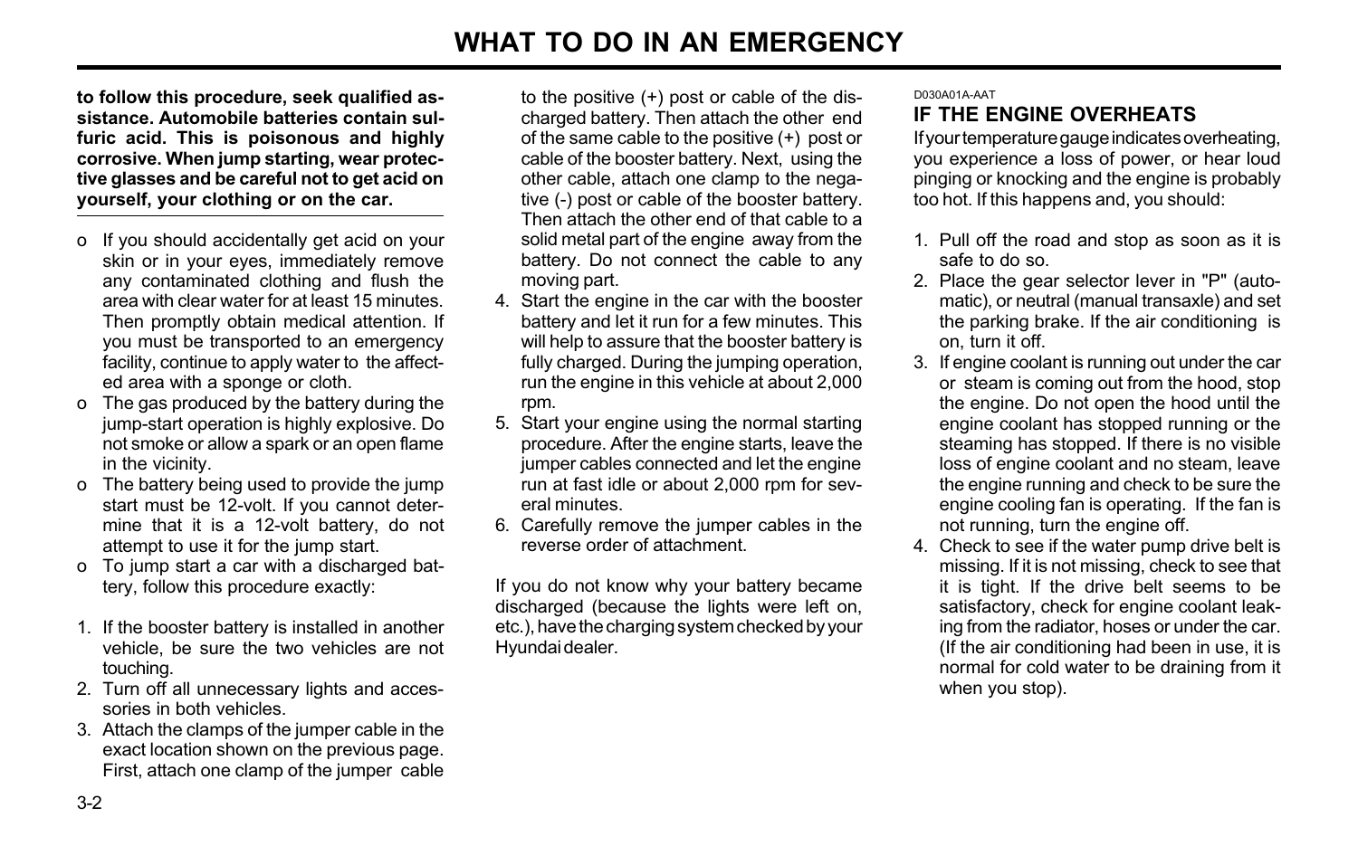**to follow this procedure, seek qualified assistance. Automobile batteries contain sulfuric acid. This is poisonous and highly corrosive. When jump starting, wear protective glasses and be careful not to get acid on yourself, your clothing or on the car.**

- o If you should accidentally get acid on your skin or in your eyes, immediately remove any contaminated clothing and flush the area with clear water for at least 15 minutes. Then promptly obtain medical attention. If you must be transported to an emergency facility, continue to apply water to the affected area with a sponge or cloth.
- o The gas produced by the battery during the jump-start operation is highly explosive. Do not smoke or allow a spark or an open flame in the vicinity.
- o The battery being used to provide the jump start must be 12-volt. If you cannot determine that it is a 12-volt battery, do not attempt to use it for the jump start.
- o To jump start a car with a discharged battery, follow this procedure exactly:

1. If the booster battery is installed in another vehicle, be sure the two vehicles are not touching.
2. Turn off all unnecessary lights and accessories in both vehicles.
3. Attach the clamps of the jumper cable in the exact location shown on the previous page. First, attach one clamp of the jumper cable to the positive (+) post or cable of the discharged battery. Then attach the other end of the same cable to the positive (+) post or cable of the booster battery. Next, using the other cable, attach one clamp to the negative (-) post or cable of the booster battery. Then attach the other end of that cable to a solid metal part of the engine away from the battery. Do not connect the cable to any moving part.
4. Start the engine in the car with the booster battery and let it run for a few minutes. This will help to assure that the booster battery is fully charged. During the jumping operation, run the engine in this vehicle at about 2,000 rpm.
5. Start your engine using the normal starting procedure. After the engine starts, leave the jumper cables connected and let the engine run at fast idle or about 2,000 rpm for several minutes.
6. Carefully remove the jumper cables in the reverse order of attachment.

If you do not know why your battery became discharged (because the lights were left on, etc.), have the charging system checked by your Hyundai dealer.

D030A01A-AAT

## IF THE ENGINE OVERHEATS

If your temperature gauge indicates overheating, you experience a loss of power, or hear loud pinging or knocking and the engine is probably too hot. If this happens and, you should:

1. Pull off the road and stop as soon as it is safe to do so.
2. Place the gear selector lever in "P" (automatic), or neutral (manual transaxle) and set the parking brake. If the air conditioning is on, turn it off.
3. If engine coolant is running out under the car or steam is coming out from the hood, stop the engine. Do not open the hood until the engine coolant has stopped running or the steaming has stopped. If there is no visible loss of engine coolant and no steam, leave the engine running and check to be sure the engine cooling fan is operating. If the fan is not running, turn the engine off.
4. Check to see if the water pump drive belt is missing. If it is not missing, check to see that it is tight. If the drive belt seems to be satisfactory, check for engine coolant leaking from the radiator, hoses or under the car. (If the air conditioning had been in use, it is normal for cold water to be draining from it when you stop).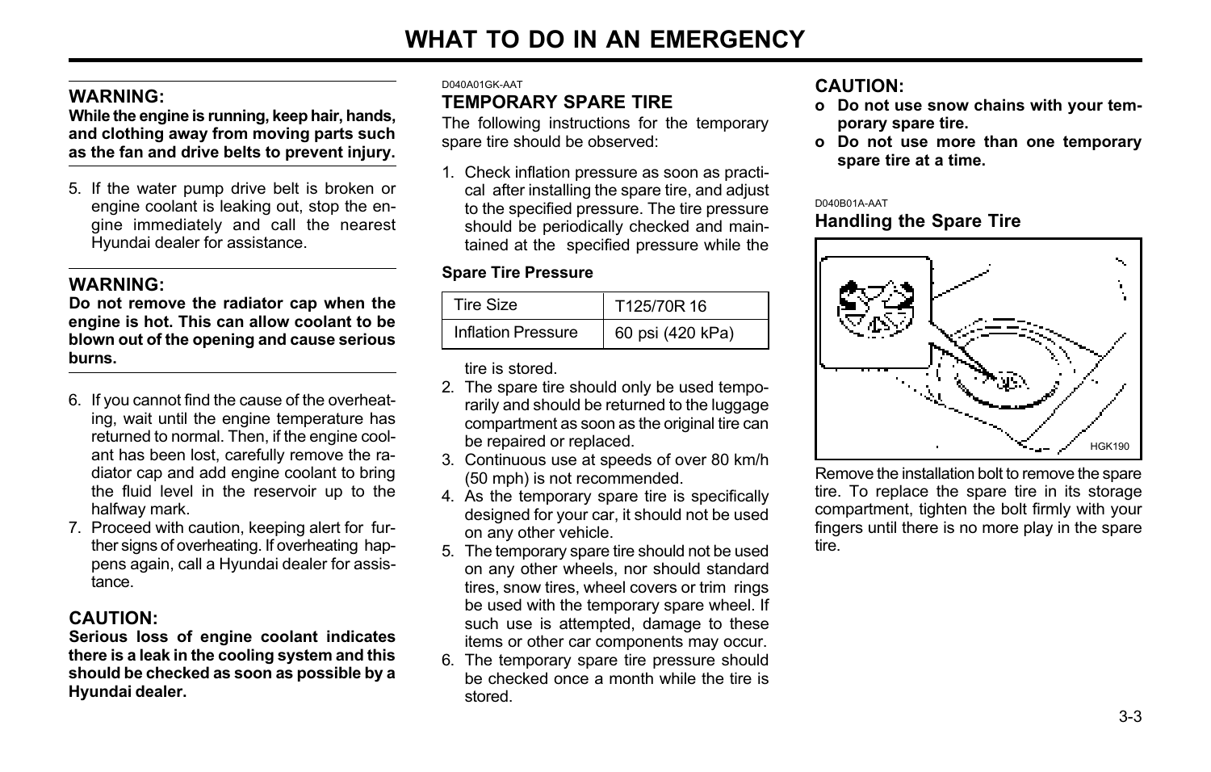**WARNING:**
**While the engine is running, keep hair, hands, and clothing away from moving parts such as the fan and drive belts to prevent injury.**

5. If the water pump drive belt is broken or engine coolant is leaking out, stop the engine immediately and call the nearest Hyundai dealer for assistance.

**WARNING:**
**Do not remove the radiator cap when the engine is hot. This can allow coolant to be blown out of the opening and cause serious burns.**

6. If you cannot find the cause of the overheating, wait until the engine temperature has returned to normal. Then, if the engine coolant has been lost, carefully remove the radiator cap and add engine coolant to bring the fluid level in the reservoir up to the halfway mark.
7. Proceed with caution, keeping alert for further signs of overheating. If overheating happens again, call a Hyundai dealer for assistance.

**CAUTION:**
**Serious loss of engine coolant indicates there is a leak in the cooling system and this should be checked as soon as possible by a Hyundai dealer.**

D040A01GK-AAT

## TEMPORARY SPARE TIRE

The following instructions for the temporary spare tire should be observed:

1. Check inflation pressure as soon as practical after installing the spare tire, and adjust to the specified pressure. The tire pressure should be periodically checked and maintained at the specified pressure while the tire is stored.

**Spare Tire Pressure**

| Tire Size | T125/70R 16 |
|---|---|
| Inflation Pressure | 60 psi (420 kPa) |

2. The spare tire should only be used temporarily and should be returned to the luggage compartment as soon as the original tire can be repaired or replaced.
3. Continuous use at speeds of over 80 km/h (50 mph) is not recommended.
4. As the temporary spare tire is specifically designed for your car, it should not be used on any other vehicle.
5. The temporary spare tire should not be used on any other wheels, nor should standard tires, snow tires, wheel covers or trim rings be used with the temporary spare wheel. If such use is attempted, damage to these items or other car components may occur.
6. The temporary spare tire pressure should be checked once a month while the tire is stored.

**CAUTION:**
- **Do not use snow chains with your temporary spare tire.**
- **Do not use more than one temporary spare tire at a time.**

D040B01A-AAT

### Handling the Spare Tire

HGK190

Remove the installation bolt to remove the spare tire. To replace the spare tire in its storage compartment, tighten the bolt firmly with your fingers until there is no more play in the spare tire.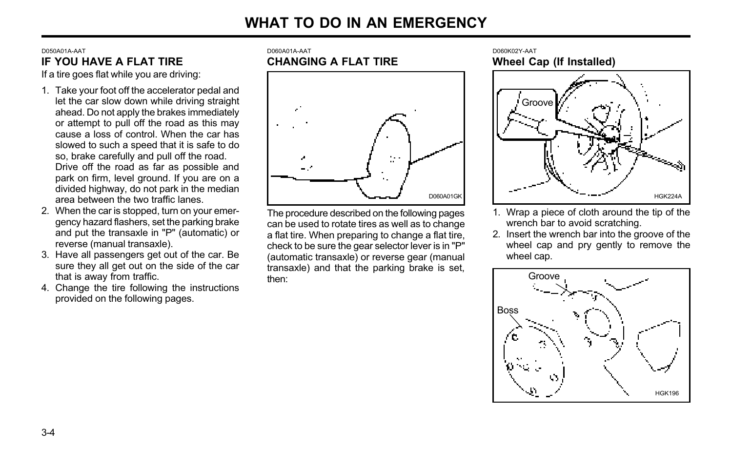# WHAT TO DO IN AN EMERGENCY

D050A01A-AAT

## IF YOU HAVE A FLAT TIRE

If a tire goes flat while you are driving:

1. Take your foot off the accelerator pedal and let the car slow down while driving straight ahead. Do not apply the brakes immediately or attempt to pull off the road as this may cause a loss of control. When the car has slowed to such a speed that it is safe to do so, brake carefully and pull off the road. Drive off the road as far as possible and park on firm, level ground. If you are on a divided highway, do not park in the median area between the two traffic lanes.
2. When the car is stopped, turn on your emergency hazard flashers, set the parking brake and put the transaxle in "P" (automatic) or reverse (manual transaxle).
3. Have all passengers get out of the car. Be sure they all get out on the side of the car that is away from traffic.
4. Change the tire following the instructions provided on the following pages.

D060A01A-AAT

## CHANGING A FLAT TIRE

D060A01GK

The procedure described on the following pages can be used to rotate tires as well as to change a flat tire. When preparing to change a flat tire, check to be sure the gear selector lever is in "P" (automatic transaxle) or reverse gear (manual transaxle) and that the parking brake is set, then:

D060K02Y-AAT

### Wheel Cap (If Installed)

Groove

HGK224A

1. Wrap a piece of cloth around the tip of the wrench bar to avoid scratching.
2. Insert the wrench bar into the groove of the wheel cap and pry gently to remove the wheel cap.

Groove

Boss

HGK196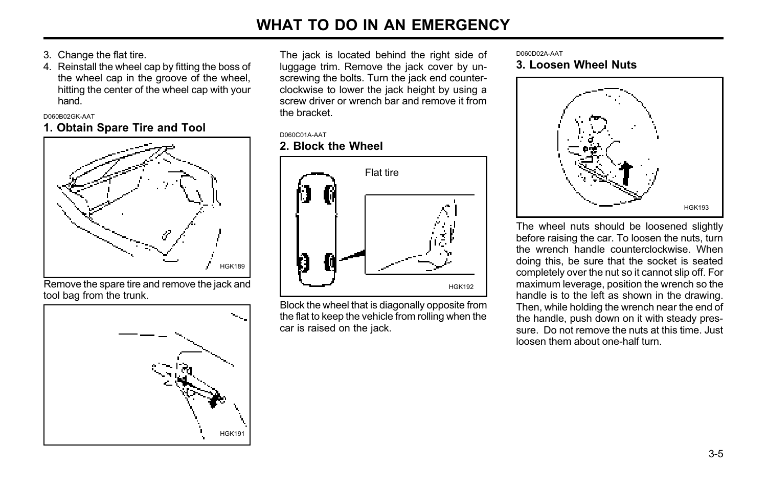3. Change the flat tire.
4. Reinstall the wheel cap by fitting the boss of the wheel cap in the groove of the wheel, hitting the center of the wheel cap with your hand.

D060B02GK-AAT

### 1. Obtain Spare Tire and Tool

HGK189

Remove the spare tire and remove the jack and tool bag from the trunk.

HGK191

The jack is located behind the right side of luggage trim. Remove the jack cover by unscrewing the bolts. Turn the jack end counterclockwise to lower the jack height by using a screw driver or wrench bar and remove it from the bracket.

D060C01A-AAT

### 2. Block the Wheel

Flat tire

HGK192

Block the wheel that is diagonally opposite from the flat to keep the vehicle from rolling when the car is raised on the jack.

D060D02A-AAT

### 3. Loosen Wheel Nuts

HGK193

The wheel nuts should be loosened slightly before raising the car. To loosen the nuts, turn the wrench handle counterclockwise. When doing this, be sure that the socket is seated completely over the nut so it cannot slip off. For maximum leverage, position the wrench so the handle is to the left as shown in the drawing. Then, while holding the wrench near the end of the handle, push down on it with steady pressure. Do not remove the nuts at this time. Just loosen them about one-half turn.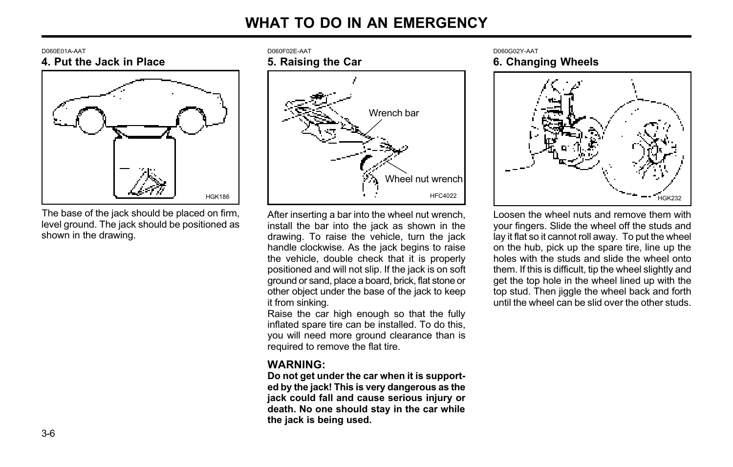# WHAT TO DO IN AN EMERGENCY

D060E01A-AAT

## 4. Put the Jack in Place

HGK186

The base of the jack should be placed on firm, level ground. The jack should be positioned as shown in the drawing.

D060F02E-AAT

## 5. Raising the Car

Wrench bar

Wheel nut wrench

HFC4022

After inserting a bar into the wheel nut wrench, install the bar into the jack as shown in the drawing. To raise the vehicle, turn the jack handle clockwise. As the jack begins to raise the vehicle, double check that it is properly positioned and will not slip. If the jack is on soft ground or sand, place a board, brick, flat stone or other object under the base of the jack to keep it from sinking.

Raise the car high enough so that the fully inflated spare tire can be installed. To do this, you will need more ground clearance than is required to remove the flat tire.

**WARNING:**

**Do not get under the car when it is supported by the jack! This is very dangerous as the jack could fall and cause serious injury or death. No one should stay in the car while the jack is being used.**

D060G02Y-AAT

## 6. Changing Wheels

HGK232

Loosen the wheel nuts and remove them with your fingers. Slide the wheel off the studs and lay it flat so it cannot roll away. To put the wheel on the hub, pick up the spare tire, line up the holes with the studs and slide the wheel onto them. If this is difficult, tip the wheel slightly and get the top hole in the wheel lined up with the top stud. Then jiggle the wheel back and forth until the wheel can be slid over the other studs.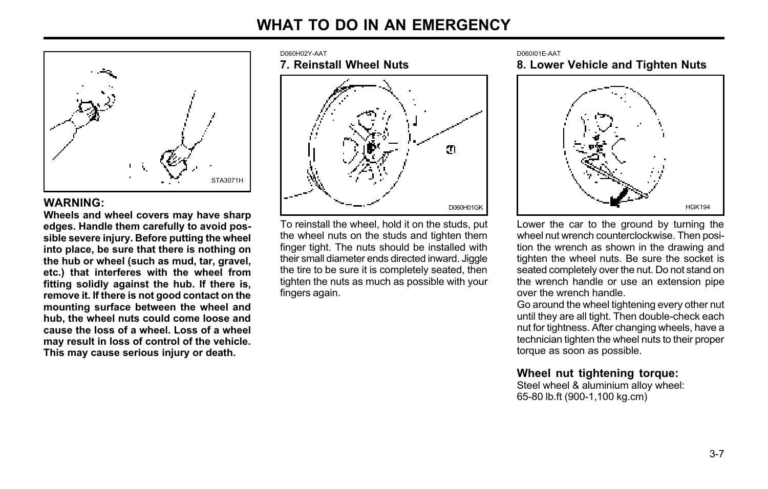# WHAT TO DO IN AN EMERGENCY

STA3071H

**WARNING:**
**Wheels and wheel covers may have sharp edges. Handle them carefully to avoid possible severe injury. Before putting the wheel into place, be sure that there is nothing on the hub or wheel (such as mud, tar, gravel, etc.) that interferes with the wheel from fitting solidly against the hub. If there is, remove it. If there is not good contact on the mounting surface between the wheel and hub, the wheel nuts could come loose and cause the loss of a wheel. Loss of a wheel may result in loss of control of the vehicle. This may cause serious injury or death.**

D060H02Y-AAT

### 7. Reinstall Wheel Nuts

D060H01GK

To reinstall the wheel, hold it on the studs, put the wheel nuts on the studs and tighten them finger tight. The nuts should be installed with their small diameter ends directed inward. Jiggle the tire to be sure it is completely seated, then tighten the nuts as much as possible with your fingers again.

D060I01E-AAT

### 8. Lower Vehicle and Tighten Nuts

HGK194

Lower the car to the ground by turning the wheel nut wrench counterclockwise. Then position the wrench as shown in the drawing and tighten the wheel nuts. Be sure the socket is seated completely over the nut. Do not stand on the wrench handle or use an extension pipe over the wrench handle.

Go around the wheel tightening every other nut until they are all tight. Then double-check each nut for tightness. After changing wheels, have a technician tighten the wheel nuts to their proper torque as soon as possible.

**Wheel nut tightening torque:**
Steel wheel & aluminium alloy wheel:
65-80 lb.ft (900-1,100 kg.cm)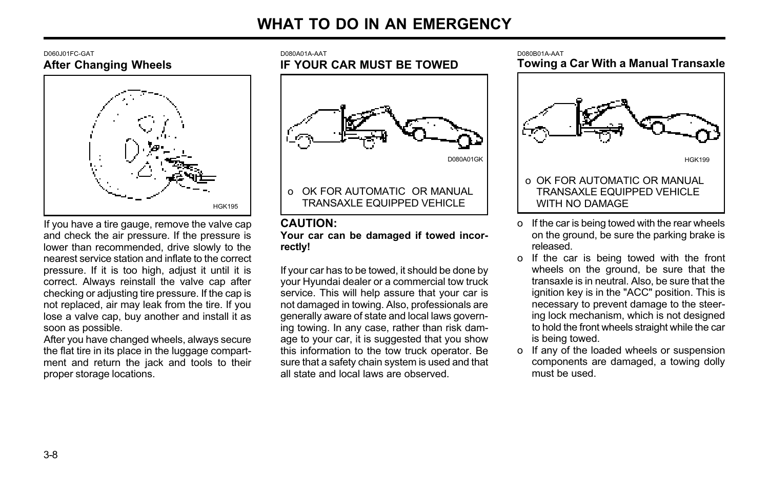D060J01FC-GAT

### After Changing Wheels

HGK195

If you have a tire gauge, remove the valve cap and check the air pressure. If the pressure is lower than recommended, drive slowly to the nearest service station and inflate to the correct pressure. If it is too high, adjust it until it is correct. Always reinstall the valve cap after checking or adjusting tire pressure. If the cap is not replaced, air may leak from the tire. If you lose a valve cap, buy another and install it as soon as possible.

After you have changed wheels, always secure the flat tire in its place in the luggage compartment and return the jack and tools to their proper storage locations.

D080A01A-AAT

### IF YOUR CAR MUST BE TOWED

D080A01GK

- OK FOR AUTOMATIC OR MANUAL TRANSAXLE EQUIPPED VEHICLE

**CAUTION:**
**Your car can be damaged if towed incorrectly!**

If your car has to be towed, it should be done by your Hyundai dealer or a commercial tow truck service. This will help assure that your car is not damaged in towing. Also, professionals are generally aware of state and local laws governing towing. In any case, rather than risk damage to your car, it is suggested that you show this information to the tow truck operator. Be sure that a safety chain system is used and that all state and local laws are observed.

D080B01A-AAT

### Towing a Car With a Manual Transaxle

HGK199

- OK FOR AUTOMATIC OR MANUAL TRANSAXLE EQUIPPED VEHICLE WITH NO DAMAGE

- If the car is being towed with the rear wheels on the ground, be sure the parking brake is released.
- If the car is being towed with the front wheels on the ground, be sure that the transaxle is in neutral. Also, be sure that the ignition key is in the "ACC" position. This is necessary to prevent damage to the steering lock mechanism, which is not designed to hold the front wheels straight while the car is being towed.
- If any of the loaded wheels or suspension components are damaged, a towing dolly must be used.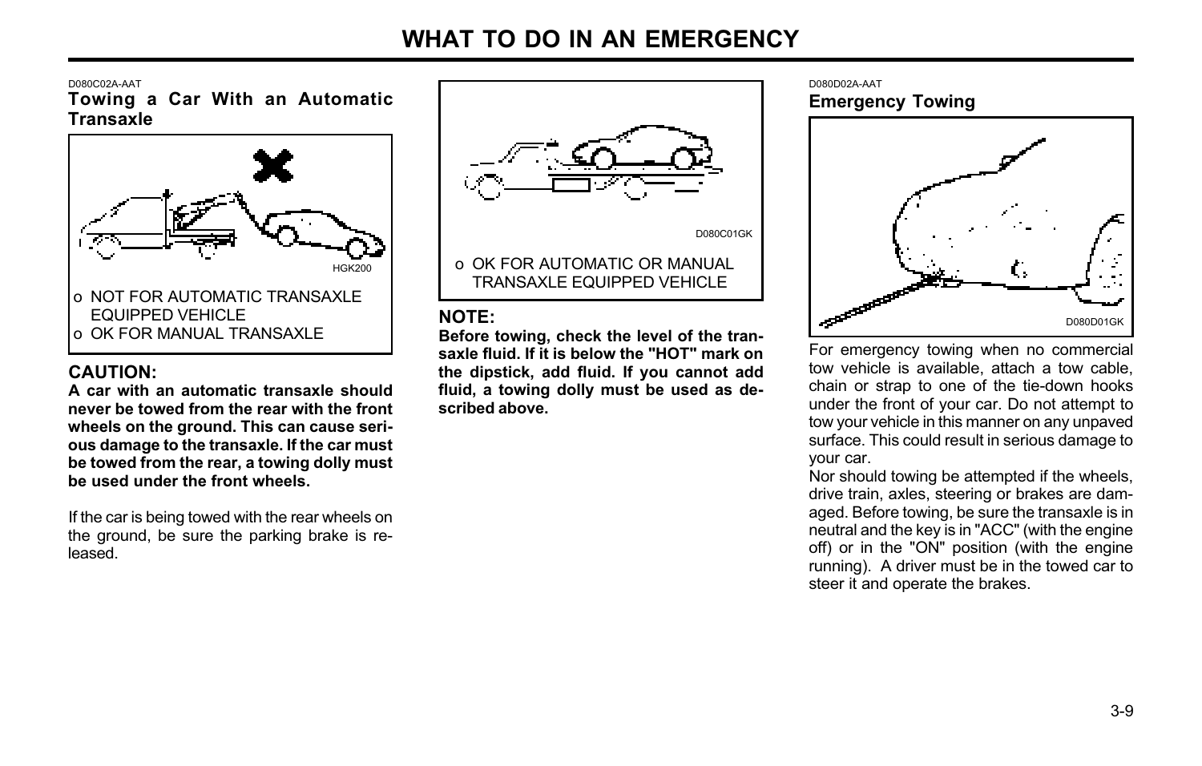D080C02A-AAT

## Towing a Car With an Automatic Transaxle

HGK200

- o NOT FOR AUTOMATIC TRANSAXLE EQUIPPED VEHICLE
- o OK FOR MANUAL TRANSAXLE

**CAUTION:**

**A car with an automatic transaxle should never be towed from the rear with the front wheels on the ground. This can cause serious damage to the transaxle. If the car must be towed from the rear, a towing dolly must be used under the front wheels.**

If the car is being towed with the rear wheels on the ground, be sure the parking brake is released.

D080C01GK

- o OK FOR AUTOMATIC OR MANUAL TRANSAXLE EQUIPPED VEHICLE

**NOTE:**

**Before towing, check the level of the transaxle fluid. If it is below the "HOT" mark on the dipstick, add fluid. If you cannot add fluid, a towing dolly must be used as described above.**

D080D02A-AAT

## Emergency Towing

D080D01GK

For emergency towing when no commercial tow vehicle is available, attach a tow cable, chain or strap to one of the tie-down hooks under the front of your car. Do not attempt to tow your vehicle in this manner on any unpaved surface. This could result in serious damage to your car.

Nor should towing be attempted if the wheels, drive train, axles, steering or brakes are damaged. Before towing, be sure the transaxle is in neutral and the key is in "ACC" (with the engine off) or in the "ON" position (with the engine running). A driver must be in the towed car to steer it and operate the brakes.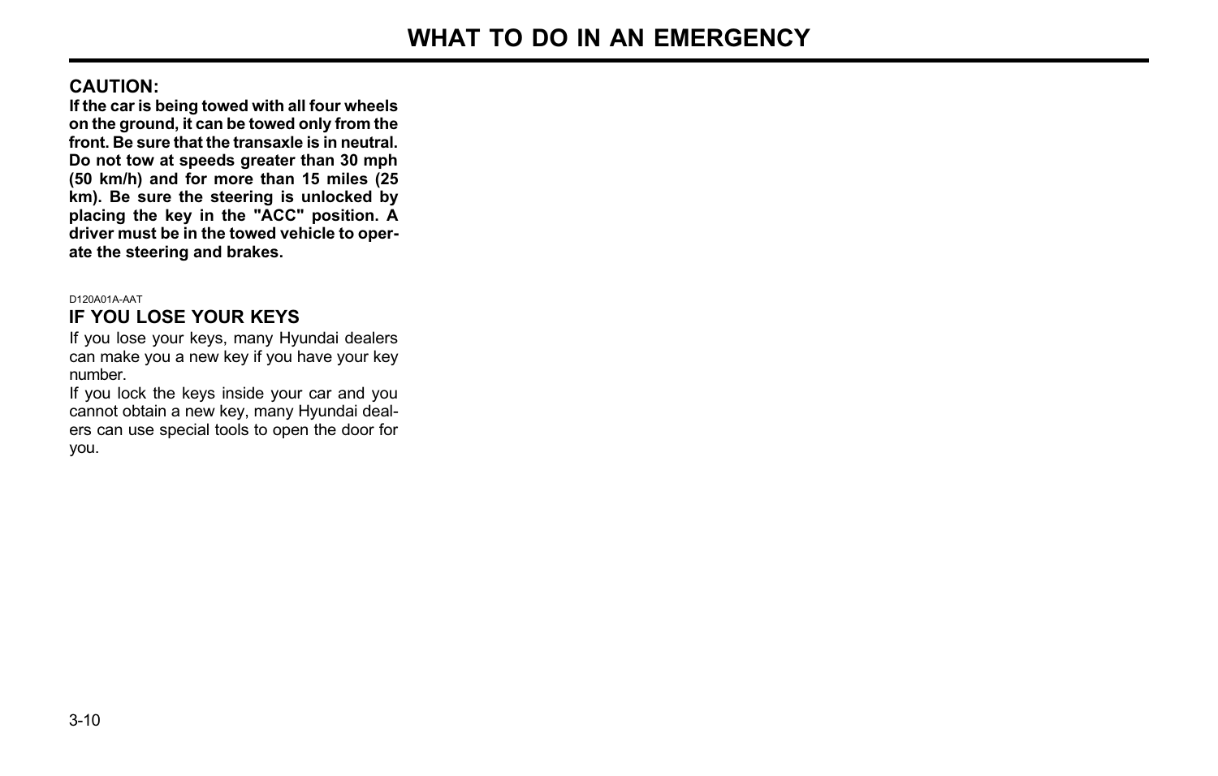**CAUTION:**

**If the car is being towed with all four wheels on the ground, it can be towed only from the front. Be sure that the transaxle is in neutral. Do not tow at speeds greater than 30 mph (50 km/h) and for more than 15 miles (25 km). Be sure the steering is unlocked by placing the key in the "ACC" position. A driver must be in the towed vehicle to operate the steering and brakes.**

D120A01A-AAT

## IF YOU LOSE YOUR KEYS

If you lose your keys, many Hyundai dealers can make you a new key if you have your key number.

If you lock the keys inside your car and you cannot obtain a new key, many Hyundai dealers can use special tools to open the door for you.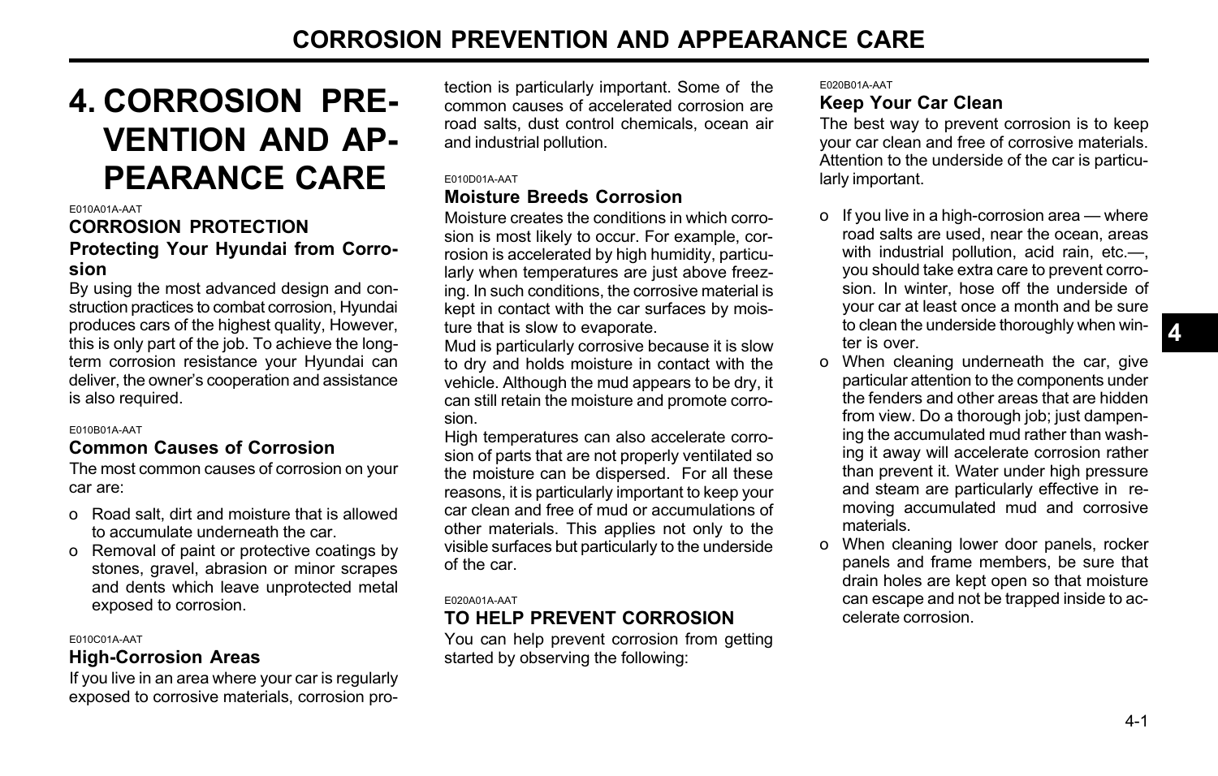# 4. CORROSION PREVENTION AND APPEARANCE CARE

E010A01A-AAT

## CORROSION PROTECTION

### Protecting Your Hyundai from Corrosion

By using the most advanced design and construction practices to combat corrosion, Hyundai produces cars of the highest quality, However, this is only part of the job. To achieve the long-term corrosion resistance your Hyundai can deliver, the owner's cooperation and assistance is also required.

E010B01A-AAT

### Common Causes of Corrosion

The most common causes of corrosion on your car are:

- o Road salt, dirt and moisture that is allowed to accumulate underneath the car.
- o Removal of paint or protective coatings by stones, gravel, abrasion or minor scrapes and dents which leave unprotected metal exposed to corrosion.

E010C01A-AAT

### High-Corrosion Areas

If you live in an area where your car is regularly exposed to corrosive materials, corrosion protection is particularly important. Some of the common causes of accelerated corrosion are road salts, dust control chemicals, ocean air and industrial pollution.

E010D01A-AAT

### Moisture Breeds Corrosion

Moisture creates the conditions in which corrosion is most likely to occur. For example, corrosion is accelerated by high humidity, particularly when temperatures are just above freezing. In such conditions, the corrosive material is kept in contact with the car surfaces by moisture that is slow to evaporate.

Mud is particularly corrosive because it is slow to dry and holds moisture in contact with the vehicle. Although the mud appears to be dry, it can still retain the moisture and promote corrosion.

High temperatures can also accelerate corrosion of parts that are not properly ventilated so the moisture can be dispersed. For all these reasons, it is particularly important to keep your car clean and free of mud or accumulations of other materials. This applies not only to the visible surfaces but particularly to the underside of the car.

E020A01A-AAT

## TO HELP PREVENT CORROSION

You can help prevent corrosion from getting started by observing the following:

E020B01A-AAT

### Keep Your Car Clean

The best way to prevent corrosion is to keep your car clean and free of corrosive materials. Attention to the underside of the car is particularly important.

- o If you live in a high-corrosion area — where road salts are used, near the ocean, areas with industrial pollution, acid rain, etc.—, you should take extra care to prevent corrosion. In winter, hose off the underside of your car at least once a month and be sure to clean the underside thoroughly when winter is over.
- o When cleaning underneath the car, give particular attention to the components under the fenders and other areas that are hidden from view. Do a thorough job; just dampening the accumulated mud rather than washing it away will accelerate corrosion rather than prevent it. Water under high pressure and steam are particularly effective in removing accumulated mud and corrosive materials.
- o When cleaning lower door panels, rocker panels and frame members, be sure that drain holes are kept open so that moisture can escape and not be trapped inside to accelerate corrosion.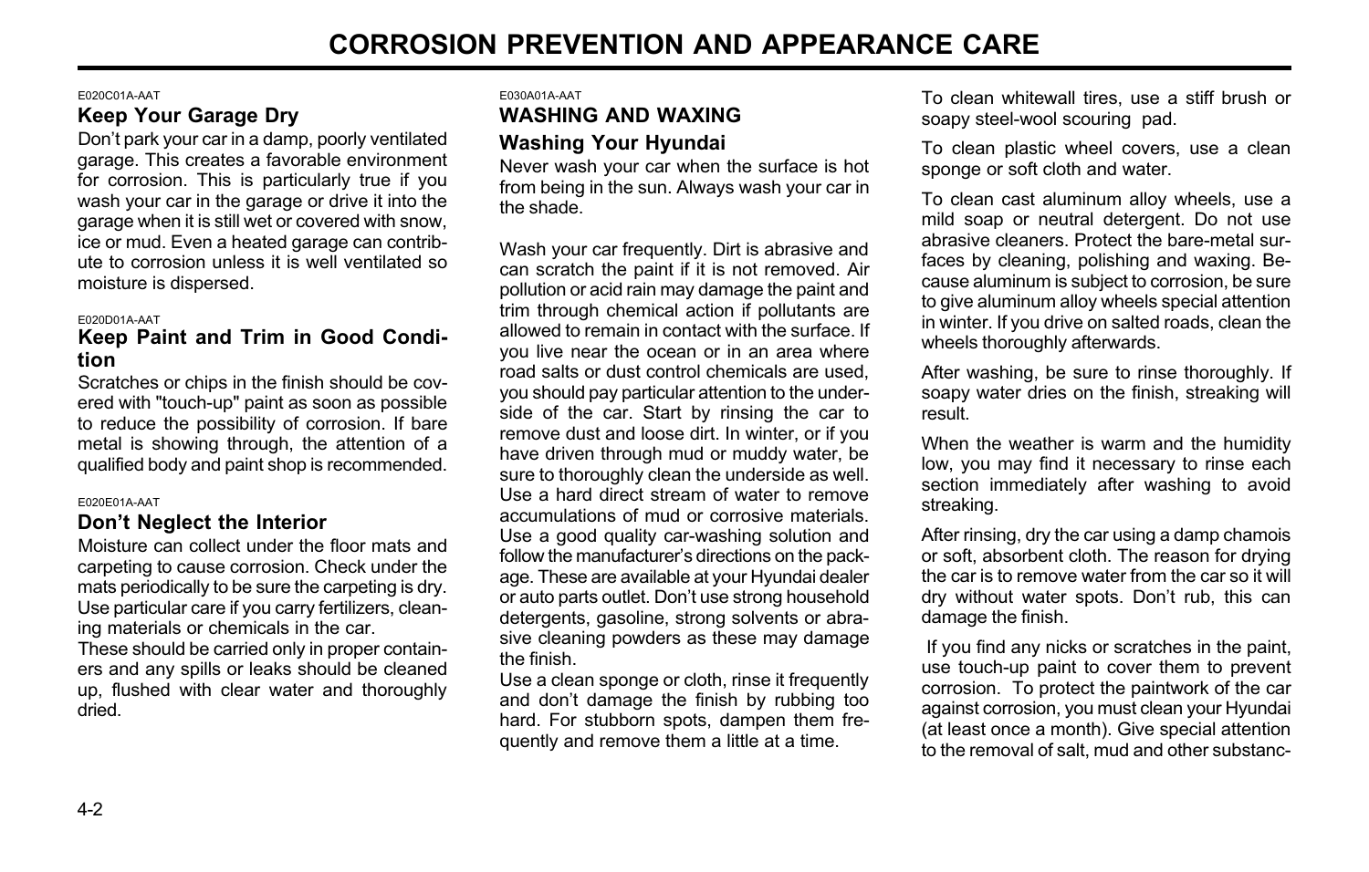# CORROSION PREVENTION AND APPEARANCE CARE

E020C01A-AAT

### Keep Your Garage Dry

Don't park your car in a damp, poorly ventilated garage. This creates a favorable environment for corrosion. This is particularly true if you wash your car in the garage or drive it into the garage when it is still wet or covered with snow, ice or mud. Even a heated garage can contribute to corrosion unless it is well ventilated so moisture is dispersed.

E020D01A-AAT

### Keep Paint and Trim in Good Condition

Scratches or chips in the finish should be covered with "touch-up" paint as soon as possible to reduce the possibility of corrosion. If bare metal is showing through, the attention of a qualified body and paint shop is recommended.

E020E01A-AAT

### Don't Neglect the Interior

Moisture can collect under the floor mats and carpeting to cause corrosion. Check under the mats periodically to be sure the carpeting is dry. Use particular care if you carry fertilizers, cleaning materials or chemicals in the car.

These should be carried only in proper containers and any spills or leaks should be cleaned up, flushed with clear water and thoroughly dried.

E030A01A-AAT

## WASHING AND WAXING

### Washing Your Hyundai

Never wash your car when the surface is hot from being in the sun. Always wash your car in the shade.

Wash your car frequently. Dirt is abrasive and can scratch the paint if it is not removed. Air pollution or acid rain may damage the paint and trim through chemical action if pollutants are allowed to remain in contact with the surface. If you live near the ocean or in an area where road salts or dust control chemicals are used, you should pay particular attention to the underside of the car. Start by rinsing the car to remove dust and loose dirt. In winter, or if you have driven through mud or muddy water, be sure to thoroughly clean the underside as well. Use a hard direct stream of water to remove accumulations of mud or corrosive materials. Use a good quality car-washing solution and follow the manufacturer's directions on the package. These are available at your Hyundai dealer or auto parts outlet. Don't use strong household detergents, gasoline, strong solvents or abrasive cleaning powders as these may damage the finish.

Use a clean sponge or cloth, rinse it frequently and don't damage the finish by rubbing too hard. For stubborn spots, dampen them frequently and remove them a little at a time.

To clean whitewall tires, use a stiff brush or soapy steel-wool scouring pad.

To clean plastic wheel covers, use a clean sponge or soft cloth and water.

To clean cast aluminum alloy wheels, use a mild soap or neutral detergent. Do not use abrasive cleaners. Protect the bare-metal surfaces by cleaning, polishing and waxing. Because aluminum is subject to corrosion, be sure to give aluminum alloy wheels special attention in winter. If you drive on salted roads, clean the wheels thoroughly afterwards.

After washing, be sure to rinse thoroughly. If soapy water dries on the finish, streaking will result.

When the weather is warm and the humidity low, you may find it necessary to rinse each section immediately after washing to avoid streaking.

After rinsing, dry the car using a damp chamois or soft, absorbent cloth. The reason for drying the car is to remove water from the car so it will dry without water spots. Don't rub, this can damage the finish.

If you find any nicks or scratches in the paint, use touch-up paint to cover them to prevent corrosion. To protect the paintwork of the car against corrosion, you must clean your Hyundai (at least once a month). Give special attention to the removal of salt, mud and other substanc-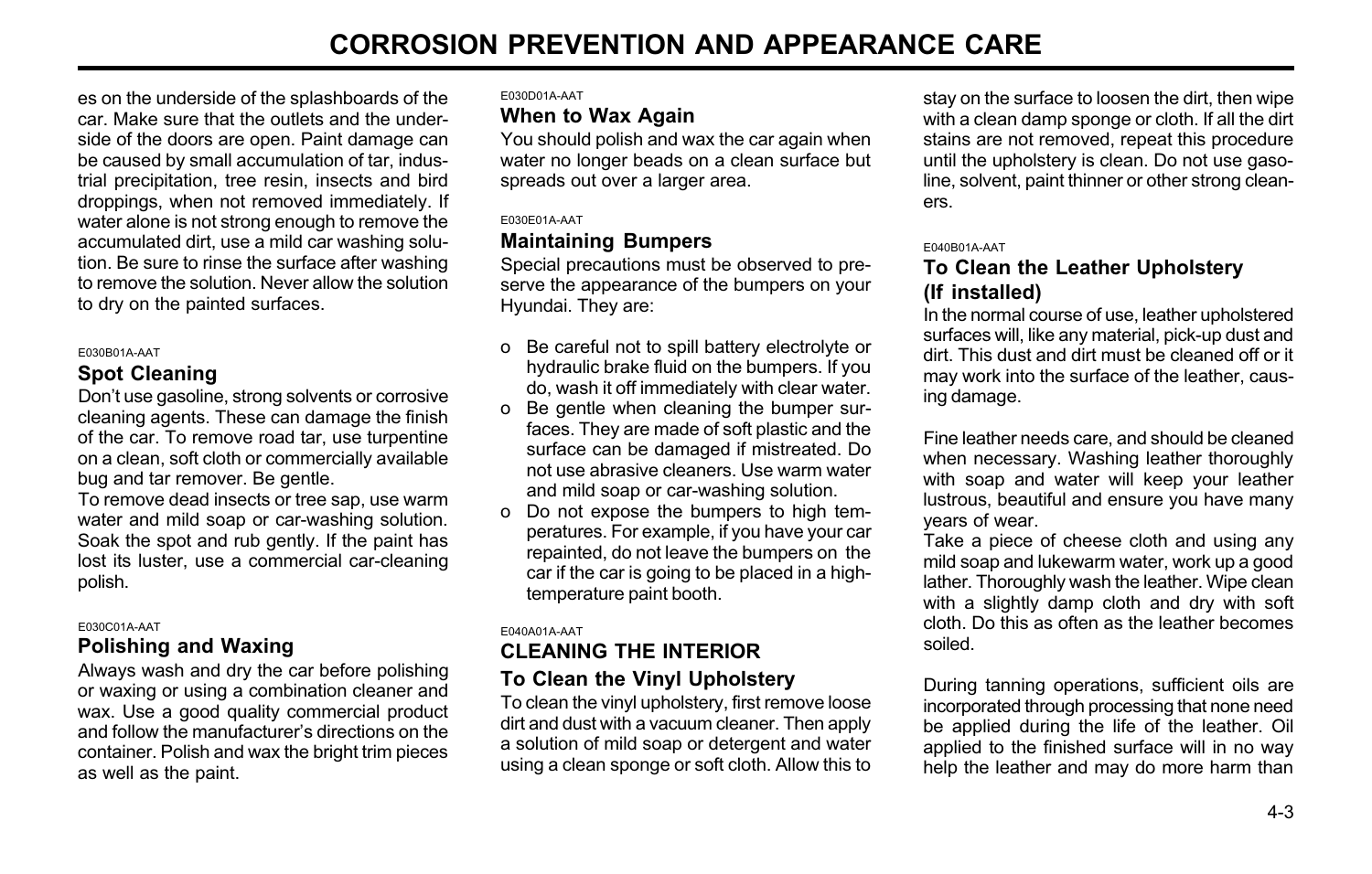es on the underside of the splashboards of the car. Make sure that the outlets and the underside of the doors are open. Paint damage can be caused by small accumulation of tar, industrial precipitation, tree resin, insects and bird droppings, when not removed immediately. If water alone is not strong enough to remove the accumulated dirt, use a mild car washing solution. Be sure to rinse the surface after washing to remove the solution. Never allow the solution to dry on the painted surfaces.

E030B01A-AAT

### Spot Cleaning

Don't use gasoline, strong solvents or corrosive cleaning agents. These can damage the finish of the car. To remove road tar, use turpentine on a clean, soft cloth or commercially available bug and tar remover. Be gentle.

To remove dead insects or tree sap, use warm water and mild soap or car-washing solution. Soak the spot and rub gently. If the paint has lost its luster, use a commercial car-cleaning polish.

E030C01A-AAT

### Polishing and Waxing

Always wash and dry the car before polishing or waxing or using a combination cleaner and wax. Use a good quality commercial product and follow the manufacturer's directions on the container. Polish and wax the bright trim pieces as well as the paint.

E030D01A-AAT

### When to Wax Again

You should polish and wax the car again when water no longer beads on a clean surface but spreads out over a larger area.

E030E01A-AAT

### Maintaining Bumpers

Special precautions must be observed to preserve the appearance of the bumpers on your Hyundai. They are:

- o Be careful not to spill battery electrolyte or hydraulic brake fluid on the bumpers. If you do, wash it off immediately with clear water.
- o Be gentle when cleaning the bumper surfaces. They are made of soft plastic and the surface can be damaged if mistreated. Do not use abrasive cleaners. Use warm water and mild soap or car-washing solution.
- o Do not expose the bumpers to high temperatures. For example, if you have your car repainted, do not leave the bumpers on the car if the car is going to be placed in a high-temperature paint booth.

E040A01A-AAT

## CLEANING THE INTERIOR

### To Clean the Vinyl Upholstery

To clean the vinyl upholstery, first remove loose dirt and dust with a vacuum cleaner. Then apply a solution of mild soap or detergent and water using a clean sponge or soft cloth. Allow this to stay on the surface to loosen the dirt, then wipe with a clean damp sponge or cloth. If all the dirt stains are not removed, repeat this procedure until the upholstery is clean. Do not use gasoline, solvent, paint thinner or other strong cleaners.

E040B01A-AAT

### To Clean the Leather Upholstery (If installed)

In the normal course of use, leather upholstered surfaces will, like any material, pick-up dust and dirt. This dust and dirt must be cleaned off or it may work into the surface of the leather, causing damage.

Fine leather needs care, and should be cleaned when necessary. Washing leather thoroughly with soap and water will keep your leather lustrous, beautiful and ensure you have many years of wear.

Take a piece of cheese cloth and using any mild soap and lukewarm water, work up a good lather. Thoroughly wash the leather. Wipe clean with a slightly damp cloth and dry with soft cloth. Do this as often as the leather becomes soiled.

During tanning operations, sufficient oils are incorporated through processing that none need be applied during the life of the leather. Oil applied to the finished surface will in no way help the leather and may do more harm than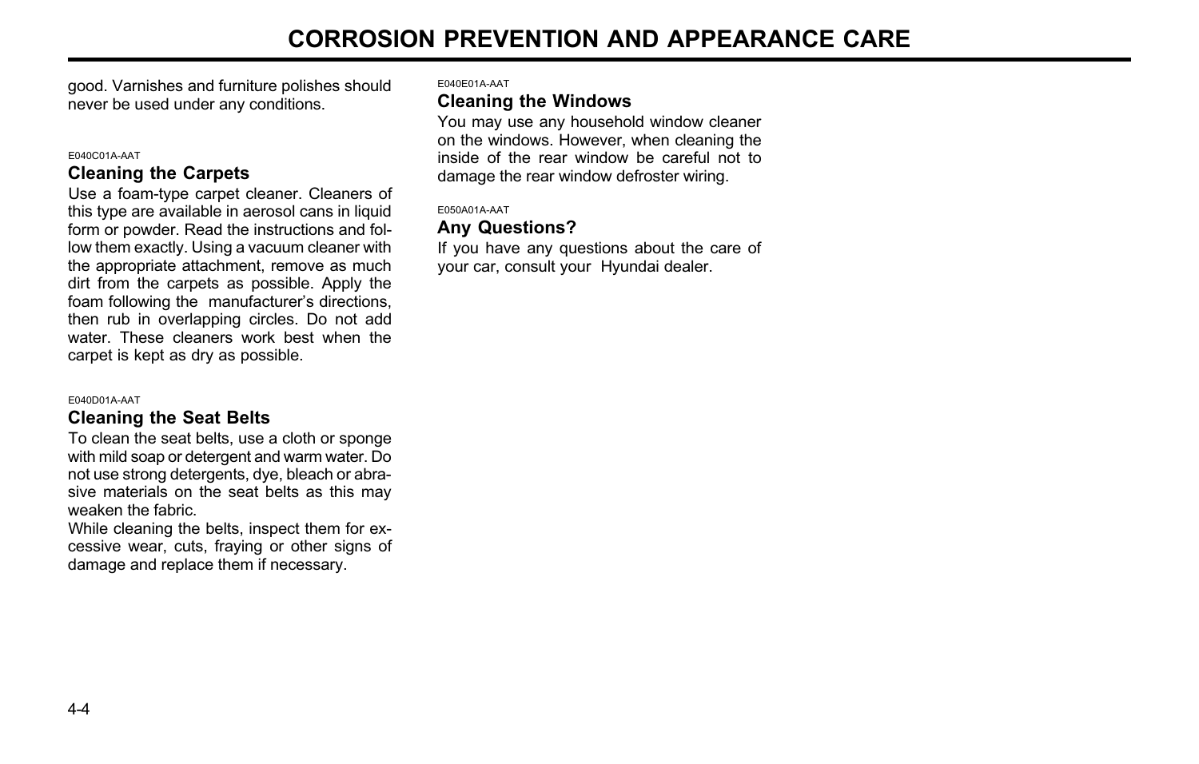good. Varnishes and furniture polishes should never be used under any conditions.

E040C01A-AAT

### Cleaning the Carpets

Use a foam-type carpet cleaner. Cleaners of this type are available in aerosol cans in liquid form or powder. Read the instructions and follow them exactly. Using a vacuum cleaner with the appropriate attachment, remove as much dirt from the carpets as possible. Apply the foam following the manufacturer's directions, then rub in overlapping circles. Do not add water. These cleaners work best when the carpet is kept as dry as possible.

E040D01A-AAT

### Cleaning the Seat Belts

To clean the seat belts, use a cloth or sponge with mild soap or detergent and warm water. Do not use strong detergents, dye, bleach or abrasive materials on the seat belts as this may weaken the fabric.

While cleaning the belts, inspect them for excessive wear, cuts, fraying or other signs of damage and replace them if necessary.

E040E01A-AAT

### Cleaning the Windows

You may use any household window cleaner on the windows. However, when cleaning the inside of the rear window be careful not to damage the rear window defroster wiring.

E050A01A-AAT

### Any Questions?

If you have any questions about the care of your car, consult your Hyundai dealer.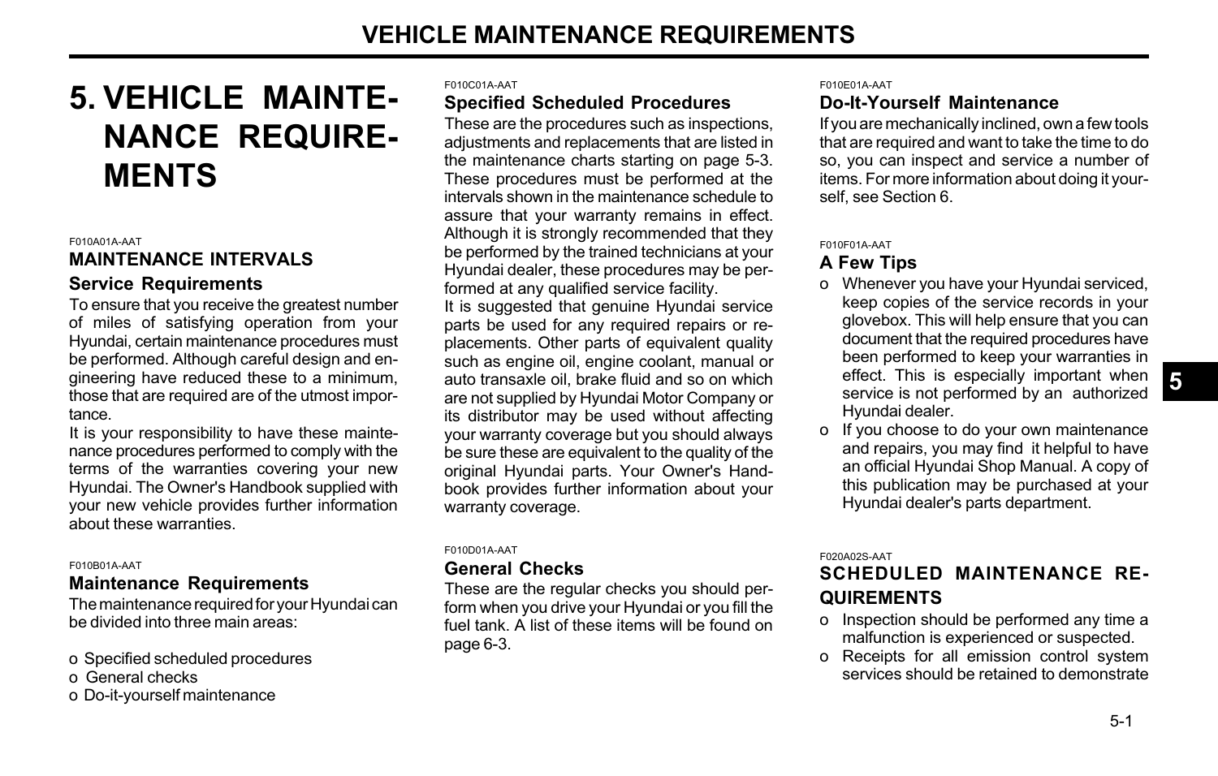# 5. VEHICLE MAINTENANCE REQUIREMENTS

F010A01A-AAT

## MAINTENANCE INTERVALS

### Service Requirements

To ensure that you receive the greatest number of miles of satisfying operation from your Hyundai, certain maintenance procedures must be performed. Although careful design and engineering have reduced these to a minimum, those that are required are of the utmost importance.

It is your responsibility to have these maintenance procedures performed to comply with the terms of the warranties covering your new Hyundai. The Owner's Handbook supplied with your new vehicle provides further information about these warranties.

F010B01A-AAT

### Maintenance Requirements

The maintenance required for your Hyundai can be divided into three main areas:

o Specified scheduled procedures
o General checks
o Do-it-yourself maintenance

F010C01A-AAT

### Specified Scheduled Procedures

These are the procedures such as inspections, adjustments and replacements that are listed in the maintenance charts starting on page 5-3. These procedures must be performed at the intervals shown in the maintenance schedule to assure that your warranty remains in effect. Although it is strongly recommended that they be performed by the trained technicians at your Hyundai dealer, these procedures may be performed at any qualified service facility.

It is suggested that genuine Hyundai service parts be used for any required repairs or replacements. Other parts of equivalent quality such as engine oil, engine coolant, manual or auto transaxle oil, brake fluid and so on which are not supplied by Hyundai Motor Company or its distributor may be used without affecting your warranty coverage but you should always be sure these are equivalent to the quality of the original Hyundai parts. Your Owner's Handbook provides further information about your warranty coverage.

F010D01A-AAT

### General Checks

These are the regular checks you should perform when you drive your Hyundai or you fill the fuel tank. A list of these items will be found on page 6-3.

F010E01A-AAT

### Do-It-Yourself Maintenance

If you are mechanically inclined, own a few tools that are required and want to take the time to do so, you can inspect and service a number of items. For more information about doing it yourself, see Section 6.

F010F01A-AAT

### A Few Tips

o Whenever you have your Hyundai serviced, keep copies of the service records in your glovebox. This will help ensure that you can document that the required procedures have been performed to keep your warranties in effect. This is especially important when service is not performed by an authorized Hyundai dealer.
o If you choose to do your own maintenance and repairs, you may find it helpful to have an official Hyundai Shop Manual. A copy of this publication may be purchased at your Hyundai dealer's parts department.

F020A02S-AAT

## SCHEDULED MAINTENANCE REQUIREMENTS

o Inspection should be performed any time a malfunction is experienced or suspected.
o Receipts for all emission control system services should be retained to demonstrate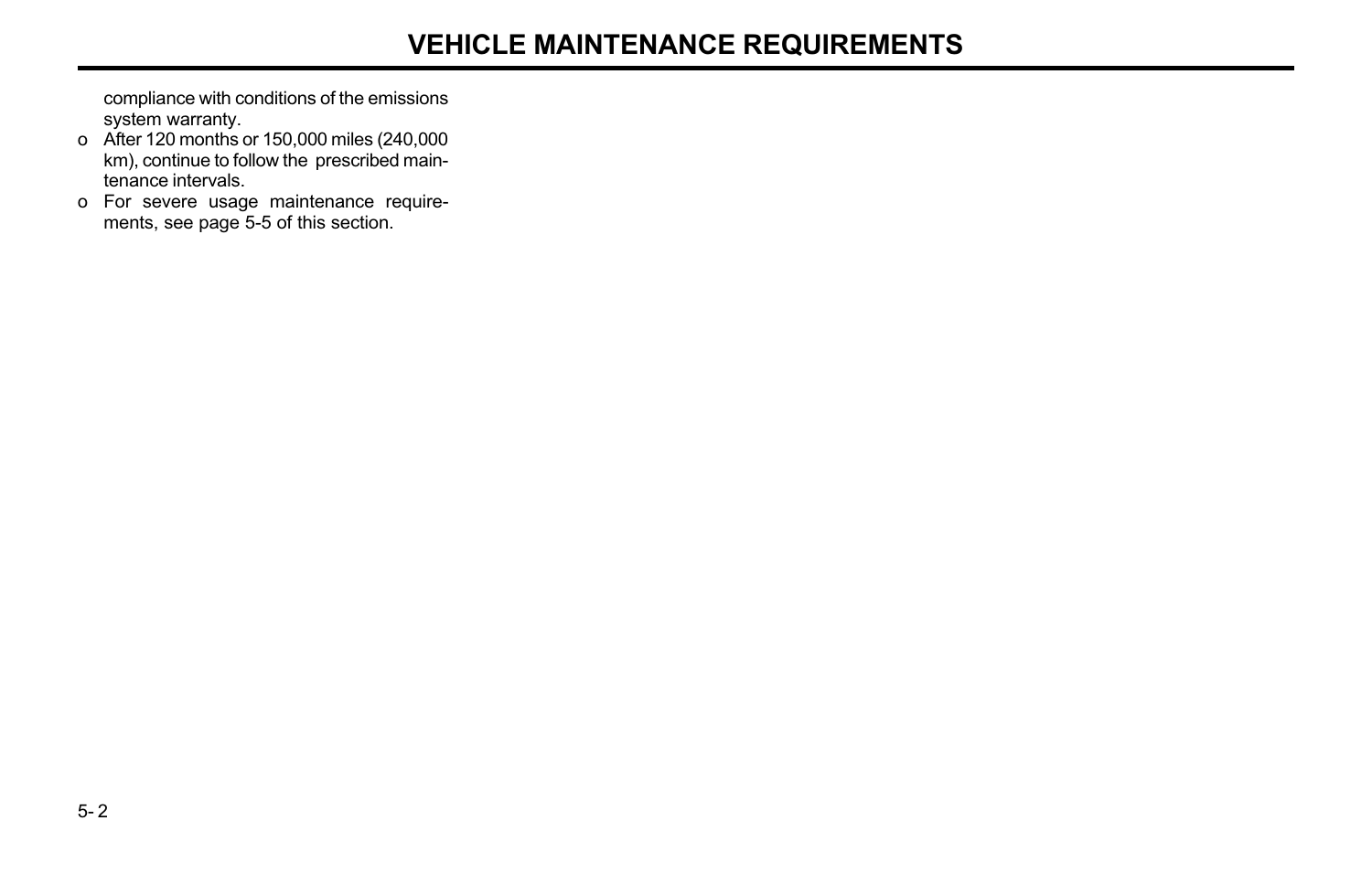compliance with conditions of the emissions system warranty.

- After 120 months or 150,000 miles (240,000 km), continue to follow the prescribed maintenance intervals.
- For severe usage maintenance requirements, see page 5-5 of this section.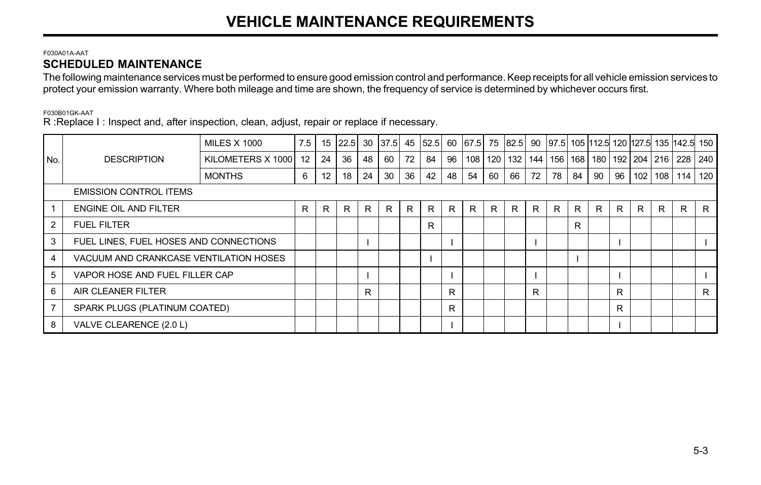F030A01A-AAT

## SCHEDULED MAINTENANCE

The following maintenance services must be performed to ensure good emission control and performance. Keep receipts for all vehicle emission services to protect your emission warranty. Where both mileage and time are shown, the frequency of service is determined by whichever occurs first.

F030B01GK-AAT

R :Replace I : Inspect and, after inspection, clean, adjust, repair or replace if necessary.

| No. | DESCRIPTION | MILES X 1000 | 7.5 | 15 | 22.5 | 30 | 37.5 | 45 | 52.5 | 60 | 67.5 | 75 | 82.5 | 90 | 97.5 | 105 | 112.5 | 120 | 127.5 | 135 | 142.5 | 150 |
|---|---|---|---|---|---|---|---|---|---|---|---|---|---|---|---|---|---|---|---|---|---|---|
| | | KILOMETERS X 1000 | 12 | 24 | 36 | 48 | 60 | 72 | 84 | 96 | 108 | 120 | 132 | 144 | 156 | 168 | 180 | 192 | 204 | 216 | 228 | 240 |
| | | MONTHS | 6 | 12 | 18 | 24 | 30 | 36 | 42 | 48 | 54 | 60 | 66 | 72 | 78 | 84 | 90 | 96 | 102 | 108 | 114 | 120 |
| | EMISSION CONTROL ITEMS | | | | | | | | | | | | | | | | | | | | | |
| 1 | ENGINE OIL AND FILTER | | R | R | R | R | R | R | R | R | R | R | R | R | R | R | R | R | R | R | R | R |
| 2 | FUEL FILTER | | | | | | | | R | | | | | | | R | | | | | | |
| 3 | FUEL LINES, FUEL HOSES AND CONNECTIONS | | | | | I | | | | I | | | | I | | | | I | | | | I |
| 4 | VACUUM AND CRANKCASE VENTILATION HOSES | | | | | | | | I | | | | | | | I | | | | | | |
| 5 | VAPOR HOSE AND FUEL FILLER CAP | | | | | I | | | | I | | | | I | | | | I | | | | I |
| 6 | AIR CLEANER FILTER | | | | | R | | | | R | | | | R | | | | R | | | | R |
| 7 | SPARK PLUGS (PLATINUM COATED) | | | | | | | | | R | | | | | | | | R | | | | |
| 8 | VALVE CLEARENCE (2.0 L) | | | | | | | | | I | | | | | | | | I | | | | |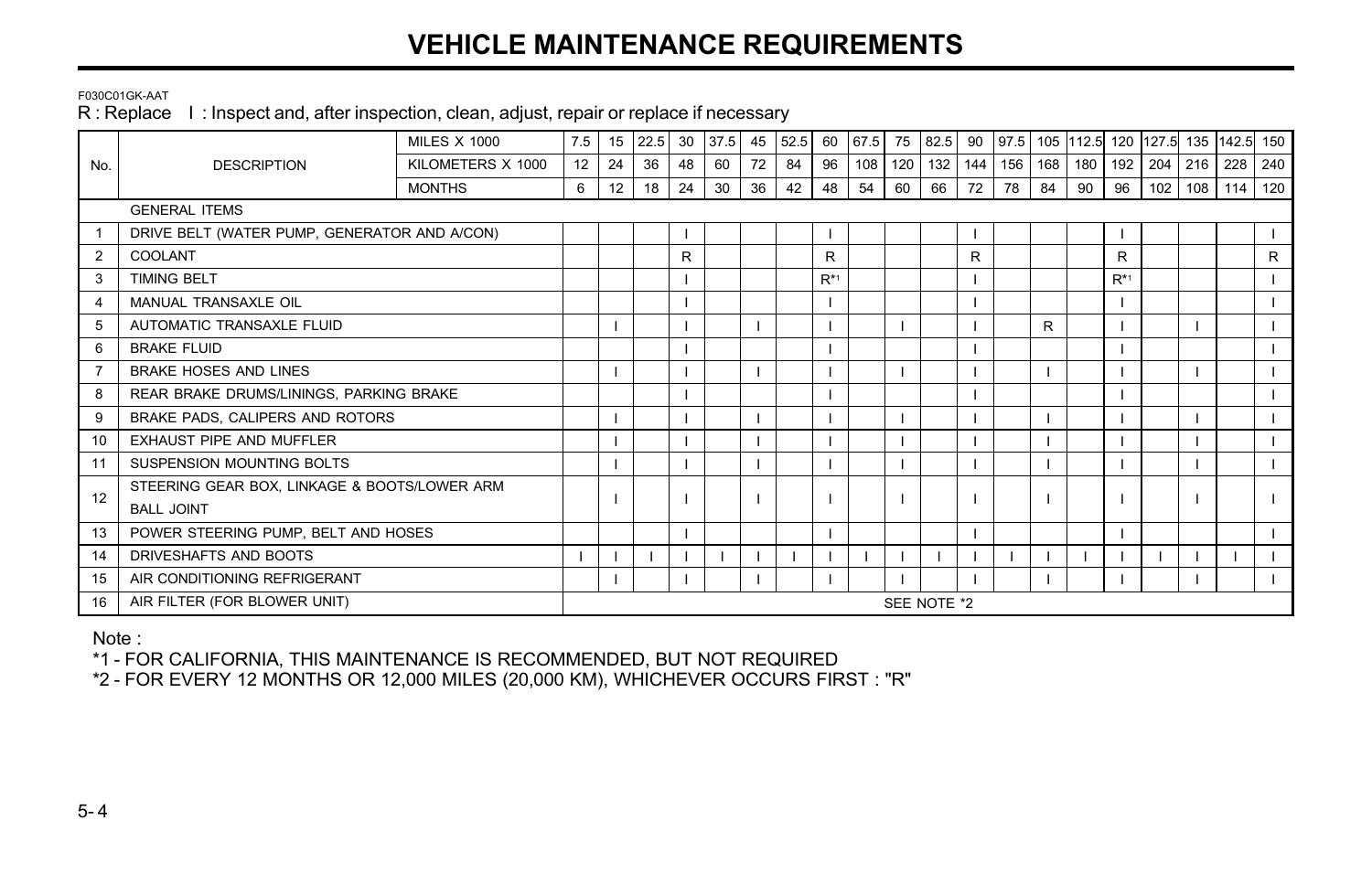# VEHICLE MAINTENANCE REQUIREMENTS

F030C01GK-AAT

R : Replace  I : Inspect and, after inspection, clean, adjust, repair or replace if necessary

| No. | DESCRIPTION | MILES X 1000 | 7.5 | 15 | 22.5 | 30 | 37.5 | 45 | 52.5 | 60 | 67.5 | 75 | 82.5 | 90 | 97.5 | 105 | 112.5 | 120 | 127.5 | 135 | 142.5 | 150 |
|---|---|---|---|---|---|---|---|---|---|---|---|---|---|---|---|---|---|---|---|---|---|---|
| | | KILOMETERS X 1000 | 12 | 24 | 36 | 48 | 60 | 72 | 84 | 96 | 108 | 120 | 132 | 144 | 156 | 168 | 180 | 192 | 204 | 216 | 228 | 240 |
| | | MONTHS | 6 | 12 | 18 | 24 | 30 | 36 | 42 | 48 | 54 | 60 | 66 | 72 | 78 | 84 | 90 | 96 | 102 | 108 | 114 | 120 |
| | GENERAL ITEMS | | | | | | | | | | | | | | | | | | | | | |
| 1 | DRIVE BELT (WATER PUMP, GENERATOR AND A/CON) | | | | | I | | | | I | | | | I | | | | I | | | | I |
| 2 | COOLANT | | | | | R | | | | R | | | | R | | | | R | | | | R |
| 3 | TIMING BELT | | | | | I | | | | R*1 | | | | I | | | | R*1 | | | | I |
| 4 | MANUAL TRANSAXLE OIL | | | | | I | | | | I | | | | I | | | | I | | | | I |
| 5 | AUTOMATIC TRANSAXLE FLUID | | | I | | I | | I | | I | | I | | I | | R | | I | | I | | I |
| 6 | BRAKE FLUID | | | | | I | | | | I | | | | I | | | | I | | | | I |
| 7 | BRAKE HOSES AND LINES | | | I | | I | | I | | I | | I | | I | | I | | I | | I | | I |
| 8 | REAR BRAKE DRUMS/LININGS, PARKING BRAKE | | | | | I | | | | I | | | | I | | | | I | | | | I |
| 9 | BRAKE PADS, CALIPERS AND ROTORS | | | I | | I | | I | | I | | I | | I | | I | | I | | I | | I |
| 10 | EXHAUST PIPE AND MUFFLER | | | I | | I | | I | | I | | I | | I | | I | | I | | I | | I |
| 11 | SUSPENSION MOUNTING BOLTS | | | I | | I | | I | | I | | I | | I | | I | | I | | I | | I |
| 12 | STEERING GEAR BOX, LINKAGE & BOOTS/LOWER ARM BALL JOINT | | | I | | I | | I | | I | | I | | I | | I | | I | | I | | I |
| 13 | POWER STEERING PUMP, BELT AND HOSES | | | | | I | | | | I | | | | I | | | | I | | | | I |
| 14 | DRIVESHAFTS AND BOOTS | | I | I | I | I | I | I | I | I | I | I | I | I | I | I | I | I | I | I | I | I |
| 15 | AIR CONDITIONING REFRIGERANT | | | I | | I | | I | | I | | I | | I | | I | | I | | I | | I |
| 16 | AIR FILTER (FOR BLOWER UNIT) | | SEE NOTE *2 | | | | | | | | | | | | | | | | | | | |

Note :

*1 - FOR CALIFORNIA, THIS MAINTENANCE IS RECOMMENDED, BUT NOT REQUIRED

*2 - FOR EVERY 12 MONTHS OR 12,000 MILES (20,000 KM), WHICHEVER OCCURS FIRST : "R"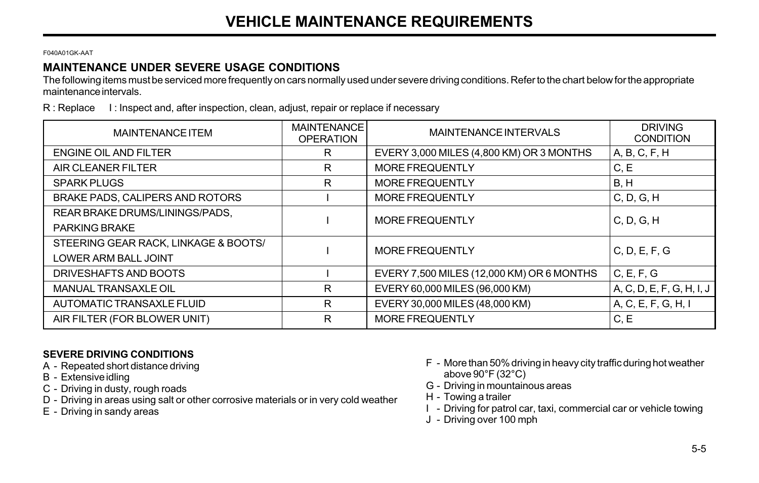# VEHICLE MAINTENANCE REQUIREMENTS

F040A01GK-AAT

### MAINTENANCE UNDER SEVERE USAGE CONDITIONS

The following items must be serviced more frequently on cars normally used under severe driving conditions. Refer to the chart below for the appropriate maintenance intervals.

R : Replace I : Inspect and, after inspection, clean, adjust, repair or replace if necessary

| MAINTENANCE ITEM | MAINTENANCE OPERATION | MAINTENANCE INTERVALS | DRIVING CONDITION |
|---|---|---|---|
| ENGINE OIL AND FILTER | R | EVERY 3,000 MILES (4,800 KM) OR 3 MONTHS | A, B, C, F, H |
| AIR CLEANER FILTER | R | MORE FREQUENTLY | C, E |
| SPARK PLUGS | R | MORE FREQUENTLY | B, H |
| BRAKE PADS, CALIPERS AND ROTORS | I | MORE FREQUENTLY | C, D, G, H |
| REAR BRAKE DRUMS/LININGS/PADS, PARKING BRAKE | I | MORE FREQUENTLY | C, D, G, H |
| STEERING GEAR RACK, LINKAGE & BOOTS/ LOWER ARM BALL JOINT | I | MORE FREQUENTLY | C, D, E, F, G |
| DRIVESHAFTS AND BOOTS | I | EVERY 7,500 MILES (12,000 KM) OR 6 MONTHS | C, E, F, G |
| MANUAL TRANSAXLE OIL | R | EVERY 60,000 MILES (96,000 KM) | A, C, D, E, F, G, H, I, J |
| AUTOMATIC TRANSAXLE FLUID | R | EVERY 30,000 MILES (48,000 KM) | A, C, E, F, G, H, I |
| AIR FILTER (FOR BLOWER UNIT) | R | MORE FREQUENTLY | C, E |

**SEVERE DRIVING CONDITIONS**

A - Repeated short distance driving
B - Extensive idling
C - Driving in dusty, rough roads
D - Driving in areas using salt or other corrosive materials or in very cold weather
E - Driving in sandy areas
F - More than 50% driving in heavy city traffic during hot weather above 90°F (32°C)
G - Driving in mountainous areas
H - Towing a trailer
I - Driving for patrol car, taxi, commercial car or vehicle towing
J - Driving over 100 mph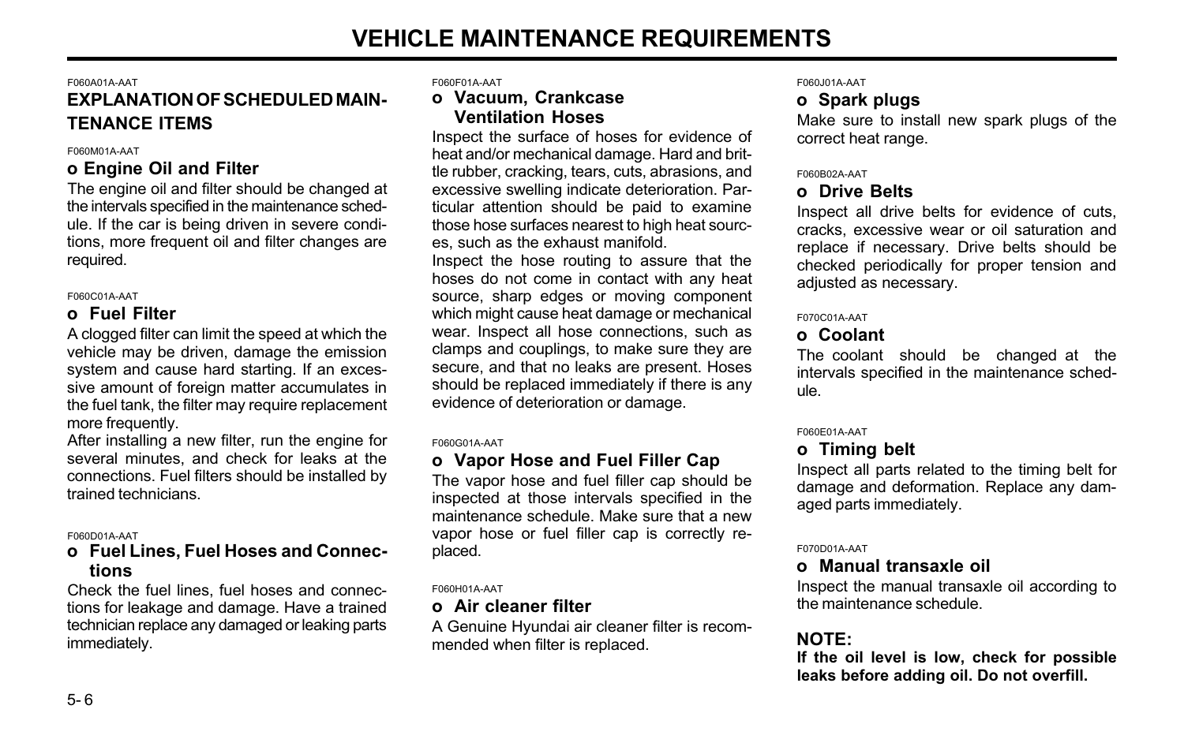# VEHICLE MAINTENANCE REQUIREMENTS

F060A01A-AAT

## EXPLANATION OF SCHEDULED MAINTENANCE ITEMS

F060M01A-AAT

### o Engine Oil and Filter

The engine oil and filter should be changed at the intervals specified in the maintenance schedule. If the car is being driven in severe conditions, more frequent oil and filter changes are required.

F060C01A-AAT

### o Fuel Filter

A clogged filter can limit the speed at which the vehicle may be driven, damage the emission system and cause hard starting. If an excessive amount of foreign matter accumulates in the fuel tank, the filter may require replacement more frequently.

After installing a new filter, run the engine for several minutes, and check for leaks at the connections. Fuel filters should be installed by trained technicians.

F060D01A-AAT

### o Fuel Lines, Fuel Hoses and Connections

Check the fuel lines, fuel hoses and connections for leakage and damage. Have a trained technician replace any damaged or leaking parts immediately.

F060F01A-AAT

### o Vacuum, Crankcase Ventilation Hoses

Inspect the surface of hoses for evidence of heat and/or mechanical damage. Hard and brittle rubber, cracking, tears, cuts, abrasions, and excessive swelling indicate deterioration. Particular attention should be paid to examine those hose surfaces nearest to high heat sources, such as the exhaust manifold.

Inspect the hose routing to assure that the hoses do not come in contact with any heat source, sharp edges or moving component which might cause heat damage or mechanical wear. Inspect all hose connections, such as clamps and couplings, to make sure they are secure, and that no leaks are present. Hoses should be replaced immediately if there is any evidence of deterioration or damage.

F060G01A-AAT

### o Vapor Hose and Fuel Filler Cap

The vapor hose and fuel filler cap should be inspected at those intervals specified in the maintenance schedule. Make sure that a new vapor hose or fuel filler cap is correctly replaced.

F060H01A-AAT

### o Air cleaner filter

A Genuine Hyundai air cleaner filter is recommended when filter is replaced.

F060J01A-AAT

### o Spark plugs

Make sure to install new spark plugs of the correct heat range.

F060B02A-AAT

### o Drive Belts

Inspect all drive belts for evidence of cuts, cracks, excessive wear or oil saturation and replace if necessary. Drive belts should be checked periodically for proper tension and adjusted as necessary.

F070C01A-AAT

### o Coolant

The coolant should be changed at the intervals specified in the maintenance schedule.

F060E01A-AAT

### o Timing belt

Inspect all parts related to the timing belt for damage and deformation. Replace any damaged parts immediately.

F070D01A-AAT

### o Manual transaxle oil

Inspect the manual transaxle oil according to the maintenance schedule.

**NOTE:**

**If the oil level is low, check for possible leaks before adding oil. Do not overfill.**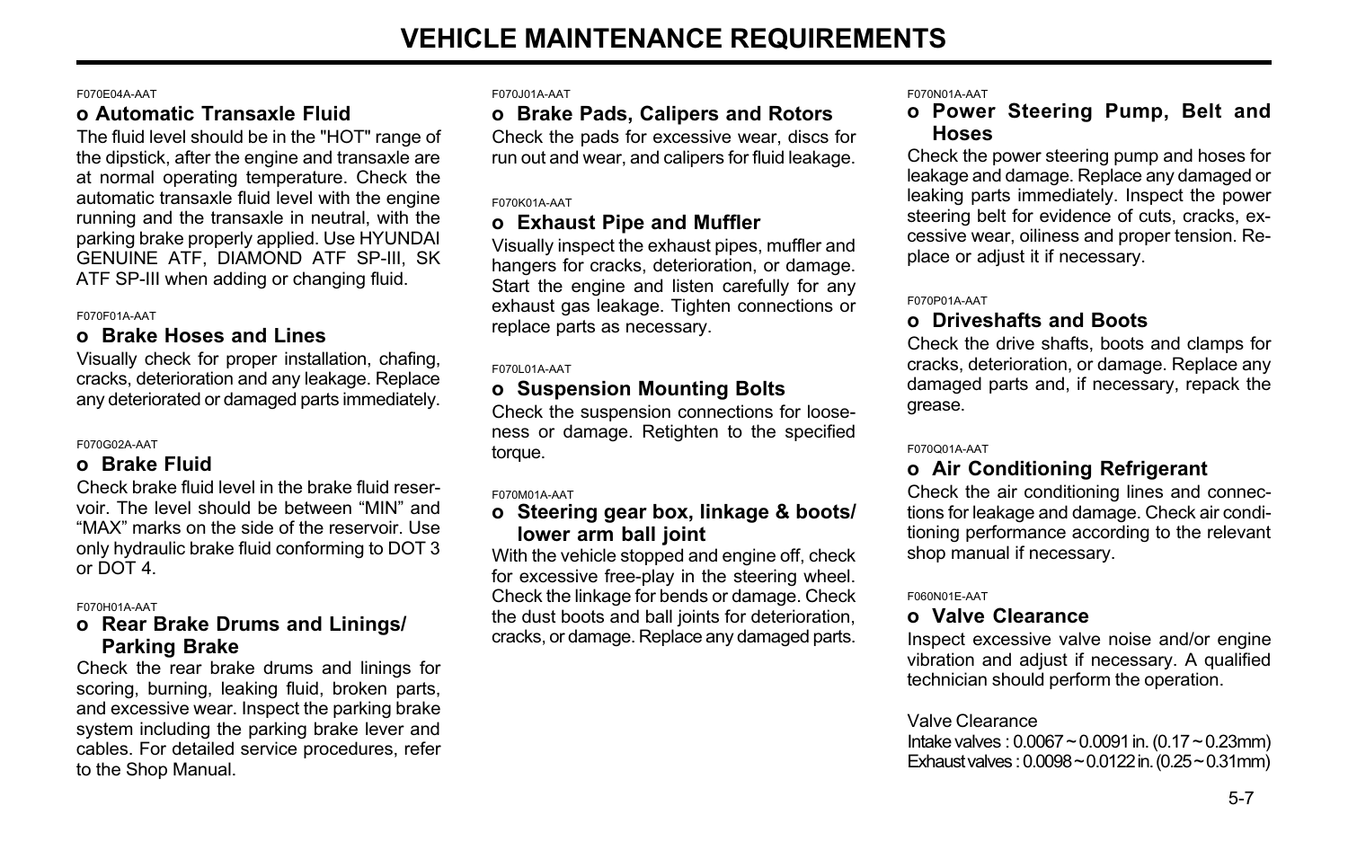# VEHICLE MAINTENANCE REQUIREMENTS

F070E04A-AAT

### o Automatic Transaxle Fluid

The fluid level should be in the "HOT" range of the dipstick, after the engine and transaxle are at normal operating temperature. Check the automatic transaxle fluid level with the engine running and the transaxle in neutral, with the parking brake properly applied. Use HYUNDAI GENUINE ATF, DIAMOND ATF SP-III, SK ATF SP-III when adding or changing fluid.

F070F01A-AAT

### o Brake Hoses and Lines

Visually check for proper installation, chafing, cracks, deterioration and any leakage. Replace any deteriorated or damaged parts immediately.

F070G02A-AAT

### o Brake Fluid

Check brake fluid level in the brake fluid reservoir. The level should be between "MIN" and "MAX" marks on the side of the reservoir. Use only hydraulic brake fluid conforming to DOT 3 or DOT 4.

F070H01A-AAT

### o Rear Brake Drums and Linings/ Parking Brake

Check the rear brake drums and linings for scoring, burning, leaking fluid, broken parts, and excessive wear. Inspect the parking brake system including the parking brake lever and cables. For detailed service procedures, refer to the Shop Manual.

F070J01A-AAT

### o Brake Pads, Calipers and Rotors

Check the pads for excessive wear, discs for run out and wear, and calipers for fluid leakage.

F070K01A-AAT

### o Exhaust Pipe and Muffler

Visually inspect the exhaust pipes, muffler and hangers for cracks, deterioration, or damage. Start the engine and listen carefully for any exhaust gas leakage. Tighten connections or replace parts as necessary.

F070L01A-AAT

### o Suspension Mounting Bolts

Check the suspension connections for looseness or damage. Retighten to the specified torque.

F070M01A-AAT

### o Steering gear box, linkage & boots/ lower arm ball joint

With the vehicle stopped and engine off, check for excessive free-play in the steering wheel. Check the linkage for bends or damage. Check the dust boots and ball joints for deterioration, cracks, or damage. Replace any damaged parts.

F070N01A-AAT

### o Power Steering Pump, Belt and Hoses

Check the power steering pump and hoses for leakage and damage. Replace any damaged or leaking parts immediately. Inspect the power steering belt for evidence of cuts, cracks, excessive wear, oiliness and proper tension. Replace or adjust it if necessary.

F070P01A-AAT

### o Driveshafts and Boots

Check the drive shafts, boots and clamps for cracks, deterioration, or damage. Replace any damaged parts and, if necessary, repack the grease.

F070Q01A-AAT

### o Air Conditioning Refrigerant

Check the air conditioning lines and connections for leakage and damage. Check air conditioning performance according to the relevant shop manual if necessary.

F060N01E-AAT

### o Valve Clearance

Inspect excessive valve noise and/or engine vibration and adjust if necessary. A qualified technician should perform the operation.

Valve Clearance
Intake valves : 0.0067 ~ 0.0091 in. (0.17 ~ 0.23mm)
Exhaust valves : 0.0098 ~ 0.0122 in. (0.25 ~ 0.31mm)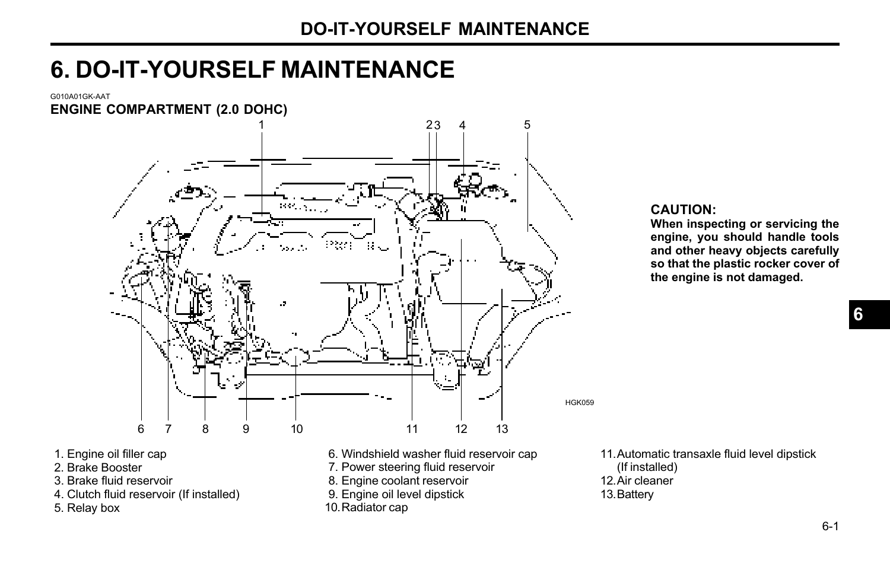# 6. DO-IT-YOURSELF MAINTENANCE

G010A01GK-AAT

**ENGINE COMPARTMENT (2.0 DOHC)**

HGK059

**CAUTION:**
**When inspecting or servicing the engine, you should handle tools and other heavy objects carefully so that the plastic rocker cover of the engine is not damaged.**

1. Engine oil filler cap
2. Brake Booster
3. Brake fluid reservoir
4. Clutch fluid reservoir (If installed)
5. Relay box
6. Windshield washer fluid reservoir cap
7. Power steering fluid reservoir
8. Engine coolant reservoir
9. Engine oil level dipstick
10. Radiator cap
11. Automatic transaxle fluid level dipstick (If installed)
12. Air cleaner
13. Battery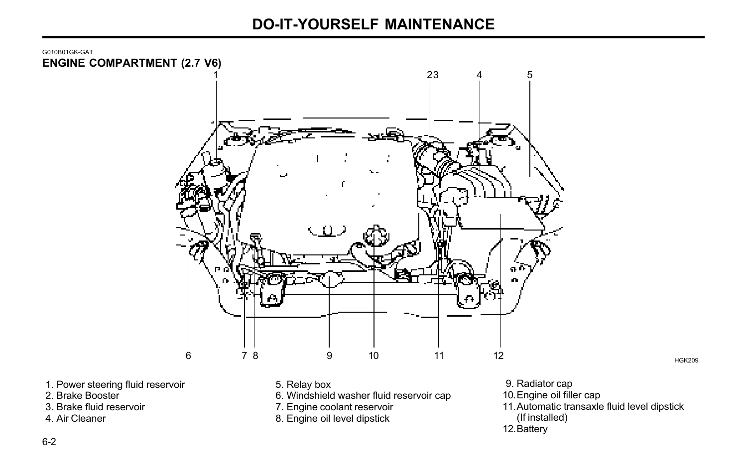G010B01GK-GAT

## ENGINE COMPARTMENT (2.7 V6)

HGK209

1. Power steering fluid reservoir
2. Brake Booster
3. Brake fluid reservoir
4. Air Cleaner
5. Relay box
6. Windshield washer fluid reservoir cap
7. Engine coolant reservoir
8. Engine oil level dipstick
9. Radiator cap
10. Engine oil filler cap
11. Automatic transaxle fluid level dipstick (If installed)
12. Battery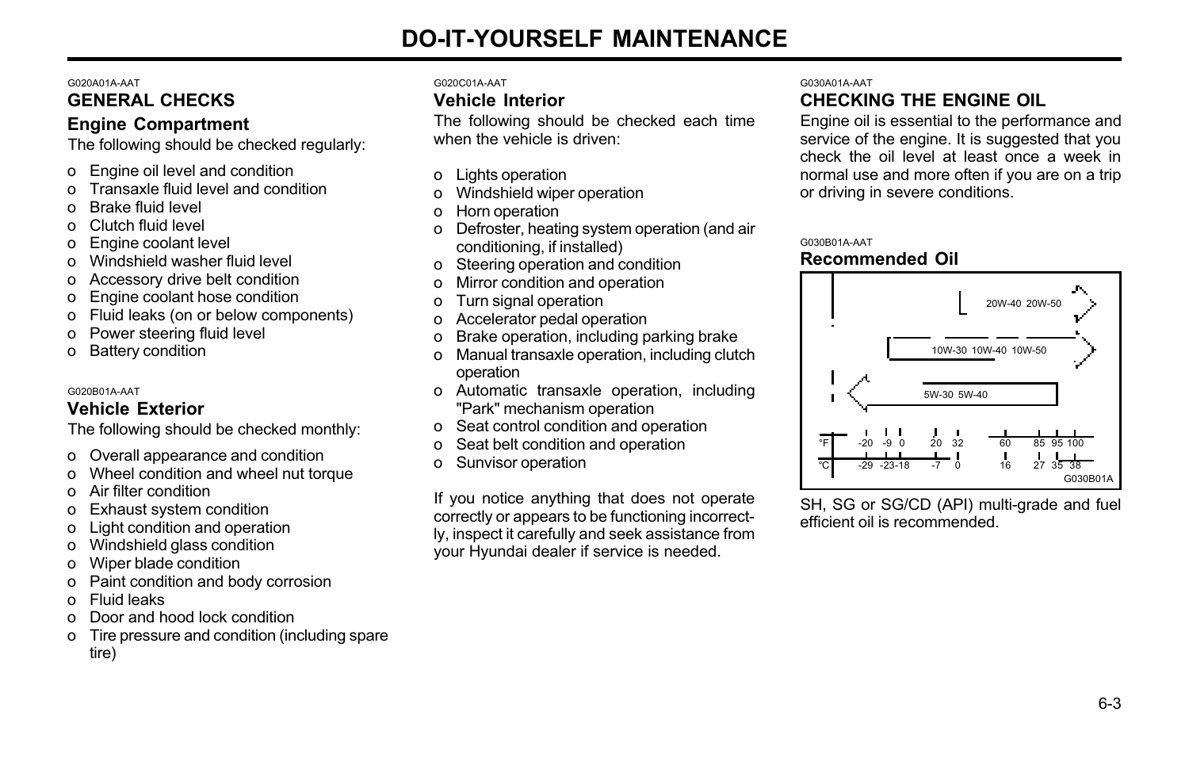# DO-IT-YOURSELF MAINTENANCE

G020A01A-AAT

## GENERAL CHECKS

### Engine Compartment

The following should be checked regularly:

- o Engine oil level and condition
- o Transaxle fluid level and condition
- o Brake fluid level
- o Clutch fluid level
- o Engine coolant level
- o Windshield washer fluid level
- o Accessory drive belt condition
- o Engine coolant hose condition
- o Fluid leaks (on or below components)
- o Power steering fluid level
- o Battery condition

G020B01A-AAT

### Vehicle Exterior

The following should be checked monthly:

- o Overall appearance and condition
- o Wheel condition and wheel nut torque
- o Air filter condition
- o Exhaust system condition
- o Light condition and operation
- o Windshield glass condition
- o Wiper blade condition
- o Paint condition and body corrosion
- o Fluid leaks
- o Door and hood lock condition
- o Tire pressure and condition (including spare tire)

G020C01A-AAT

### Vehicle Interior

The following should be checked each time when the vehicle is driven:

- o Lights operation
- o Windshield wiper operation
- o Horn operation
- o Defroster, heating system operation (and air conditioning, if installed)
- o Steering operation and condition
- o Mirror condition and operation
- o Turn signal operation
- o Accelerator pedal operation
- o Brake operation, including parking brake
- o Manual transaxle operation, including clutch operation
- o Automatic transaxle operation, including "Park" mechanism operation
- o Seat control condition and operation
- o Seat belt condition and operation
- o Sunvisor operation

If you notice anything that does not operate correctly or appears to be functioning incorrectly, inspect it carefully and seek assistance from your Hyundai dealer if service is needed.

G030A01A-AAT

## CHECKING THE ENGINE OIL

Engine oil is essential to the performance and service of the engine. It is suggested that you check the oil level at least once a week in normal use and more often if you are on a trip or driving in severe conditions.

G030B01A-AAT

### Recommended Oil

20W-40 20W-50

10W-30 10W-40 10W-50

5W-30 5W-40

°F -20 -9 0 20 32 60 85 95 100

°C -29 -23-18 -7 0 16 27 35 38

G030B01A

SH, SG or SG/CD (API) multi-grade and fuel efficient oil is recommended.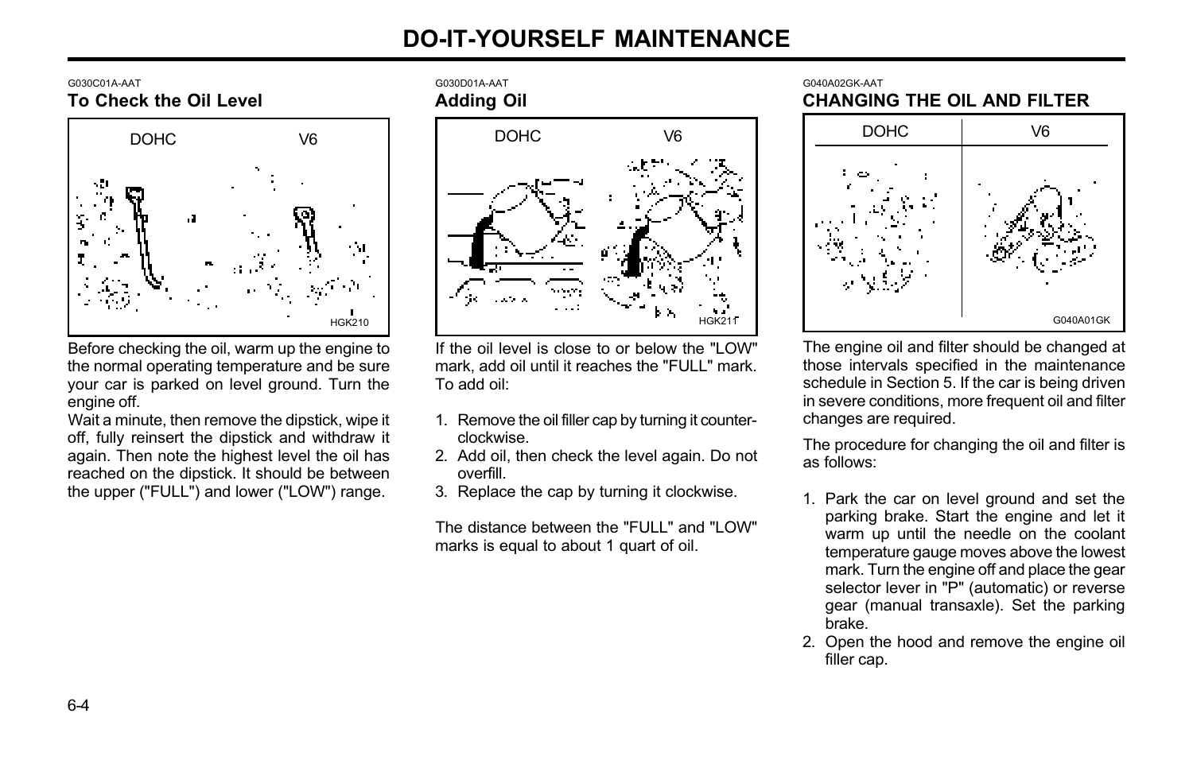# DO-IT-YOURSELF MAINTENANCE

G030C01A-AAT

### To Check the Oil Level

DOHC V6

HGK210

Before checking the oil, warm up the engine to the normal operating temperature and be sure your car is parked on level ground. Turn the engine off.

Wait a minute, then remove the dipstick, wipe it off, fully reinsert the dipstick and withdraw it again. Then note the highest level the oil has reached on the dipstick. It should be between the upper ("FULL") and lower ("LOW") range.

G030D01A-AAT

### Adding Oil

DOHC V6

HGK211

If the oil level is close to or below the "LOW" mark, add oil until it reaches the "FULL" mark. To add oil:

1. Remove the oil filler cap by turning it counter-clockwise.
2. Add oil, then check the level again. Do not overfill.
3. Replace the cap by turning it clockwise.

The distance between the "FULL" and "LOW" marks is equal to about 1 quart of oil.

G040A02GK-AAT

### CHANGING THE OIL AND FILTER

DOHC V6

G040A01GK

The engine oil and filter should be changed at those intervals specified in the maintenance schedule in Section 5. If the car is being driven in severe conditions, more frequent oil and filter changes are required.

The procedure for changing the oil and filter is as follows:

1. Park the car on level ground and set the parking brake. Start the engine and let it warm up until the needle on the coolant temperature gauge moves above the lowest mark. Turn the engine off and place the gear selector lever in "P" (automatic) or reverse gear (manual transaxle). Set the parking brake.
2. Open the hood and remove the engine oil filler cap.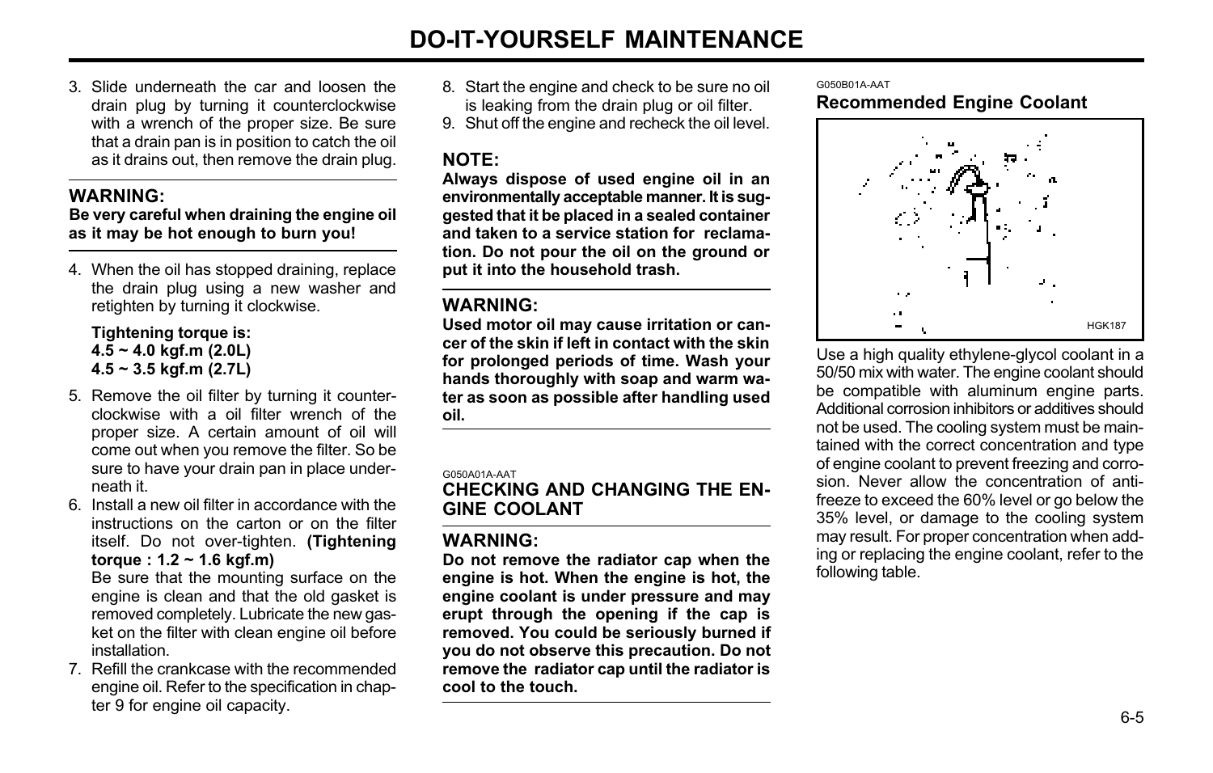3. Slide underneath the car and loosen the drain plug by turning it counterclockwise with a wrench of the proper size. Be sure that a drain pan is in position to catch the oil as it drains out, then remove the drain plug.

---

**WARNING:**
**Be very careful when draining the engine oil as it may be hot enough to burn you!**

---

4. When the oil has stopped draining, replace the drain plug using a new washer and retighten by turning it clockwise.

   **Tightening torque is:**
   **4.5 ~ 4.0 kgf.m (2.0L)**
   **4.5 ~ 3.5 kgf.m (2.7L)**

5. Remove the oil filter by turning it counterclockwise with a oil filter wrench of the proper size. A certain amount of oil will come out when you remove the filter. So be sure to have your drain pan in place underneath it.
6. Install a new oil filter in accordance with the instructions on the carton or on the filter itself. Do not over-tighten. **(Tightening torque : 1.2 ~ 1.6 kgf.m)**
   Be sure that the mounting surface on the engine is clean and that the old gasket is removed completely. Lubricate the new gasket on the filter with clean engine oil before installation.
7. Refill the crankcase with the recommended engine oil. Refer to the specification in chapter 9 for engine oil capacity.
8. Start the engine and check to be sure no oil is leaking from the drain plug or oil filter.
9. Shut off the engine and recheck the oil level.

**NOTE:**
**Always dispose of used engine oil in an environmentally acceptable manner. It is suggested that it be placed in a sealed container and taken to a service station for reclamation. Do not pour the oil on the ground or put it into the household trash.**

---

**WARNING:**
**Used motor oil may cause irritation or cancer of the skin if left in contact with the skin for prolonged periods of time. Wash your hands thoroughly with soap and warm water as soon as possible after handling used oil.**

---

G050A01A-AAT

## CHECKING AND CHANGING THE ENGINE COOLANT

---

**WARNING:**
**Do not remove the radiator cap when the engine is hot. When the engine is hot, the engine coolant is under pressure and may erupt through the opening if the cap is removed. You could be seriously burned if you do not observe this precaution. Do not remove the radiator cap until the radiator is cool to the touch.**

---

G050B01A-AAT

### Recommended Engine Coolant

HGK187

Use a high quality ethylene-glycol coolant in a 50/50 mix with water. The engine coolant should be compatible with aluminum engine parts. Additional corrosion inhibitors or additives should not be used. The cooling system must be maintained with the correct concentration and type of engine coolant to prevent freezing and corrosion. Never allow the concentration of antifreeze to exceed the 60% level or go below the 35% level, or damage to the cooling system may result. For proper concentration when adding or replacing the engine coolant, refer to the following table.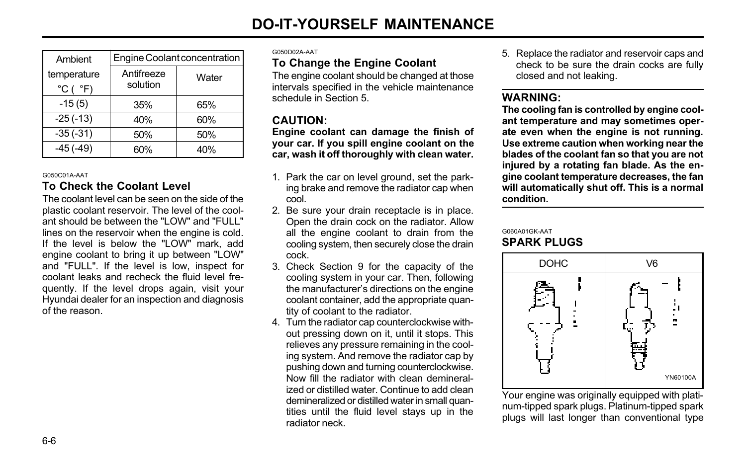| Ambient temperature °C ( °F) | Engine Coolant concentration | |
|---|---|---|
| | Antifreeze solution | Water |
| -15 (5) | 35% | 65% |
| -25 (-13) | 40% | 60% |
| -35 (-31) | 50% | 50% |
| -45 (-49) | 60% | 40% |

G050C01A-AAT

### To Check the Coolant Level

The coolant level can be seen on the side of the plastic coolant reservoir. The level of the coolant should be between the "LOW" and "FULL" lines on the reservoir when the engine is cold. If the level is below the "LOW" mark, add engine coolant to bring it up between "LOW" and "FULL". If the level is low, inspect for coolant leaks and recheck the fluid level frequently. If the level drops again, visit your Hyundai dealer for an inspection and diagnosis of the reason.

G050D02A-AAT

### To Change the Engine Coolant

The engine coolant should be changed at those intervals specified in the vehicle maintenance schedule in Section 5.

**CAUTION:**

**Engine coolant can damage the finish of your car. If you spill engine coolant on the car, wash it off thoroughly with clean water.**

1. Park the car on level ground, set the parking brake and remove the radiator cap when cool.
2. Be sure your drain receptacle is in place. Open the drain cock on the radiator. Allow all the engine coolant to drain from the cooling system, then securely close the drain cock.
3. Check Section 9 for the capacity of the cooling system in your car. Then, following the manufacturer's directions on the engine coolant container, add the appropriate quantity of coolant to the radiator.
4. Turn the radiator cap counterclockwise without pressing down on it, until it stops. This relieves any pressure remaining in the cooling system. And remove the radiator cap by pushing down and turning counterclockwise. Now fill the radiator with clean demineralized or distilled water. Continue to add clean demineralized or distilled water in small quantities until the fluid level stays up in the radiator neck.
5. Replace the radiator and reservoir caps and check to be sure the drain cocks are fully closed and not leaking.

**WARNING:**

**The cooling fan is controlled by engine coolant temperature and may sometimes operate even when the engine is not running. Use extreme caution when working near the blades of the coolant fan so that you are not injured by a rotating fan blade. As the engine coolant temperature decreases, the fan will automatically shut off. This is a normal condition.**

G060A01GK-AAT

### SPARK PLUGS

| DOHC | V6 |
|---|---|

YN60100A

Your engine was originally equipped with platinum-tipped spark plugs. Platinum-tipped spark plugs will last longer than conventional type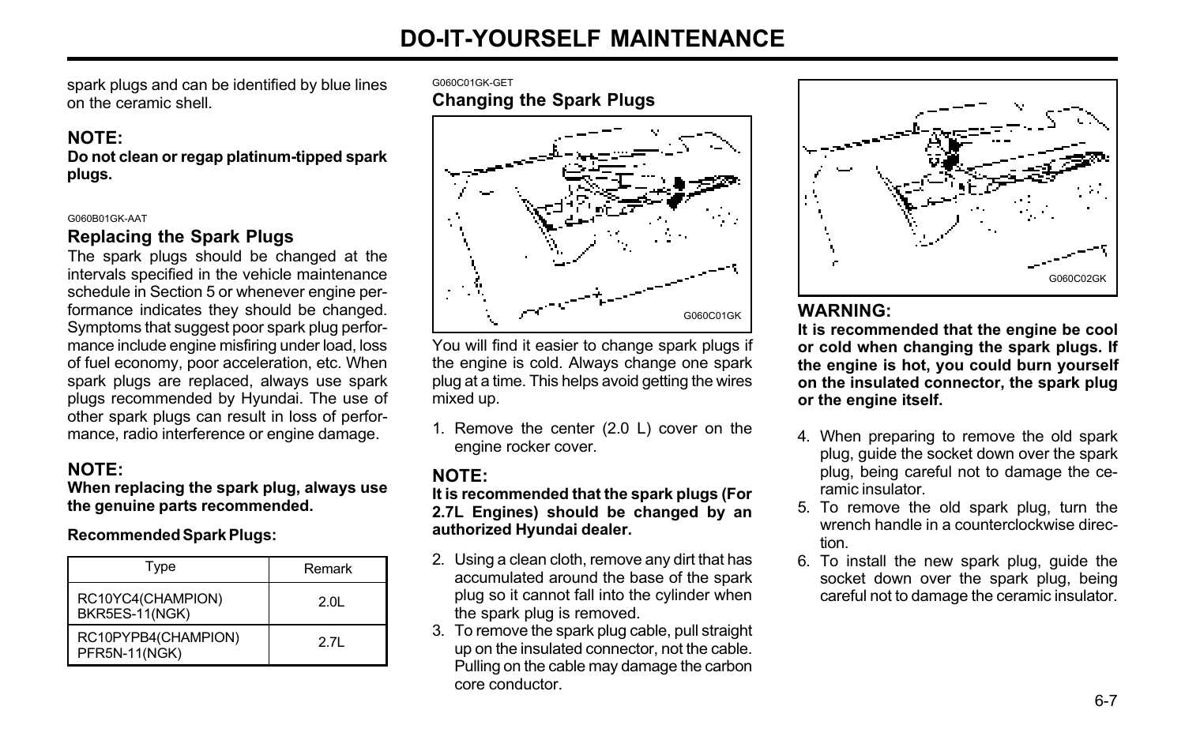spark plugs and can be identified by blue lines on the ceramic shell.

**NOTE:**
**Do not clean or regap platinum-tipped spark plugs.**

G060B01GK-AAT

### Replacing the Spark Plugs

The spark plugs should be changed at the intervals specified in the vehicle maintenance schedule in Section 5 or whenever engine performance indicates they should be changed. Symptoms that suggest poor spark plug performance include engine misfiring under load, loss of fuel economy, poor acceleration, etc. When spark plugs are replaced, always use spark plugs recommended by Hyundai. The use of other spark plugs can result in loss of performance, radio interference or engine damage.

**NOTE:**
**When replacing the spark plug, always use the genuine parts recommended.**

**Recommended Spark Plugs:**

| Type | Remark |
|---|---|
| RC10YC4(CHAMPION) BKR5ES-11(NGK) | 2.0L |
| RC10PYPB4(CHAMPION) PFR5N-11(NGK) | 2.7L |

G060C01GK-GET

### Changing the Spark Plugs

G060C01GK

You will find it easier to change spark plugs if the engine is cold. Always change one spark plug at a time. This helps avoid getting the wires mixed up.

1. Remove the center (2.0 L) cover on the engine rocker cover.

**NOTE:**
**It is recommended that the spark plugs (For 2.7L Engines) should be changed by an authorized Hyundai dealer.**

2. Using a clean cloth, remove any dirt that has accumulated around the base of the spark plug so it cannot fall into the cylinder when the spark plug is removed.
3. To remove the spark plug cable, pull straight up on the insulated connector, not the cable. Pulling on the cable may damage the carbon core conductor.

G060C02GK

**WARNING:**
**It is recommended that the engine be cool or cold when changing the spark plugs. If the engine is hot, you could burn yourself on the insulated connector, the spark plug or the engine itself.**

4. When preparing to remove the old spark plug, guide the socket down over the spark plug, being careful not to damage the ceramic insulator.
5. To remove the old spark plug, turn the wrench handle in a counterclockwise direction.
6. To install the new spark plug, guide the socket down over the spark plug, being careful not to damage the ceramic insulator.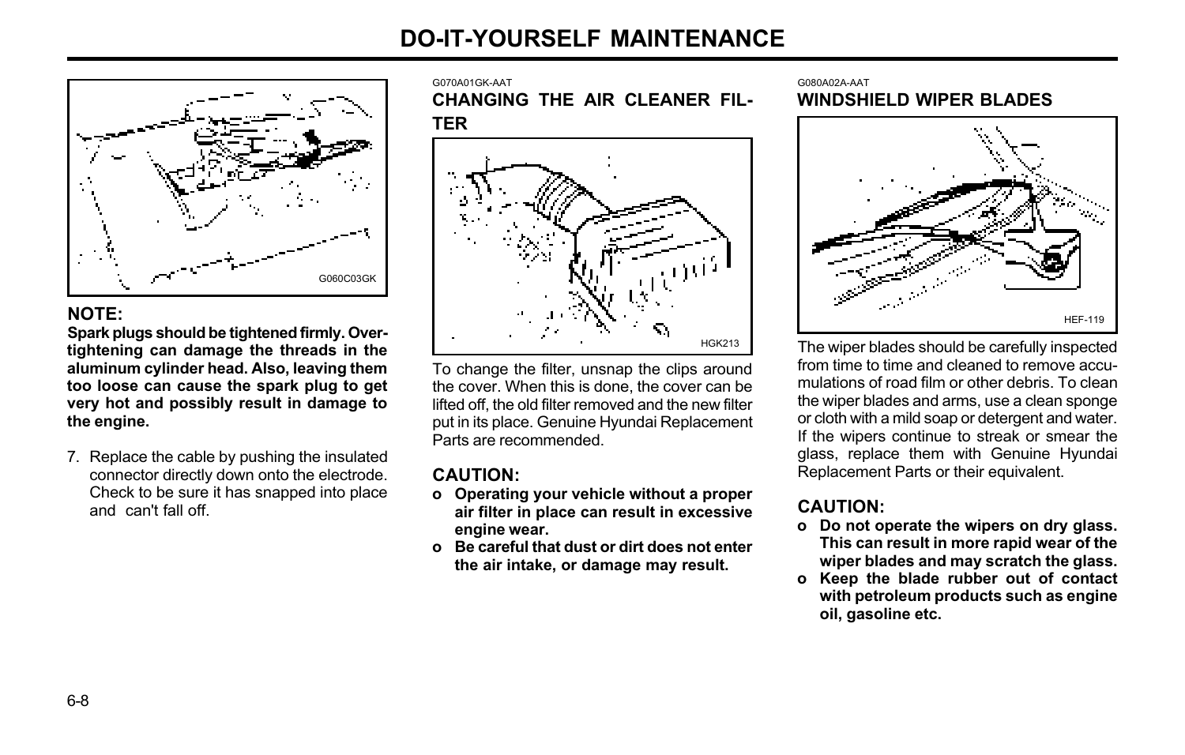G060C03GK

**NOTE:**

**Spark plugs should be tightened firmly. Over-tightening can damage the threads in the aluminum cylinder head. Also, leaving them too loose can cause the spark plug to get very hot and possibly result in damage to the engine.**

7. Replace the cable by pushing the insulated connector directly down onto the electrode. Check to be sure it has snapped into place and can't fall off.

G070A01GK-AAT

## CHANGING THE AIR CLEANER FILTER

HGK213

To change the filter, unsnap the clips around the cover. When this is done, the cover can be lifted off, the old filter removed and the new filter put in its place. Genuine Hyundai Replacement Parts are recommended.

**CAUTION:**

- **Operating your vehicle without a proper air filter in place can result in excessive engine wear.**
- **Be careful that dust or dirt does not enter the air intake, or damage may result.**

G080A02A-AAT

## WINDSHIELD WIPER BLADES

HEF-119

The wiper blades should be carefully inspected from time to time and cleaned to remove accumulations of road film or other debris. To clean the wiper blades and arms, use a clean sponge or cloth with a mild soap or detergent and water. If the wipers continue to streak or smear the glass, replace them with Genuine Hyundai Replacement Parts or their equivalent.

**CAUTION:**

- **Do not operate the wipers on dry glass. This can result in more rapid wear of the wiper blades and may scratch the glass.**
- **Keep the blade rubber out of contact with petroleum products such as engine oil, gasoline etc.**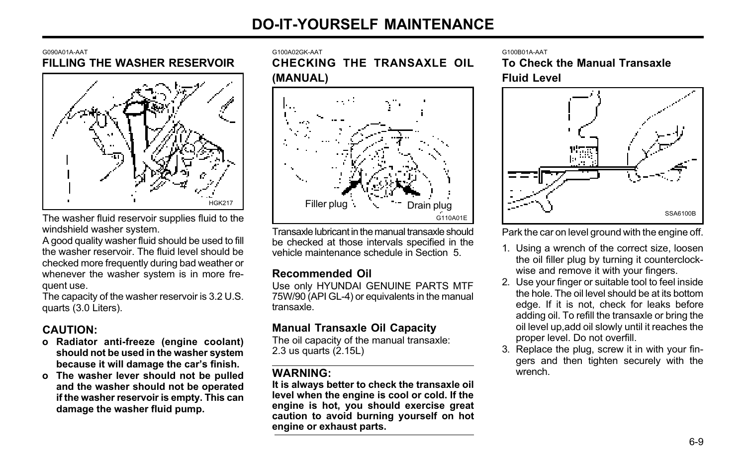G090A01A-AAT

## FILLING THE WASHER RESERVOIR

HGK217

The washer fluid reservoir supplies fluid to the windshield washer system.

A good quality washer fluid should be used to fill the washer reservoir. The fluid level should be checked more frequently during bad weather or whenever the washer system is in more frequent use.

The capacity of the washer reservoir is 3.2 U.S. quarts (3.0 Liters).

### CAUTION:

- **Radiator anti-freeze (engine coolant) should not be used in the washer system because it will damage the car's finish.**
- **The washer lever should not be pulled and the washer should not be operated if the washer reservoir is empty. This can damage the washer fluid pump.**

G100A02GK-AAT

## CHECKING THE TRANSAXLE OIL (MANUAL)

Filler plug Drain plug

G110A01E

Transaxle lubricant in the manual transaxle should be checked at those intervals specified in the vehicle maintenance schedule in Section 5.

### Recommended Oil

Use only HYUNDAI GENUINE PARTS MTF 75W/90 (API GL-4) or equivalents in the manual transaxle.

### Manual Transaxle Oil Capacity

The oil capacity of the manual transaxle:
2.3 us quarts (2.15L)

### WARNING:

**It is always better to check the transaxle oil level when the engine is cool or cold. If the engine is hot, you should exercise great caution to avoid burning yourself on hot engine or exhaust parts.**

G100B01A-AAT

### To Check the Manual Transaxle Fluid Level

SSA6100B

Park the car on level ground with the engine off.

1. Using a wrench of the correct size, loosen the oil filler plug by turning it counterclockwise and remove it with your fingers.
2. Use your finger or suitable tool to feel inside the hole. The oil level should be at its bottom edge. If it is not, check for leaks before adding oil. To refill the transaxle or bring the oil level up,add oil slowly until it reaches the proper level. Do not overfill.
3. Replace the plug, screw it in with your fingers and then tighten securely with the wrench.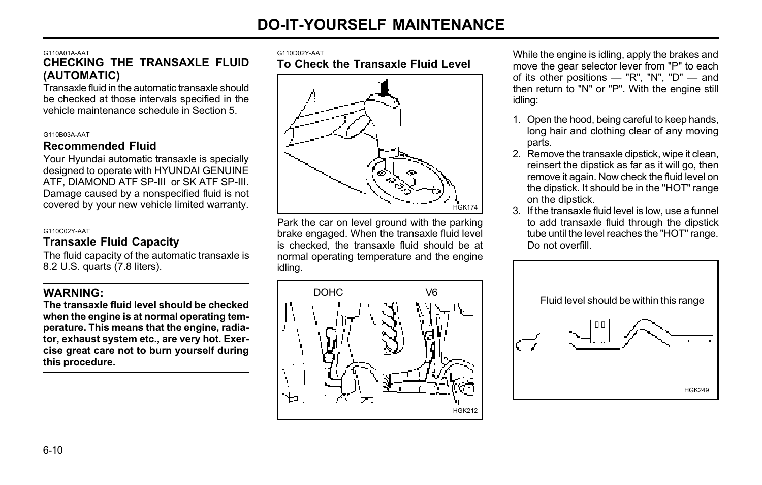G110A01A-AAT

## CHECKING THE TRANSAXLE FLUID (AUTOMATIC)

Transaxle fluid in the automatic transaxle should be checked at those intervals specified in the vehicle maintenance schedule in Section 5.

G110B03A-AAT

### Recommended Fluid

Your Hyundai automatic transaxle is specially designed to operate with HYUNDAI GENUINE ATF, DIAMOND ATF SP-III or SK ATF SP-III. Damage caused by a nonspecified fluid is not covered by your new vehicle limited warranty.

G110C02Y-AAT

### Transaxle Fluid Capacity

The fluid capacity of the automatic transaxle is 8.2 U.S. quarts (7.8 liters).

**WARNING:**

**The transaxle fluid level should be checked when the engine is at normal operating temperature. This means that the engine, radiator, exhaust system etc., are very hot. Exercise great care not to burn yourself during this procedure.**

G110D02Y-AAT

### To Check the Transaxle Fluid Level

HGK174

Park the car on level ground with the parking brake engaged. When the transaxle fluid level is checked, the transaxle fluid should be at normal operating temperature and the engine idling.

DOHC V6

HGK212

While the engine is idling, apply the brakes and move the gear selector lever from "P" to each of its other positions — "R", "N", "D" — and then return to "N" or "P". With the engine still idling:

1. Open the hood, being careful to keep hands, long hair and clothing clear of any moving parts.
2. Remove the transaxle dipstick, wipe it clean, reinsert the dipstick as far as it will go, then remove it again. Now check the fluid level on the dipstick. It should be in the "HOT" range on the dipstick.
3. If the transaxle fluid level is low, use a funnel to add transaxle fluid through the dipstick tube until the level reaches the "HOT" range. Do not overfill.

Fluid level should be within this range

HGK249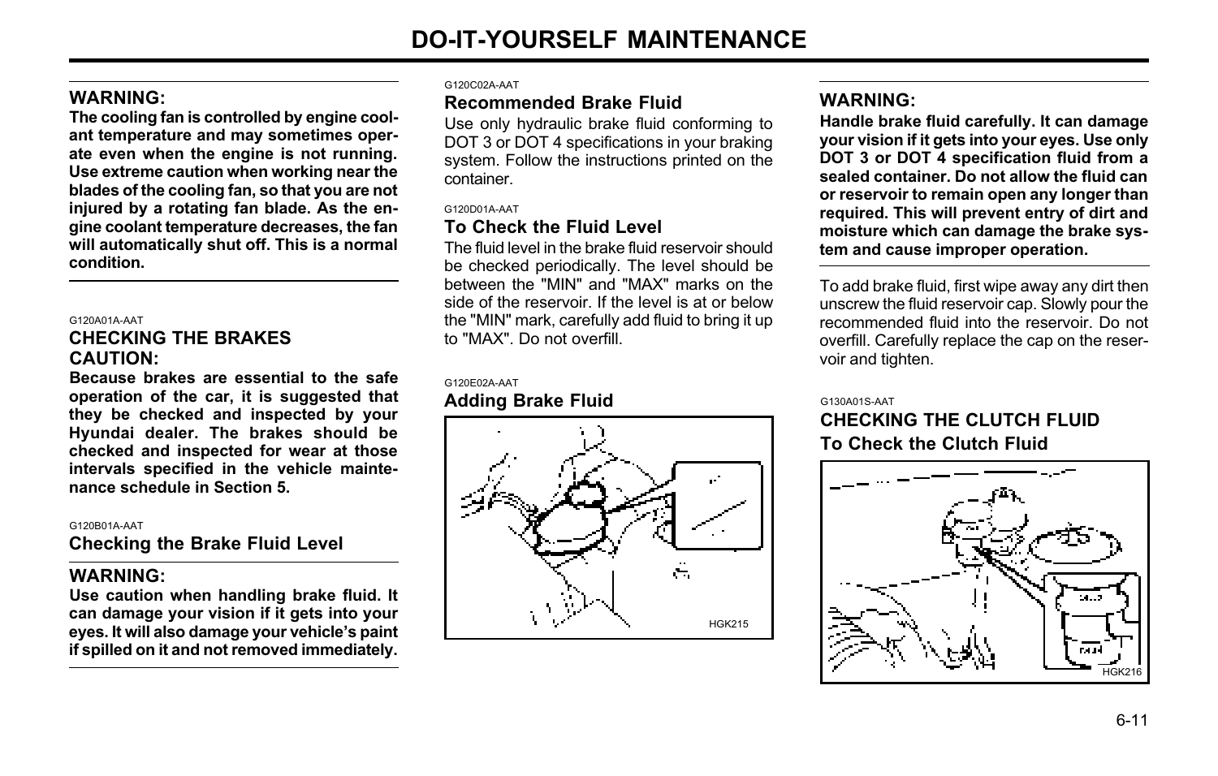**WARNING:**
**The cooling fan is controlled by engine coolant temperature and may sometimes operate even when the engine is not running. Use extreme caution when working near the blades of the cooling fan, so that you are not injured by a rotating fan blade. As the engine coolant temperature decreases, the fan will automatically shut off. This is a normal condition.**

G120A01A-AAT

## CHECKING THE BRAKES

**CAUTION:**
**Because brakes are essential to the safe operation of the car, it is suggested that they be checked and inspected by your Hyundai dealer. The brakes should be checked and inspected for wear at those intervals specified in the vehicle maintenance schedule in Section 5.**

G120B01A-AAT

### Checking the Brake Fluid Level

**WARNING:**
**Use caution when handling brake fluid. It can damage your vision if it gets into your eyes. It will also damage your vehicle's paint if spilled on it and not removed immediately.**

G120C02A-AAT

### Recommended Brake Fluid

Use only hydraulic brake fluid conforming to DOT 3 or DOT 4 specifications in your braking system. Follow the instructions printed on the container.

G120D01A-AAT

### To Check the Fluid Level

The fluid level in the brake fluid reservoir should be checked periodically. The level should be between the "MIN" and "MAX" marks on the side of the reservoir. If the level is at or below the "MIN" mark, carefully add fluid to bring it up to "MAX". Do not overfill.

G120E02A-AAT

### Adding Brake Fluid

HGK215

**WARNING:**
**Handle brake fluid carefully. It can damage your vision if it gets into your eyes. Use only DOT 3 or DOT 4 specification fluid from a sealed container. Do not allow the fluid can or reservoir to remain open any longer than required. This will prevent entry of dirt and moisture which can damage the brake system and cause improper operation.**

To add brake fluid, first wipe away any dirt then unscrew the fluid reservoir cap. Slowly pour the recommended fluid into the reservoir. Do not overfill. Carefully replace the cap on the reservoir and tighten.

G130A01S-AAT

## CHECKING THE CLUTCH FLUID

### To Check the Clutch Fluid

HGK216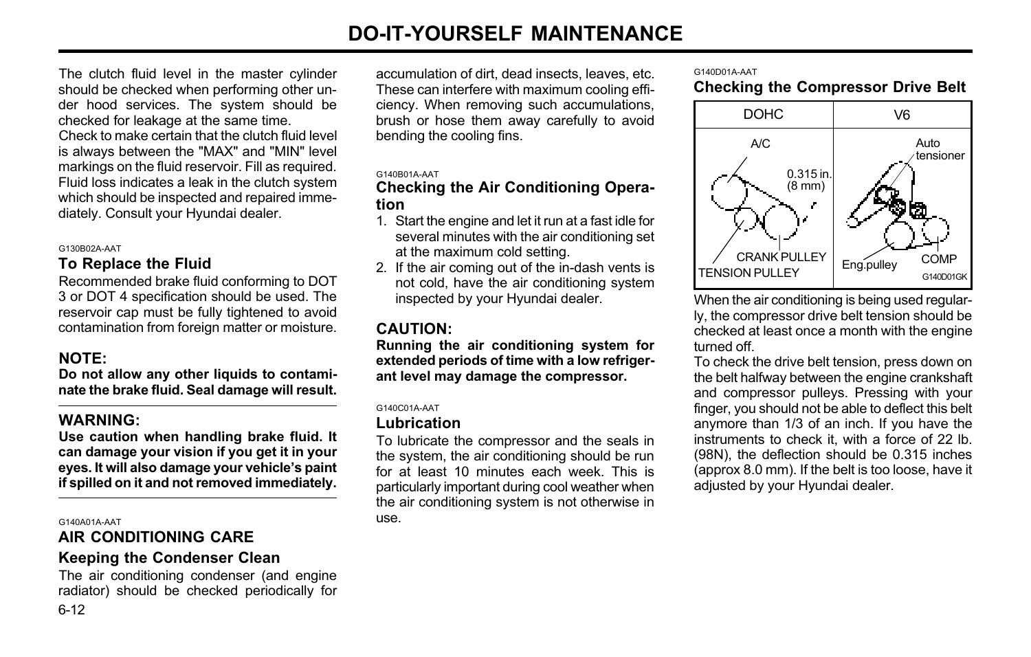The clutch fluid level in the master cylinder should be checked when performing other under hood services. The system should be checked for leakage at the same time.

Check to make certain that the clutch fluid level is always between the "MAX" and "MIN" level markings on the fluid reservoir. Fill as required. Fluid loss indicates a leak in the clutch system which should be inspected and repaired immediately. Consult your Hyundai dealer.

G130B02A-AAT

### To Replace the Fluid

Recommended brake fluid conforming to DOT 3 or DOT 4 specification should be used. The reservoir cap must be fully tightened to avoid contamination from foreign matter or moisture.

**NOTE:**

**Do not allow any other liquids to contaminate the brake fluid. Seal damage will result.**

**WARNING:**

**Use caution when handling brake fluid. It can damage your vision if you get it in your eyes. It will also damage your vehicle's paint if spilled on it and not removed immediately.**

G140A01A-AAT

## AIR CONDITIONING CARE

### Keeping the Condenser Clean

The air conditioning condenser (and engine radiator) should be checked periodically for accumulation of dirt, dead insects, leaves, etc. These can interfere with maximum cooling efficiency. When removing such accumulations, brush or hose them away carefully to avoid bending the cooling fins.

G140B01A-AAT

### Checking the Air Conditioning Operation

1. Start the engine and let it run at a fast idle for several minutes with the air conditioning set at the maximum cold setting.
2. If the air coming out of the in-dash vents is not cold, have the air conditioning system inspected by your Hyundai dealer.

**CAUTION:**

**Running the air conditioning system for extended periods of time with a low refrigerant level may damage the compressor.**

G140C01A-AAT

### Lubrication

To lubricate the compressor and the seals in the system, the air conditioning should be run for at least 10 minutes each week. This is particularly important during cool weather when the air conditioning system is not otherwise in use.

G140D01A-AAT

### Checking the Compressor Drive Belt

| DOHC | V6 |
|---|---|
| A/C, 0.315 in. (8 mm), CRANK PULLEY, TENSION PULLEY | Auto tensioner, Eng.pulley, COMP |

G140D01GK

When the air conditioning is being used regularly, the compressor drive belt tension should be checked at least once a month with the engine turned off.

To check the drive belt tension, press down on the belt halfway between the engine crankshaft and compressor pulleys. Pressing with your finger, you should not be able to deflect this belt anymore than 1/3 of an inch. If you have the instruments to check it, with a force of 22 lb. (98N), the deflection should be 0.315 inches (approx 8.0 mm). If the belt is too loose, have it adjusted by your Hyundai dealer.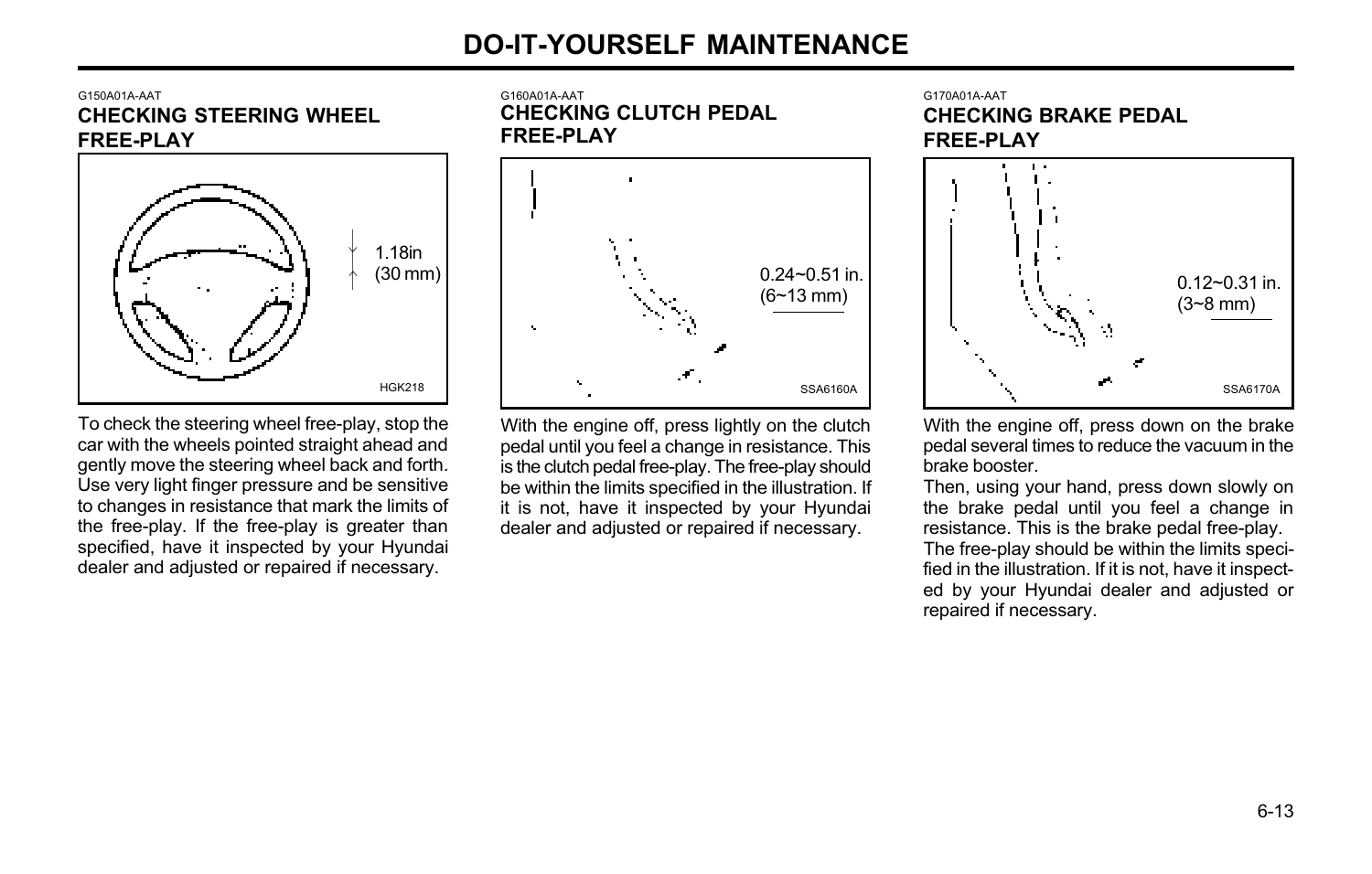# DO-IT-YOURSELF MAINTENANCE

G150A01A-AAT

## CHECKING STEERING WHEEL FREE-PLAY

1.18in (30 mm)

HGK218

To check the steering wheel free-play, stop the car with the wheels pointed straight ahead and gently move the steering wheel back and forth. Use very light finger pressure and be sensitive to changes in resistance that mark the limits of the free-play. If the free-play is greater than specified, have it inspected by your Hyundai dealer and adjusted or repaired if necessary.

G160A01A-AAT

## CHECKING CLUTCH PEDAL FREE-PLAY

0.24~0.51 in. (6~13 mm)

SSA6160A

With the engine off, press lightly on the clutch pedal until you feel a change in resistance. This is the clutch pedal free-play. The free-play should be within the limits specified in the illustration. If it is not, have it inspected by your Hyundai dealer and adjusted or repaired if necessary.

G170A01A-AAT

## CHECKING BRAKE PEDAL FREE-PLAY

0.12~0.31 in. (3~8 mm)

SSA6170A

With the engine off, press down on the brake pedal several times to reduce the vacuum in the brake booster.

Then, using your hand, press down slowly on the brake pedal until you feel a change in resistance. This is the brake pedal free-play.

The free-play should be within the limits specified in the illustration. If it is not, have it inspected by your Hyundai dealer and adjusted or repaired if necessary.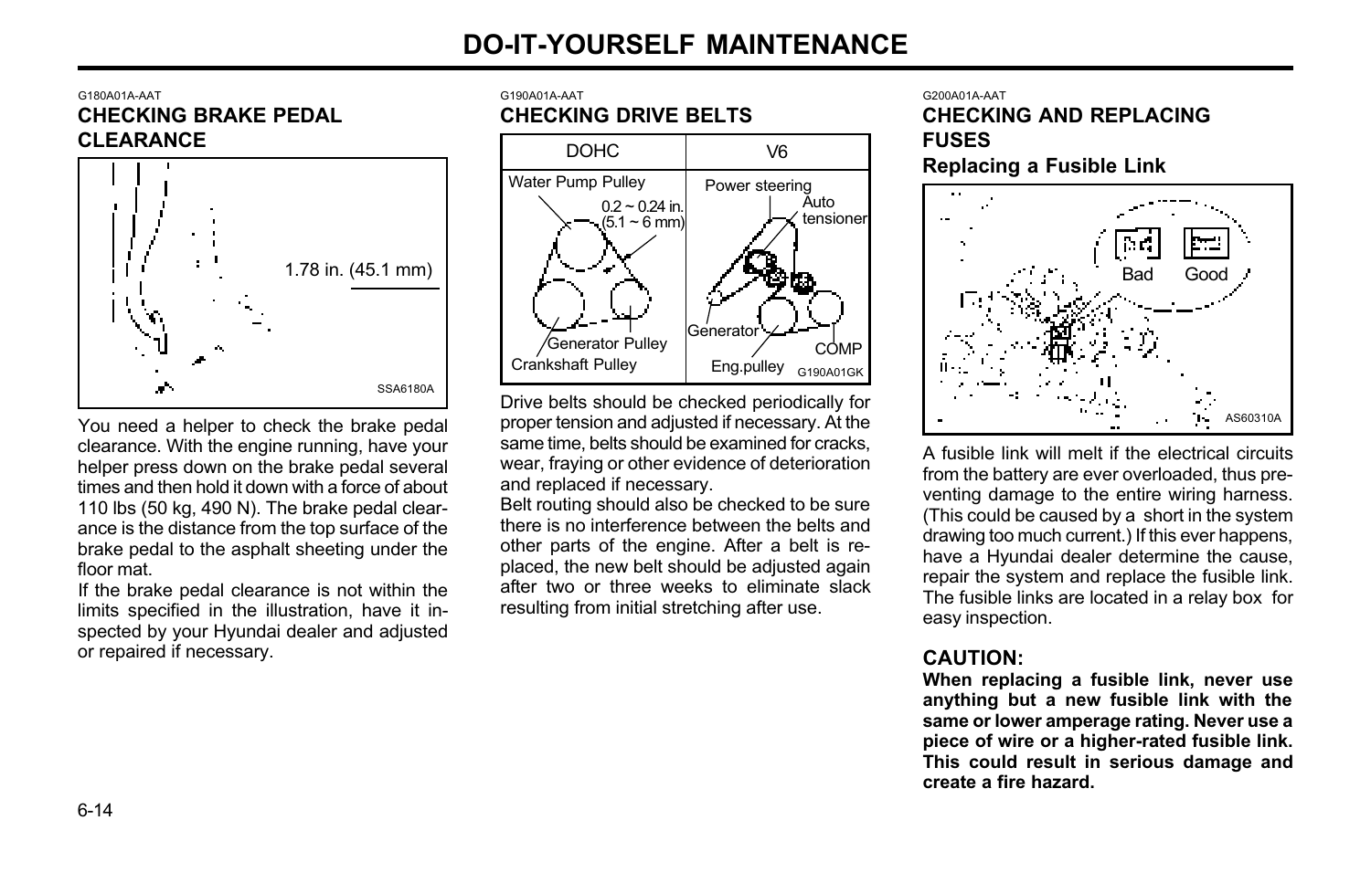# DO-IT-YOURSELF MAINTENANCE

G180A01A-AAT

## CHECKING BRAKE PEDAL CLEARANCE

1.78 in. (45.1 mm)

SSA6180A

You need a helper to check the brake pedal clearance. With the engine running, have your helper press down on the brake pedal several times and then hold it down with a force of about 110 lbs (50 kg, 490 N). The brake pedal clearance is the distance from the top surface of the brake pedal to the asphalt sheeting under the floor mat.

If the brake pedal clearance is not within the limits specified in the illustration, have it inspected by your Hyundai dealer and adjusted or repaired if necessary.

G190A01A-AAT

## CHECKING DRIVE BELTS

| DOHC | V6 |
|---|---|
| Water Pump Pulley, 0.2 ~ 0.24 in. (5.1 ~ 6 mm), Generator Pulley, Crankshaft Pulley | Power steering, Auto tensioner, Generator, COMP, Eng.pulley |

G190A01GK

Drive belts should be checked periodically for proper tension and adjusted if necessary. At the same time, belts should be examined for cracks, wear, fraying or other evidence of deterioration and replaced if necessary.

Belt routing should also be checked to be sure there is no interference between the belts and other parts of the engine. After a belt is replaced, the new belt should be adjusted again after two or three weeks to eliminate slack resulting from initial stretching after use.

G200A01A-AAT

## CHECKING AND REPLACING FUSES

### Replacing a Fusible Link

Bad Good

AS60310A

A fusible link will melt if the electrical circuits from the battery are ever overloaded, thus preventing damage to the entire wiring harness. (This could be caused by a short in the system drawing too much current.) If this ever happens, have a Hyundai dealer determine the cause, repair the system and replace the fusible link. The fusible links are located in a relay box for easy inspection.

### CAUTION:

**When replacing a fusible link, never use anything but a new fusible link with the same or lower amperage rating. Never use a piece of wire or a higher-rated fusible link. This could result in serious damage and create a fire hazard.**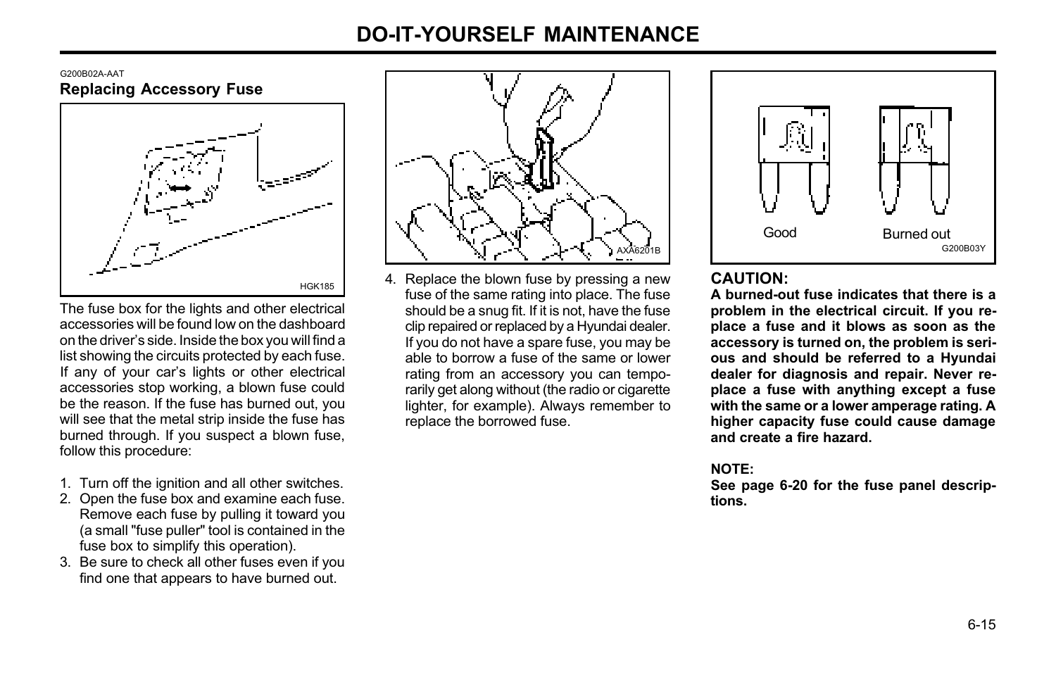G200B02A-AAT

### Replacing Accessory Fuse

HGK185

The fuse box for the lights and other electrical accessories will be found low on the dashboard on the driver's side. Inside the box you will find a list showing the circuits protected by each fuse. If any of your car's lights or other electrical accessories stop working, a blown fuse could be the reason. If the fuse has burned out, you will see that the metal strip inside the fuse has burned through. If you suspect a blown fuse, follow this procedure:

1. Turn off the ignition and all other switches.
2. Open the fuse box and examine each fuse. Remove each fuse by pulling it toward you (a small "fuse puller" tool is contained in the fuse box to simplify this operation).
3. Be sure to check all other fuses even if you find one that appears to have burned out.

AXA6201B

4. Replace the blown fuse by pressing a new fuse of the same rating into place. The fuse should be a snug fit. If it is not, have the fuse clip repaired or replaced by a Hyundai dealer. If you do not have a spare fuse, you may be able to borrow a fuse of the same or lower rating from an accessory you can temporarily get along without (the radio or cigarette lighter, for example). Always remember to replace the borrowed fuse.

Good　　Burned out

G200B03Y

**CAUTION:**

**A burned-out fuse indicates that there is a problem in the electrical circuit. If you replace a fuse and it blows as soon as the accessory is turned on, the problem is serious and should be referred to a Hyundai dealer for diagnosis and repair. Never replace a fuse with anything except a fuse with the same or a lower amperage rating. A higher capacity fuse could cause damage and create a fire hazard.**

**NOTE:**

**See page 6-20 for the fuse panel descriptions.**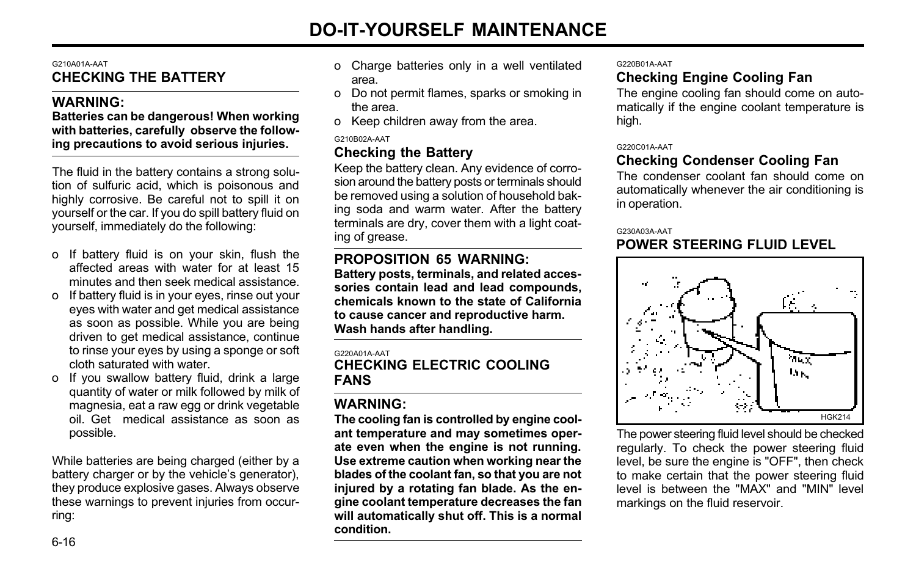G210A01A-AAT

## CHECKING THE BATTERY

**WARNING:**

**Batteries can be dangerous! When working with batteries, carefully observe the following precautions to avoid serious injuries.**

The fluid in the battery contains a strong solution of sulfuric acid, which is poisonous and highly corrosive. Be careful not to spill it on yourself or the car. If you do spill battery fluid on yourself, immediately do the following:

- o If battery fluid is on your skin, flush the affected areas with water for at least 15 minutes and then seek medical assistance.
- o If battery fluid is in your eyes, rinse out your eyes with water and get medical assistance as soon as possible. While you are being driven to get medical assistance, continue to rinse your eyes by using a sponge or soft cloth saturated with water.
- o If you swallow battery fluid, drink a large quantity of water or milk followed by milk of magnesia, eat a raw egg or drink vegetable oil. Get medical assistance as soon as possible.

While batteries are being charged (either by a battery charger or by the vehicle's generator), they produce explosive gases. Always observe these warnings to prevent injuries from occurring:

- o Charge batteries only in a well ventilated area.
- o Do not permit flames, sparks or smoking in the area.
- o Keep children away from the area.

G210B02A-AAT

### Checking the Battery

Keep the battery clean. Any evidence of corrosion around the battery posts or terminals should be removed using a solution of household baking soda and warm water. After the battery terminals are dry, cover them with a light coating of grease.

**PROPOSITION 65 WARNING:**

**Battery posts, terminals, and related accessories contain lead and lead compounds, chemicals known to the state of California to cause cancer and reproductive harm. Wash hands after handling.**

G220A01A-AAT

## CHECKING ELECTRIC COOLING FANS

**WARNING:**

**The cooling fan is controlled by engine coolant temperature and may sometimes operate even when the engine is not running. Use extreme caution when working near the blades of the coolant fan, so that you are not injured by a rotating fan blade. As the engine coolant temperature decreases the fan will automatically shut off. This is a normal condition.**

G220B01A-AAT

### Checking Engine Cooling Fan

The engine cooling fan should come on automatically if the engine coolant temperature is high.

G220C01A-AAT

### Checking Condenser Cooling Fan

The condenser coolant fan should come on automatically whenever the air conditioning is in operation.

G230A03A-AAT

## POWER STEERING FLUID LEVEL

HGK214

The power steering fluid level should be checked regularly. To check the power steering fluid level, be sure the engine is "OFF", then check to make certain that the power steering fluid level is between the "MAX" and "MIN" level markings on the fluid reservoir.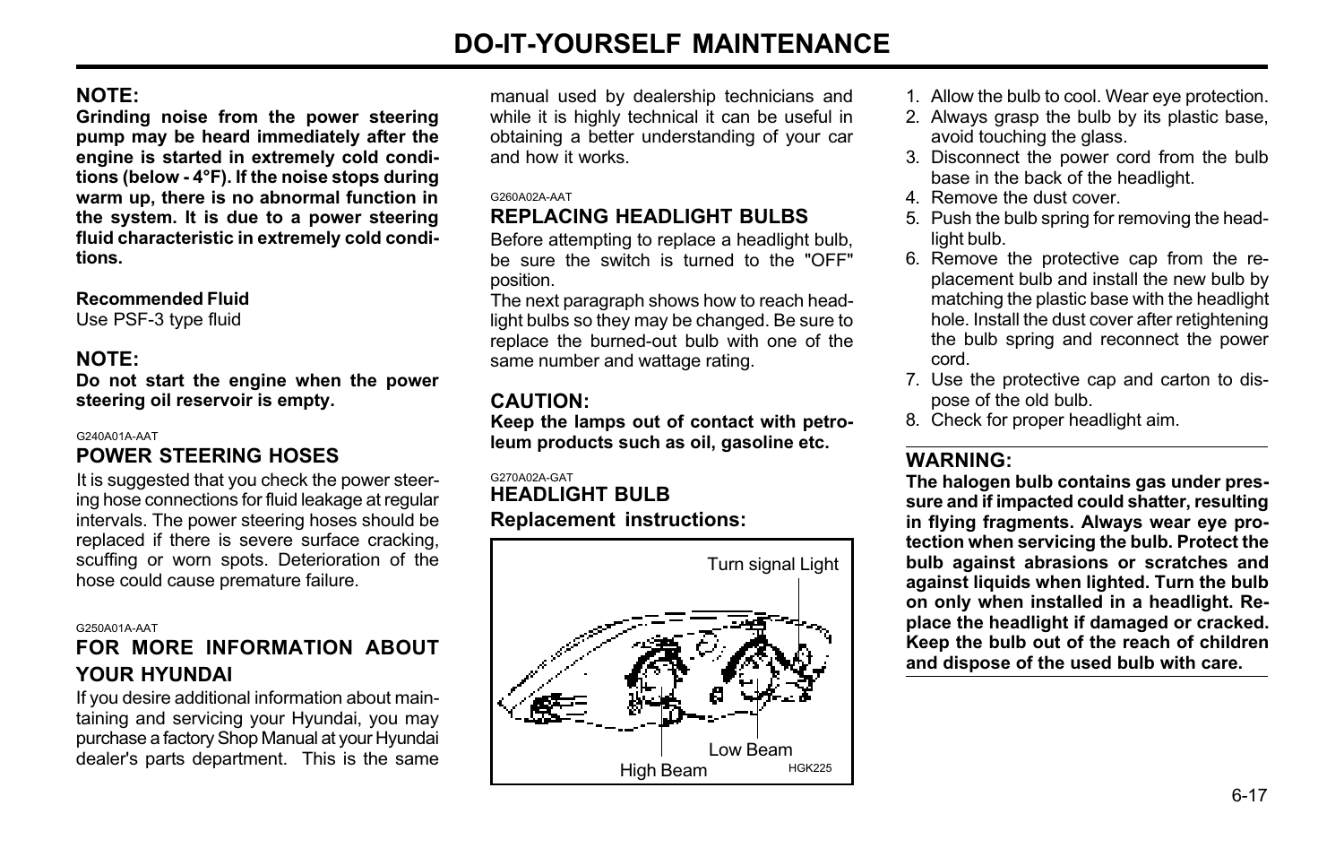**NOTE:**
**Grinding noise from the power steering pump may be heard immediately after the engine is started in extremely cold conditions (below - 4°F). If the noise stops during warm up, there is no abnormal function in the system. It is due to a power steering fluid characteristic in extremely cold conditions.**

**Recommended Fluid**
Use PSF-3 type fluid

**NOTE:**
**Do not start the engine when the power steering oil reservoir is empty.**

G240A01A-AAT

## POWER STEERING HOSES

It is suggested that you check the power steering hose connections for fluid leakage at regular intervals. The power steering hoses should be replaced if there is severe surface cracking, scuffing or worn spots. Deterioration of the hose could cause premature failure.

G250A01A-AAT

## FOR MORE INFORMATION ABOUT YOUR HYUNDAI

If you desire additional information about maintaining and servicing your Hyundai, you may purchase a factory Shop Manual at your Hyundai dealer's parts department. This is the same manual used by dealership technicians and while it is highly technical it can be useful in obtaining a better understanding of your car and how it works.

G260A02A-AAT

## REPLACING HEADLIGHT BULBS

Before attempting to replace a headlight bulb, be sure the switch is turned to the "OFF" position.
The next paragraph shows how to reach headlight bulbs so they may be changed. Be sure to replace the burned-out bulb with one of the same number and wattage rating.

**CAUTION:**
**Keep the lamps out of contact with petroleum products such as oil, gasoline etc.**

G270A02A-GAT

## HEADLIGHT BULB

### Replacement instructions:

Turn signal Light
Low Beam
High Beam
HGK225

1. Allow the bulb to cool. Wear eye protection.
2. Always grasp the bulb by its plastic base, avoid touching the glass.
3. Disconnect the power cord from the bulb base in the back of the headlight.
4. Remove the dust cover.
5. Push the bulb spring for removing the headlight bulb.
6. Remove the protective cap from the replacement bulb and install the new bulb by matching the plastic base with the headlight hole. Install the dust cover after retightening the bulb spring and reconnect the power cord.
7. Use the protective cap and carton to dispose of the old bulb.
8. Check for proper headlight aim.

**WARNING:**
**The halogen bulb contains gas under pressure and if impacted could shatter, resulting in flying fragments. Always wear eye protection when servicing the bulb. Protect the bulb against abrasions or scratches and against liquids when lighted. Turn the bulb on only when installed in a headlight. Replace the headlight if damaged or cracked. Keep the bulb out of the reach of children and dispose of the used bulb with care.**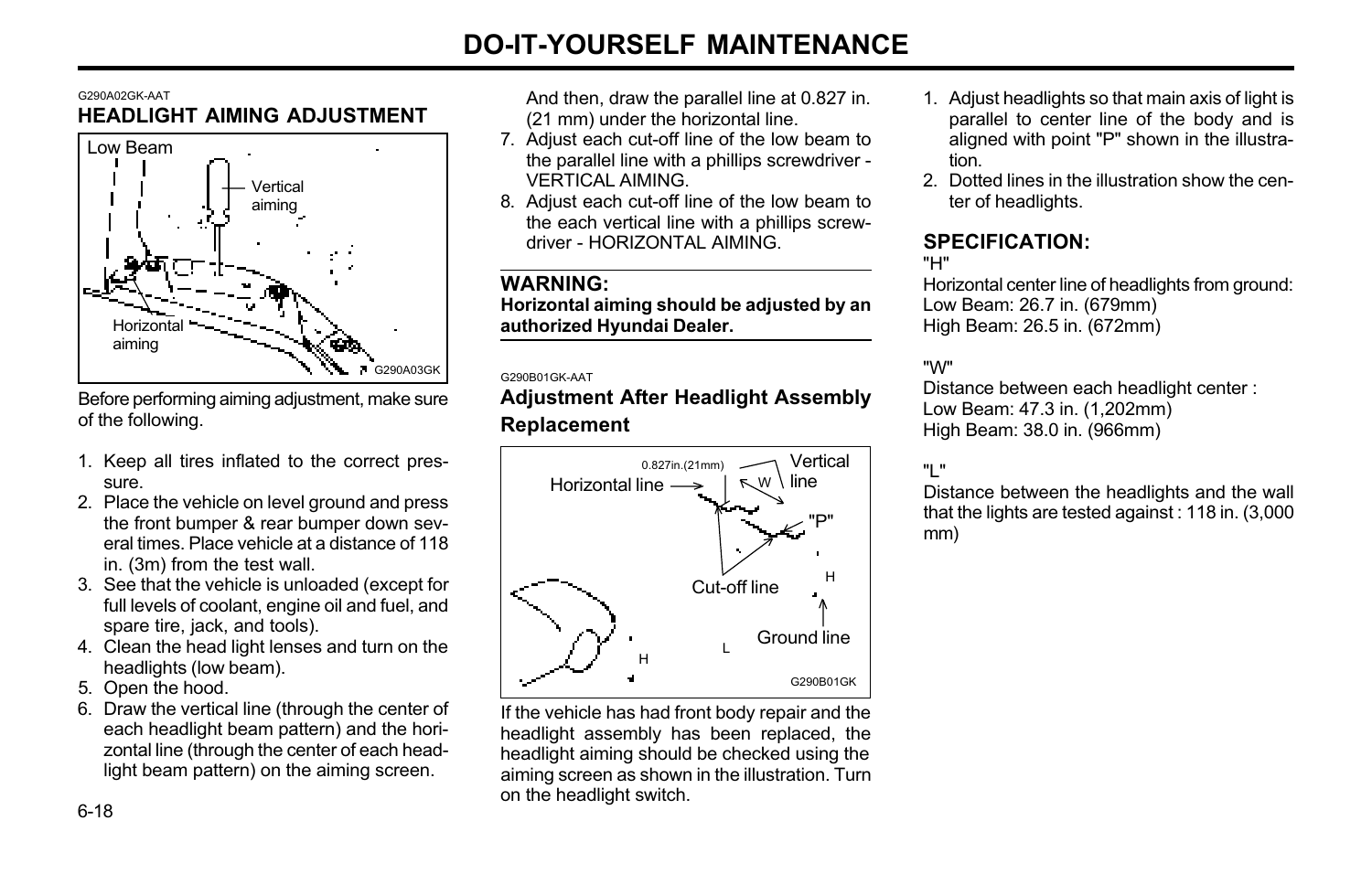G290A02GK-AAT

## HEADLIGHT AIMING ADJUSTMENT

Low Beam

Vertical aiming

Horizontal aiming

G290A03GK

Before performing aiming adjustment, make sure of the following.

1. Keep all tires inflated to the correct pressure.
2. Place the vehicle on level ground and press the front bumper & rear bumper down several times. Place vehicle at a distance of 118 in. (3m) from the test wall.
3. See that the vehicle is unloaded (except for full levels of coolant, engine oil and fuel, and spare tire, jack, and tools).
4. Clean the head light lenses and turn on the headlights (low beam).
5. Open the hood.
6. Draw the vertical line (through the center of each headlight beam pattern) and the horizontal line (through the center of each headlight beam pattern) on the aiming screen.

   And then, draw the parallel line at 0.827 in. (21 mm) under the horizontal line.
7. Adjust each cut-off line of the low beam to the parallel line with a phillips screwdriver - VERTICAL AIMING.
8. Adjust each cut-off line of the low beam to the each vertical line with a phillips screwdriver - HORIZONTAL AIMING.

**WARNING:**
**Horizontal aiming should be adjusted by an authorized Hyundai Dealer.**

G290B01GK-AAT

### Adjustment After Headlight Assembly Replacement

0.827in.(21mm)

Horizontal line

W

Vertical line

"P"

Cut-off line

H

Ground line

H

L

G290B01GK

If the vehicle has had front body repair and the headlight assembly has been replaced, the headlight aiming should be checked using the aiming screen as shown in the illustration. Turn on the headlight switch.

1. Adjust headlights so that main axis of light is parallel to center line of the body and is aligned with point "P" shown in the illustration.
2. Dotted lines in the illustration show the center of headlights.

### SPECIFICATION:

"H"

Horizontal center line of headlights from ground:
Low Beam: 26.7 in. (679mm)
High Beam: 26.5 in. (672mm)

"W"

Distance between each headlight center :
Low Beam: 47.3 in. (1,202mm)
High Beam: 38.0 in. (966mm)

"L"

Distance between the headlights and the wall that the lights are tested against : 118 in. (3,000 mm)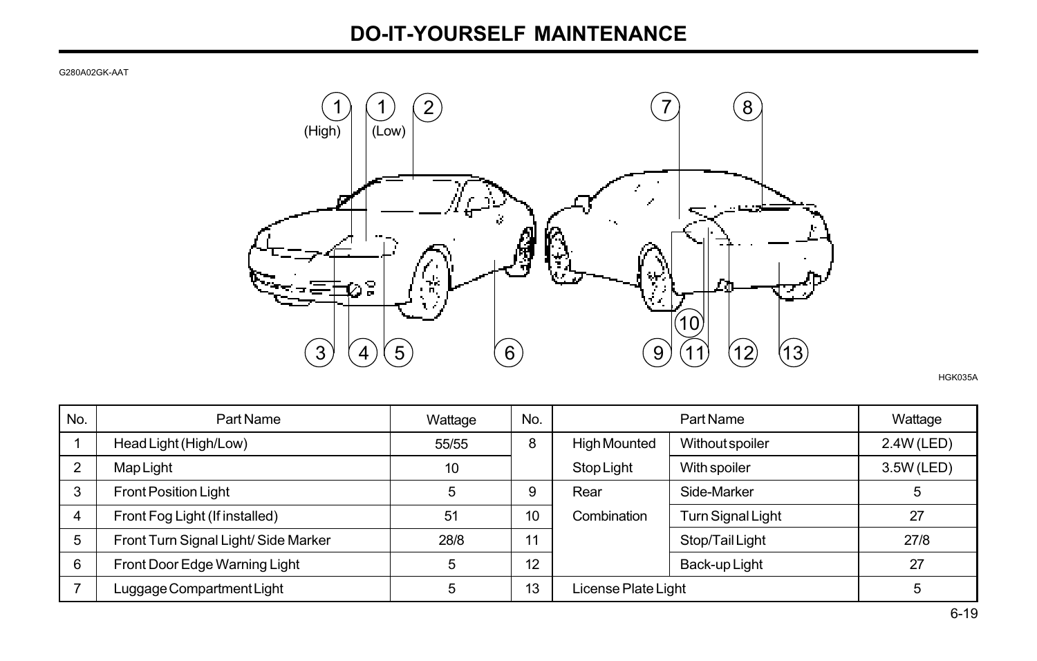# DO-IT-YOURSELF MAINTENANCE

G280A02GK-AAT

HGK035A

| No. | Part Name | Wattage | No. | Part Name | | Wattage |
|---|---|---|---|---|---|---|
| 1 | Head Light (High/Low) | 55/55 | 8 | High Mounted | Without spoiler | 2.4W (LED) |
| 2 | Map Light | 10 | | Stop Light | With spoiler | 3.5W (LED) |
| 3 | Front Position Light | 5 | 9 | Rear | Side-Marker | 5 |
| 4 | Front Fog Light (If installed) | 51 | 10 | Combination | Turn Signal Light | 27 |
| 5 | Front Turn Signal Light/ Side Marker | 28/8 | 11 | | Stop/Tail Light | 27/8 |
| 6 | Front Door Edge Warning Light | 5 | 12 | | Back-up Light | 27 |
| 7 | Luggage Compartment Light | 5 | 13 | License Plate Light | | 5 |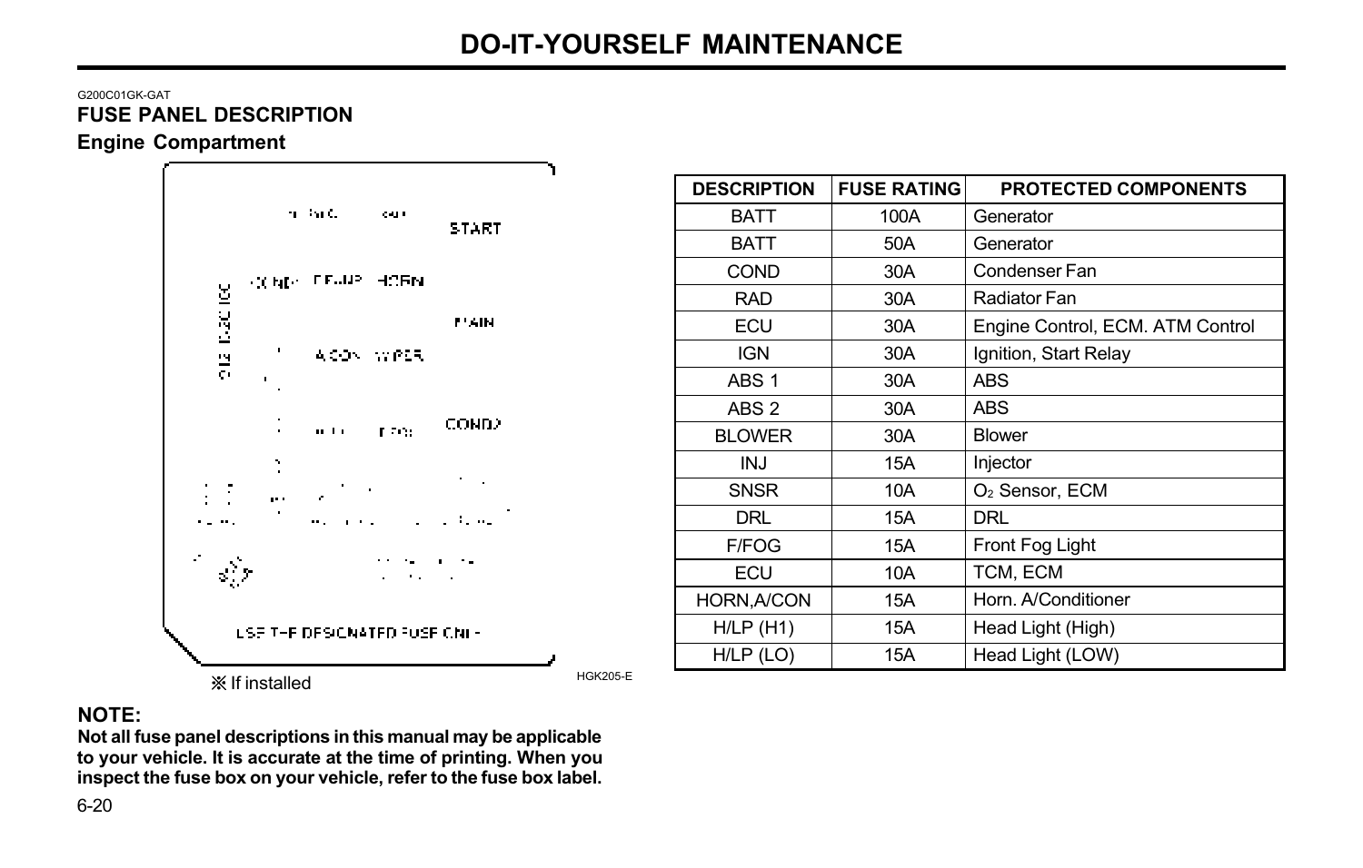# DO-IT-YOURSELF MAINTENANCE

G200C01GK-GAT

## FUSE PANEL DESCRIPTION

### Engine Compartment

※ If installed

HGK205-E

| DESCRIPTION | FUSE RATING | PROTECTED COMPONENTS |
|---|---|---|
| BATT | 100A | Generator |
| BATT | 50A | Generator |
| COND | 30A | Condenser Fan |
| RAD | 30A | Radiator Fan |
| ECU | 30A | Engine Control, ECM. ATM Control |
| IGN | 30A | Ignition, Start Relay |
| ABS 1 | 30A | ABS |
| ABS 2 | 30A | ABS |
| BLOWER | 30A | Blower |
| INJ | 15A | Injector |
| SNSR | 10A | $O_2$ Sensor, ECM |
| DRL | 15A | DRL |
| F/FOG | 15A | Front Fog Light |
| ECU | 10A | TCM, ECM |
| HORN,A/CON | 15A | Horn. A/Conditioner |
| H/LP (H1) | 15A | Head Light (High) |
| H/LP (LO) | 15A | Head Light (LOW) |

**NOTE:**

**Not all fuse panel descriptions in this manual may be applicable to your vehicle. It is accurate at the time of printing. When you inspect the fuse box on your vehicle, refer to the fuse box label.**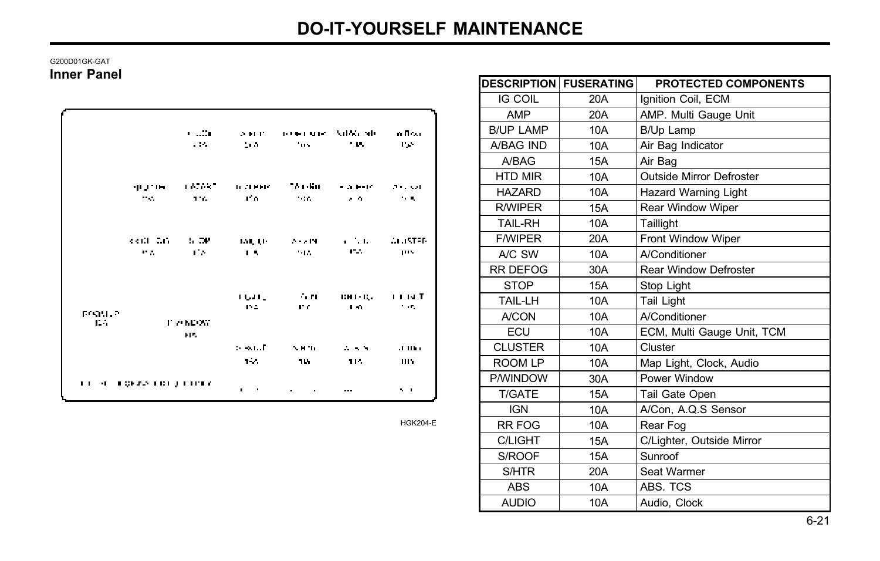G200D01GK-GAT

## Inner Panel

HGK204-E

| DESCRIPTION | FUSERATING | PROTECTED COMPONENTS |
|---|---|---|
| IG COIL | 20A | Ignition Coil, ECM |
| AMP | 20A | AMP. Multi Gauge Unit |
| B/UP LAMP | 10A | B/Up Lamp |
| A/BAG IND | 10A | Air Bag Indicator |
| A/BAG | 15A | Air Bag |
| HTD MIR | 10A | Outside Mirror Defroster |
| HAZARD | 10A | Hazard Warning Light |
| R/WIPER | 15A | Rear Window Wiper |
| TAIL-RH | 10A | Taillight |
| F/WIPER | 20A | Front Window Wiper |
| A/C SW | 10A | A/Conditioner |
| RR DEFOG | 30A | Rear Window Defroster |
| STOP | 15A | Stop Light |
| TAIL-LH | 10A | Tail Light |
| A/CON | 10A | A/Conditioner |
| ECU | 10A | ECM, Multi Gauge Unit, TCM |
| CLUSTER | 10A | Cluster |
| ROOM LP | 10A | Map Light, Clock, Audio |
| P/WINDOW | 30A | Power Window |
| T/GATE | 15A | Tail Gate Open |
| IGN | 10A | A/Con, A.Q.S Sensor |
| RR FOG | 10A | Rear Fog |
| C/LIGHT | 15A | C/Lighter, Outside Mirror |
| S/ROOF | 15A | Sunroof |
| S/HTR | 20A | Seat Warmer |
| ABS | 10A | ABS. TCS |
| AUDIO | 10A | Audio, Clock |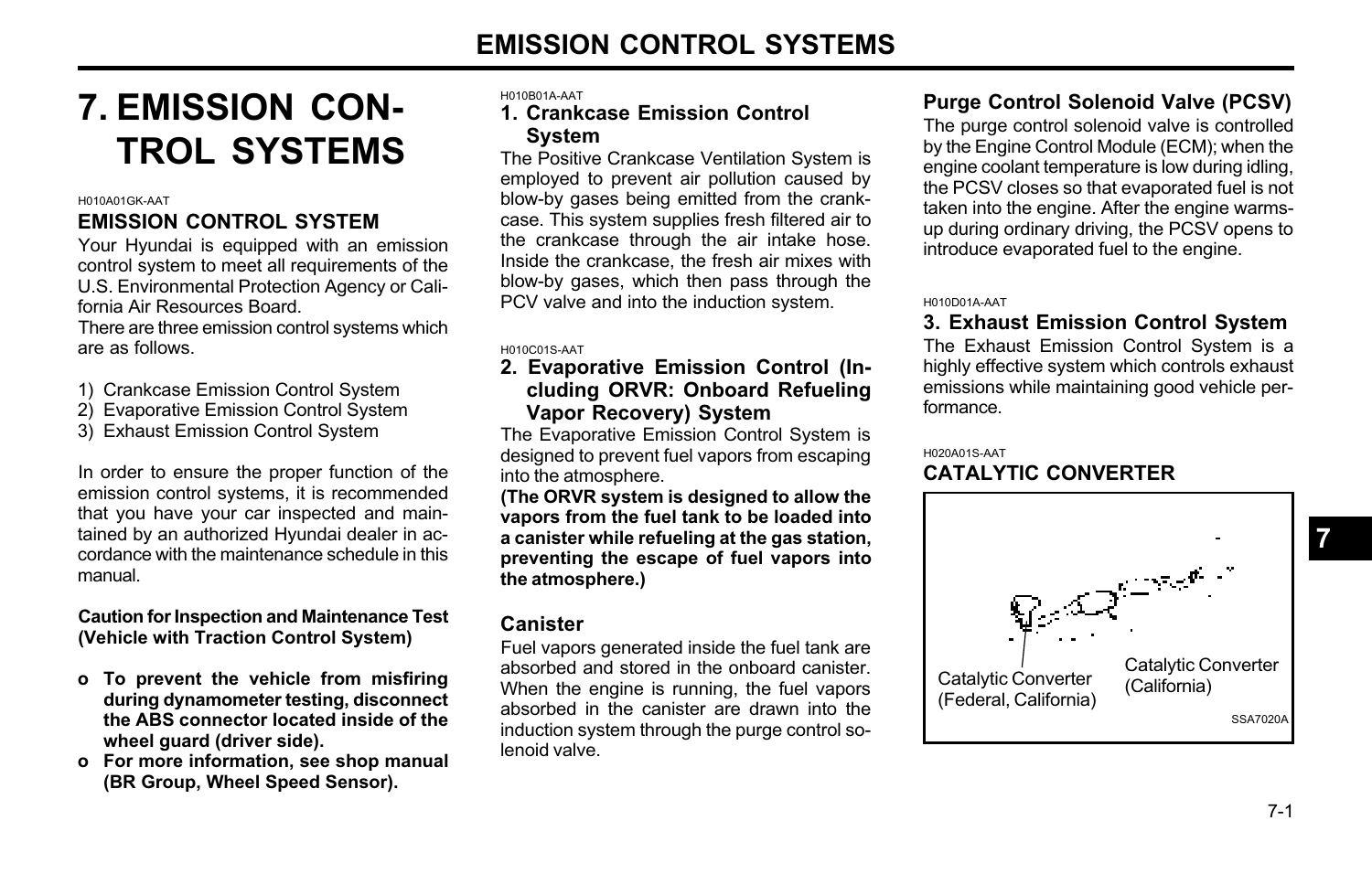# 7. EMISSION CONTROL SYSTEMS

H010A01GK-AAT

## EMISSION CONTROL SYSTEM

Your Hyundai is equipped with an emission control system to meet all requirements of the U.S. Environmental Protection Agency or California Air Resources Board.

There are three emission control systems which are as follows.

1) Crankcase Emission Control System
2) Evaporative Emission Control System
3) Exhaust Emission Control System

In order to ensure the proper function of the emission control systems, it is recommended that you have your car inspected and maintained by an authorized Hyundai dealer in accordance with the maintenance schedule in this manual.

**Caution for Inspection and Maintenance Test (Vehicle with Traction Control System)**

- **To prevent the vehicle from misfiring during dynamometer testing, disconnect the ABS connector located inside of the wheel guard (driver side).**
- **For more information, see shop manual (BR Group, Wheel Speed Sensor).**

H010B01A-AAT

### 1. Crankcase Emission Control System

The Positive Crankcase Ventilation System is employed to prevent air pollution caused by blow-by gases being emitted from the crankcase. This system supplies fresh filtered air to the crankcase through the air intake hose. Inside the crankcase, the fresh air mixes with blow-by gases, which then pass through the PCV valve and into the induction system.

H010C01S-AAT

### 2. Evaporative Emission Control (Including ORVR: Onboard Refueling Vapor Recovery) System

The Evaporative Emission Control System is designed to prevent fuel vapors from escaping into the atmosphere.

**(The ORVR system is designed to allow the vapors from the fuel tank to be loaded into a canister while refueling at the gas station, preventing the escape of fuel vapors into the atmosphere.)**

### Canister

Fuel vapors generated inside the fuel tank are absorbed and stored in the onboard canister. When the engine is running, the fuel vapors absorbed in the canister are drawn into the induction system through the purge control solenoid valve.

### Purge Control Solenoid Valve (PCSV)

The purge control solenoid valve is controlled by the Engine Control Module (ECM); when the engine coolant temperature is low during idling, the PCSV closes so that evaporated fuel is not taken into the engine. After the engine warms-up during ordinary driving, the PCSV opens to introduce evaporated fuel to the engine.

H010D01A-AAT

### 3. Exhaust Emission Control System

The Exhaust Emission Control System is a highly effective system which controls exhaust emissions while maintaining good vehicle performance.

H020A01S-AAT

## CATALYTIC CONVERTER

Catalytic Converter (Federal, California)

Catalytic Converter (California)

SSA7020A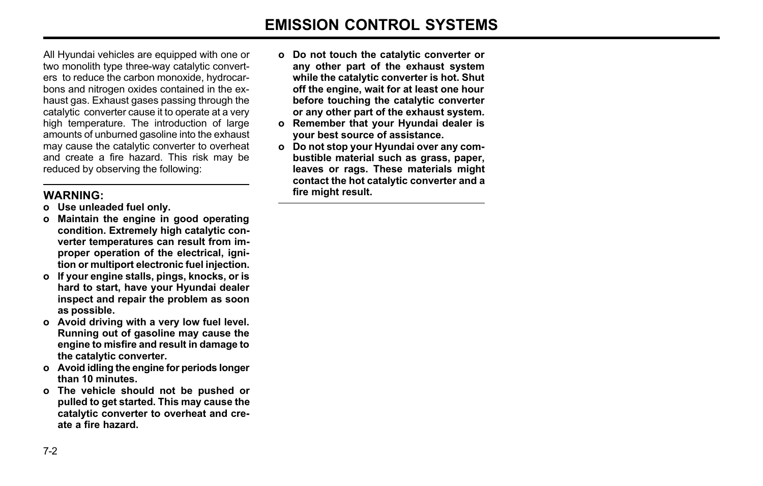# EMISSION CONTROL SYSTEMS

All Hyundai vehicles are equipped with one or two monolith type three-way catalytic converters to reduce the carbon monoxide, hydrocarbons and nitrogen oxides contained in the exhaust gas. Exhaust gases passing through the catalytic converter cause it to operate at a very high temperature. The introduction of large amounts of unburned gasoline into the exhaust may cause the catalytic converter to overheat and create a fire hazard. This risk may be reduced by observing the following:

**WARNING:**

- **Use unleaded fuel only.**
- **Maintain the engine in good operating condition. Extremely high catalytic converter temperatures can result from improper operation of the electrical, ignition or multiport electronic fuel injection.**
- **If your engine stalls, pings, knocks, or is hard to start, have your Hyundai dealer inspect and repair the problem as soon as possible.**
- **Avoid driving with a very low fuel level. Running out of gasoline may cause the engine to misfire and result in damage to the catalytic converter.**
- **Avoid idling the engine for periods longer than 10 minutes.**
- **The vehicle should not be pushed or pulled to get started. This may cause the catalytic converter to overheat and create a fire hazard.**
- **Do not touch the catalytic converter or any other part of the exhaust system while the catalytic converter is hot. Shut off the engine, wait for at least one hour before touching the catalytic converter or any other part of the exhaust system.**
- **Remember that your Hyundai dealer is your best source of assistance.**
- **Do not stop your Hyundai over any combustible material such as grass, paper, leaves or rags. These materials might contact the hot catalytic converter and a fire might result.**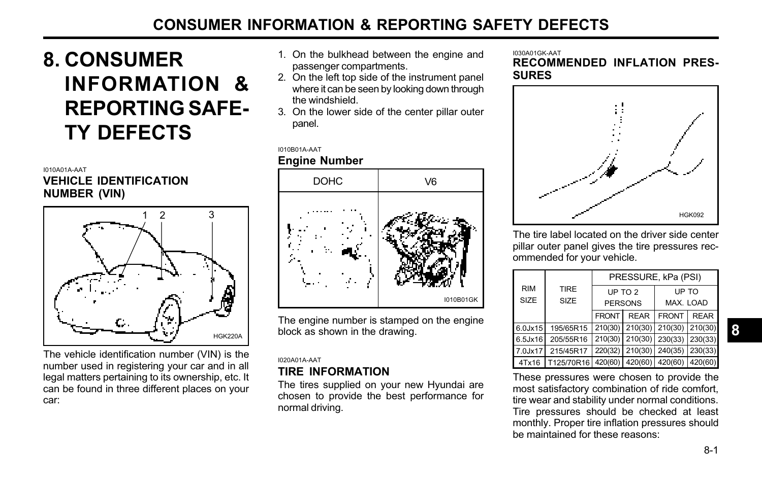# 8. CONSUMER INFORMATION & REPORTING SAFETY DEFECTS

I010A01A-AAT

### VEHICLE IDENTIFICATION NUMBER (VIN)

HGK220A

The vehicle identification number (VIN) is the number used in registering your car and in all legal matters pertaining to its ownership, etc. It can be found in three different places on your car:

1. On the bulkhead between the engine and passenger compartments.
2. On the left top side of the instrument panel where it can be seen by looking down through the windshield.
3. On the lower side of the center pillar outer panel.

I010B01A-AAT

### Engine Number

| DOHC | V6 |
|---|---|

I010B01GK

The engine number is stamped on the engine block as shown in the drawing.

I020A01A-AAT

### TIRE INFORMATION

The tires supplied on your new Hyundai are chosen to provide the best performance for normal driving.

I030A01GK-AAT

### RECOMMENDED INFLATION PRESSURES

HGK092

The tire label located on the driver side center pillar outer panel gives the tire pressures recommended for your vehicle.

| RIM SIZE | TIRE SIZE | PRESSURE, kPa (PSI) | | | |
|---|---|---|---|---|---|
| | | UP TO 2 PERSONS | | UP TO MAX. LOAD | |
| | | FRONT | REAR | FRONT | REAR |
| 6.0Jx15 | 195/65R15 | 210(30) | 210(30) | 210(30) | 210(30) |
| 6.5Jx16 | 205/55R16 | 210(30) | 210(30) | 230(33) | 230(33) |
| 7.0Jx17 | 215/45R17 | 220(32) | 210(30) | 240(35) | 230(33) |
| 4Tx16 | T125/70R16 | 420(60) | 420(60) | 420(60) | 420(60) |

These pressures were chosen to provide the most satisfactory combination of ride comfort, tire wear and stability under normal conditions. Tire pressures should be checked at least monthly. Proper tire inflation pressures should be maintained for these reasons: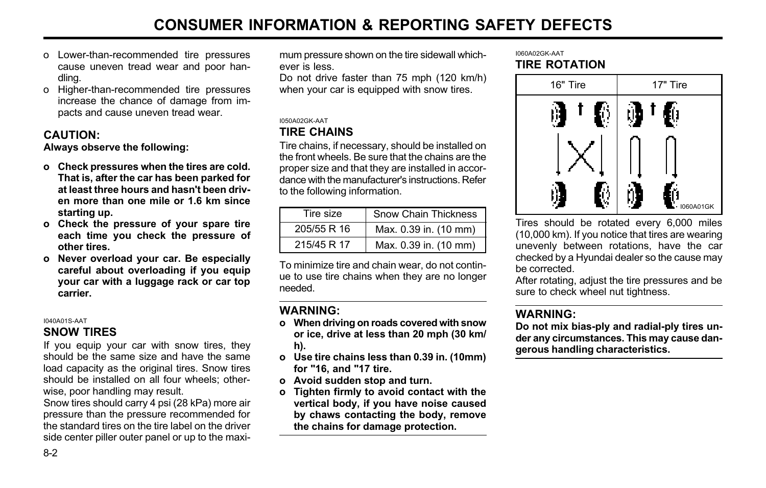- o Lower-than-recommended tire pressures cause uneven tread wear and poor handling.
- o Higher-than-recommended tire pressures increase the chance of damage from impacts and cause uneven tread wear.

**CAUTION:**

**Always observe the following:**

- **o Check pressures when the tires are cold. That is, after the car has been parked for at least three hours and hasn't been driven more than one mile or 1.6 km since starting up.**
- **o Check the pressure of your spare tire each time you check the pressure of other tires.**
- **o Never overload your car. Be especially careful about overloading if you equip your car with a luggage rack or car top carrier.**

I040A01S-AAT

## SNOW TIRES

If you equip your car with snow tires, they should be the same size and have the same load capacity as the original tires. Snow tires should be installed on all four wheels; otherwise, poor handling may result.

Snow tires should carry 4 psi (28 kPa) more air pressure than the pressure recommended for the standard tires on the tire label on the driver side center piller outer panel or up to the maximum pressure shown on the tire sidewall whichever is less.

Do not drive faster than 75 mph (120 km/h) when your car is equipped with snow tires.

I050A02GK-AAT

## TIRE CHAINS

Tire chains, if necessary, should be installed on the front wheels. Be sure that the chains are the proper size and that they are installed in accordance with the manufacturer's instructions. Refer to the following information.

| Tire size | Snow Chain Thickness |
| --- | --- |
| 205/55 R 16 | Max. 0.39 in. (10 mm) |
| 215/45 R 17 | Max. 0.39 in. (10 mm) |

To minimize tire and chain wear, do not continue to use tire chains when they are no longer needed.

**WARNING:**

- **o When driving on roads covered with snow or ice, drive at less than 20 mph (30 km/h).**
- **o Use tire chains less than 0.39 in. (10mm) for "16, and "17 tire.**
- **o Avoid sudden stop and turn.**
- **o Tighten firmly to avoid contact with the vertical body, if you have noise caused by chaws contacting the body, remove the chains for damage protection.**

I060A02GK-AAT

## TIRE ROTATION

| 16" Tire | 17" Tire |
| --- | --- |

I060A01GK

Tires should be rotated every 6,000 miles (10,000 km). If you notice that tires are wearing unevenly between rotations, have the car checked by a Hyundai dealer so the cause may be corrected.

After rotating, adjust the tire pressures and be sure to check wheel nut tightness.

**WARNING:**

**Do not mix bias-ply and radial-ply tires under any circumstances. This may cause dangerous handling characteristics.**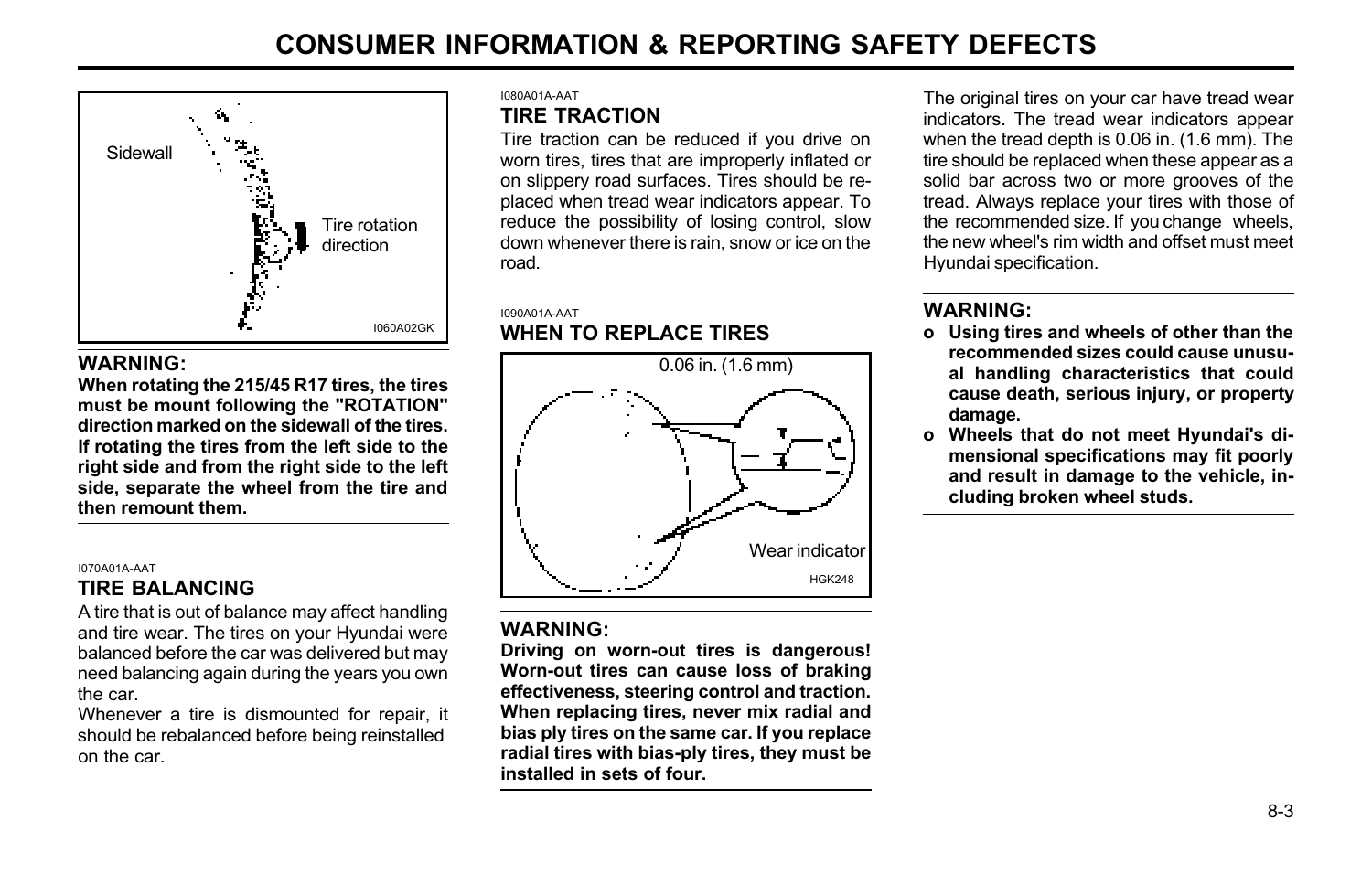Sidewall

Tire rotation direction

I060A02GK

**WARNING:**

**When rotating the 215/45 R17 tires, the tires must be mount following the "ROTATION" direction marked on the sidewall of the tires. If rotating the tires from the left side to the right side and from the right side to the left side, separate the wheel from the tire and then remount them.**

I070A01A-AAT

## TIRE BALANCING

A tire that is out of balance may affect handling and tire wear. The tires on your Hyundai were balanced before the car was delivered but may need balancing again during the years you own the car.

Whenever a tire is dismounted for repair, it should be rebalanced before being reinstalled on the car.

I080A01A-AAT

## TIRE TRACTION

Tire traction can be reduced if you drive on worn tires, tires that are improperly inflated or on slippery road surfaces. Tires should be replaced when tread wear indicators appear. To reduce the possibility of losing control, slow down whenever there is rain, snow or ice on the road.

I090A01A-AAT

## WHEN TO REPLACE TIRES

0.06 in. (1.6 mm)

Wear indicator

HGK248

**WARNING:**

**Driving on worn-out tires is dangerous! Worn-out tires can cause loss of braking effectiveness, steering control and traction. When replacing tires, never mix radial and bias ply tires on the same car. If you replace radial tires with bias-ply tires, they must be installed in sets of four.**

The original tires on your car have tread wear indicators. The tread wear indicators appear when the tread depth is 0.06 in. (1.6 mm). The tire should be replaced when these appear as a solid bar across two or more grooves of the tread. Always replace your tires with those of the recommended size. If you change wheels, the new wheel's rim width and offset must meet Hyundai specification.

**WARNING:**

- **Using tires and wheels of other than the recommended sizes could cause unusual handling characteristics that could cause death, serious injury, or property damage.**
- **Wheels that do not meet Hyundai's dimensional specifications may fit poorly and result in damage to the vehicle, including broken wheel studs.**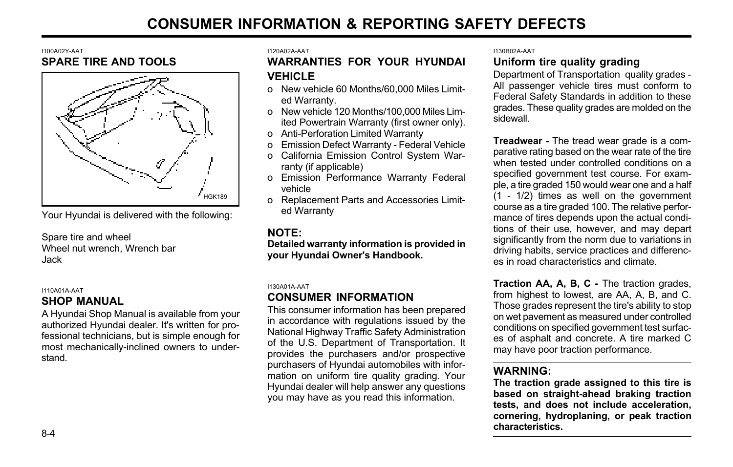# CONSUMER INFORMATION & REPORTING SAFETY DEFECTS

I100A02Y-AAT

## SPARE TIRE AND TOOLS

HGK189

Your Hyundai is delivered with the following:

Spare tire and wheel
Wheel nut wrench, Wrench bar
Jack

I110A01A-AAT

## SHOP MANUAL

A Hyundai Shop Manual is available from your authorized Hyundai dealer. It's written for professional technicians, but is simple enough for most mechanically-inclined owners to understand.

I120A02A-AAT

## WARRANTIES FOR YOUR HYUNDAI VEHICLE

- o New vehicle 60 Months/60,000 Miles Limited Warranty.
- o New vehicle 120 Months/100,000 Miles Limited Powertrain Warranty (first owner only).
- o Anti-Perforation Limited Warranty
- o Emission Defect Warranty - Federal Vehicle
- o California Emission Control System Warranty (if applicable)
- o Emission Performance Warranty Federal vehicle
- o Replacement Parts and Accessories Limited Warranty

### NOTE:

**Detailed warranty information is provided in your Hyundai Owner's Handbook.**

I130A01A-AAT

## CONSUMER INFORMATION

This consumer information has been prepared in accordance with regulations issued by the National Highway Traffic Safety Administration of the U.S. Department of Transportation. It provides the purchasers and/or prospective purchasers of Hyundai automobiles with information on uniform tire quality grading. Your Hyundai dealer will help answer any questions you may have as you read this information.

I130B02A-AAT

## Uniform tire quality grading

Department of Transportation quality grades - All passenger vehicle tires must conform to Federal Safety Standards in addition to these grades. These quality grades are molded on the sidewall.

**Treadwear -** The tread wear grade is a comparative rating based on the wear rate of the tire when tested under controlled conditions on a specified government test course. For example, a tire graded 150 would wear one and a half (1 - 1/2) times as well on the government course as a tire graded 100. The relative performance of tires depends upon the actual conditions of their use, however, and may depart significantly from the norm due to variations in driving habits, service practices and differences in road characteristics and climate.

**Traction AA, A, B, C -** The traction grades, from highest to lowest, are AA, A, B, and C. Those grades represent the tire's ability to stop on wet pavement as measured under controlled conditions on specified government test surfaces of asphalt and concrete. A tire marked C may have poor traction performance.

### WARNING:

**The traction grade assigned to this tire is based on straight-ahead braking traction tests, and does not include acceleration, cornering, hydroplaning, or peak traction characteristics.**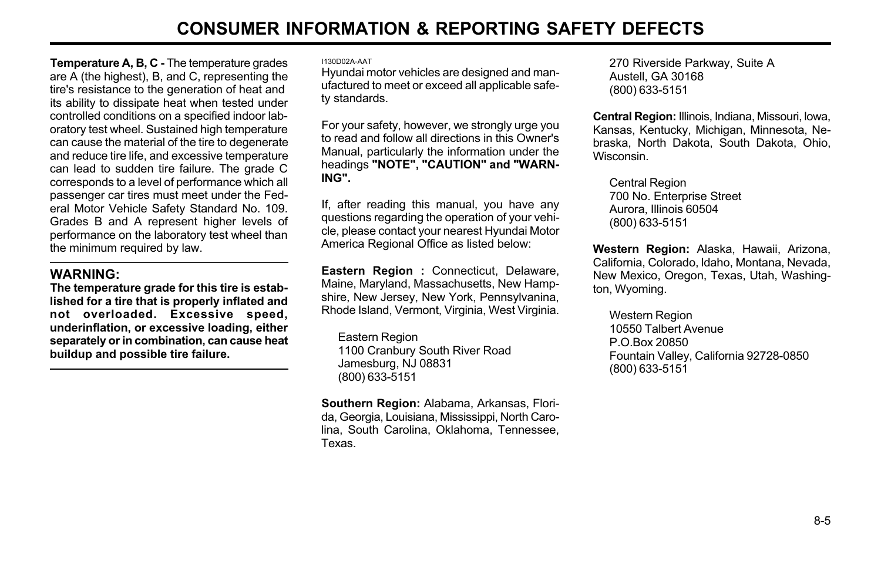# CONSUMER INFORMATION & REPORTING SAFETY DEFECTS

**Temperature A, B, C -** The temperature grades are A (the highest), B, and C, representing the tire's resistance to the generation of heat and its ability to dissipate heat when tested under controlled conditions on a specified indoor laboratory test wheel. Sustained high temperature can cause the material of the tire to degenerate and reduce tire life, and excessive temperature can lead to sudden tire failure. The grade C corresponds to a level of performance which all passenger car tires must meet under the Federal Motor Vehicle Safety Standard No. 109. Grades B and A represent higher levels of performance on the laboratory test wheel than the minimum required by law.

---

**WARNING:**

**The temperature grade for this tire is established for a tire that is properly inflated and not overloaded. Excessive speed, underinflation, or excessive loading, either separately or in combination, can cause heat buildup and possible tire failure.**

---

I130D02A-AAT

Hyundai motor vehicles are designed and manufactured to meet or exceed all applicable safety standards.

For your safety, however, we strongly urge you to read and follow all directions in this Owner's Manual, particularly the information under the headings **"NOTE", "CAUTION" and "WARNING".**

If, after reading this manual, you have any questions regarding the operation of your vehicle, please contact your nearest Hyundai Motor America Regional Office as listed below:

**Eastern Region :** Connecticut, Delaware, Maine, Maryland, Massachusetts, New Hampshire, New Jersey, New York, Pennsylvanina, Rhode Island, Vermont, Virginia, West Virginia.

Eastern Region
1100 Cranbury South River Road
Jamesburg, NJ 08831
(800) 633-5151

**Southern Region:** Alabama, Arkansas, Florida, Georgia, Louisiana, Mississippi, North Carolina, South Carolina, Oklahoma, Tennessee, Texas.

270 Riverside Parkway, Suite A
Austell, GA 30168
(800) 633-5151

**Central Region:** Illinois, Indiana, Missouri, Iowa, Kansas, Kentucky, Michigan, Minnesota, Nebraska, North Dakota, South Dakota, Ohio, Wisconsin.

Central Region
700 No. Enterprise Street
Aurora, Illinois 60504
(800) 633-5151

**Western Region:** Alaska, Hawaii, Arizona, California, Colorado, Idaho, Montana, Nevada, New Mexico, Oregon, Texas, Utah, Washington, Wyoming.

Western Region
10550 Talbert Avenue
P.O.Box 20850
Fountain Valley, California 92728-0850
(800) 633-5151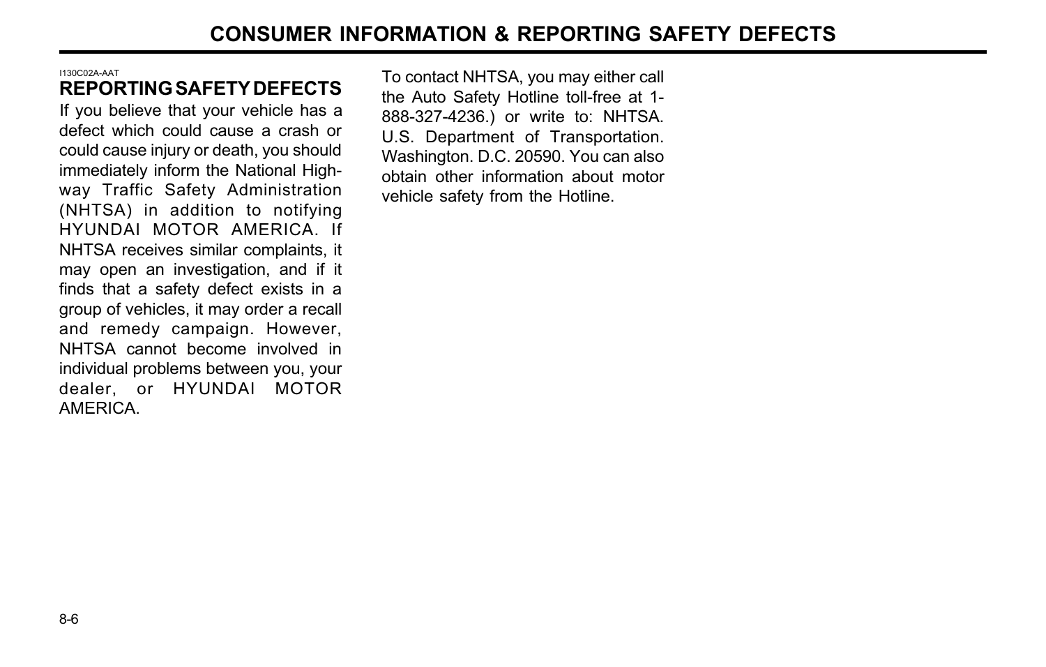# CONSUMER INFORMATION & REPORTING SAFETY DEFECTS

I130C02A-AAT

## REPORTING SAFETY DEFECTS

If you believe that your vehicle has a defect which could cause a crash or could cause injury or death, you should immediately inform the National Highway Traffic Safety Administration (NHTSA) in addition to notifying HYUNDAI MOTOR AMERICA. If NHTSA receives similar complaints, it may open an investigation, and if it finds that a safety defect exists in a group of vehicles, it may order a recall and remedy campaign. However, NHTSA cannot become involved in individual problems between you, your dealer, or HYUNDAI MOTOR AMERICA.

To contact NHTSA, you may either call the Auto Safety Hotline toll-free at 1-888-327-4236.) or write to: NHTSA. U.S. Department of Transportation. Washington. D.C. 20590. You can also obtain other information about motor vehicle safety from the Hotline.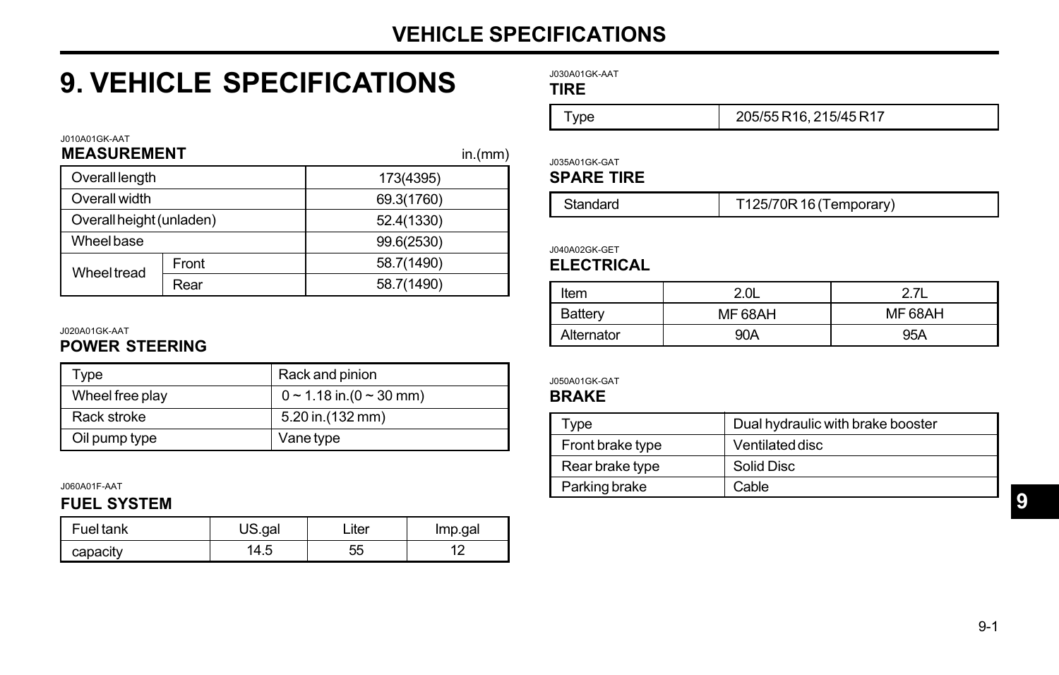# 9. VEHICLE SPECIFICATIONS

J010A01GK-AAT

### MEASUREMENT

in.(mm)

| | | |
|---|---|---|
| Overall length | | 173(4395) |
| Overall width | | 69.3(1760) |
| Overall height (unladen) | | 52.4(1330) |
| Wheel base | | 99.6(2530) |
| Wheel tread | Front | 58.7(1490) |
| | Rear | 58.7(1490) |

J020A01GK-AAT

### POWER STEERING

| | |
|---|---|
| Type | Rack and pinion |
| Wheel free play | 0 ~ 1.18 in.(0 ~ 30 mm) |
| Rack stroke | 5.20 in.(132 mm) |
| Oil pump type | Vane type |

J060A01F-AAT

### FUEL SYSTEM

| Fuel tank | US.gal | Liter | Imp.gal |
|---|---|---|---|
| capacity | 14.5 | 55 | 12 |

J030A01GK-AAT

### TIRE

| | |
|---|---|
| Type | 205/55 R16, 215/45 R17 |

J035A01GK-GAT

### SPARE TIRE

| | |
|---|---|
| Standard | T125/70R 16 (Temporary) |

J040A02GK-GET

### ELECTRICAL

| Item | 2.0L | 2.7L |
|---|---|---|
| Battery | MF 68AH | MF 68AH |
| Alternator | 90A | 95A |

J050A01GK-GAT

### BRAKE

| | |
|---|---|
| Type | Dual hydraulic with brake booster |
| Front brake type | Ventilated disc |
| Rear brake type | Solid Disc |
| Parking brake | Cable |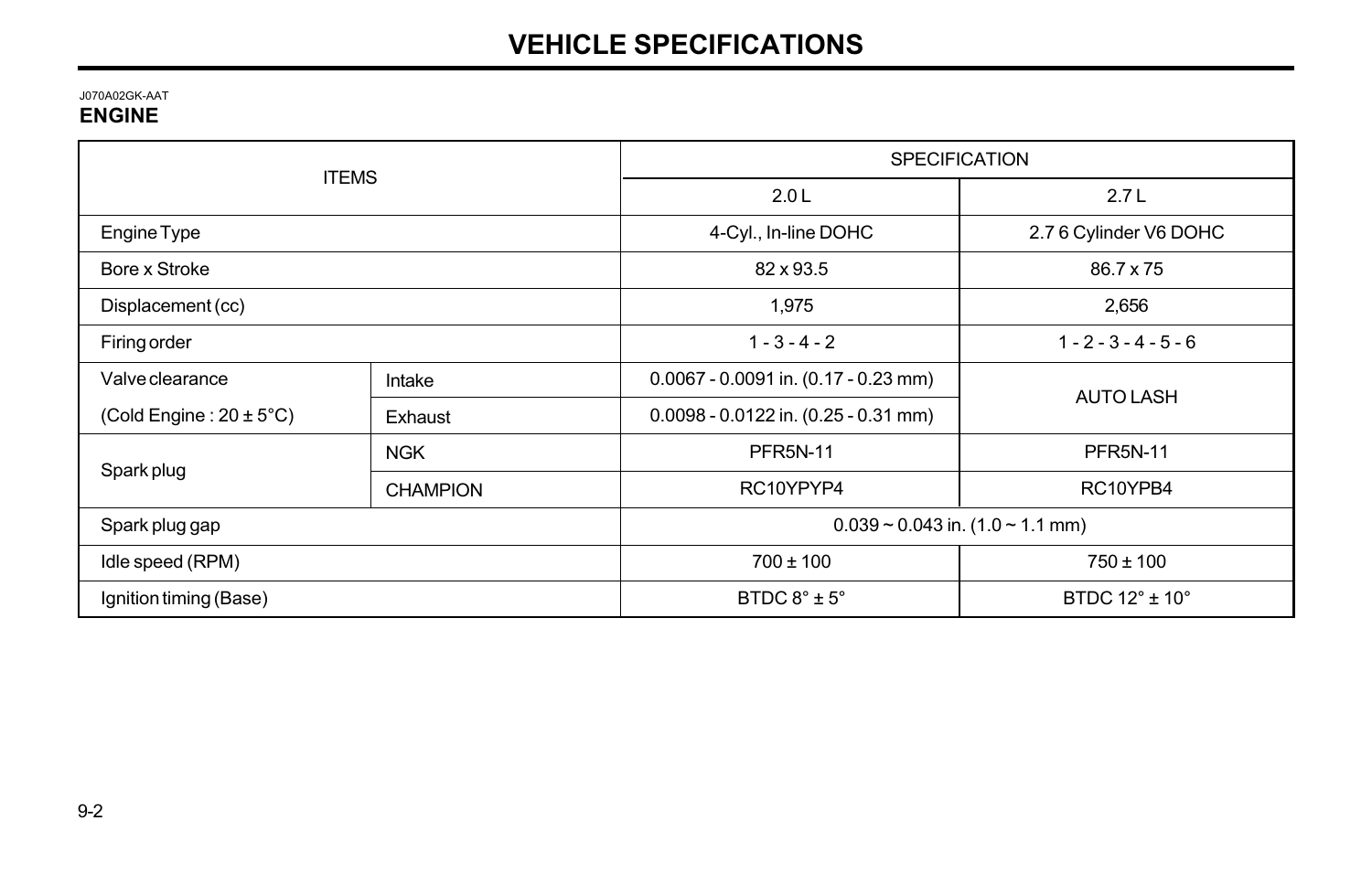# VEHICLE SPECIFICATIONS

J070A02GK-AAT

## ENGINE

| ITEMS | | SPECIFICATION | |
|---|---|---|---|
| | | 2.0 L | 2.7 L |
| Engine Type | | 4-Cyl., In-line DOHC | 2.7 6 Cylinder V6 DOHC |
| Bore x Stroke | | 82 x 93.5 | 86.7 x 75 |
| Displacement (cc) | | 1,975 | 2,656 |
| Firing order | | 1 - 3 - 4 - 2 | 1 - 2 - 3 - 4 - 5 - 6 |
| Valve clearance (Cold Engine : 20 ± 5°C) | Intake | 0.0067 - 0.0091 in. (0.17 - 0.23 mm) | AUTO LASH |
| | Exhaust | 0.0098 - 0.0122 in. (0.25 - 0.31 mm) | |
| Spark plug | NGK | PFR5N-11 | PFR5N-11 |
| | CHAMPION | RC10YPYP4 | RC10YPB4 |
| Spark plug gap | | 0.039 ~ 0.043 in. (1.0 ~ 1.1 mm) | |
| Idle speed (RPM) | | 700 ± 100 | 750 ± 100 |
| Ignition timing (Base) | | BTDC 8° ± 5° | BTDC 12° ± 10° |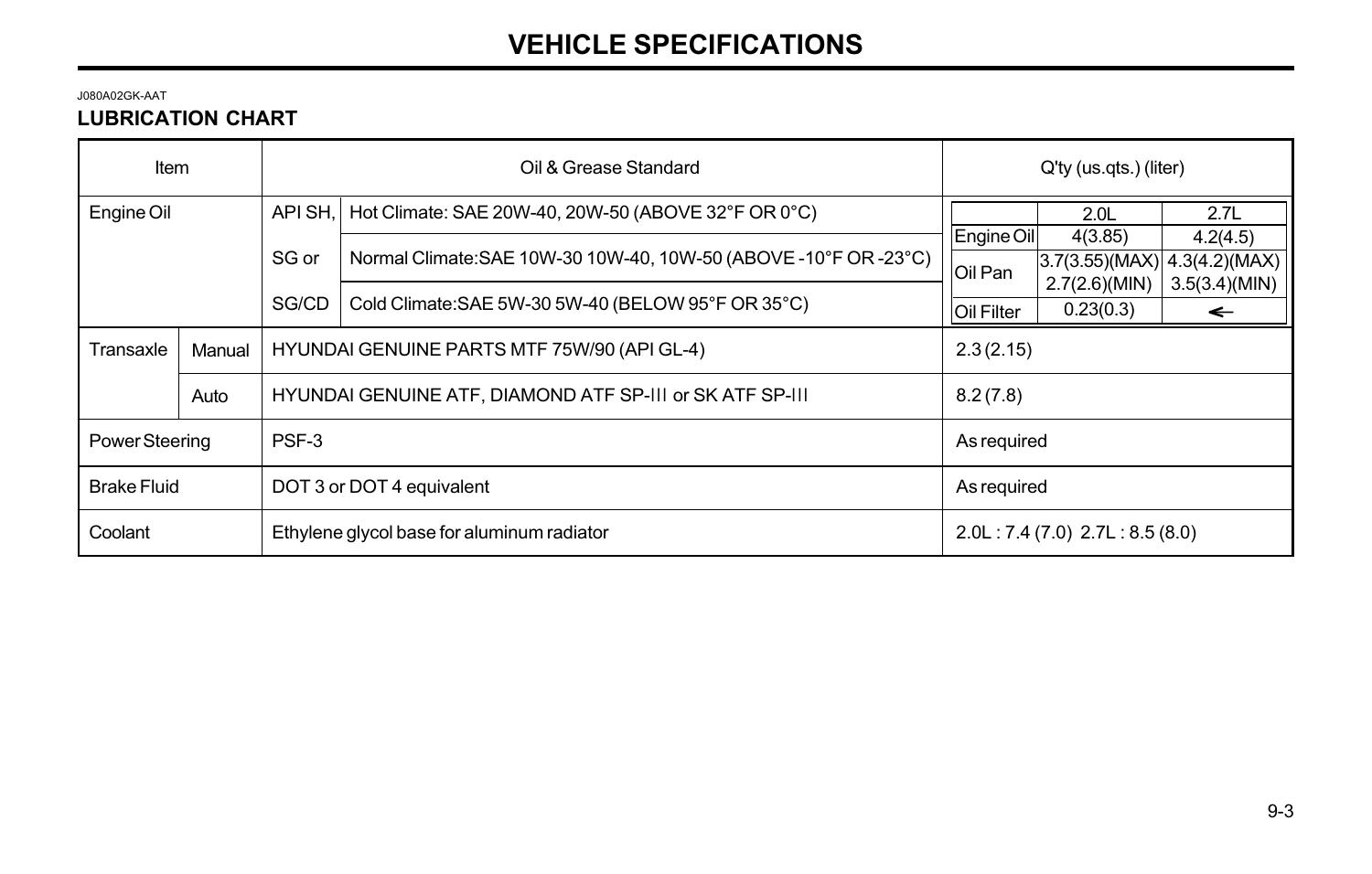# VEHICLE SPECIFICATIONS

J080A02GK-AAT

## LUBRICATION CHART

| Item | | Oil & Grease Standard | | Q'ty (us.qts.) (liter) |
|---|---|---|---|---|
| Engine Oil | | API SH, | Hot Climate: SAE 20W-40, 20W-50 (ABOVE 32°F OR 0°C) | |
| | | SG or | Normal Climate:SAE 10W-30 10W-40, 10W-50 (ABOVE -10°F OR -23°C) | |
| | | SG/CD | Cold Climate:SAE 5W-30 5W-40 (BELOW 95°F OR 35°C) | |
| Transaxle | Manual | HYUNDAI GENUINE PARTS MTF 75W/90 (API GL-4) | | 2.3 (2.15) |
| | Auto | HYUNDAI GENUINE ATF, DIAMOND ATF SP-III or SK ATF SP-III | | 8.2 (7.8) |
| Power Steering | | PSF-3 | | As required |
| Brake Fluid | | DOT 3 or DOT 4 equivalent | | As required |
| Coolant | | Ethylene glycol base for aluminum radiator | | 2.0L : 7.4 (7.0) 2.7L : 8.5 (8.0) |

Engine Oil Q'ty (us.qts.) (liter):

| | 2.0L | 2.7L |
|---|---|---|
| Engine Oil | 4(3.85) | 4.2(4.5) |
| Oil Pan | 3.7(3.55)(MAX) 2.7(2.6)(MIN) | 4.3(4.2)(MAX) 3.5(3.4)(MIN) |
| Oil Filter | 0.23(0.3) | ← |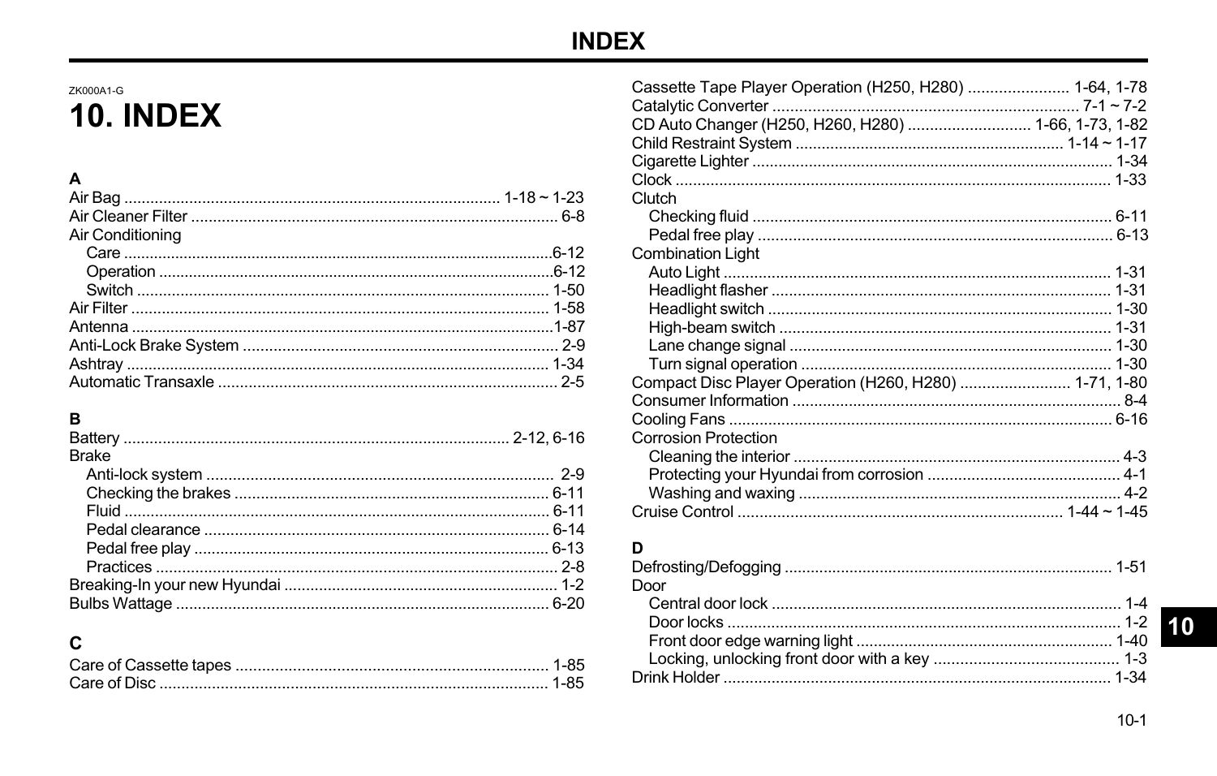ZK000A1-G

# 10. INDEX

### A

Air Bag ............................................................................................ 1-18 ~ 1-23
Air Cleaner Filter ............................................................................ 6-8
Air Conditioning
  Care ........................................................................................ 6-12
  Operation ................................................................................ 6-12
  Switch ..................................................................................... 1-50
Air Filter ......................................................................................... 1-58
Antenna .......................................................................................... 1-87
Anti-Lock Brake System ................................................................. 2-9
Ashtray ........................................................................................... 1-34
Automatic Transaxle ...................................................................... 2-5

### B

Battery ..................................................................................... 2-12, 6-16
Brake
  Anti-lock system ....................................................................... 2-9
  Checking the brakes ............................................................... 6-11
  Fluid ........................................................................................ 6-11
  Pedal clearance ...................................................................... 6-14
  Pedal free play ........................................................................ 6-13
  Practices ................................................................................... 2-8
Breaking-In your new Hyundai ....................................................... 1-2
Bulbs Wattage .............................................................................. 6-20

### C

Care of Cassette tapes .................................................................. 1-85
Care of Disc .................................................................................. 1-85
Cassette Tape Player Operation (H250, H280) ....................... 1-64, 1-78
Catalytic Converter ................................................................. 7-1 ~ 7-2
CD Auto Changer (H250, H260, H280) ....................... 1-66, 1-73, 1-82
Child Restraint System ....................................................... 1-14 ~ 1-17
Cigarette Lighter ............................................................................ 1-34
Clock ............................................................................................. 1-33
Clutch
  Checking fluid ......................................................................... 6-11
  Pedal free play ........................................................................ 6-13
Combination Light
  Auto Light ............................................................................... 1-31
  Headlight flasher ..................................................................... 1-31
  Headlight switch ...................................................................... 1-30
  High-beam switch ................................................................... 1-31
  Lane change signal ................................................................. 1-30
  Turn signal operation .............................................................. 1-30
Compact Disc Player Operation (H260, H280) ......................... 1-71, 1-80
Consumer Information .................................................................... 8-4
Cooling Fans ................................................................................. 6-16
Corrosion Protection
  Cleaning the interior ................................................................. 4-3
  Protecting your Hyundai from corrosion ................................... 4-1
  Washing and waxing ................................................................ 4-2
Cruise Control ................................................................... 1-44 ~ 1-45

### D

Defrosting/Defogging ..................................................................... 1-51
Door
  Central door lock ...................................................................... 1-4
  Door locks ................................................................................. 1-2
  Front door edge warning light ................................................. 1-40
  Locking, unlocking front door with a key .................................. 1-3
Drink Holder .................................................................................. 1-34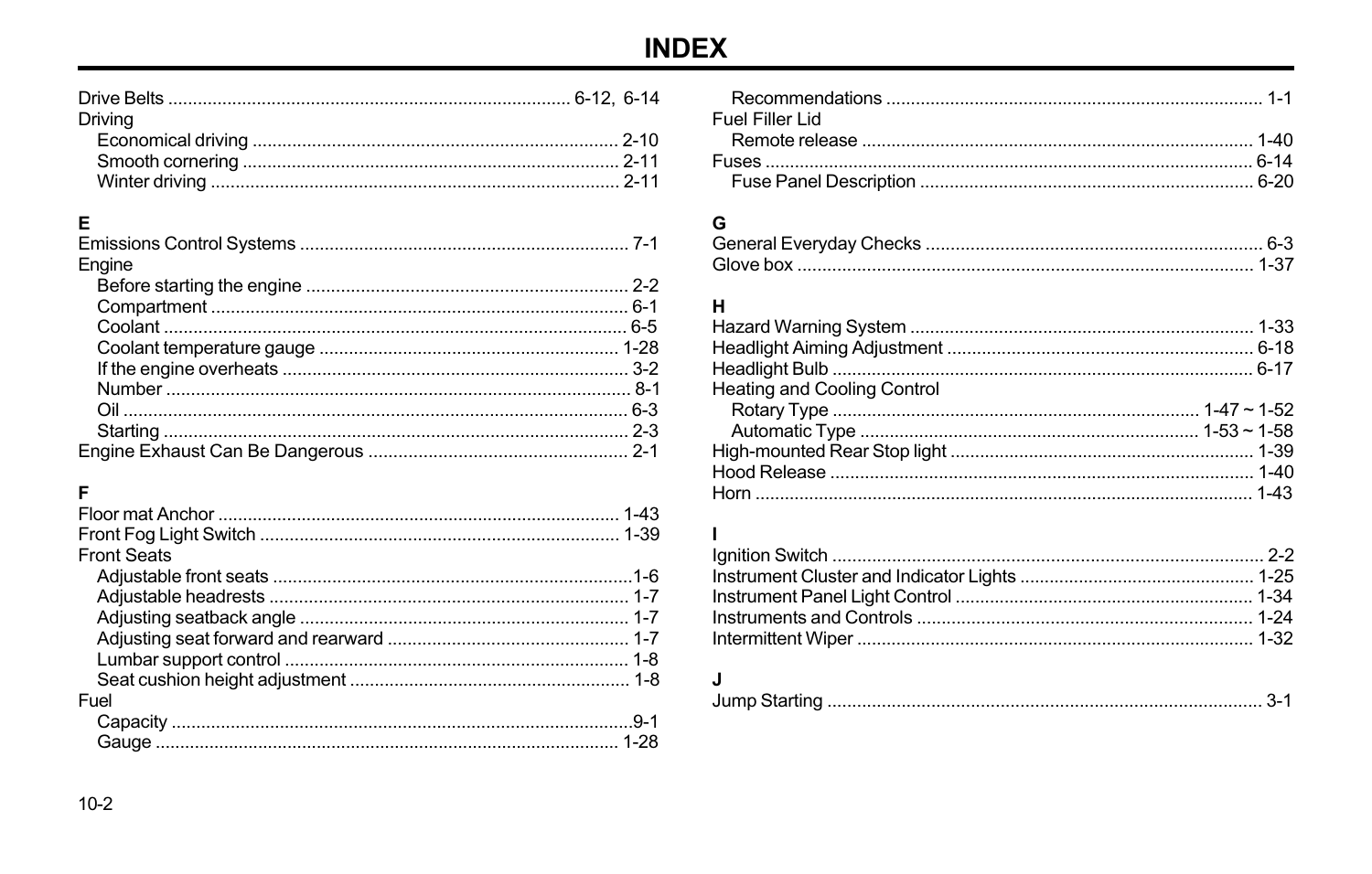# INDEX

Drive Belts ................................................ 6-12, 6-14
Driving
- Economical driving ........................................ 2-10
- Smooth cornering ........................................ 2-11
- Winter driving ........................................ 2-11

## E

Emissions Control Systems ........................................ 7-1
Engine
- Before starting the engine ........................................ 2-2
- Compartment ........................................ 6-1
- Coolant ........................................ 6-5
- Coolant temperature gauge ........................................ 1-28
- If the engine overheats ........................................ 3-2
- Number ........................................ 8-1
- Oil ........................................ 6-3
- Starting ........................................ 2-3

Engine Exhaust Can Be Dangerous ........................................ 2-1

## F

Floor mat Anchor ........................................ 1-43
Front Fog Light Switch ........................................ 1-39
Front Seats
- Adjustable front seats ........................................1-6
- Adjustable headrests ........................................ 1-7
- Adjusting seatback angle ........................................ 1-7
- Adjusting seat forward and rearward ........................................ 1-7
- Lumbar support control ........................................ 1-8
- Seat cushion height adjustment ........................................ 1-8

Fuel
- Capacity ........................................9-1
- Gauge ........................................ 1-28
- Recommendations ........................................ 1-1

Fuel Filler Lid
- Remote release ........................................ 1-40

Fuses ........................................ 6-14
- Fuse Panel Description ........................................ 6-20

## G

General Everyday Checks ........................................ 6-3
Glove box ........................................ 1-37

## H

Hazard Warning System ........................................ 1-33
Headlight Aiming Adjustment ........................................ 6-18
Headlight Bulb ........................................ 6-17
Heating and Cooling Control
- Rotary Type ........................................ 1-47 ~ 1-52
- Automatic Type ........................................ 1-53 ~ 1-58

High-mounted Rear Stop light ........................................ 1-39
Hood Release ........................................ 1-40
Horn ........................................ 1-43

## I

Ignition Switch ........................................ 2-2
Instrument Cluster and Indicator Lights ........................................ 1-25
Instrument Panel Light Control ........................................ 1-34
Instruments and Controls ........................................ 1-24
Intermittent Wiper ........................................ 1-32

## J

Jump Starting ........................................ 3-1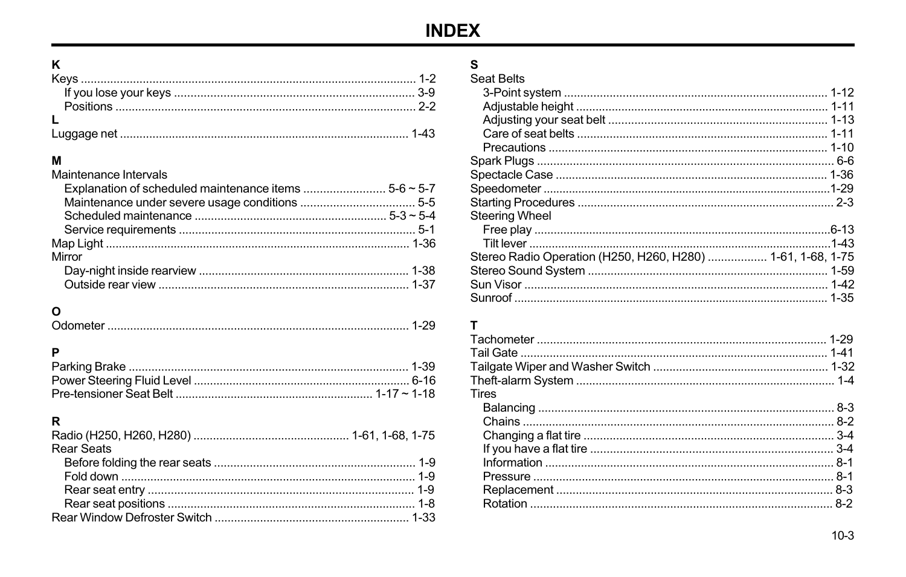# INDEX

**K**

Keys ........ 1-2
- If you lose your keys ........ 3-9
- Positions ........ 2-2

**L**

Luggage net ........ 1-43

**M**

Maintenance Intervals
- Explanation of scheduled maintenance items ........ 5-6 ~ 5-7
- Maintenance under severe usage conditions ........ 5-5
- Scheduled maintenance ........ 5-3 ~ 5-4
- Service requirements ........ 5-1

Map Light ........ 1-36

Mirror
- Day-night inside rearview ........ 1-38
- Outside rear view ........ 1-37

**O**

Odometer ........ 1-29

**P**

Parking Brake ........ 1-39

Power Steering Fluid Level ........ 6-16

Pre-tensioner Seat Belt ........ 1-17 ~ 1-18

**R**

Radio (H250, H260, H280) ........ 1-61, 1-68, 1-75

Rear Seats
- Before folding the rear seats ........ 1-9
- Fold down ........ 1-9
- Rear seat entry ........ 1-9
- Rear seat positions ........ 1-8

Rear Window Defroster Switch ........ 1-33

**S**

Seat Belts
- 3-Point system ........ 1-12
- Adjustable height ........ 1-11
- Adjusting your seat belt ........ 1-13
- Care of seat belts ........ 1-11
- Precautions ........ 1-10

Spark Plugs ........ 6-6

Spectacle Case ........ 1-36

Speedometer ........ 1-29

Starting Procedures ........ 2-3

Steering Wheel
- Free play ........ 6-13
- Tilt lever ........ 1-43

Stereo Radio Operation (H250, H260, H280) ........ 1-61, 1-68, 1-75

Stereo Sound System ........ 1-59

Sun Visor ........ 1-42

Sunroof ........ 1-35

**T**

Tachometer ........ 1-29

Tail Gate ........ 1-41

Tailgate Wiper and Washer Switch ........ 1-32

Theft-alarm System ........ 1-4

Tires
- Balancing ........ 8-3
- Chains ........ 8-2
- Changing a flat tire ........ 3-4
- If you have a flat tire ........ 3-4
- Information ........ 8-1
- Pressure ........ 8-1
- Replacement ........ 8-3
- Rotation ........ 8-2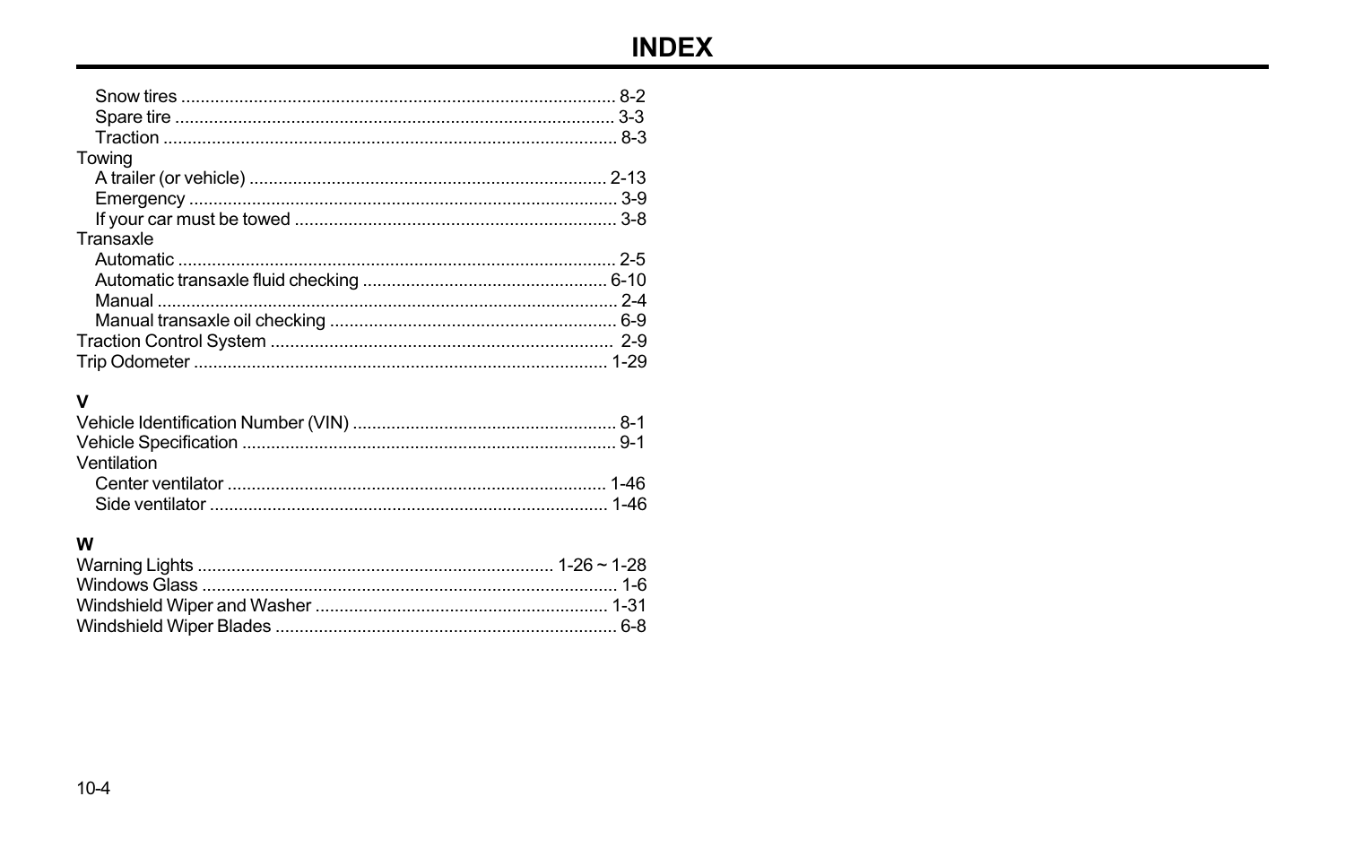# INDEX

- Snow tires ........................................................................................ 8-2
- Spare tire .......................................................................................... 3-3
- Traction ............................................................................................ 8-3

Towing

- A trailer (or vehicle) ......................................................................... 2-13
- Emergency ....................................................................................... 3-9
- If your car must be towed ................................................................. 3-8

Transaxle

- Automatic ......................................................................................... 2-5
- Automatic transaxle fluid checking .................................................. 6-10
- Manual .............................................................................................. 2-4
- Manual transaxle oil checking ........................................................... 6-9

Traction Control System ...................................................................... 2-9

Trip Odometer ..................................................................................... 1-29

**V**

Vehicle Identification Number (VIN) ....................................................... 8-1

Vehicle Specification ............................................................................. 9-1

Ventilation

- Center ventilator .............................................................................. 1-46
- Side ventilator .................................................................................. 1-46

**W**

Warning Lights ......................................................................... 1-26 ~ 1-28

Windows Glass ...................................................................................... 1-6

Windshield Wiper and Washer ............................................................. 1-31

Windshield Wiper Blades ....................................................................... 6-8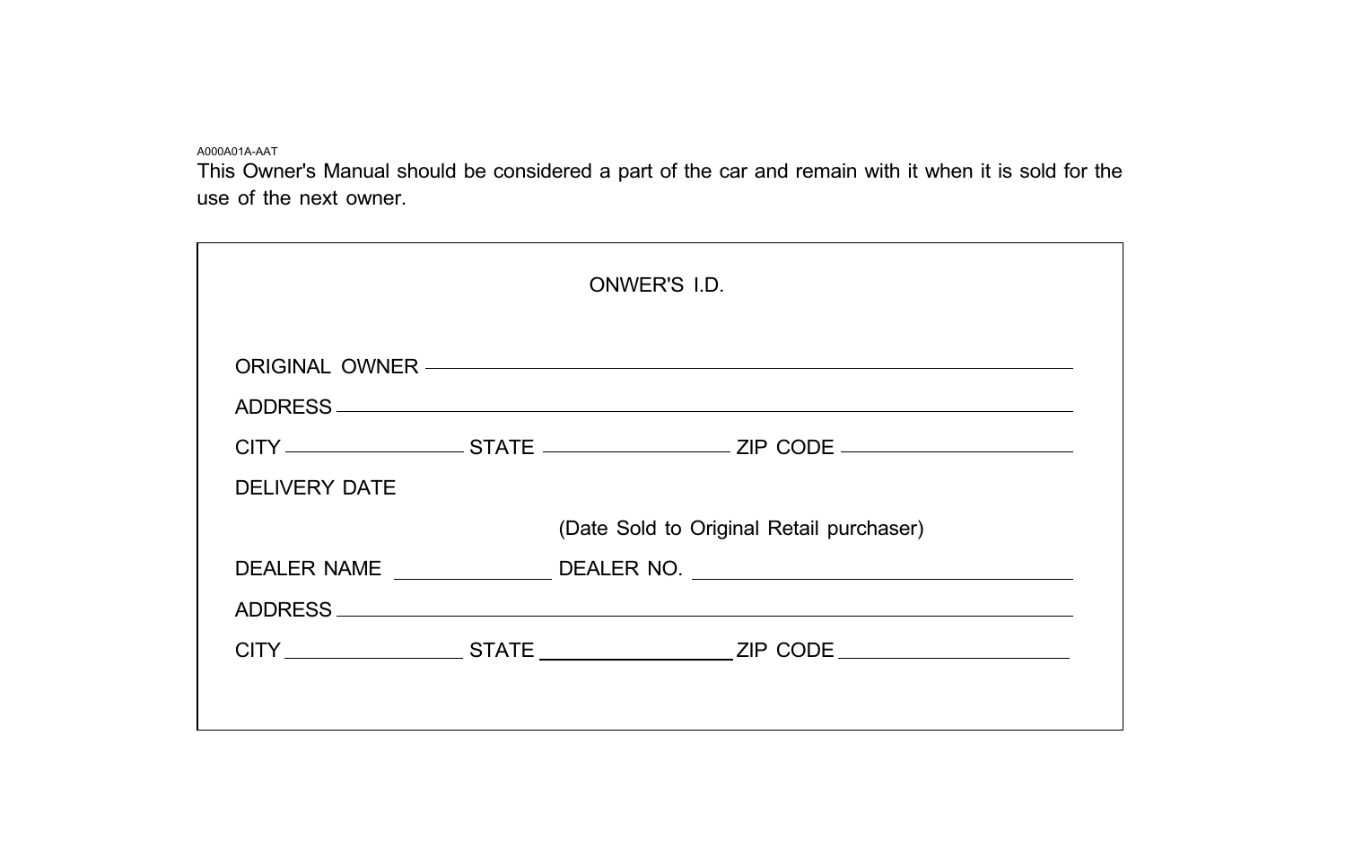A000A01A-AAT

This Owner's Manual should be considered a part of the car and remain with it when it is sold for the use of the next owner.

ONWER'S I.D.

ORIGINAL OWNER ______________________________________________

ADDRESS ______________________________________________

CITY ______________ STATE ______________ ZIP CODE ______________

DELIVERY DATE

(Date Sold to Original Retail purchaser)

DEALER NAME ______________ DEALER NO. ______________________________

ADDRESS ______________________________________________

CITY ______________ STATE ______________ ZIP CODE ______________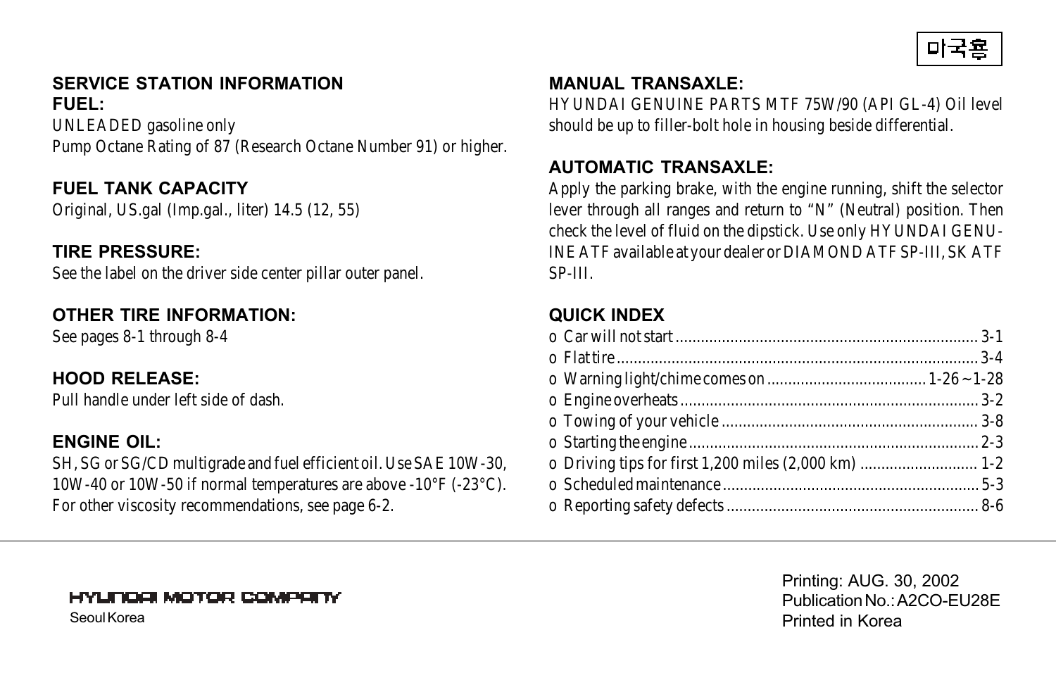마국흥

## SERVICE STATION INFORMATION

### FUEL:

UNLEADED gasoline only
Pump Octane Rating of 87 (Research Octane Number 91) or higher.

### FUEL TANK CAPACITY

Original, US.gal (Imp.gal., liter) 14.5 (12, 55)

### TIRE PRESSURE:

See the label on the driver side center pillar outer panel.

### OTHER TIRE INFORMATION:

See pages 8-1 through 8-4

### HOOD RELEASE:

Pull handle under left side of dash.

### ENGINE OIL:

SH, SG or SG/CD multigrade and fuel efficient oil. Use SAE 10W-30, 10W-40 or 10W-50 if normal temperatures are above -10°F (-23°C). For other viscosity recommendations, see page 6-2.

### MANUAL TRANSAXLE:

HYUNDAI GENUINE PARTS MTF 75W/90 (API GL-4) Oil level should be up to filler-bolt hole in housing beside differential.

### AUTOMATIC TRANSAXLE:

Apply the parking brake, with the engine running, shift the selector lever through all ranges and return to "N" (Neutral) position. Then check the level of fluid on the dipstick. Use only HYUNDAI GENUINE ATF available at your dealer or DIAMOND ATF SP-III, SK ATF SP-III.

### QUICK INDEX

- o Car will not start ........................................ 3-1
- o Flat tire ........................................ 3-4
- o Warning light/chime comes on ........................................ 1-26 ~ 1-28
- o Engine overheats ........................................ 3-2
- o Towing of your vehicle ........................................ 3-8
- o Starting the engine ........................................ 2-3
- o Driving tips for first 1,200 miles (2,000 km) ........................................ 1-2
- o Scheduled maintenance ........................................ 5-3
- o Reporting safety defects ........................................ 8-6

HYUNDAI MOTOR COMPANY
Seoul Korea

Printing: AUG. 30, 2002
Publication No.: A2CO-EU28E
Printed in Korea